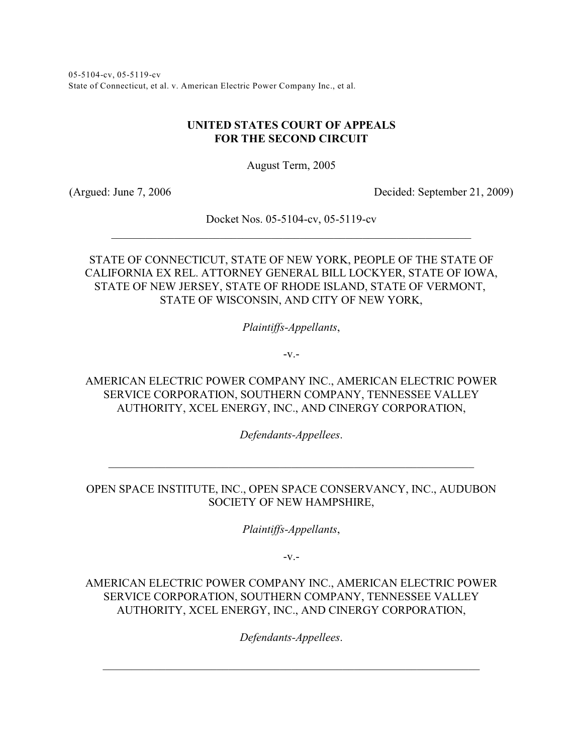05-5104-cv, 05-5119-cv
State of Connecticut, et al. v. American Electric Power Company Inc., et al.

**UNITED STATES COURT OF APPEALS**
**FOR THE SECOND CIRCUIT**

August Term, 2005

(Argued: June 7, 2006 Decided: September 21, 2009)

Docket Nos. 05-5104-cv, 05-5119-cv

---

STATE OF CONNECTICUT, STATE OF NEW YORK, PEOPLE OF THE STATE OF CALIFORNIA EX REL. ATTORNEY GENERAL BILL LOCKYER, STATE OF IOWA, STATE OF NEW JERSEY, STATE OF RHODE ISLAND, STATE OF VERMONT, STATE OF WISCONSIN, AND CITY OF NEW YORK,

*Plaintiffs-Appellants*,

-v.-

AMERICAN ELECTRIC POWER COMPANY INC., AMERICAN ELECTRIC POWER SERVICE CORPORATION, SOUTHERN COMPANY, TENNESSEE VALLEY AUTHORITY, XCEL ENERGY, INC., AND CINERGY CORPORATION,

*Defendants-Appellees*.

---

OPEN SPACE INSTITUTE, INC., OPEN SPACE CONSERVANCY, INC., AUDUBON SOCIETY OF NEW HAMPSHIRE,

*Plaintiffs-Appellants*,

-v.-

AMERICAN ELECTRIC POWER COMPANY INC., AMERICAN ELECTRIC POWER SERVICE CORPORATION, SOUTHERN COMPANY, TENNESSEE VALLEY AUTHORITY, XCEL ENERGY, INC., AND CINERGY CORPORATION,

*Defendants-Appellees*.

---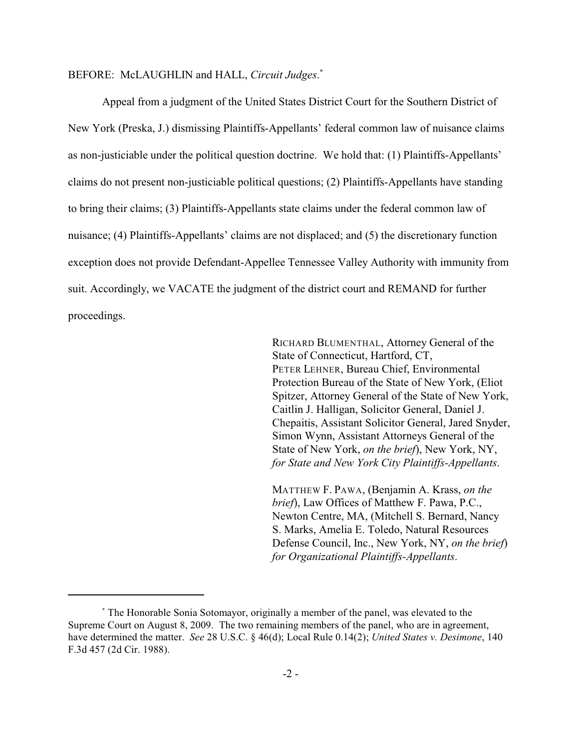BEFORE: McLAUGHLIN and HALL, *Circuit Judges*.[*]

Appeal from a judgment of the United States District Court for the Southern District of New York (Preska, J.) dismissing Plaintiffs-Appellants' federal common law of nuisance claims as non-justiciable under the political question doctrine. We hold that: (1) Plaintiffs-Appellants' claims do not present non-justiciable political questions; (2) Plaintiffs-Appellants have standing to bring their claims; (3) Plaintiffs-Appellants state claims under the federal common law of nuisance; (4) Plaintiffs-Appellants' claims are not displaced; and (5) the discretionary function exception does not provide Defendant-Appellee Tennessee Valley Authority with immunity from suit. Accordingly, we VACATE the judgment of the district court and REMAND for further proceedings.

RICHARD BLUMENTHAL, Attorney General of the State of Connecticut, Hartford, CT, PETER LEHNER, Bureau Chief, Environmental Protection Bureau of the State of New York, (Eliot Spitzer, Attorney General of the State of New York, Caitlin J. Halligan, Solicitor General, Daniel J. Chepaitis, Assistant Solicitor General, Jared Snyder, Simon Wynn, Assistant Attorneys General of the State of New York, *on the brief*), New York, NY, *for State and New York City Plaintiffs-Appellants*.

MATTHEW F. PAWA, (Benjamin A. Krass, *on the brief*), Law Offices of Matthew F. Pawa, P.C., Newton Centre, MA, (Mitchell S. Bernard, Nancy S. Marks, Amelia E. Toledo, Natural Resources Defense Council, Inc., New York, NY, *on the brief*) *for Organizational Plaintiffs-Appellants*.

---

[*] The Honorable Sonia Sotomayor, originally a member of the panel, was elevated to the Supreme Court on August 8, 2009. The two remaining members of the panel, who are in agreement, have determined the matter. *See* 28 U.S.C. § 46(d); Local Rule 0.14(2); *United States v. Desimone*, 140 F.3d 457 (2d Cir. 1988).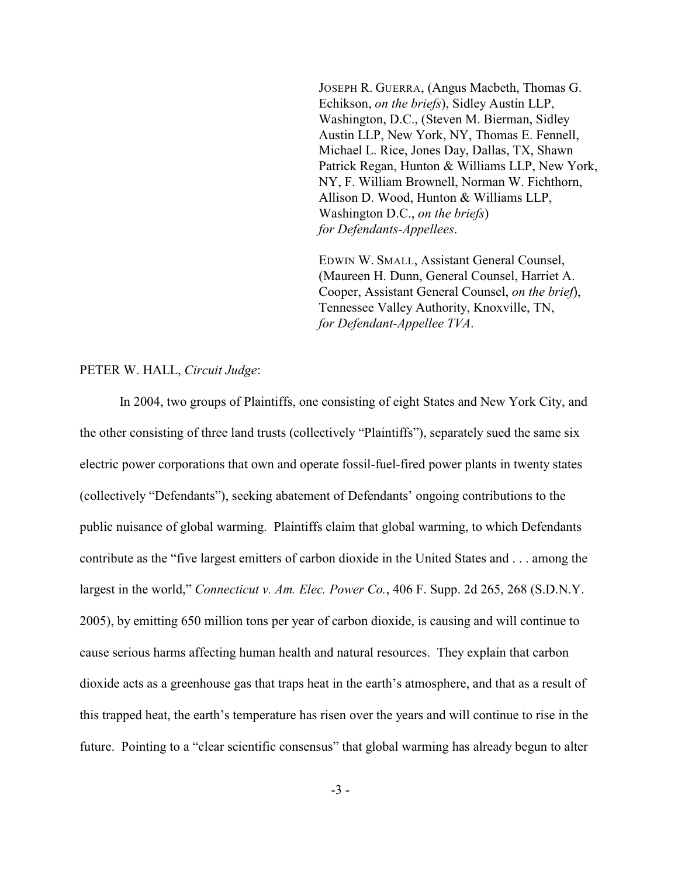JOSEPH R. GUERRA, (Angus Macbeth, Thomas G. Echikson, *on the briefs*), Sidley Austin LLP, Washington, D.C., (Steven M. Bierman, Sidley Austin LLP, New York, NY, Thomas E. Fennell, Michael L. Rice, Jones Day, Dallas, TX, Shawn Patrick Regan, Hunton & Williams LLP, New York, NY, F. William Brownell, Norman W. Fichthorn, Allison D. Wood, Hunton & Williams LLP, Washington D.C., *on the briefs*) *for Defendants-Appellees*.

EDWIN W. SMALL, Assistant General Counsel, (Maureen H. Dunn, General Counsel, Harriet A. Cooper, Assistant General Counsel, *on the brief*), Tennessee Valley Authority, Knoxville, TN, *for Defendant-Appellee TVA*.

PETER W. HALL, *Circuit Judge*:

In 2004, two groups of Plaintiffs, one consisting of eight States and New York City, and the other consisting of three land trusts (collectively "Plaintiffs"), separately sued the same six electric power corporations that own and operate fossil-fuel-fired power plants in twenty states (collectively "Defendants"), seeking abatement of Defendants' ongoing contributions to the public nuisance of global warming. Plaintiffs claim that global warming, to which Defendants contribute as the "five largest emitters of carbon dioxide in the United States and . . . among the largest in the world," *Connecticut v. Am. Elec. Power Co.*, 406 F. Supp. 2d 265, 268 (S.D.N.Y. 2005), by emitting 650 million tons per year of carbon dioxide, is causing and will continue to cause serious harms affecting human health and natural resources. They explain that carbon dioxide acts as a greenhouse gas that traps heat in the earth's atmosphere, and that as a result of this trapped heat, the earth's temperature has risen over the years and will continue to rise in the future. Pointing to a "clear scientific consensus" that global warming has already begun to alter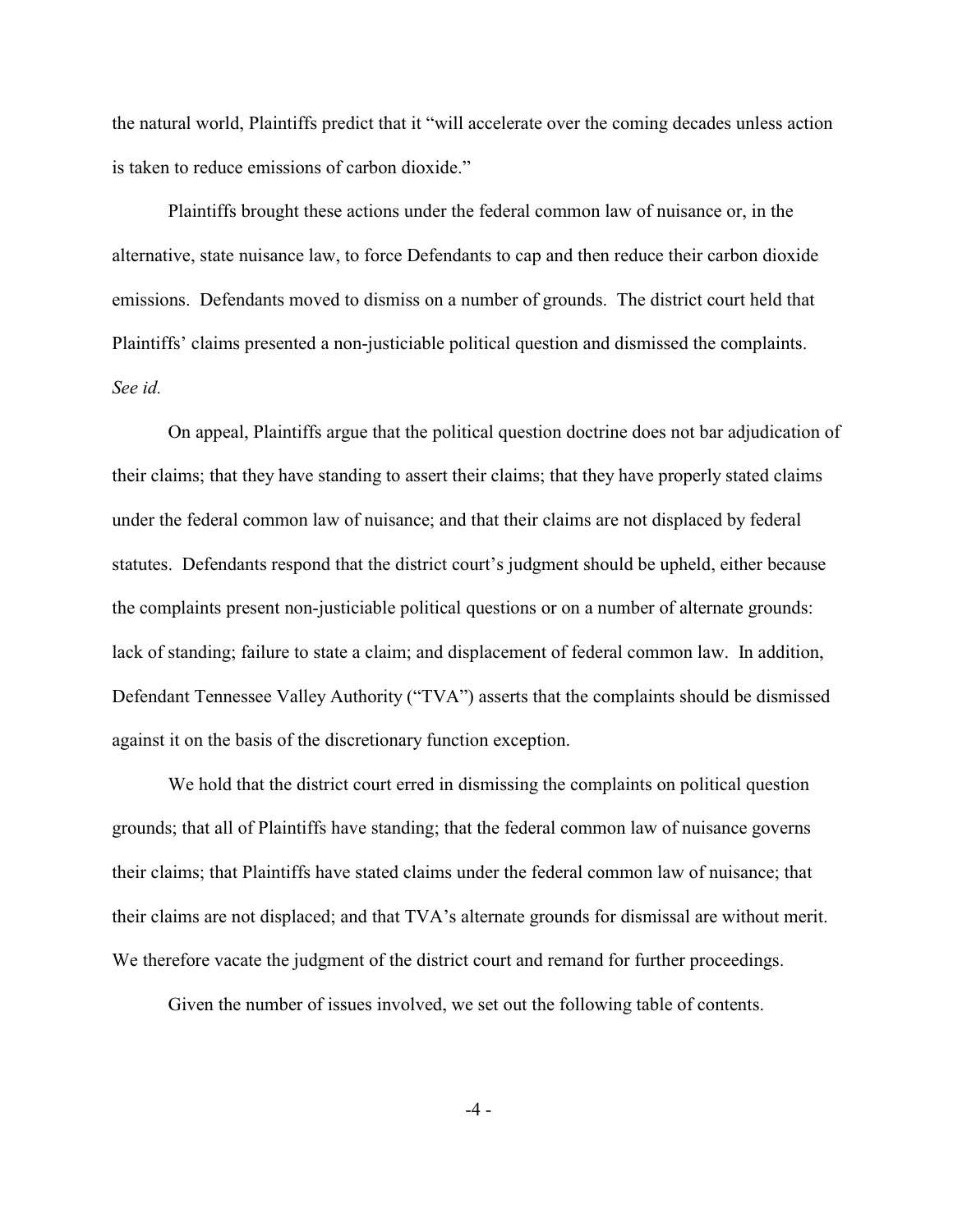the natural world, Plaintiffs predict that it "will accelerate over the coming decades unless action is taken to reduce emissions of carbon dioxide."

Plaintiffs brought these actions under the federal common law of nuisance or, in the alternative, state nuisance law, to force Defendants to cap and then reduce their carbon dioxide emissions. Defendants moved to dismiss on a number of grounds. The district court held that Plaintiffs' claims presented a non-justiciable political question and dismissed the complaints. *See id.*

On appeal, Plaintiffs argue that the political question doctrine does not bar adjudication of their claims; that they have standing to assert their claims; that they have properly stated claims under the federal common law of nuisance; and that their claims are not displaced by federal statutes. Defendants respond that the district court's judgment should be upheld, either because the complaints present non-justiciable political questions or on a number of alternate grounds: lack of standing; failure to state a claim; and displacement of federal common law. In addition, Defendant Tennessee Valley Authority ("TVA") asserts that the complaints should be dismissed against it on the basis of the discretionary function exception.

We hold that the district court erred in dismissing the complaints on political question grounds; that all of Plaintiffs have standing; that the federal common law of nuisance governs their claims; that Plaintiffs have stated claims under the federal common law of nuisance; that their claims are not displaced; and that TVA's alternate grounds for dismissal are without merit. We therefore vacate the judgment of the district court and remand for further proceedings.

Given the number of issues involved, we set out the following table of contents.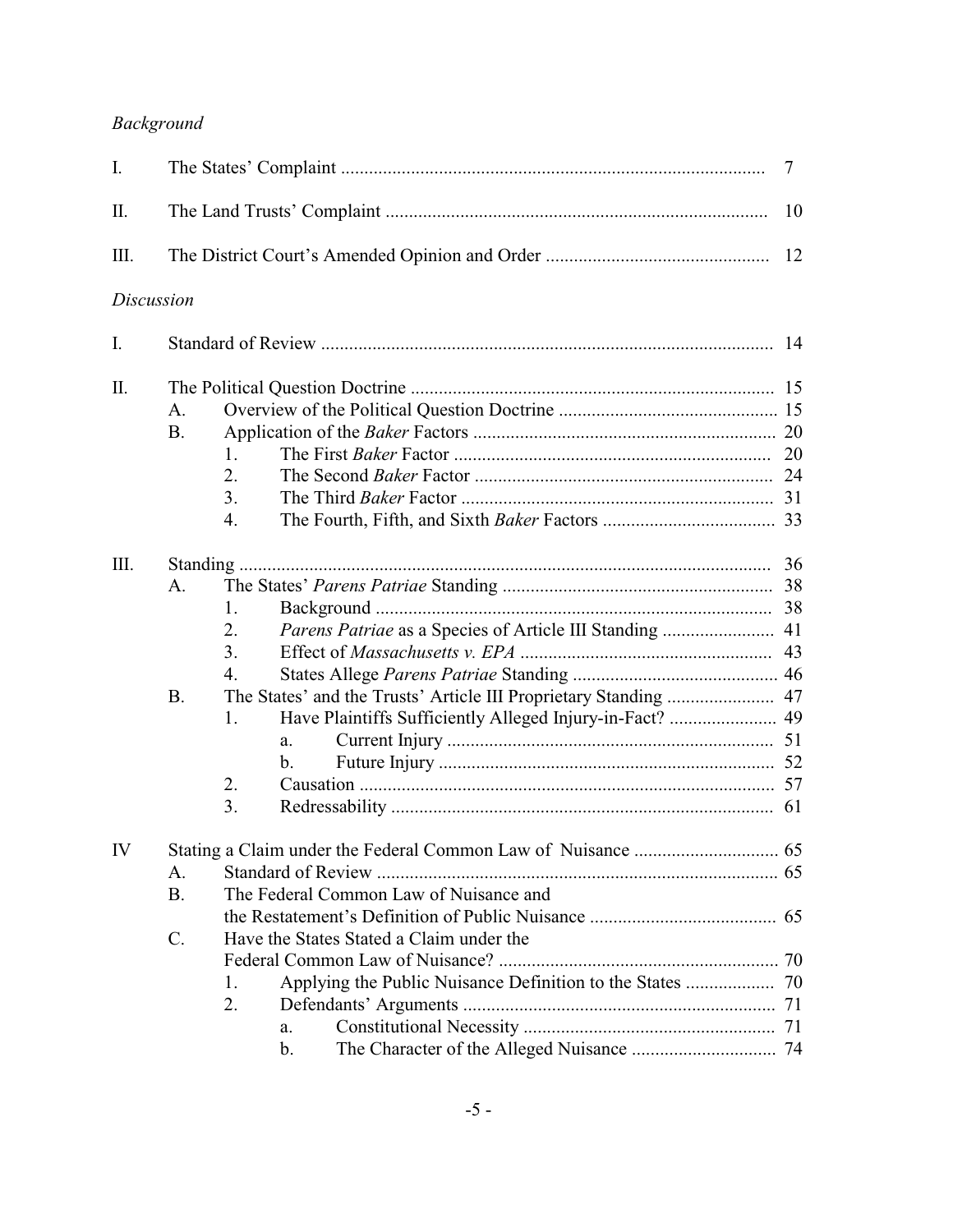*Background*

| | | |
|---|---|---|
| I. | The States' Complaint | 7 |
| II. | The Land Trusts' Complaint | 10 |
| III. | The District Court's Amended Opinion and Order | 12 |

*Discussion*

| | | | | | |
|---|---|---|---|---|---|
| I. | Standard of Review | | | | 14 |
| II. | The Political Question Doctrine | | | | 15 |
| | A. | Overview of the Political Question Doctrine | | | 15 |
| | B. | Application of the *Baker* Factors | | | 20 |
| | | 1. | The First *Baker* Factor | | 20 |
| | | 2. | The Second *Baker* Factor | | 24 |
| | | 3. | The Third *Baker* Factor | | 31 |
| | | 4. | The Fourth, Fifth, and Sixth *Baker* Factors | | 33 |
| III. | Standing | | | | 36 |
| | A. | The States' *Parens Patriae* Standing | | | 38 |
| | | 1. | Background | | 38 |
| | | 2. | *Parens Patriae* as a Species of Article III Standing | | 41 |
| | | 3. | Effect of *Massachusetts v. EPA* | | 43 |
| | | 4. | States Allege *Parens Patriae* Standing | | 46 |
| | B. | The States' and the Trusts' Article III Proprietary Standing | | | 47 |
| | | 1. | Have Plaintiffs Sufficiently Alleged Injury-in-Fact? | | 49 |
| | | | a. | Current Injury | 51 |
| | | | b. | Future Injury | 52 |
| | | 2. | Causation | | 57 |
| | | 3. | Redressability | | 61 |
| IV | Stating a Claim under the Federal Common Law of Nuisance | | | | 65 |
| | A. | Standard of Review | | | 65 |
| | B. | The Federal Common Law of Nuisance and the Restatement's Definition of Public Nuisance | | | 65 |
| | C. | Have the States Stated a Claim under the Federal Common Law of Nuisance? | | | 70 |
| | | 1. | Applying the Public Nuisance Definition to the States | | 70 |
| | | 2. | Defendants' Arguments | | 71 |
| | | | a. | Constitutional Necessity | 71 |
| | | | b. | The Character of the Alleged Nuisance | 74 |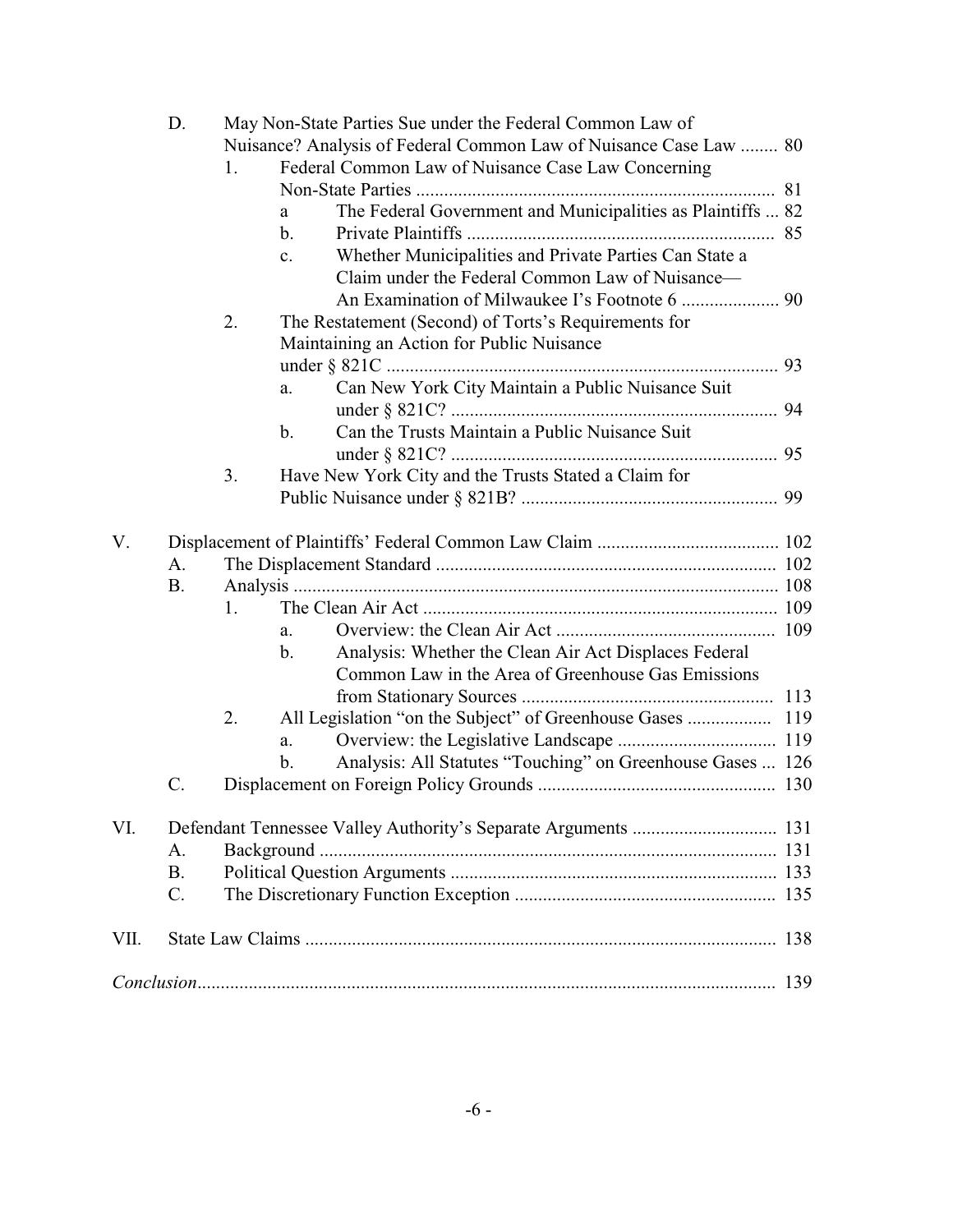D. May Non-State Parties Sue under the Federal Common Law of Nuisance? Analysis of Federal Common Law of Nuisance Case Law ........ 80

1. Federal Common Law of Nuisance Case Law Concerning Non-State Parties ........................................................................... 81

a The Federal Government and Municipalities as Plaintiffs ... 82

b. Private Plaintiffs ................................................................. 85

c. Whether Municipalities and Private Parties Can State a Claim under the Federal Common Law of Nuisance—An Examination of Milwaukee I's Footnote 6 .................... 90

2. The Restatement (Second) of Torts's Requirements for Maintaining an Action for Public Nuisance under § 821C ................................................................................... 93

a. Can New York City Maintain a Public Nuisance Suit under § 821C? ..................................................................... 94

b. Can the Trusts Maintain a Public Nuisance Suit under § 821C? ..................................................................... 95

3. Have New York City and the Trusts Stated a Claim for Public Nuisance under § 821B? ...................................................... 99

V. Displacement of Plaintiffs' Federal Common Law Claim ...................................... 102

A. The Displacement Standard ......................................................................... 102

B. Analysis ....................................................................................................... 108

1. The Clean Air Act ........................................................................... 109

a. Overview: the Clean Air Act .............................................. 109

b. Analysis: Whether the Clean Air Act Displaces Federal Common Law in the Area of Greenhouse Gas Emissions from Stationary Sources ...................................................... 113

2. All Legislation "on the Subject" of Greenhouse Gases .................. 119

a. Overview: the Legislative Landscape ................................. 119

b. Analysis: All Statutes "Touching" on Greenhouse Gases ... 126

C. Displacement on Foreign Policy Grounds .................................................. 130

VI. Defendant Tennessee Valley Authority's Separate Arguments .............................. 131

A. Background ................................................................................................. 131

B. Political Question Arguments ..................................................................... 133

C. The Discretionary Function Exception ....................................................... 135

VII. State Law Claims .................................................................................................... 138

*Conclusion*........................................................................................................................... 139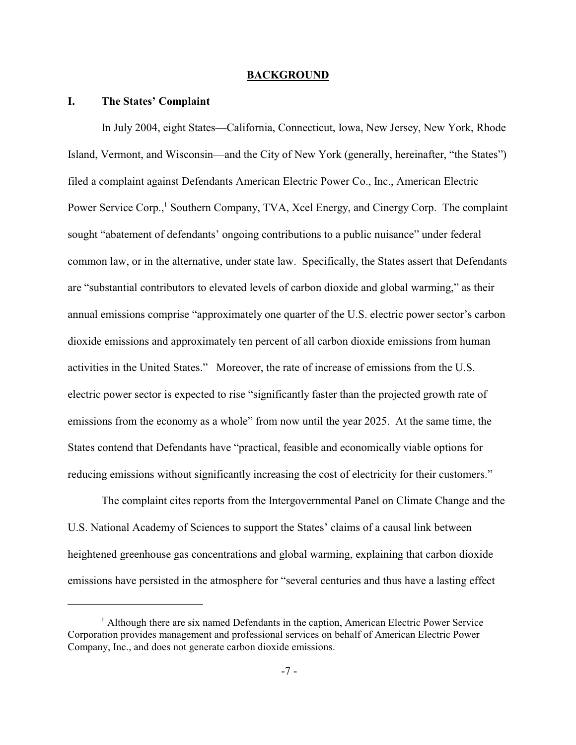## BACKGROUND

### I. The States' Complaint

In July 2004, eight States—California, Connecticut, Iowa, New Jersey, New York, Rhode Island, Vermont, and Wisconsin—and the City of New York (generally, hereinafter, "the States") filed a complaint against Defendants American Electric Power Co., Inc., American Electric Power Service Corp.,[1] Southern Company, TVA, Xcel Energy, and Cinergy Corp. The complaint sought "abatement of defendants' ongoing contributions to a public nuisance" under federal common law, or in the alternative, under state law. Specifically, the States assert that Defendants are "substantial contributors to elevated levels of carbon dioxide and global warming," as their annual emissions comprise "approximately one quarter of the U.S. electric power sector's carbon dioxide emissions and approximately ten percent of all carbon dioxide emissions from human activities in the United States." Moreover, the rate of increase of emissions from the U.S. electric power sector is expected to rise "significantly faster than the projected growth rate of emissions from the economy as a whole" from now until the year 2025. At the same time, the States contend that Defendants have "practical, feasible and economically viable options for reducing emissions without significantly increasing the cost of electricity for their customers."

The complaint cites reports from the Intergovernmental Panel on Climate Change and the U.S. National Academy of Sciences to support the States' claims of a causal link between heightened greenhouse gas concentrations and global warming, explaining that carbon dioxide emissions have persisted in the atmosphere for "several centuries and thus have a lasting effect

---

[1] Although there are six named Defendants in the caption, American Electric Power Service Corporation provides management and professional services on behalf of American Electric Power Company, Inc., and does not generate carbon dioxide emissions.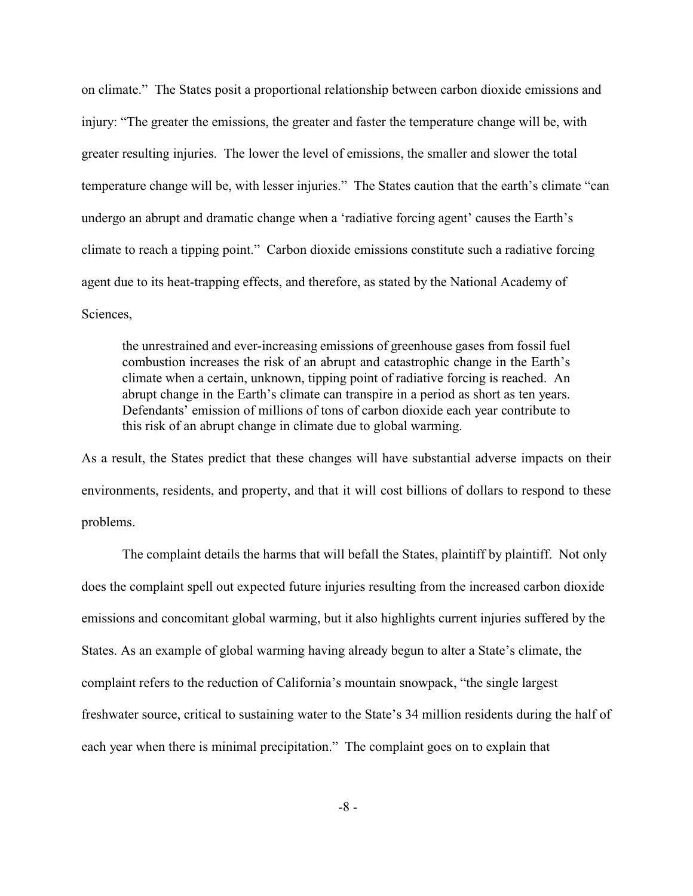on climate." The States posit a proportional relationship between carbon dioxide emissions and injury: "The greater the emissions, the greater and faster the temperature change will be, with greater resulting injuries. The lower the level of emissions, the smaller and slower the total temperature change will be, with lesser injuries." The States caution that the earth's climate "can undergo an abrupt and dramatic change when a 'radiative forcing agent' causes the Earth's climate to reach a tipping point." Carbon dioxide emissions constitute such a radiative forcing agent due to its heat-trapping effects, and therefore, as stated by the National Academy of Sciences,

> the unrestrained and ever-increasing emissions of greenhouse gases from fossil fuel combustion increases the risk of an abrupt and catastrophic change in the Earth's climate when a certain, unknown, tipping point of radiative forcing is reached. An abrupt change in the Earth's climate can transpire in a period as short as ten years. Defendants' emission of millions of tons of carbon dioxide each year contribute to this risk of an abrupt change in climate due to global warming.

As a result, the States predict that these changes will have substantial adverse impacts on their environments, residents, and property, and that it will cost billions of dollars to respond to these problems.

The complaint details the harms that will befall the States, plaintiff by plaintiff. Not only does the complaint spell out expected future injuries resulting from the increased carbon dioxide emissions and concomitant global warming, but it also highlights current injuries suffered by the States. As an example of global warming having already begun to alter a State's climate, the complaint refers to the reduction of California's mountain snowpack, "the single largest freshwater source, critical to sustaining water to the State's 34 million residents during the half of each year when there is minimal precipitation." The complaint goes on to explain that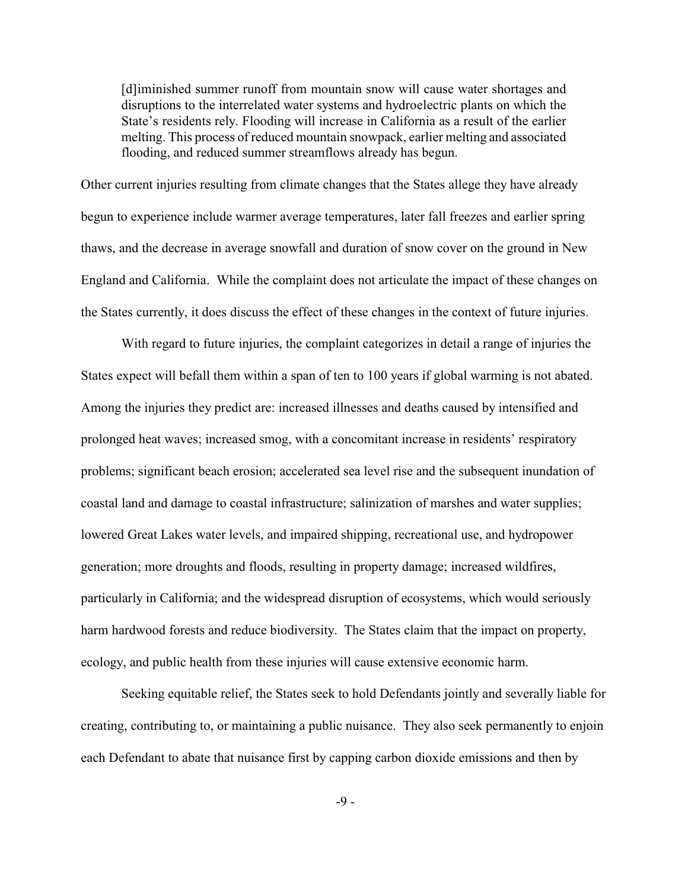> [d]iminished summer runoff from mountain snow will cause water shortages and disruptions to the interrelated water systems and hydroelectric plants on which the State's residents rely. Flooding will increase in California as a result of the earlier melting. This process of reduced mountain snowpack, earlier melting and associated flooding, and reduced summer streamflows already has begun.

Other current injuries resulting from climate changes that the States allege they have already begun to experience include warmer average temperatures, later fall freezes and earlier spring thaws, and the decrease in average snowfall and duration of snow cover on the ground in New England and California. While the complaint does not articulate the impact of these changes on the States currently, it does discuss the effect of these changes in the context of future injuries.

With regard to future injuries, the complaint categorizes in detail a range of injuries the States expect will befall them within a span of ten to 100 years if global warming is not abated. Among the injuries they predict are: increased illnesses and deaths caused by intensified and prolonged heat waves; increased smog, with a concomitant increase in residents' respiratory problems; significant beach erosion; accelerated sea level rise and the subsequent inundation of coastal land and damage to coastal infrastructure; salinization of marshes and water supplies; lowered Great Lakes water levels, and impaired shipping, recreational use, and hydropower generation; more droughts and floods, resulting in property damage; increased wildfires, particularly in California; and the widespread disruption of ecosystems, which would seriously harm hardwood forests and reduce biodiversity. The States claim that the impact on property, ecology, and public health from these injuries will cause extensive economic harm.

Seeking equitable relief, the States seek to hold Defendants jointly and severally liable for creating, contributing to, or maintaining a public nuisance. They also seek permanently to enjoin each Defendant to abate that nuisance first by capping carbon dioxide emissions and then by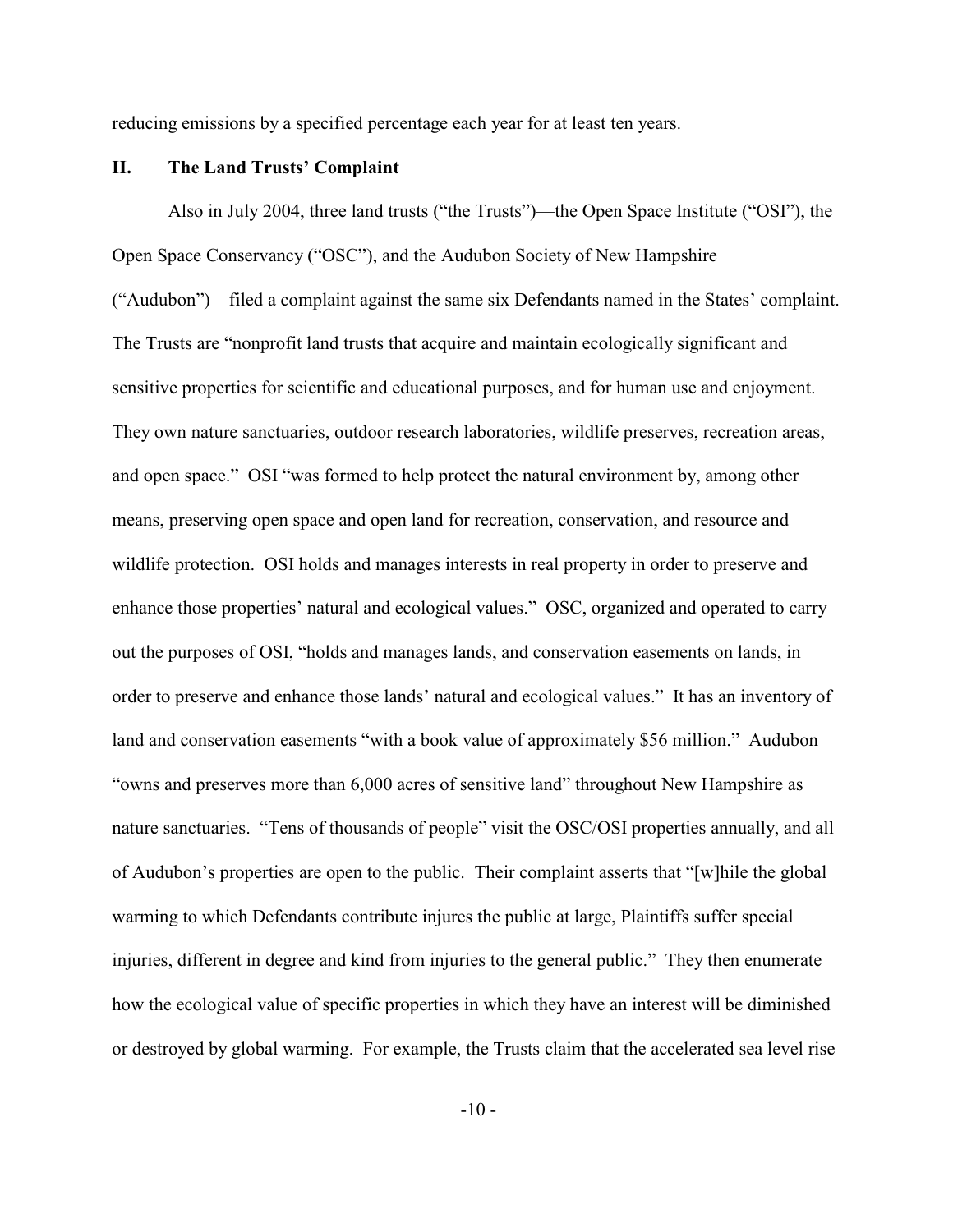reducing emissions by a specified percentage each year for at least ten years.

## II. The Land Trusts' Complaint

Also in July 2004, three land trusts ("the Trusts")—the Open Space Institute ("OSI"), the Open Space Conservancy ("OSC"), and the Audubon Society of New Hampshire ("Audubon")—filed a complaint against the same six Defendants named in the States' complaint. The Trusts are "nonprofit land trusts that acquire and maintain ecologically significant and sensitive properties for scientific and educational purposes, and for human use and enjoyment. They own nature sanctuaries, outdoor research laboratories, wildlife preserves, recreation areas, and open space." OSI "was formed to help protect the natural environment by, among other means, preserving open space and open land for recreation, conservation, and resource and wildlife protection. OSI holds and manages interests in real property in order to preserve and enhance those properties' natural and ecological values." OSC, organized and operated to carry out the purposes of OSI, "holds and manages lands, and conservation easements on lands, in order to preserve and enhance those lands' natural and ecological values." It has an inventory of land and conservation easements "with a book value of approximately $56 million." Audubon "owns and preserves more than 6,000 acres of sensitive land" throughout New Hampshire as nature sanctuaries. "Tens of thousands of people" visit the OSC/OSI properties annually, and all of Audubon's properties are open to the public. Their complaint asserts that "[w]hile the global warming to which Defendants contribute injures the public at large, Plaintiffs suffer special injuries, different in degree and kind from injuries to the general public." They then enumerate how the ecological value of specific properties in which they have an interest will be diminished or destroyed by global warming. For example, the Trusts claim that the accelerated sea level rise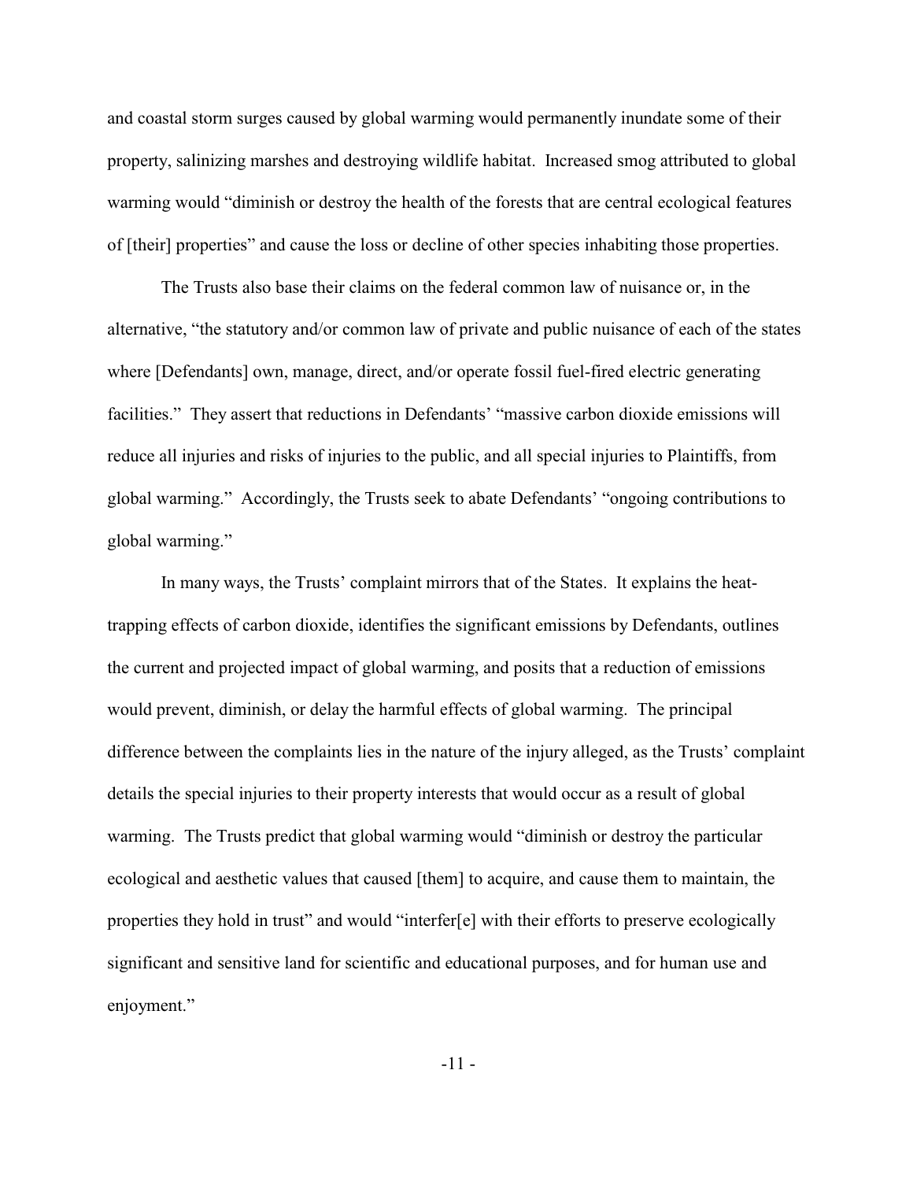and coastal storm surges caused by global warming would permanently inundate some of their property, salinizing marshes and destroying wildlife habitat. Increased smog attributed to global warming would "diminish or destroy the health of the forests that are central ecological features of [their] properties" and cause the loss or decline of other species inhabiting those properties.

The Trusts also base their claims on the federal common law of nuisance or, in the alternative, "the statutory and/or common law of private and public nuisance of each of the states where [Defendants] own, manage, direct, and/or operate fossil fuel-fired electric generating facilities." They assert that reductions in Defendants' "massive carbon dioxide emissions will reduce all injuries and risks of injuries to the public, and all special injuries to Plaintiffs, from global warming." Accordingly, the Trusts seek to abate Defendants' "ongoing contributions to global warming."

In many ways, the Trusts' complaint mirrors that of the States. It explains the heat-trapping effects of carbon dioxide, identifies the significant emissions by Defendants, outlines the current and projected impact of global warming, and posits that a reduction of emissions would prevent, diminish, or delay the harmful effects of global warming. The principal difference between the complaints lies in the nature of the injury alleged, as the Trusts' complaint details the special injuries to their property interests that would occur as a result of global warming. The Trusts predict that global warming would "diminish or destroy the particular ecological and aesthetic values that caused [them] to acquire, and cause them to maintain, the properties they hold in trust" and would "interfer[e] with their efforts to preserve ecologically significant and sensitive land for scientific and educational purposes, and for human use and enjoyment."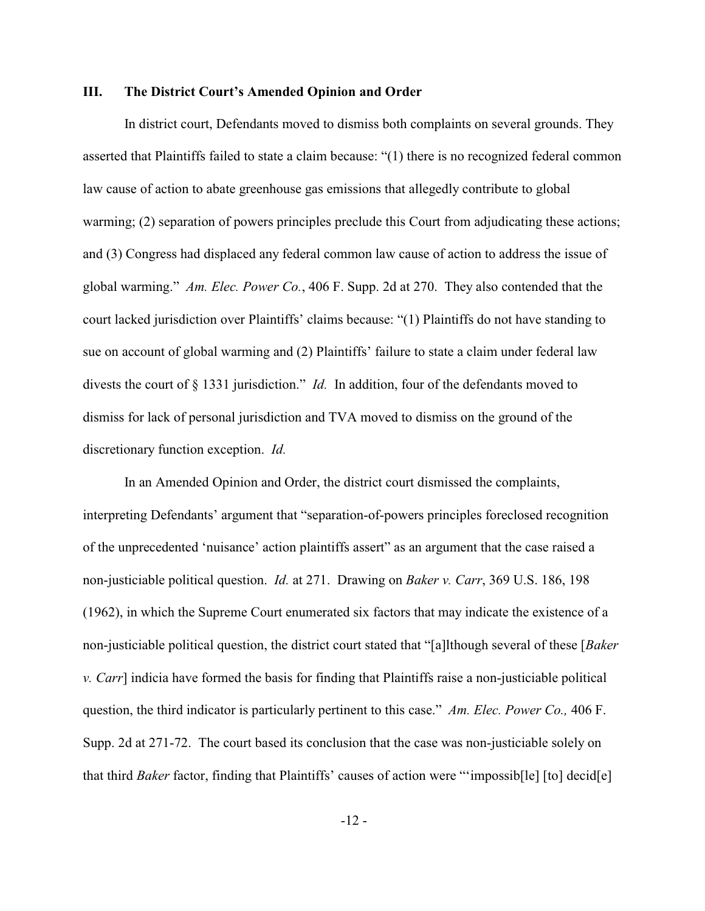### III. The District Court's Amended Opinion and Order

In district court, Defendants moved to dismiss both complaints on several grounds. They asserted that Plaintiffs failed to state a claim because: "(1) there is no recognized federal common law cause of action to abate greenhouse gas emissions that allegedly contribute to global warming; (2) separation of powers principles preclude this Court from adjudicating these actions; and (3) Congress had displaced any federal common law cause of action to address the issue of global warming." *Am. Elec. Power Co.*, 406 F. Supp. 2d at 270. They also contended that the court lacked jurisdiction over Plaintiffs' claims because: "(1) Plaintiffs do not have standing to sue on account of global warming and (2) Plaintiffs' failure to state a claim under federal law divests the court of § 1331 jurisdiction." *Id.* In addition, four of the defendants moved to dismiss for lack of personal jurisdiction and TVA moved to dismiss on the ground of the discretionary function exception. *Id.*

In an Amended Opinion and Order, the district court dismissed the complaints, interpreting Defendants' argument that "separation-of-powers principles foreclosed recognition of the unprecedented 'nuisance' action plaintiffs assert" as an argument that the case raised a non-justiciable political question. *Id.* at 271. Drawing on *Baker v. Carr*, 369 U.S. 186, 198 (1962), in which the Supreme Court enumerated six factors that may indicate the existence of a non-justiciable political question, the district court stated that "[a]lthough several of these [*Baker v. Carr*] indicia have formed the basis for finding that Plaintiffs raise a non-justiciable political question, the third indicator is particularly pertinent to this case." *Am. Elec. Power Co.,* 406 F. Supp. 2d at 271-72. The court based its conclusion that the case was non-justiciable solely on that third *Baker* factor, finding that Plaintiffs' causes of action were "'impossib[le] [to] decid[e]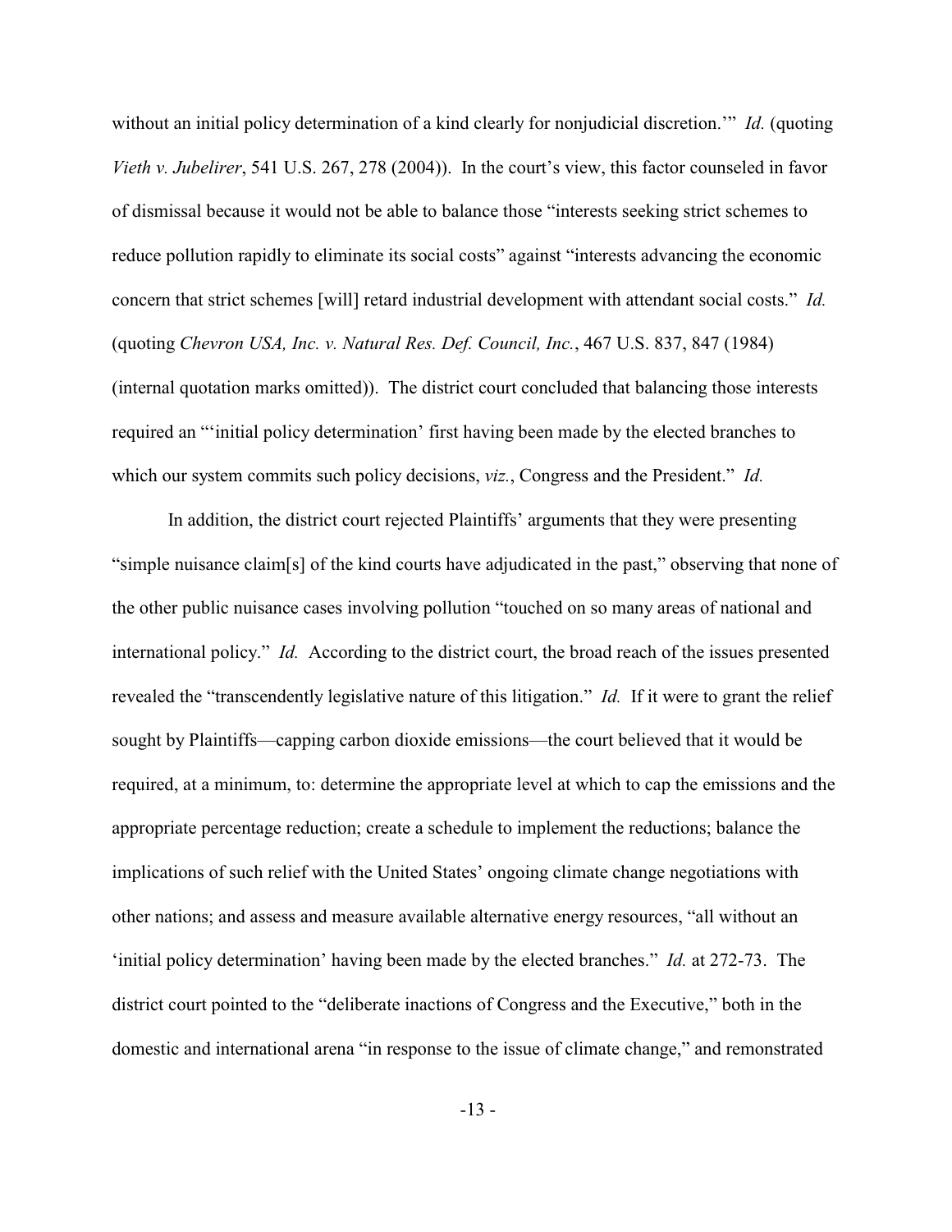without an initial policy determination of a kind clearly for nonjudicial discretion.'" *Id.* (quoting *Vieth v. Jubelirer*, 541 U.S. 267, 278 (2004)). In the court's view, this factor counseled in favor of dismissal because it would not be able to balance those "interests seeking strict schemes to reduce pollution rapidly to eliminate its social costs" against "interests advancing the economic concern that strict schemes [will] retard industrial development with attendant social costs." *Id.* (quoting *Chevron USA, Inc. v. Natural Res. Def. Council, Inc.*, 467 U.S. 837, 847 (1984) (internal quotation marks omitted)). The district court concluded that balancing those interests required an "'initial policy determination' first having been made by the elected branches to which our system commits such policy decisions, *viz.*, Congress and the President." *Id.*

In addition, the district court rejected Plaintiffs' arguments that they were presenting "simple nuisance claim[s] of the kind courts have adjudicated in the past," observing that none of the other public nuisance cases involving pollution "touched on so many areas of national and international policy." *Id.* According to the district court, the broad reach of the issues presented revealed the "transcendently legislative nature of this litigation." *Id.* If it were to grant the relief sought by Plaintiffs—capping carbon dioxide emissions—the court believed that it would be required, at a minimum, to: determine the appropriate level at which to cap the emissions and the appropriate percentage reduction; create a schedule to implement the reductions; balance the implications of such relief with the United States' ongoing climate change negotiations with other nations; and assess and measure available alternative energy resources, "all without an 'initial policy determination' having been made by the elected branches." *Id.* at 272-73. The district court pointed to the "deliberate inactions of Congress and the Executive," both in the domestic and international arena "in response to the issue of climate change," and remonstrated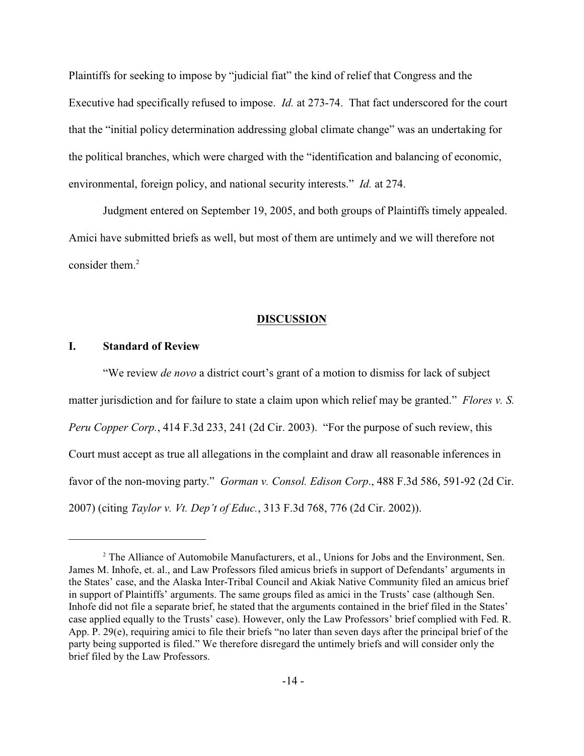Plaintiffs for seeking to impose by "judicial fiat" the kind of relief that Congress and the Executive had specifically refused to impose. *Id.* at 273-74. That fact underscored for the court that the "initial policy determination addressing global climate change" was an undertaking for the political branches, which were charged with the "identification and balancing of economic, environmental, foreign policy, and national security interests." *Id.* at 274.

Judgment entered on September 19, 2005, and both groups of Plaintiffs timely appealed. Amici have submitted briefs as well, but most of them are untimely and we will therefore not consider them.[2]

## DISCUSSION

### I. Standard of Review

"We review *de novo* a district court's grant of a motion to dismiss for lack of subject matter jurisdiction and for failure to state a claim upon which relief may be granted." *Flores v. S. Peru Copper Corp.*, 414 F.3d 233, 241 (2d Cir. 2003). "For the purpose of such review, this Court must accept as true all allegations in the complaint and draw all reasonable inferences in favor of the non-moving party." *Gorman v. Consol. Edison Corp.*, 488 F.3d 586, 591-92 (2d Cir. 2007) (citing *Taylor v. Vt. Dep't of Educ.*, 313 F.3d 768, 776 (2d Cir. 2002)).

---

[2] The Alliance of Automobile Manufacturers, et al., Unions for Jobs and the Environment, Sen. James M. Inhofe, et. al., and Law Professors filed amicus briefs in support of Defendants' arguments in the States' case, and the Alaska Inter-Tribal Council and Akiak Native Community filed an amicus brief in support of Plaintiffs' arguments. The same groups filed as amici in the Trusts' case (although Sen. Inhofe did not file a separate brief, he stated that the arguments contained in the brief filed in the States' case applied equally to the Trusts' case). However, only the Law Professors' brief complied with Fed. R. App. P. 29(e), requiring amici to file their briefs "no later than seven days after the principal brief of the party being supported is filed." We therefore disregard the untimely briefs and will consider only the brief filed by the Law Professors.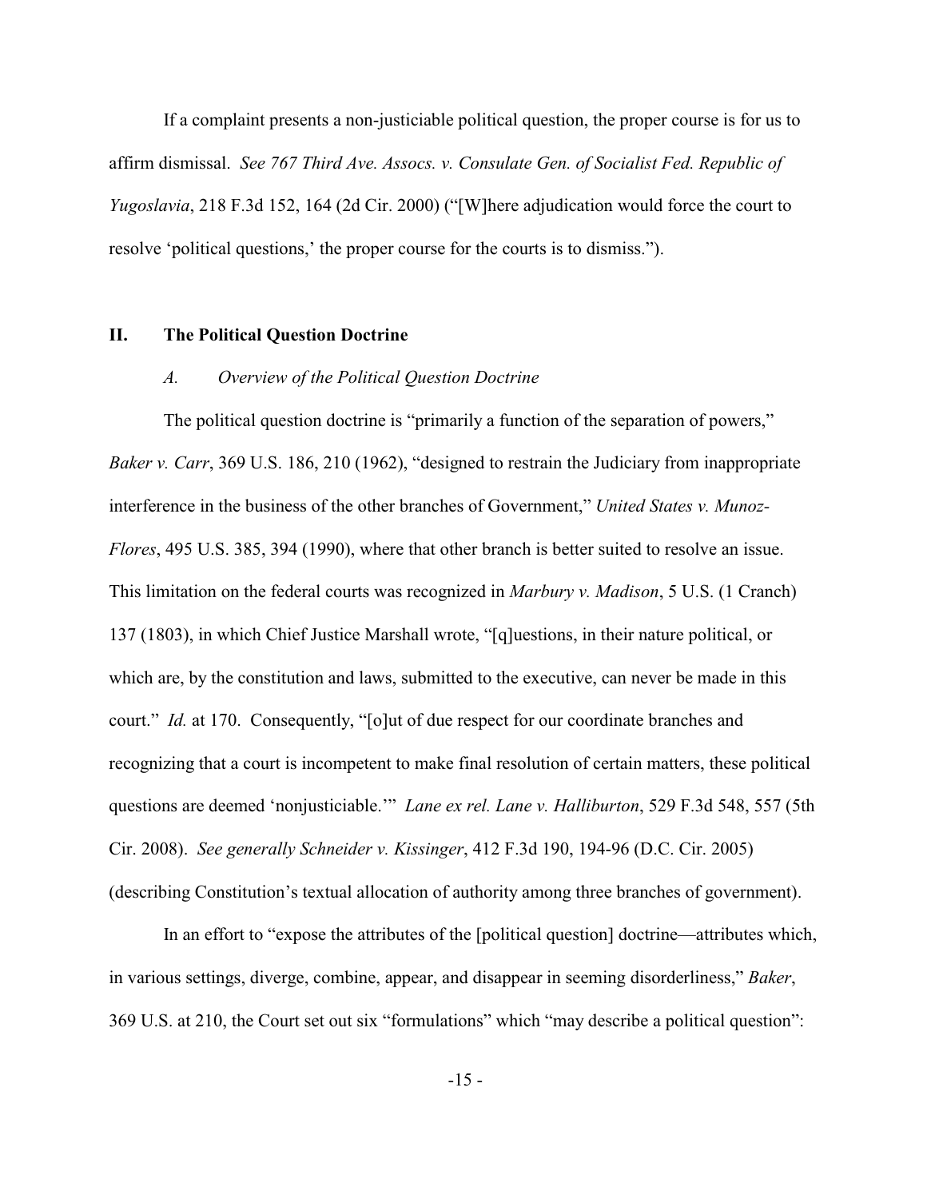If a complaint presents a non-justiciable political question, the proper course is for us to affirm dismissal. *See 767 Third Ave. Assocs. v. Consulate Gen. of Socialist Fed. Republic of Yugoslavia*, 218 F.3d 152, 164 (2d Cir. 2000) ("[W]here adjudication would force the court to resolve 'political questions,' the proper course for the courts is to dismiss.").

## II. The Political Question Doctrine

### *A. Overview of the Political Question Doctrine*

The political question doctrine is "primarily a function of the separation of powers," *Baker v. Carr*, 369 U.S. 186, 210 (1962), "designed to restrain the Judiciary from inappropriate interference in the business of the other branches of Government," *United States v. Munoz-Flores*, 495 U.S. 385, 394 (1990), where that other branch is better suited to resolve an issue. This limitation on the federal courts was recognized in *Marbury v. Madison*, 5 U.S. (1 Cranch) 137 (1803), in which Chief Justice Marshall wrote, "[q]uestions, in their nature political, or which are, by the constitution and laws, submitted to the executive, can never be made in this court." *Id.* at 170. Consequently, "[o]ut of due respect for our coordinate branches and recognizing that a court is incompetent to make final resolution of certain matters, these political questions are deemed 'nonjusticiable.'" *Lane ex rel. Lane v. Halliburton*, 529 F.3d 548, 557 (5th Cir. 2008). *See generally Schneider v. Kissinger*, 412 F.3d 190, 194-96 (D.C. Cir. 2005) (describing Constitution's textual allocation of authority among three branches of government).

In an effort to "expose the attributes of the [political question] doctrine—attributes which, in various settings, diverge, combine, appear, and disappear in seeming disorderliness," *Baker*, 369 U.S. at 210, the Court set out six "formulations" which "may describe a political question":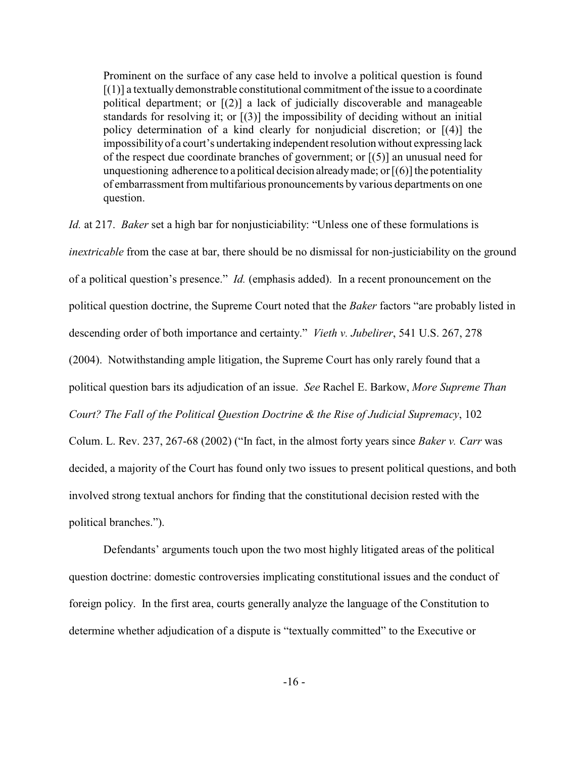> Prominent on the surface of any case held to involve a political question is found [(1)] a textually demonstrable constitutional commitment of the issue to a coordinate political department; or [(2)] a lack of judicially discoverable and manageable standards for resolving it; or [(3)] the impossibility of deciding without an initial policy determination of a kind clearly for nonjudicial discretion; or [(4)] the impossibility of a court's undertaking independent resolution without expressing lack of the respect due coordinate branches of government; or [(5)] an unusual need for unquestioning adherence to a political decision already made; or [(6)] the potentiality of embarrassment from multifarious pronouncements by various departments on one question.

*Id.* at 217. *Baker* set a high bar for nonjusticiability: "Unless one of these formulations is *inextricable* from the case at bar, there should be no dismissal for non-justiciability on the ground of a political question's presence." *Id.* (emphasis added). In a recent pronouncement on the political question doctrine, the Supreme Court noted that the *Baker* factors "are probably listed in descending order of both importance and certainty." *Vieth v. Jubelirer*, 541 U.S. 267, 278 (2004). Notwithstanding ample litigation, the Supreme Court has only rarely found that a political question bars its adjudication of an issue. *See* Rachel E. Barkow, *More Supreme Than Court? The Fall of the Political Question Doctrine & the Rise of Judicial Supremacy*, 102 Colum. L. Rev. 237, 267-68 (2002) ("In fact, in the almost forty years since *Baker v. Carr* was decided, a majority of the Court has found only two issues to present political questions, and both involved strong textual anchors for finding that the constitutional decision rested with the political branches.").

Defendants' arguments touch upon the two most highly litigated areas of the political question doctrine: domestic controversies implicating constitutional issues and the conduct of foreign policy. In the first area, courts generally analyze the language of the Constitution to determine whether adjudication of a dispute is "textually committed" to the Executive or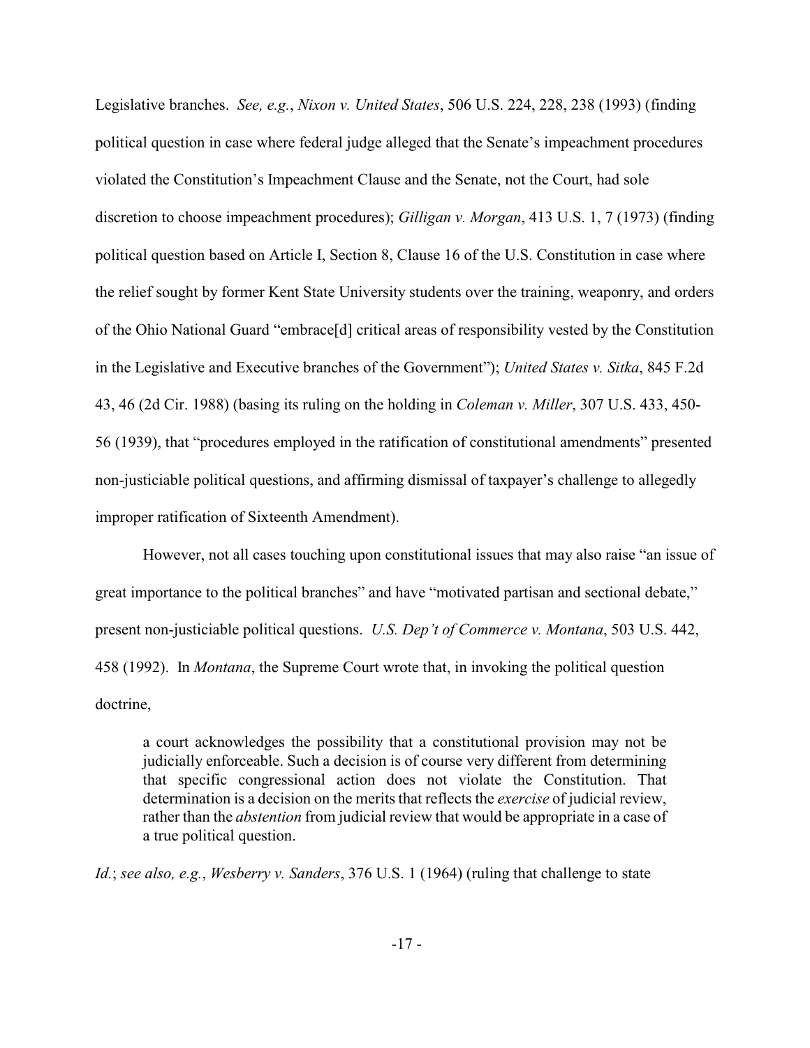Legislative branches. *See, e.g.*, *Nixon v. United States*, 506 U.S. 224, 228, 238 (1993) (finding political question in case where federal judge alleged that the Senate's impeachment procedures violated the Constitution's Impeachment Clause and the Senate, not the Court, had sole discretion to choose impeachment procedures); *Gilligan v. Morgan*, 413 U.S. 1, 7 (1973) (finding political question based on Article I, Section 8, Clause 16 of the U.S. Constitution in case where the relief sought by former Kent State University students over the training, weaponry, and orders of the Ohio National Guard "embrace[d] critical areas of responsibility vested by the Constitution in the Legislative and Executive branches of the Government"); *United States v. Sitka*, 845 F.2d 43, 46 (2d Cir. 1988) (basing its ruling on the holding in *Coleman v. Miller*, 307 U.S. 433, 450-56 (1939), that "procedures employed in the ratification of constitutional amendments" presented non-justiciable political questions, and affirming dismissal of taxpayer's challenge to allegedly improper ratification of Sixteenth Amendment).

However, not all cases touching upon constitutional issues that may also raise "an issue of great importance to the political branches" and have "motivated partisan and sectional debate," present non-justiciable political questions. *U.S. Dep't of Commerce v. Montana*, 503 U.S. 442, 458 (1992). In *Montana*, the Supreme Court wrote that, in invoking the political question doctrine,

> a court acknowledges the possibility that a constitutional provision may not be judicially enforceable. Such a decision is of course very different from determining that specific congressional action does not violate the Constitution. That determination is a decision on the merits that reflects the *exercise* of judicial review, rather than the *abstention* from judicial review that would be appropriate in a case of a true political question.

*Id.*; *see also, e.g.*, *Wesberry v. Sanders*, 376 U.S. 1 (1964) (ruling that challenge to state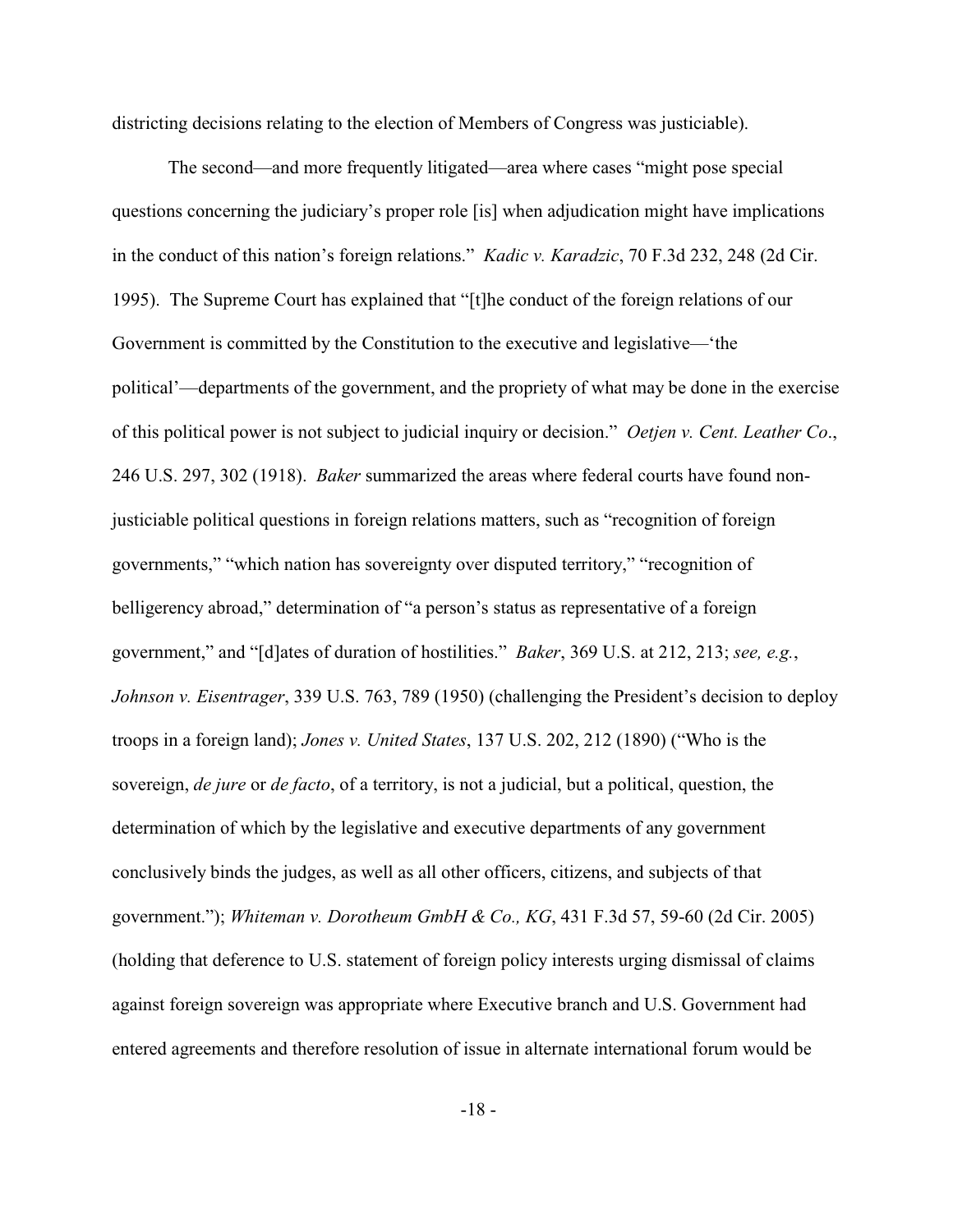districting decisions relating to the election of Members of Congress was justiciable).

The second—and more frequently litigated—area where cases "might pose special questions concerning the judiciary's proper role [is] when adjudication might have implications in the conduct of this nation's foreign relations." *Kadic v. Karadzic*, 70 F.3d 232, 248 (2d Cir. 1995). The Supreme Court has explained that "[t]he conduct of the foreign relations of our Government is committed by the Constitution to the executive and legislative—'the political'—departments of the government, and the propriety of what may be done in the exercise of this political power is not subject to judicial inquiry or decision." *Oetjen v. Cent. Leather Co*., 246 U.S. 297, 302 (1918). *Baker* summarized the areas where federal courts have found non-justiciable political questions in foreign relations matters, such as "recognition of foreign governments," "which nation has sovereignty over disputed territory," "recognition of belligerency abroad," determination of "a person's status as representative of a foreign government," and "[d]ates of duration of hostilities." *Baker*, 369 U.S. at 212, 213; *see, e.g.*, *Johnson v. Eisentrager*, 339 U.S. 763, 789 (1950) (challenging the President's decision to deploy troops in a foreign land); *Jones v. United States*, 137 U.S. 202, 212 (1890) ("Who is the sovereign, *de jure* or *de facto*, of a territory, is not a judicial, but a political, question, the determination of which by the legislative and executive departments of any government conclusively binds the judges, as well as all other officers, citizens, and subjects of that government."); *Whiteman v. Dorotheum GmbH & Co., KG*, 431 F.3d 57, 59-60 (2d Cir. 2005) (holding that deference to U.S. statement of foreign policy interests urging dismissal of claims against foreign sovereign was appropriate where Executive branch and U.S. Government had entered agreements and therefore resolution of issue in alternate international forum would be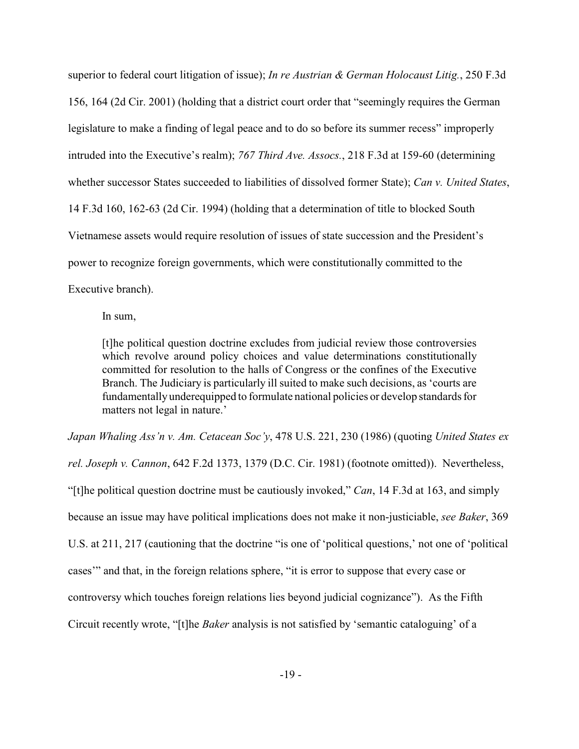superior to federal court litigation of issue); *In re Austrian & German Holocaust Litig.*, 250 F.3d 156, 164 (2d Cir. 2001) (holding that a district court order that "seemingly requires the German legislature to make a finding of legal peace and to do so before its summer recess" improperly intruded into the Executive's realm); *767 Third Ave. Assocs.*, 218 F.3d at 159-60 (determining whether successor States succeeded to liabilities of dissolved former State); *Can v. United States*, 14 F.3d 160, 162-63 (2d Cir. 1994) (holding that a determination of title to blocked South Vietnamese assets would require resolution of issues of state succession and the President's power to recognize foreign governments, which were constitutionally committed to the Executive branch).

In sum,

> [t]he political question doctrine excludes from judicial review those controversies which revolve around policy choices and value determinations constitutionally committed for resolution to the halls of Congress or the confines of the Executive Branch. The Judiciary is particularly ill suited to make such decisions, as 'courts are fundamentally underequipped to formulate national policies or develop standards for matters not legal in nature.'

*Japan Whaling Ass'n v. Am. Cetacean Soc'y*, 478 U.S. 221, 230 (1986) (quoting *United States ex rel. Joseph v. Cannon*, 642 F.2d 1373, 1379 (D.C. Cir. 1981) (footnote omitted)). Nevertheless, "[t]he political question doctrine must be cautiously invoked," *Can*, 14 F.3d at 163, and simply because an issue may have political implications does not make it non-justiciable, *see Baker*, 369 U.S. at 211, 217 (cautioning that the doctrine "is one of 'political questions,' not one of 'political cases'" and that, in the foreign relations sphere, "it is error to suppose that every case or controversy which touches foreign relations lies beyond judicial cognizance"). As the Fifth Circuit recently wrote, "[t]he *Baker* analysis is not satisfied by 'semantic cataloguing' of a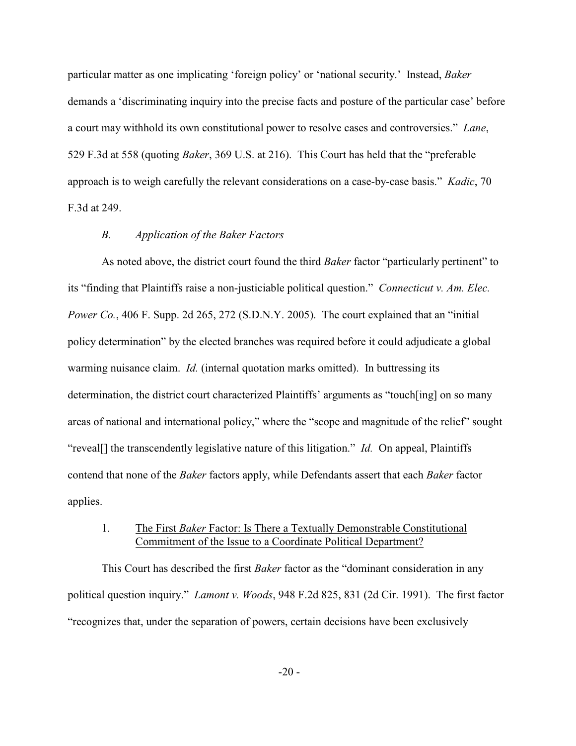particular matter as one implicating 'foreign policy' or 'national security.' Instead, *Baker* demands a 'discriminating inquiry into the precise facts and posture of the particular case' before a court may withhold its own constitutional power to resolve cases and controversies." *Lane*, 529 F.3d at 558 (quoting *Baker*, 369 U.S. at 216). This Court has held that the "preferable approach is to weigh carefully the relevant considerations on a case-by-case basis." *Kadic*, 70 F.3d at 249.

### *B. Application of the Baker Factors*

As noted above, the district court found the third *Baker* factor "particularly pertinent" to its "finding that Plaintiffs raise a non-justiciable political question." *Connecticut v. Am. Elec. Power Co.*, 406 F. Supp. 2d 265, 272 (S.D.N.Y. 2005). The court explained that an "initial policy determination" by the elected branches was required before it could adjudicate a global warming nuisance claim. *Id.* (internal quotation marks omitted). In buttressing its determination, the district court characterized Plaintiffs' arguments as "touch[ing] on so many areas of national and international policy," where the "scope and magnitude of the relief" sought "reveal[] the transcendently legislative nature of this litigation." *Id.* On appeal, Plaintiffs contend that none of the *Baker* factors apply, while Defendants assert that each *Baker* factor applies.

#### 1. The First *Baker* Factor: Is There a Textually Demonstrable Constitutional Commitment of the Issue to a Coordinate Political Department?

This Court has described the first *Baker* factor as the "dominant consideration in any political question inquiry." *Lamont v. Woods*, 948 F.2d 825, 831 (2d Cir. 1991). The first factor "recognizes that, under the separation of powers, certain decisions have been exclusively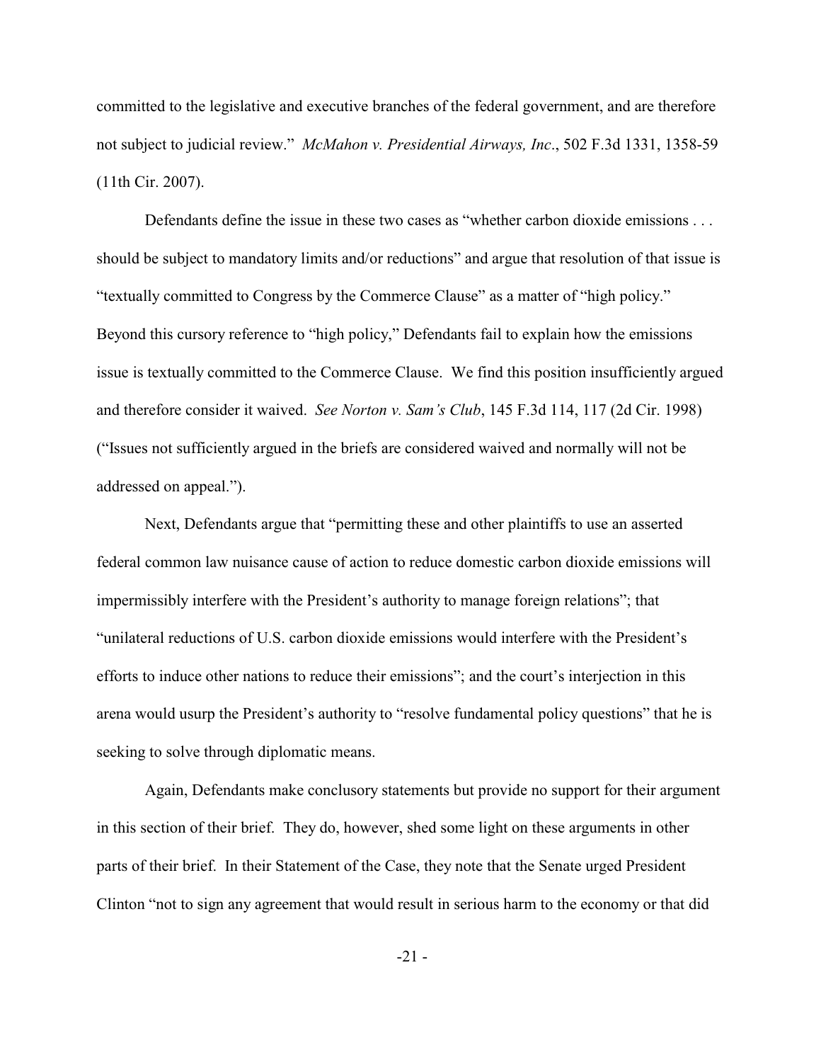committed to the legislative and executive branches of the federal government, and are therefore not subject to judicial review." *McMahon v. Presidential Airways, Inc*., 502 F.3d 1331, 1358-59 (11th Cir. 2007).

Defendants define the issue in these two cases as "whether carbon dioxide emissions . . . should be subject to mandatory limits and/or reductions" and argue that resolution of that issue is "textually committed to Congress by the Commerce Clause" as a matter of "high policy." Beyond this cursory reference to "high policy," Defendants fail to explain how the emissions issue is textually committed to the Commerce Clause. We find this position insufficiently argued and therefore consider it waived. *See Norton v. Sam's Club*, 145 F.3d 114, 117 (2d Cir. 1998) ("Issues not sufficiently argued in the briefs are considered waived and normally will not be addressed on appeal.").

Next, Defendants argue that "permitting these and other plaintiffs to use an asserted federal common law nuisance cause of action to reduce domestic carbon dioxide emissions will impermissibly interfere with the President's authority to manage foreign relations"; that "unilateral reductions of U.S. carbon dioxide emissions would interfere with the President's efforts to induce other nations to reduce their emissions"; and the court's interjection in this arena would usurp the President's authority to "resolve fundamental policy questions" that he is seeking to solve through diplomatic means.

Again, Defendants make conclusory statements but provide no support for their argument in this section of their brief. They do, however, shed some light on these arguments in other parts of their brief. In their Statement of the Case, they note that the Senate urged President Clinton "not to sign any agreement that would result in serious harm to the economy or that did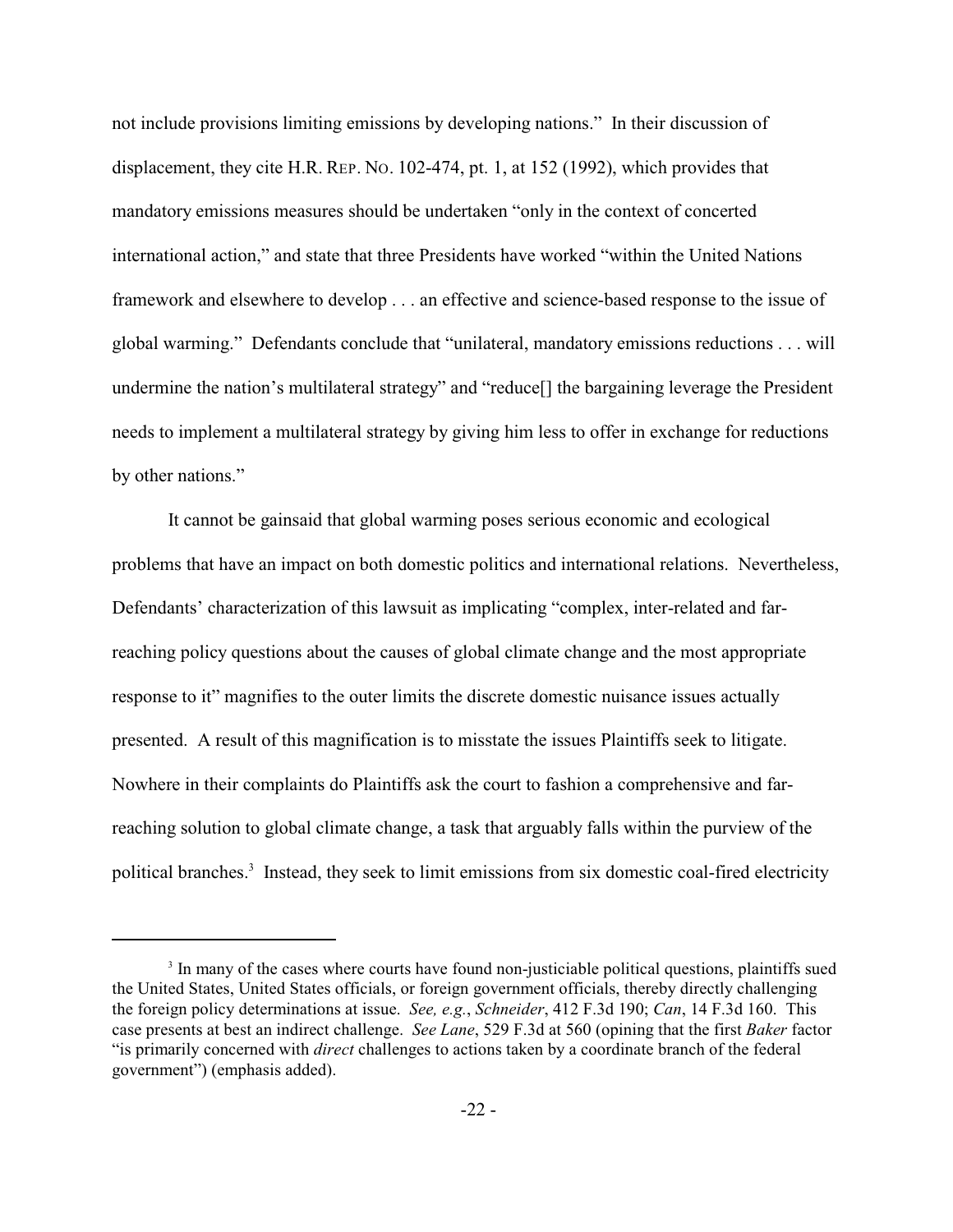not include provisions limiting emissions by developing nations." In their discussion of displacement, they cite H.R. REP. NO. 102-474, pt. 1, at 152 (1992), which provides that mandatory emissions measures should be undertaken "only in the context of concerted international action," and state that three Presidents have worked "within the United Nations framework and elsewhere to develop . . . an effective and science-based response to the issue of global warming." Defendants conclude that "unilateral, mandatory emissions reductions . . . will undermine the nation's multilateral strategy" and "reduce[] the bargaining leverage the President needs to implement a multilateral strategy by giving him less to offer in exchange for reductions by other nations."

It cannot be gainsaid that global warming poses serious economic and ecological problems that have an impact on both domestic politics and international relations. Nevertheless, Defendants' characterization of this lawsuit as implicating "complex, inter-related and far-reaching policy questions about the causes of global climate change and the most appropriate response to it" magnifies to the outer limits the discrete domestic nuisance issues actually presented. A result of this magnification is to misstate the issues Plaintiffs seek to litigate. Nowhere in their complaints do Plaintiffs ask the court to fashion a comprehensive and far-reaching solution to global climate change, a task that arguably falls within the purview of the political branches.[3] Instead, they seek to limit emissions from six domestic coal-fired electricity

[3] In many of the cases where courts have found non-justiciable political questions, plaintiffs sued the United States, United States officials, or foreign government officials, thereby directly challenging the foreign policy determinations at issue. *See, e.g.*, *Schneider*, 412 F.3d 190; *Can*, 14 F.3d 160. This case presents at best an indirect challenge. *See Lane*, 529 F.3d at 560 (opining that the first *Baker* factor "is primarily concerned with *direct* challenges to actions taken by a coordinate branch of the federal government") (emphasis added).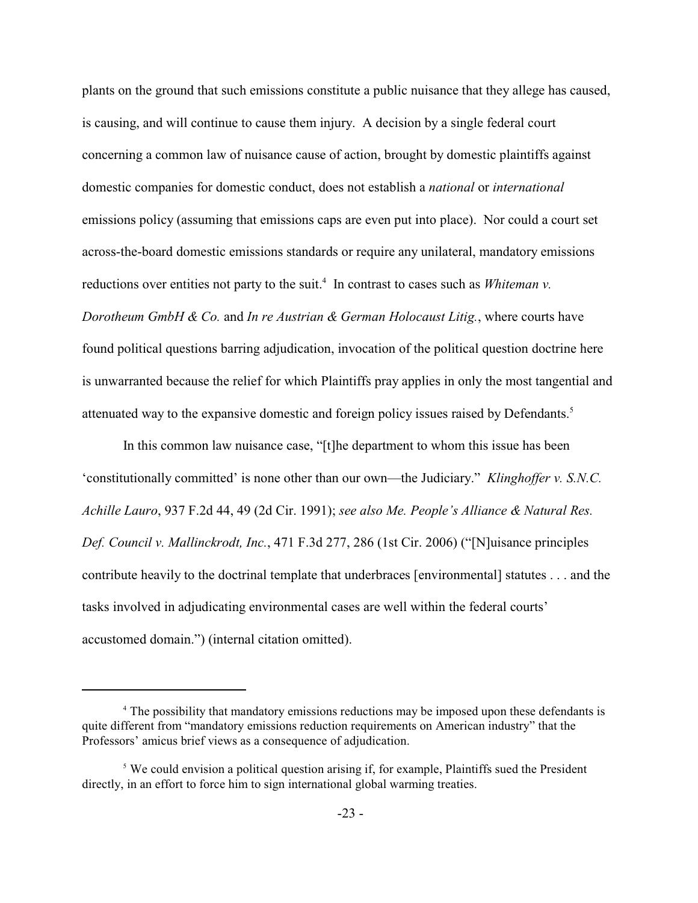plants on the ground that such emissions constitute a public nuisance that they allege has caused, is causing, and will continue to cause them injury. A decision by a single federal court concerning a common law of nuisance cause of action, brought by domestic plaintiffs against domestic companies for domestic conduct, does not establish a *national* or *international* emissions policy (assuming that emissions caps are even put into place). Nor could a court set across-the-board domestic emissions standards or require any unilateral, mandatory emissions reductions over entities not party to the suit.[4] In contrast to cases such as *Whiteman v. Dorotheum GmbH & Co.* and *In re Austrian & German Holocaust Litig.*, where courts have found political questions barring adjudication, invocation of the political question doctrine here is unwarranted because the relief for which Plaintiffs pray applies in only the most tangential and attenuated way to the expansive domestic and foreign policy issues raised by Defendants.[5]

In this common law nuisance case, "[t]he department to whom this issue has been 'constitutionally committed' is none other than our own—the Judiciary." *Klinghoffer v. S.N.C. Achille Lauro*, 937 F.2d 44, 49 (2d Cir. 1991); *see also Me. People's Alliance & Natural Res. Def. Council v. Mallinckrodt, Inc.*, 471 F.3d 277, 286 (1st Cir. 2006) ("[N]uisance principles contribute heavily to the doctrinal template that underbraces [environmental] statutes . . . and the tasks involved in adjudicating environmental cases are well within the federal courts' accustomed domain.") (internal citation omitted).

---

[4] The possibility that mandatory emissions reductions may be imposed upon these defendants is quite different from "mandatory emissions reduction requirements on American industry" that the Professors' amicus brief views as a consequence of adjudication.

[5] We could envision a political question arising if, for example, Plaintiffs sued the President directly, in an effort to force him to sign international global warming treaties.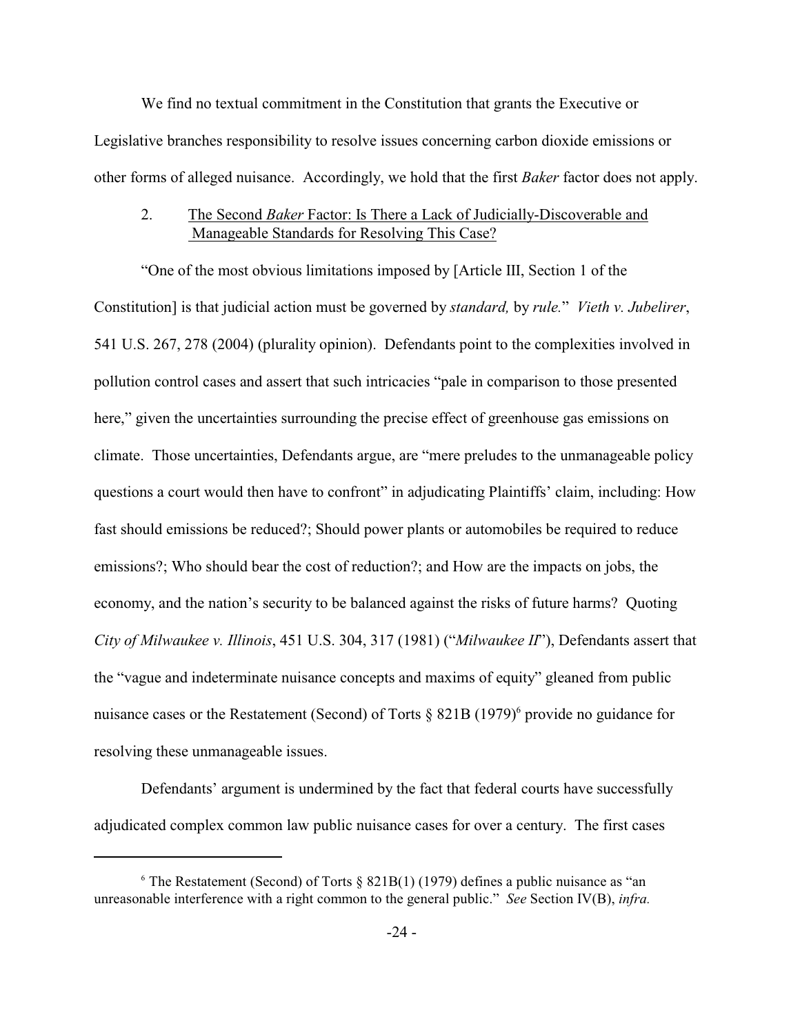We find no textual commitment in the Constitution that grants the Executive or Legislative branches responsibility to resolve issues concerning carbon dioxide emissions or other forms of alleged nuisance. Accordingly, we hold that the first *Baker* factor does not apply.

### 2. The Second *Baker* Factor: Is There a Lack of Judicially-Discoverable and Manageable Standards for Resolving This Case?

"One of the most obvious limitations imposed by [Article III, Section 1 of the Constitution] is that judicial action must be governed by *standard,* by *rule.*" *Vieth v. Jubelirer*, 541 U.S. 267, 278 (2004) (plurality opinion). Defendants point to the complexities involved in pollution control cases and assert that such intricacies "pale in comparison to those presented here," given the uncertainties surrounding the precise effect of greenhouse gas emissions on climate. Those uncertainties, Defendants argue, are "mere preludes to the unmanageable policy questions a court would then have to confront" in adjudicating Plaintiffs' claim, including: How fast should emissions be reduced?; Should power plants or automobiles be required to reduce emissions?; Who should bear the cost of reduction?; and How are the impacts on jobs, the economy, and the nation's security to be balanced against the risks of future harms? Quoting *City of Milwaukee v. Illinois*, 451 U.S. 304, 317 (1981) ("*Milwaukee II*"), Defendants assert that the "vague and indeterminate nuisance concepts and maxims of equity" gleaned from public nuisance cases or the Restatement (Second) of Torts § 821B (1979)[6] provide no guidance for resolving these unmanageable issues.

Defendants' argument is undermined by the fact that federal courts have successfully adjudicated complex common law public nuisance cases for over a century. The first cases

---

[6] The Restatement (Second) of Torts § 821B(1) (1979) defines a public nuisance as "an unreasonable interference with a right common to the general public." *See* Section IV(B), *infra.*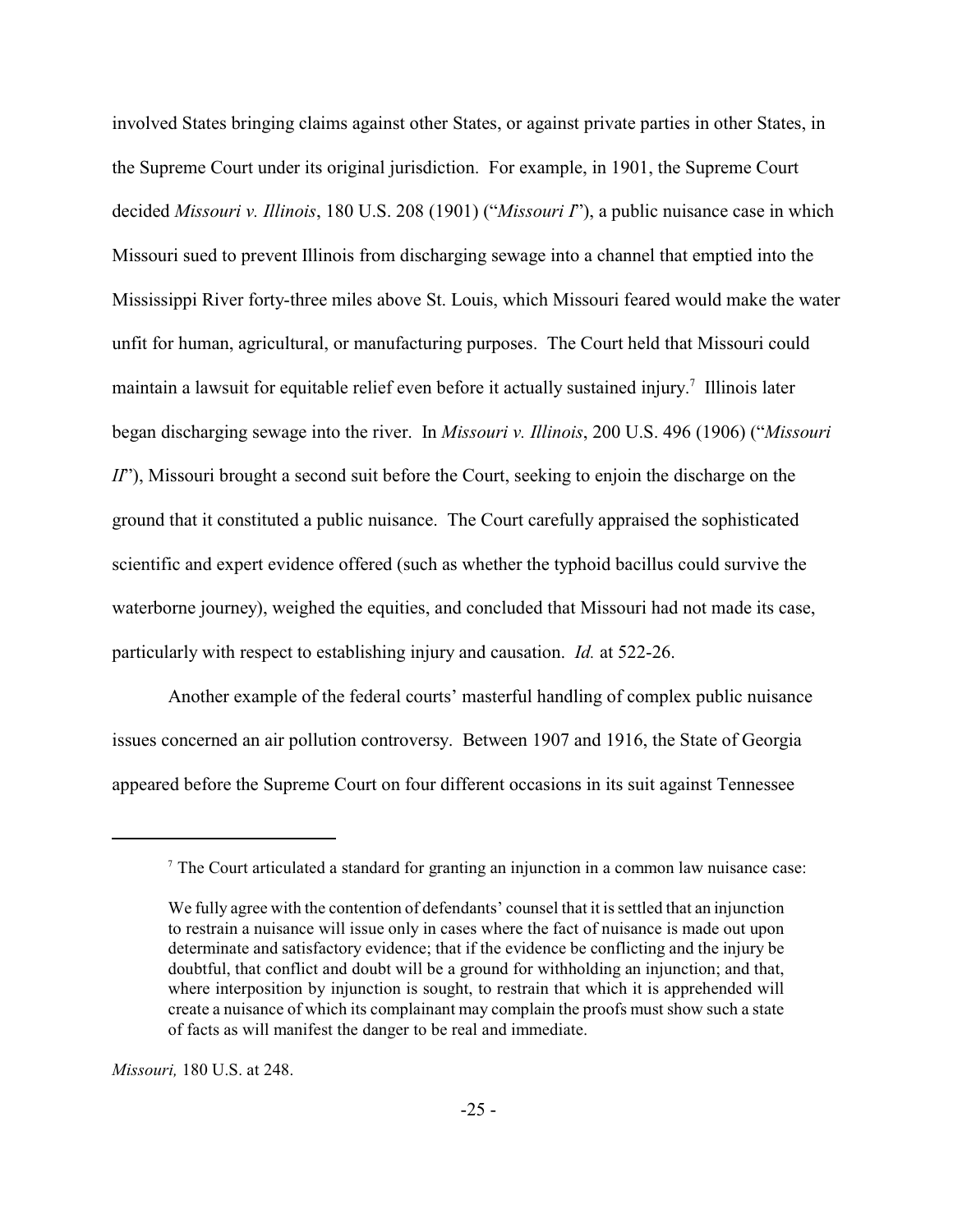involved States bringing claims against other States, or against private parties in other States, in the Supreme Court under its original jurisdiction. For example, in 1901, the Supreme Court decided *Missouri v. Illinois*, 180 U.S. 208 (1901) ("*Missouri I*"), a public nuisance case in which Missouri sued to prevent Illinois from discharging sewage into a channel that emptied into the Mississippi River forty-three miles above St. Louis, which Missouri feared would make the water unfit for human, agricultural, or manufacturing purposes. The Court held that Missouri could maintain a lawsuit for equitable relief even before it actually sustained injury.[7] Illinois later began discharging sewage into the river. In *Missouri v. Illinois*, 200 U.S. 496 (1906) ("*Missouri II*"), Missouri brought a second suit before the Court, seeking to enjoin the discharge on the ground that it constituted a public nuisance. The Court carefully appraised the sophisticated scientific and expert evidence offered (such as whether the typhoid bacillus could survive the waterborne journey), weighed the equities, and concluded that Missouri had not made its case, particularly with respect to establishing injury and causation. *Id.* at 522-26.

Another example of the federal courts' masterful handling of complex public nuisance issues concerned an air pollution controversy. Between 1907 and 1916, the State of Georgia appeared before the Supreme Court on four different occasions in its suit against Tennessee

---

[7] The Court articulated a standard for granting an injunction in a common law nuisance case:

> We fully agree with the contention of defendants' counsel that it is settled that an injunction to restrain a nuisance will issue only in cases where the fact of nuisance is made out upon determinate and satisfactory evidence; that if the evidence be conflicting and the injury be doubtful, that conflict and doubt will be a ground for withholding an injunction; and that, where interposition by injunction is sought, to restrain that which it is apprehended will create a nuisance of which its complainant may complain the proofs must show such a state of facts as will manifest the danger to be real and immediate.

*Missouri,* 180 U.S. at 248.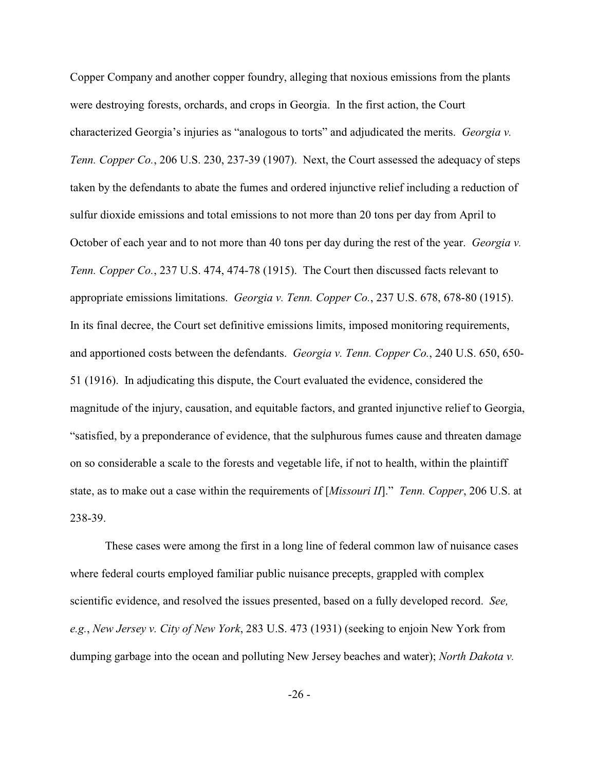Copper Company and another copper foundry, alleging that noxious emissions from the plants were destroying forests, orchards, and crops in Georgia. In the first action, the Court characterized Georgia's injuries as "analogous to torts" and adjudicated the merits. *Georgia v. Tenn. Copper Co.*, 206 U.S. 230, 237-39 (1907). Next, the Court assessed the adequacy of steps taken by the defendants to abate the fumes and ordered injunctive relief including a reduction of sulfur dioxide emissions and total emissions to not more than 20 tons per day from April to October of each year and to not more than 40 tons per day during the rest of the year. *Georgia v. Tenn. Copper Co.*, 237 U.S. 474, 474-78 (1915). The Court then discussed facts relevant to appropriate emissions limitations. *Georgia v. Tenn. Copper Co.*, 237 U.S. 678, 678-80 (1915). In its final decree, the Court set definitive emissions limits, imposed monitoring requirements, and apportioned costs between the defendants. *Georgia v. Tenn. Copper Co.*, 240 U.S. 650, 650-51 (1916). In adjudicating this dispute, the Court evaluated the evidence, considered the magnitude of the injury, causation, and equitable factors, and granted injunctive relief to Georgia, "satisfied, by a preponderance of evidence, that the sulphurous fumes cause and threaten damage on so considerable a scale to the forests and vegetable life, if not to health, within the plaintiff state, as to make out a case within the requirements of [*Missouri II*]." *Tenn. Copper*, 206 U.S. at 238-39.

These cases were among the first in a long line of federal common law of nuisance cases where federal courts employed familiar public nuisance precepts, grappled with complex scientific evidence, and resolved the issues presented, based on a fully developed record. *See, e.g.*, *New Jersey v. City of New York*, 283 U.S. 473 (1931) (seeking to enjoin New York from dumping garbage into the ocean and polluting New Jersey beaches and water); *North Dakota v.*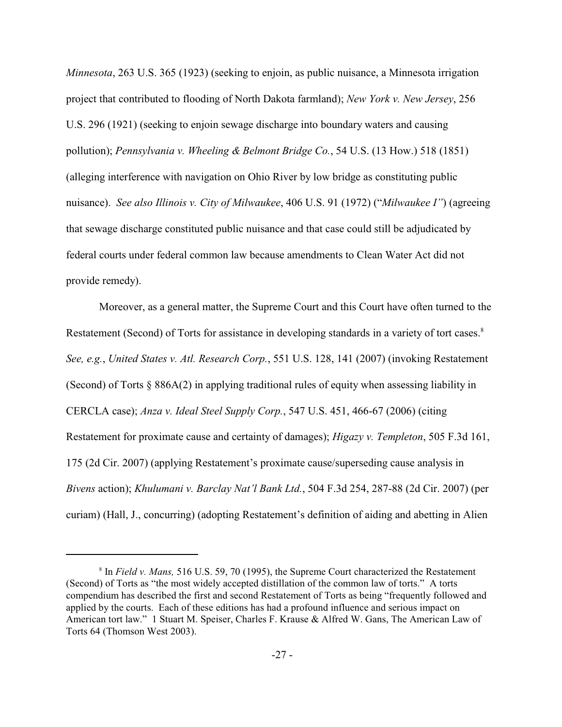*Minnesota*, 263 U.S. 365 (1923) (seeking to enjoin, as public nuisance, a Minnesota irrigation project that contributed to flooding of North Dakota farmland); *New York v. New Jersey*, 256 U.S. 296 (1921) (seeking to enjoin sewage discharge into boundary waters and causing pollution); *Pennsylvania v. Wheeling & Belmont Bridge Co.*, 54 U.S. (13 How.) 518 (1851) (alleging interference with navigation on Ohio River by low bridge as constituting public nuisance). *See also Illinois v. City of Milwaukee*, 406 U.S. 91 (1972) ("*Milwaukee I"*) (agreeing that sewage discharge constituted public nuisance and that case could still be adjudicated by federal courts under federal common law because amendments to Clean Water Act did not provide remedy).

Moreover, as a general matter, the Supreme Court and this Court have often turned to the Restatement (Second) of Torts for assistance in developing standards in a variety of tort cases.[8] *See, e.g.*, *United States v. Atl. Research Corp.*, 551 U.S. 128, 141 (2007) (invoking Restatement (Second) of Torts § 886A(2) in applying traditional rules of equity when assessing liability in CERCLA case); *Anza v. Ideal Steel Supply Corp.*, 547 U.S. 451, 466-67 (2006) (citing Restatement for proximate cause and certainty of damages); *Higazy v. Templeton*, 505 F.3d 161, 175 (2d Cir. 2007) (applying Restatement's proximate cause/superseding cause analysis in *Bivens* action); *Khulumani v. Barclay Nat'l Bank Ltd.*, 504 F.3d 254, 287-88 (2d Cir. 2007) (per curiam) (Hall, J., concurring) (adopting Restatement's definition of aiding and abetting in Alien

[8] In *Field v. Mans,* 516 U.S. 59, 70 (1995), the Supreme Court characterized the Restatement (Second) of Torts as "the most widely accepted distillation of the common law of torts." A torts compendium has described the first and second Restatement of Torts as being "frequently followed and applied by the courts. Each of these editions has had a profound influence and serious impact on American tort law." 1 Stuart M. Speiser, Charles F. Krause & Alfred W. Gans, The American Law of Torts 64 (Thomson West 2003).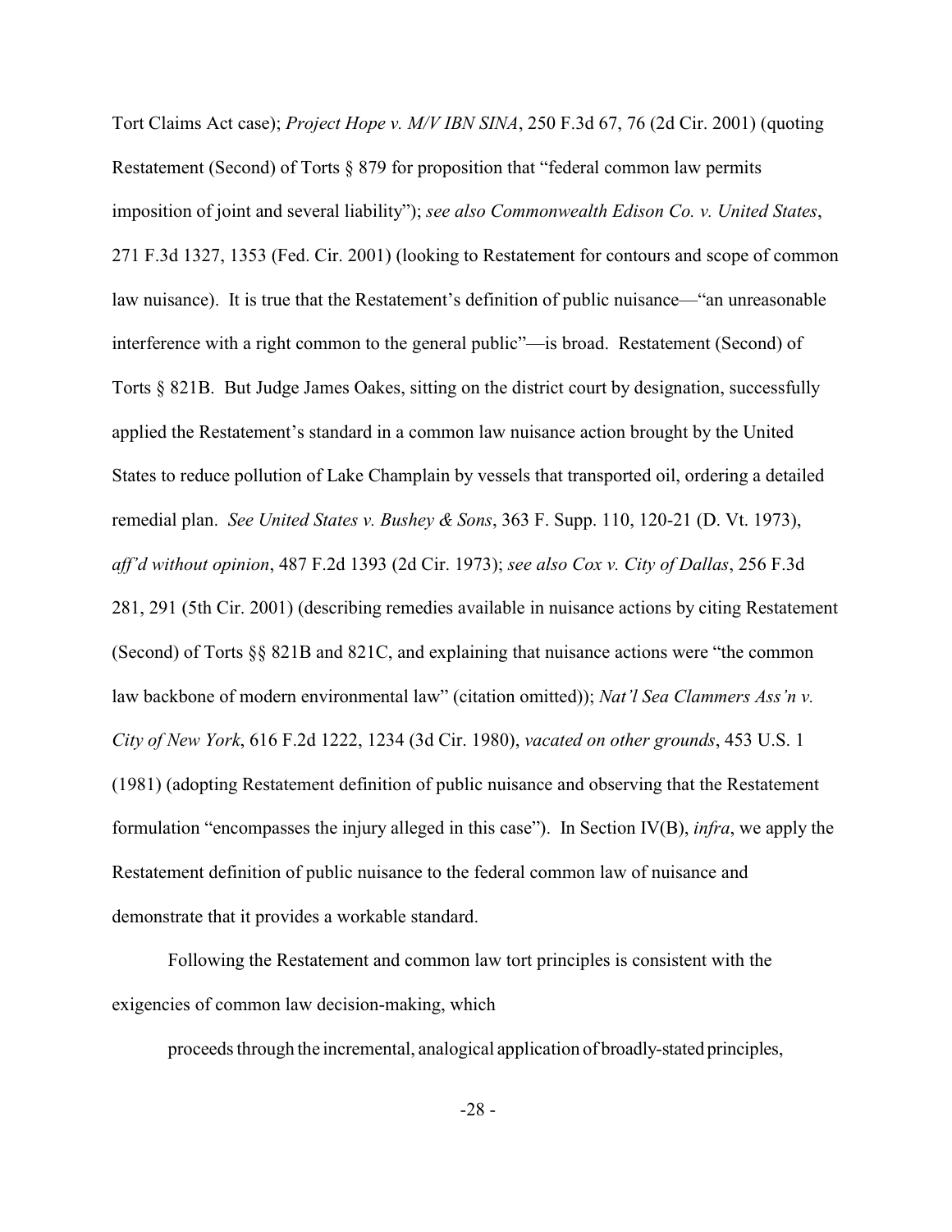Tort Claims Act case); *Project Hope v. M/V IBN SINA*, 250 F.3d 67, 76 (2d Cir. 2001) (quoting Restatement (Second) of Torts § 879 for proposition that "federal common law permits imposition of joint and several liability"); *see also Commonwealth Edison Co. v. United States*, 271 F.3d 1327, 1353 (Fed. Cir. 2001) (looking to Restatement for contours and scope of common law nuisance). It is true that the Restatement's definition of public nuisance—"an unreasonable interference with a right common to the general public"—is broad. Restatement (Second) of Torts § 821B. But Judge James Oakes, sitting on the district court by designation, successfully applied the Restatement's standard in a common law nuisance action brought by the United States to reduce pollution of Lake Champlain by vessels that transported oil, ordering a detailed remedial plan. *See United States v. Bushey & Sons*, 363 F. Supp. 110, 120-21 (D. Vt. 1973), *aff'd without opinion*, 487 F.2d 1393 (2d Cir. 1973); *see also Cox v. City of Dallas*, 256 F.3d 281, 291 (5th Cir. 2001) (describing remedies available in nuisance actions by citing Restatement (Second) of Torts §§ 821B and 821C, and explaining that nuisance actions were "the common law backbone of modern environmental law" (citation omitted)); *Nat'l Sea Clammers Ass'n v. City of New York*, 616 F.2d 1222, 1234 (3d Cir. 1980), *vacated on other grounds*, 453 U.S. 1 (1981) (adopting Restatement definition of public nuisance and observing that the Restatement formulation "encompasses the injury alleged in this case"). In Section IV(B), *infra*, we apply the Restatement definition of public nuisance to the federal common law of nuisance and demonstrate that it provides a workable standard.

Following the Restatement and common law tort principles is consistent with the exigencies of common law decision-making, which

> proceeds through the incremental, analogical application of broadly-stated principles,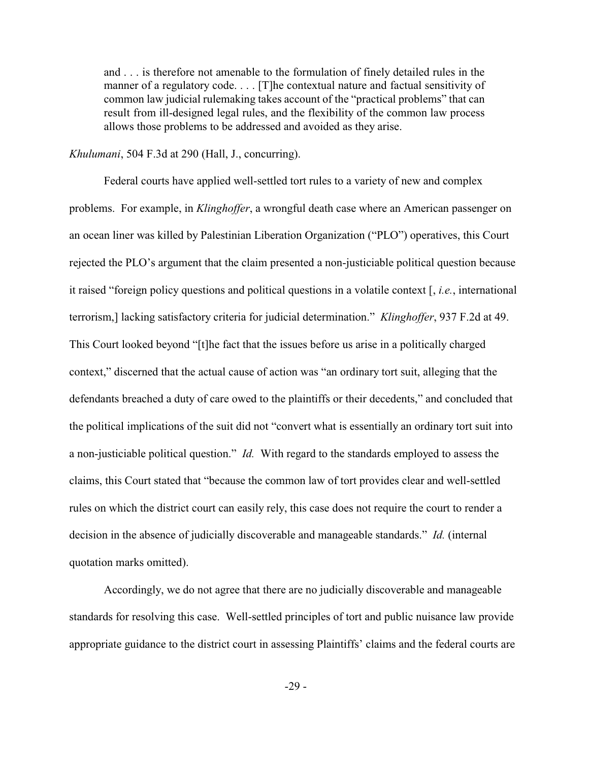> and . . . is therefore not amenable to the formulation of finely detailed rules in the manner of a regulatory code. . . . [T]he contextual nature and factual sensitivity of common law judicial rulemaking takes account of the "practical problems" that can result from ill-designed legal rules, and the flexibility of the common law process allows those problems to be addressed and avoided as they arise.

*Khulumani*, 504 F.3d at 290 (Hall, J., concurring).

Federal courts have applied well-settled tort rules to a variety of new and complex problems. For example, in *Klinghoffer*, a wrongful death case where an American passenger on an ocean liner was killed by Palestinian Liberation Organization ("PLO") operatives, this Court rejected the PLO's argument that the claim presented a non-justiciable political question because it raised "foreign policy questions and political questions in a volatile context [, *i.e.*, international terrorism,] lacking satisfactory criteria for judicial determination." *Klinghoffer*, 937 F.2d at 49. This Court looked beyond "[t]he fact that the issues before us arise in a politically charged context," discerned that the actual cause of action was "an ordinary tort suit, alleging that the defendants breached a duty of care owed to the plaintiffs or their decedents," and concluded that the political implications of the suit did not "convert what is essentially an ordinary tort suit into a non-justiciable political question." *Id.* With regard to the standards employed to assess the claims, this Court stated that "because the common law of tort provides clear and well-settled rules on which the district court can easily rely, this case does not require the court to render a decision in the absence of judicially discoverable and manageable standards." *Id.* (internal quotation marks omitted).

Accordingly, we do not agree that there are no judicially discoverable and manageable standards for resolving this case. Well-settled principles of tort and public nuisance law provide appropriate guidance to the district court in assessing Plaintiffs' claims and the federal courts are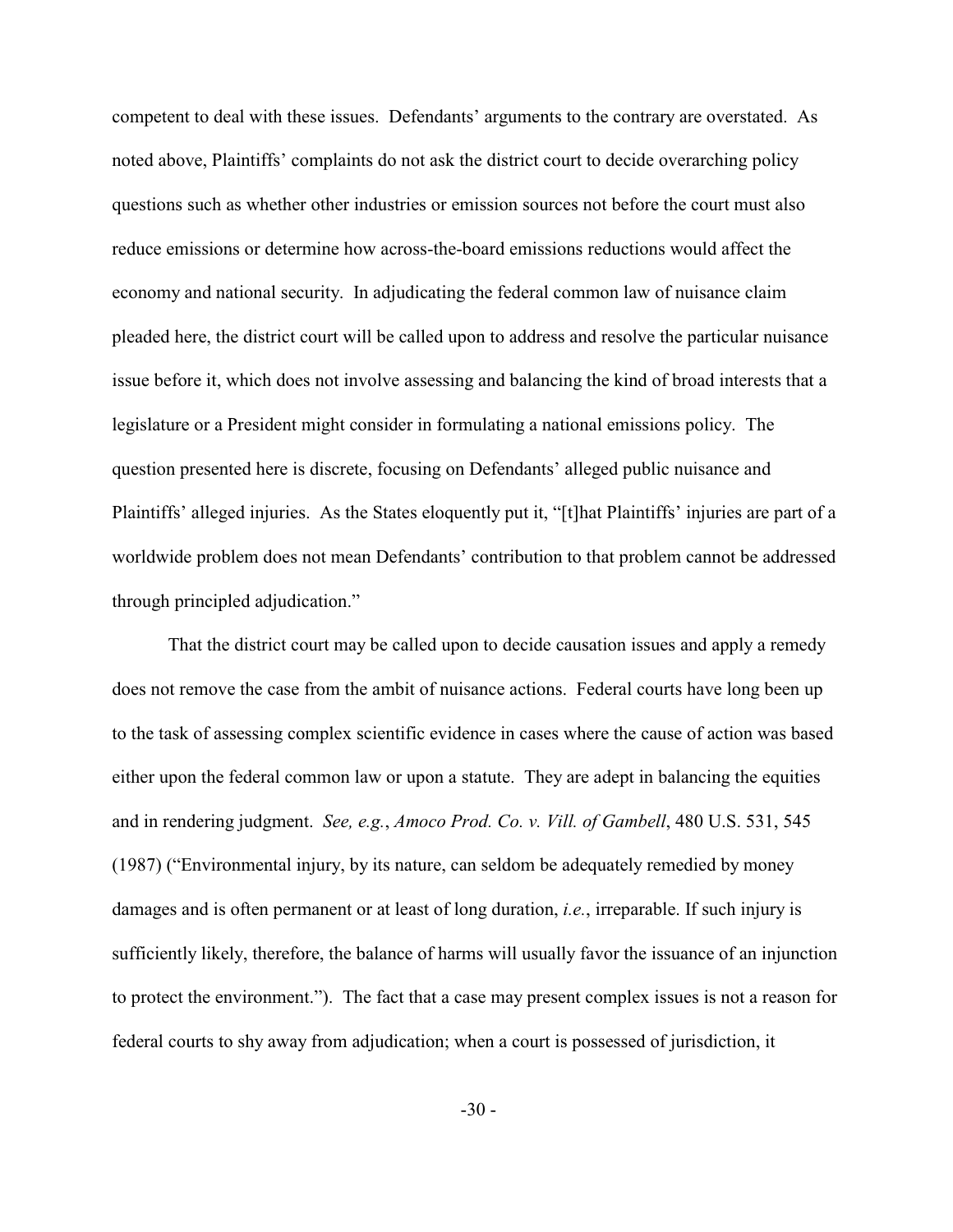competent to deal with these issues. Defendants' arguments to the contrary are overstated. As noted above, Plaintiffs' complaints do not ask the district court to decide overarching policy questions such as whether other industries or emission sources not before the court must also reduce emissions or determine how across-the-board emissions reductions would affect the economy and national security. In adjudicating the federal common law of nuisance claim pleaded here, the district court will be called upon to address and resolve the particular nuisance issue before it, which does not involve assessing and balancing the kind of broad interests that a legislature or a President might consider in formulating a national emissions policy. The question presented here is discrete, focusing on Defendants' alleged public nuisance and Plaintiffs' alleged injuries. As the States eloquently put it, "[t]hat Plaintiffs' injuries are part of a worldwide problem does not mean Defendants' contribution to that problem cannot be addressed through principled adjudication."

That the district court may be called upon to decide causation issues and apply a remedy does not remove the case from the ambit of nuisance actions. Federal courts have long been up to the task of assessing complex scientific evidence in cases where the cause of action was based either upon the federal common law or upon a statute. They are adept in balancing the equities and in rendering judgment. *See, e.g.*, *Amoco Prod. Co. v. Vill. of Gambell*, 480 U.S. 531, 545 (1987) ("Environmental injury, by its nature, can seldom be adequately remedied by money damages and is often permanent or at least of long duration, *i.e.*, irreparable. If such injury is sufficiently likely, therefore, the balance of harms will usually favor the issuance of an injunction to protect the environment."). The fact that a case may present complex issues is not a reason for federal courts to shy away from adjudication; when a court is possessed of jurisdiction, it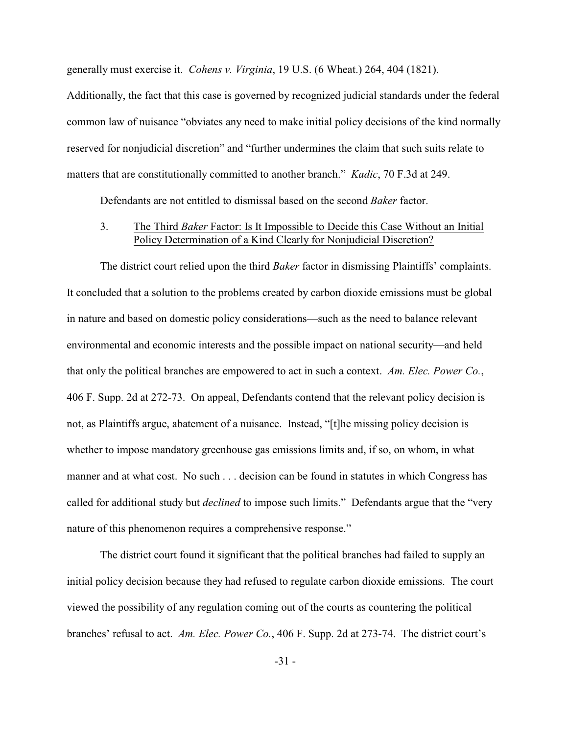generally must exercise it. *Cohens v. Virginia*, 19 U.S. (6 Wheat.) 264, 404 (1821). Additionally, the fact that this case is governed by recognized judicial standards under the federal common law of nuisance "obviates any need to make initial policy decisions of the kind normally reserved for nonjudicial discretion" and "further undermines the claim that such suits relate to matters that are constitutionally committed to another branch." *Kadic*, 70 F.3d at 249.

Defendants are not entitled to dismissal based on the second *Baker* factor.

### 3. <u>The Third *Baker* Factor: Is It Impossible to Decide this Case Without an Initial Policy Determination of a Kind Clearly for Nonjudicial Discretion?</u>

The district court relied upon the third *Baker* factor in dismissing Plaintiffs' complaints. It concluded that a solution to the problems created by carbon dioxide emissions must be global in nature and based on domestic policy considerations—such as the need to balance relevant environmental and economic interests and the possible impact on national security—and held that only the political branches are empowered to act in such a context. *Am. Elec. Power Co.*, 406 F. Supp. 2d at 272-73. On appeal, Defendants contend that the relevant policy decision is not, as Plaintiffs argue, abatement of a nuisance. Instead, "[t]he missing policy decision is whether to impose mandatory greenhouse gas emissions limits and, if so, on whom, in what manner and at what cost. No such . . . decision can be found in statutes in which Congress has called for additional study but *declined* to impose such limits." Defendants argue that the "very nature of this phenomenon requires a comprehensive response."

The district court found it significant that the political branches had failed to supply an initial policy decision because they had refused to regulate carbon dioxide emissions. The court viewed the possibility of any regulation coming out of the courts as countering the political branches' refusal to act. *Am. Elec. Power Co.*, 406 F. Supp. 2d at 273-74. The district court's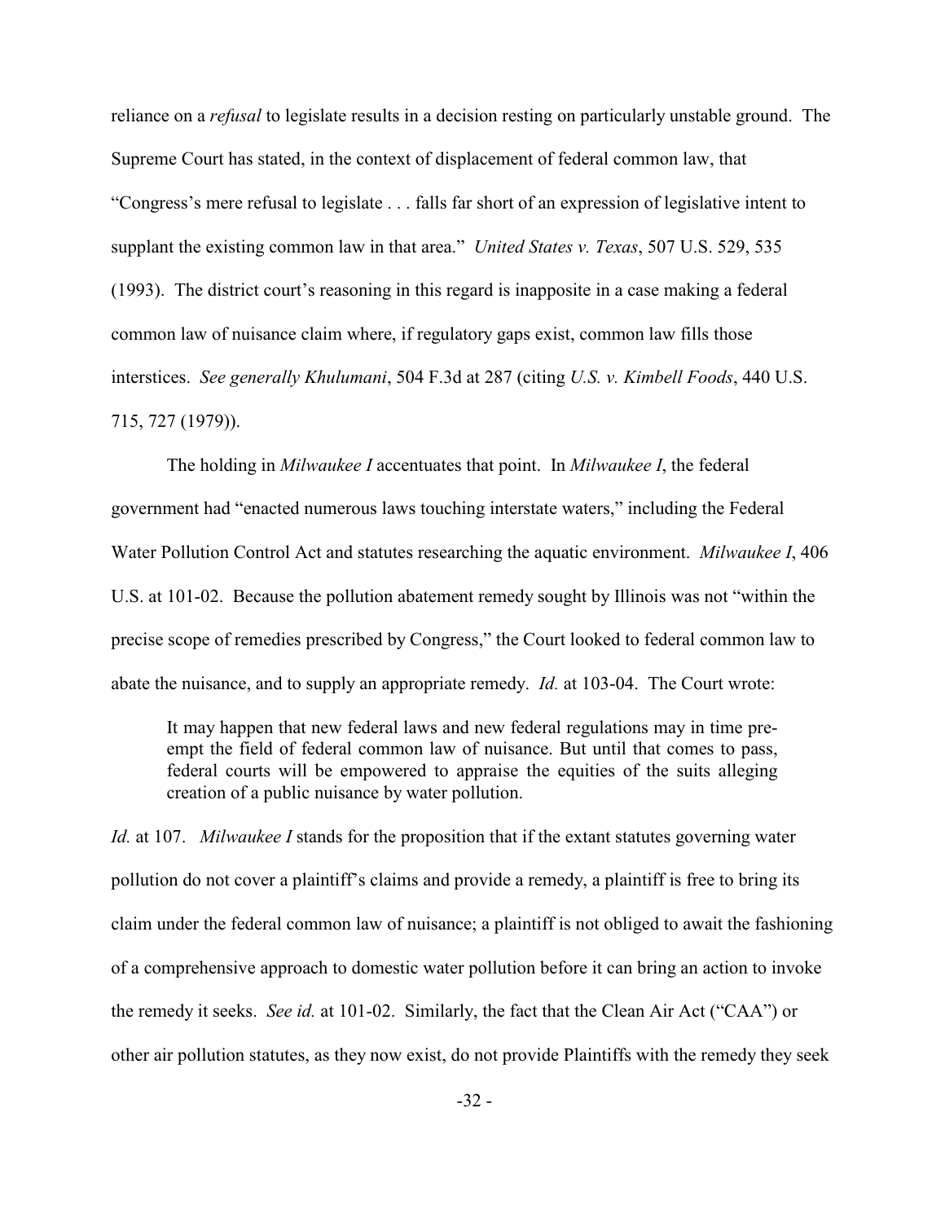reliance on a *refusal* to legislate results in a decision resting on particularly unstable ground. The Supreme Court has stated, in the context of displacement of federal common law, that "Congress's mere refusal to legislate . . . falls far short of an expression of legislative intent to supplant the existing common law in that area." *United States v. Texas*, 507 U.S. 529, 535 (1993). The district court's reasoning in this regard is inapposite in a case making a federal common law of nuisance claim where, if regulatory gaps exist, common law fills those interstices. *See generally Khulumani*, 504 F.3d at 287 (citing *U.S. v. Kimbell Foods*, 440 U.S. 715, 727 (1979)).

The holding in *Milwaukee I* accentuates that point. In *Milwaukee I*, the federal government had "enacted numerous laws touching interstate waters," including the Federal Water Pollution Control Act and statutes researching the aquatic environment. *Milwaukee I*, 406 U.S. at 101-02. Because the pollution abatement remedy sought by Illinois was not "within the precise scope of remedies prescribed by Congress," the Court looked to federal common law to abate the nuisance, and to supply an appropriate remedy. *Id.* at 103-04. The Court wrote:

> It may happen that new federal laws and new federal regulations may in time pre-empt the field of federal common law of nuisance. But until that comes to pass, federal courts will be empowered to appraise the equities of the suits alleging creation of a public nuisance by water pollution.

*Id.* at 107. *Milwaukee I* stands for the proposition that if the extant statutes governing water pollution do not cover a plaintiff's claims and provide a remedy, a plaintiff is free to bring its claim under the federal common law of nuisance; a plaintiff is not obliged to await the fashioning of a comprehensive approach to domestic water pollution before it can bring an action to invoke the remedy it seeks. *See id.* at 101-02. Similarly, the fact that the Clean Air Act ("CAA") or other air pollution statutes, as they now exist, do not provide Plaintiffs with the remedy they seek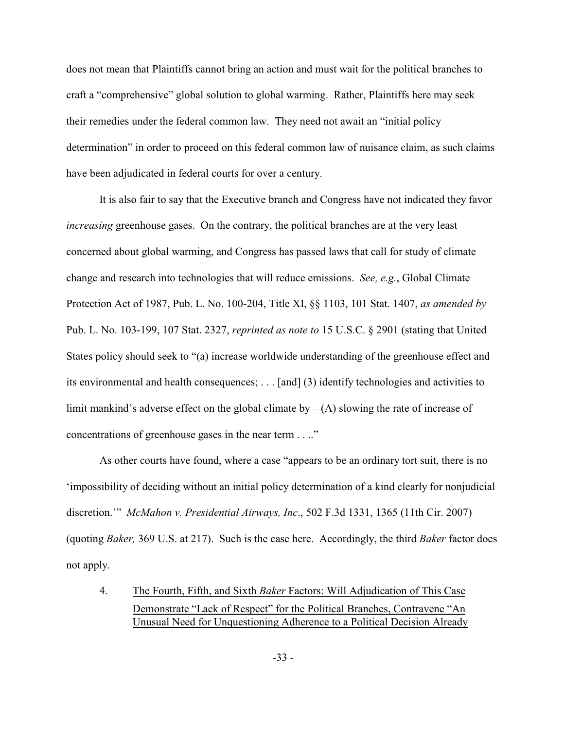does not mean that Plaintiffs cannot bring an action and must wait for the political branches to craft a "comprehensive" global solution to global warming. Rather, Plaintiffs here may seek their remedies under the federal common law. They need not await an "initial policy determination" in order to proceed on this federal common law of nuisance claim, as such claims have been adjudicated in federal courts for over a century.

It is also fair to say that the Executive branch and Congress have not indicated they favor *increasing* greenhouse gases. On the contrary, the political branches are at the very least concerned about global warming, and Congress has passed laws that call for study of climate change and research into technologies that will reduce emissions. *See, e.g.*, Global Climate Protection Act of 1987, Pub. L. No. 100-204, Title XI, §§ 1103, 101 Stat. 1407, *as amended by* Pub. L. No. 103-199, 107 Stat. 2327, *reprinted as note to* 15 U.S.C. § 2901 (stating that United States policy should seek to "(a) increase worldwide understanding of the greenhouse effect and its environmental and health consequences; . . . [and] (3) identify technologies and activities to limit mankind's adverse effect on the global climate by—(A) slowing the rate of increase of concentrations of greenhouse gases in the near term . . .."

As other courts have found, where a case "appears to be an ordinary tort suit, there is no 'impossibility of deciding without an initial policy determination of a kind clearly for nonjudicial discretion.'" *McMahon v. Presidential Airways, Inc*., 502 F.3d 1331, 1365 (11th Cir. 2007) (quoting *Baker,* 369 U.S. at 217). Such is the case here. Accordingly, the third *Baker* factor does not apply.

4. The Fourth, Fifth, and Sixth *Baker* Factors: Will Adjudication of This Case Demonstrate "Lack of Respect" for the Political Branches, Contravene "An Unusual Need for Unquestioning Adherence to a Political Decision Already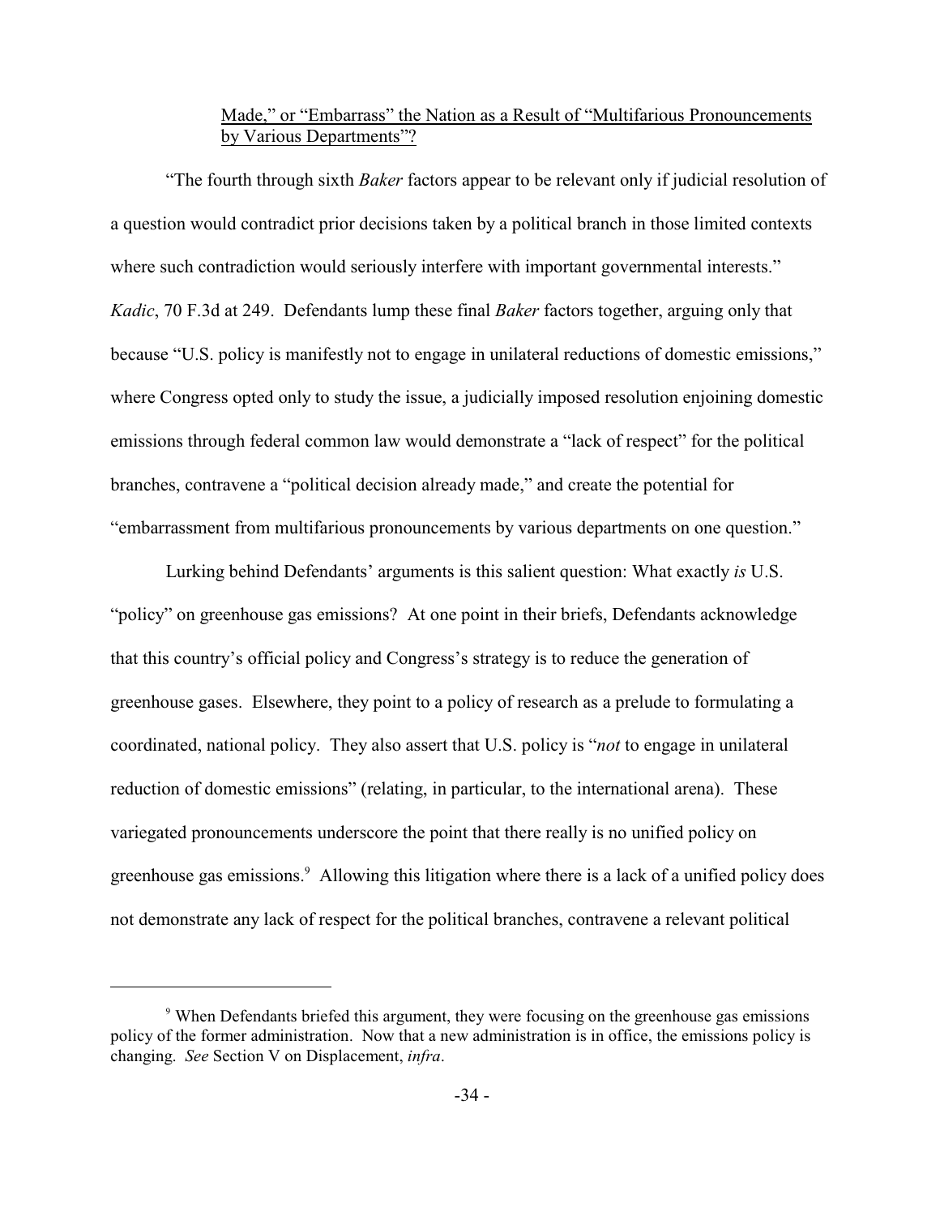Made," or "Embarrass" the Nation as a Result of "Multifarious Pronouncements by Various Departments"?

"The fourth through sixth *Baker* factors appear to be relevant only if judicial resolution of a question would contradict prior decisions taken by a political branch in those limited contexts where such contradiction would seriously interfere with important governmental interests." *Kadic*, 70 F.3d at 249. Defendants lump these final *Baker* factors together, arguing only that because "U.S. policy is manifestly not to engage in unilateral reductions of domestic emissions," where Congress opted only to study the issue, a judicially imposed resolution enjoining domestic emissions through federal common law would demonstrate a "lack of respect" for the political branches, contravene a "political decision already made," and create the potential for "embarrassment from multifarious pronouncements by various departments on one question."

Lurking behind Defendants' arguments is this salient question: What exactly *is* U.S. "policy" on greenhouse gas emissions? At one point in their briefs, Defendants acknowledge that this country's official policy and Congress's strategy is to reduce the generation of greenhouse gases. Elsewhere, they point to a policy of research as a prelude to formulating a coordinated, national policy. They also assert that U.S. policy is "*not* to engage in unilateral reduction of domestic emissions" (relating, in particular, to the international arena). These variegated pronouncements underscore the point that there really is no unified policy on greenhouse gas emissions.[9] Allowing this litigation where there is a lack of a unified policy does not demonstrate any lack of respect for the political branches, contravene a relevant political

[9] When Defendants briefed this argument, they were focusing on the greenhouse gas emissions policy of the former administration. Now that a new administration is in office, the emissions policy is changing. *See* Section V on Displacement, *infra*.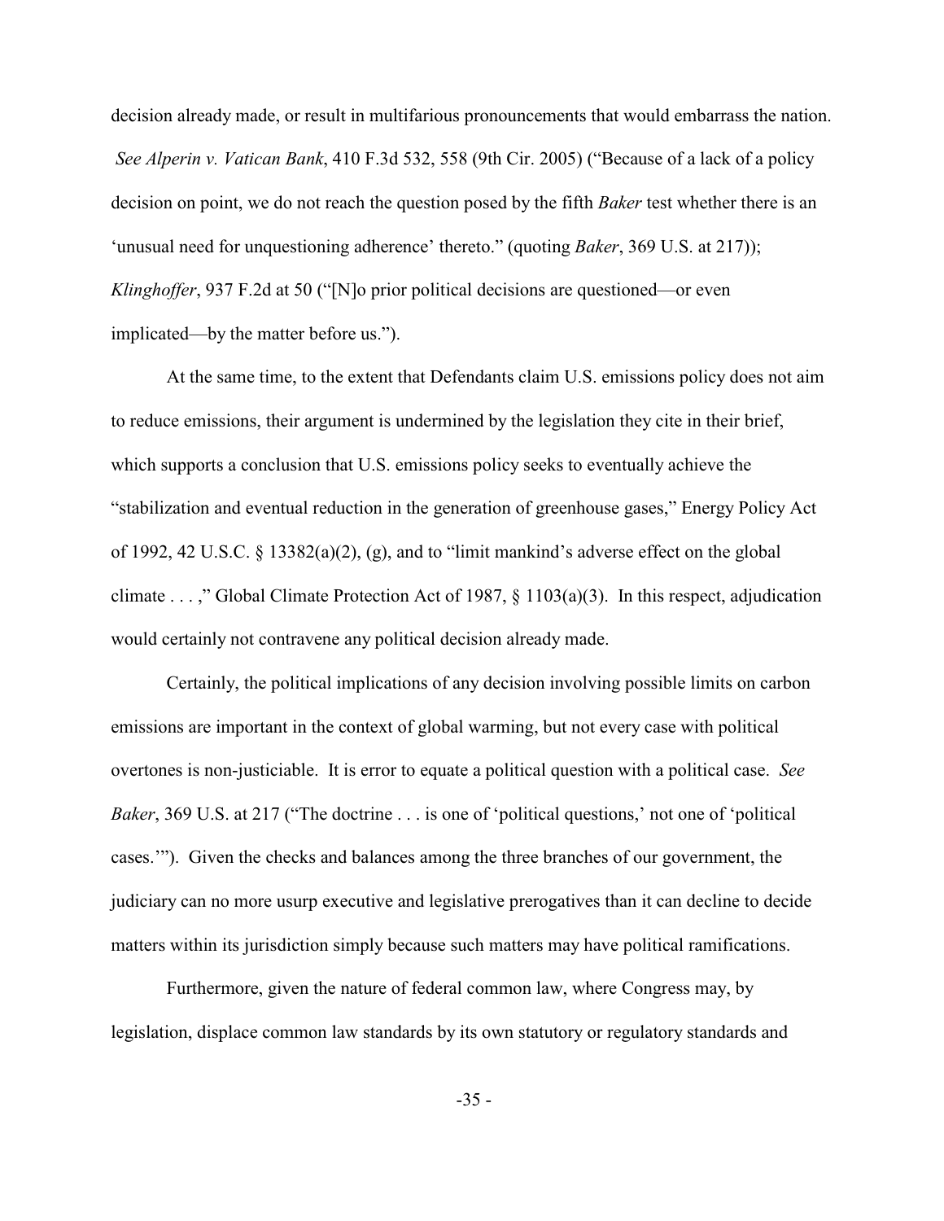decision already made, or result in multifarious pronouncements that would embarrass the nation. *See Alperin v. Vatican Bank*, 410 F.3d 532, 558 (9th Cir. 2005) ("Because of a lack of a policy decision on point, we do not reach the question posed by the fifth *Baker* test whether there is an 'unusual need for unquestioning adherence' thereto." (quoting *Baker*, 369 U.S. at 217)); *Klinghoffer*, 937 F.2d at 50 ("[N]o prior political decisions are questioned—or even implicated—by the matter before us.").

At the same time, to the extent that Defendants claim U.S. emissions policy does not aim to reduce emissions, their argument is undermined by the legislation they cite in their brief, which supports a conclusion that U.S. emissions policy seeks to eventually achieve the "stabilization and eventual reduction in the generation of greenhouse gases," Energy Policy Act of 1992, 42 U.S.C. § 13382(a)(2), (g), and to "limit mankind's adverse effect on the global climate . . . ," Global Climate Protection Act of 1987, § 1103(a)(3). In this respect, adjudication would certainly not contravene any political decision already made.

Certainly, the political implications of any decision involving possible limits on carbon emissions are important in the context of global warming, but not every case with political overtones is non-justiciable. It is error to equate a political question with a political case. *See Baker*, 369 U.S. at 217 ("The doctrine . . . is one of 'political questions,' not one of 'political cases.'"). Given the checks and balances among the three branches of our government, the judiciary can no more usurp executive and legislative prerogatives than it can decline to decide matters within its jurisdiction simply because such matters may have political ramifications.

Furthermore, given the nature of federal common law, where Congress may, by legislation, displace common law standards by its own statutory or regulatory standards and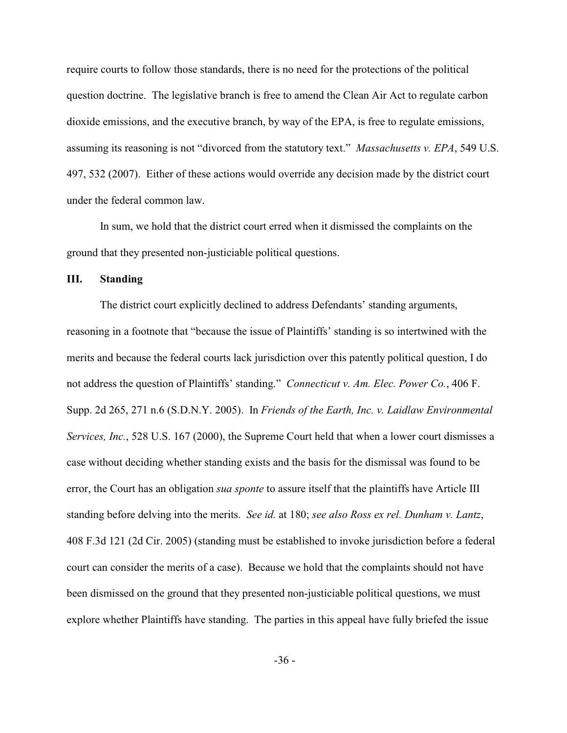require courts to follow those standards, there is no need for the protections of the political question doctrine. The legislative branch is free to amend the Clean Air Act to regulate carbon dioxide emissions, and the executive branch, by way of the EPA, is free to regulate emissions, assuming its reasoning is not "divorced from the statutory text." *Massachusetts v. EPA*, 549 U.S. 497, 532 (2007). Either of these actions would override any decision made by the district court under the federal common law.

In sum, we hold that the district court erred when it dismissed the complaints on the ground that they presented non-justiciable political questions.

## III. Standing

The district court explicitly declined to address Defendants' standing arguments, reasoning in a footnote that "because the issue of Plaintiffs' standing is so intertwined with the merits and because the federal courts lack jurisdiction over this patently political question, I do not address the question of Plaintiffs' standing." *Connecticut v. Am. Elec. Power Co.*, 406 F. Supp. 2d 265, 271 n.6 (S.D.N.Y. 2005). In *Friends of the Earth, Inc. v. Laidlaw Environmental Services, Inc.*, 528 U.S. 167 (2000), the Supreme Court held that when a lower court dismisses a case without deciding whether standing exists and the basis for the dismissal was found to be error, the Court has an obligation *sua sponte* to assure itself that the plaintiffs have Article III standing before delving into the merits. *See id.* at 180; *see also Ross ex rel. Dunham v. Lantz*, 408 F.3d 121 (2d Cir. 2005) (standing must be established to invoke jurisdiction before a federal court can consider the merits of a case). Because we hold that the complaints should not have been dismissed on the ground that they presented non-justiciable political questions, we must explore whether Plaintiffs have standing. The parties in this appeal have fully briefed the issue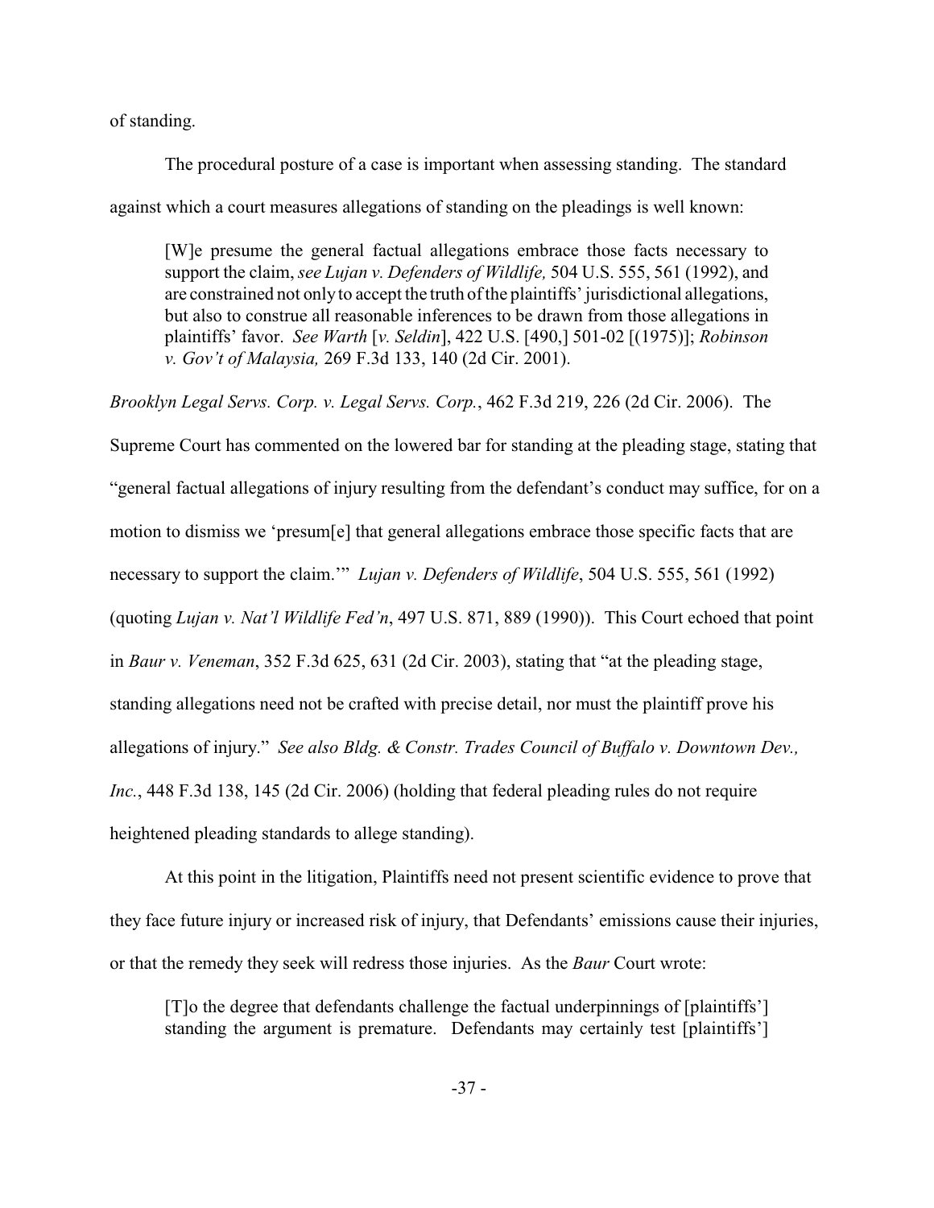of standing.

The procedural posture of a case is important when assessing standing. The standard against which a court measures allegations of standing on the pleadings is well known:

> [W]e presume the general factual allegations embrace those facts necessary to support the claim, *see Lujan v. Defenders of Wildlife,* 504 U.S. 555, 561 (1992), and are constrained not only to accept the truth of the plaintiffs' jurisdictional allegations, but also to construe all reasonable inferences to be drawn from those allegations in plaintiffs' favor. *See Warth* [*v. Seldin*], 422 U.S. [490,] 501-02 [(1975)]; *Robinson v. Gov't of Malaysia,* 269 F.3d 133, 140 (2d Cir. 2001).

*Brooklyn Legal Servs. Corp. v. Legal Servs. Corp.*, 462 F.3d 219, 226 (2d Cir. 2006). The Supreme Court has commented on the lowered bar for standing at the pleading stage, stating that "general factual allegations of injury resulting from the defendant's conduct may suffice, for on a motion to dismiss we 'presum[e] that general allegations embrace those specific facts that are necessary to support the claim.'" *Lujan v. Defenders of Wildlife*, 504 U.S. 555, 561 (1992) (quoting *Lujan v. Nat'l Wildlife Fed'n*, 497 U.S. 871, 889 (1990)). This Court echoed that point in *Baur v. Veneman*, 352 F.3d 625, 631 (2d Cir. 2003), stating that "at the pleading stage, standing allegations need not be crafted with precise detail, nor must the plaintiff prove his allegations of injury." *See also Bldg. & Constr. Trades Council of Buffalo v. Downtown Dev., Inc.*, 448 F.3d 138, 145 (2d Cir. 2006) (holding that federal pleading rules do not require heightened pleading standards to allege standing).

At this point in the litigation, Plaintiffs need not present scientific evidence to prove that they face future injury or increased risk of injury, that Defendants' emissions cause their injuries, or that the remedy they seek will redress those injuries. As the *Baur* Court wrote:

> [T]o the degree that defendants challenge the factual underpinnings of [plaintiffs'] standing the argument is premature. Defendants may certainly test [plaintiffs']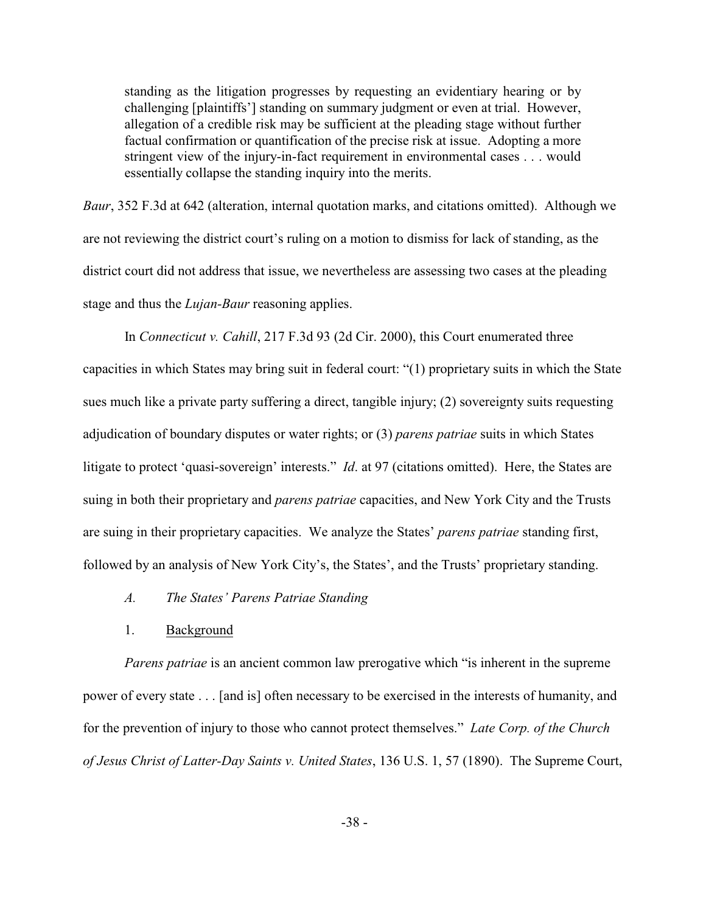> standing as the litigation progresses by requesting an evidentiary hearing or by challenging [plaintiffs'] standing on summary judgment or even at trial. However, allegation of a credible risk may be sufficient at the pleading stage without further factual confirmation or quantification of the precise risk at issue. Adopting a more stringent view of the injury-in-fact requirement in environmental cases . . . would essentially collapse the standing inquiry into the merits.

*Baur*, 352 F.3d at 642 (alteration, internal quotation marks, and citations omitted). Although we are not reviewing the district court's ruling on a motion to dismiss for lack of standing, as the district court did not address that issue, we nevertheless are assessing two cases at the pleading stage and thus the *Lujan-Baur* reasoning applies.

In *Connecticut v. Cahill*, 217 F.3d 93 (2d Cir. 2000), this Court enumerated three capacities in which States may bring suit in federal court: "(1) proprietary suits in which the State sues much like a private party suffering a direct, tangible injury; (2) sovereignty suits requesting adjudication of boundary disputes or water rights; or (3) *parens patriae* suits in which States litigate to protect 'quasi-sovereign' interests." *Id*. at 97 (citations omitted). Here, the States are suing in both their proprietary and *parens patriae* capacities, and New York City and the Trusts are suing in their proprietary capacities. We analyze the States' *parens patriae* standing first, followed by an analysis of New York City's, the States', and the Trusts' proprietary standing.

### *A. The States' Parens Patriae Standing*

#### 1. Background

*Parens patriae* is an ancient common law prerogative which "is inherent in the supreme power of every state . . . [and is] often necessary to be exercised in the interests of humanity, and for the prevention of injury to those who cannot protect themselves." *Late Corp. of the Church of Jesus Christ of Latter-Day Saints v. United States*, 136 U.S. 1, 57 (1890). The Supreme Court,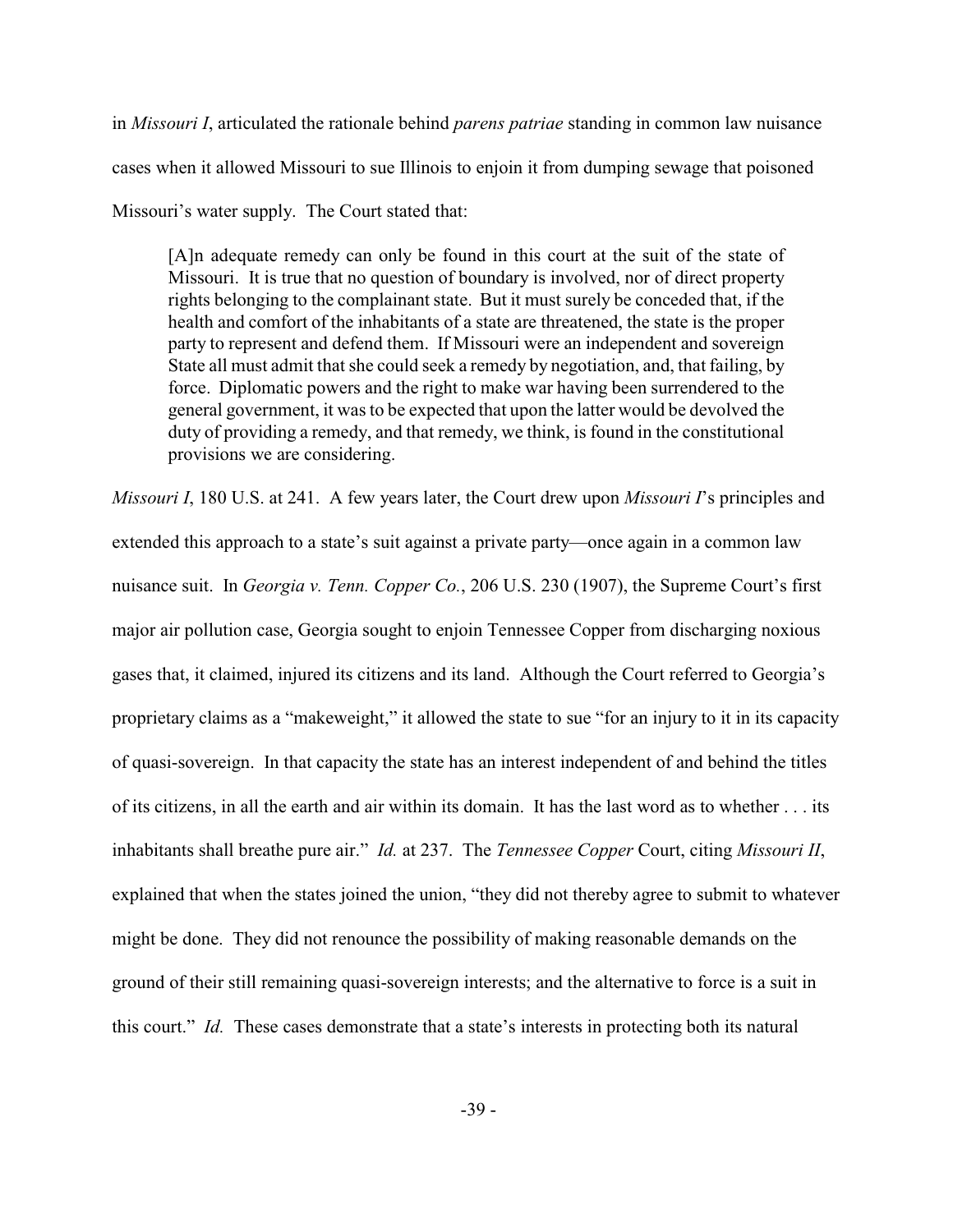in *Missouri I*, articulated the rationale behind *parens patriae* standing in common law nuisance cases when it allowed Missouri to sue Illinois to enjoin it from dumping sewage that poisoned Missouri's water supply. The Court stated that:

> [A]n adequate remedy can only be found in this court at the suit of the state of Missouri. It is true that no question of boundary is involved, nor of direct property rights belonging to the complainant state. But it must surely be conceded that, if the health and comfort of the inhabitants of a state are threatened, the state is the proper party to represent and defend them. If Missouri were an independent and sovereign State all must admit that she could seek a remedy by negotiation, and, that failing, by force. Diplomatic powers and the right to make war having been surrendered to the general government, it was to be expected that upon the latter would be devolved the duty of providing a remedy, and that remedy, we think, is found in the constitutional provisions we are considering.

*Missouri I*, 180 U.S. at 241. A few years later, the Court drew upon *Missouri I*'s principles and extended this approach to a state's suit against a private party—once again in a common law nuisance suit. In *Georgia v. Tenn. Copper Co.*, 206 U.S. 230 (1907), the Supreme Court's first major air pollution case, Georgia sought to enjoin Tennessee Copper from discharging noxious gases that, it claimed, injured its citizens and its land. Although the Court referred to Georgia's proprietary claims as a "makeweight," it allowed the state to sue "for an injury to it in its capacity of quasi-sovereign. In that capacity the state has an interest independent of and behind the titles of its citizens, in all the earth and air within its domain. It has the last word as to whether . . . its inhabitants shall breathe pure air." *Id.* at 237. The *Tennessee Copper* Court, citing *Missouri II*, explained that when the states joined the union, "they did not thereby agree to submit to whatever might be done. They did not renounce the possibility of making reasonable demands on the ground of their still remaining quasi-sovereign interests; and the alternative to force is a suit in this court." *Id.* These cases demonstrate that a state's interests in protecting both its natural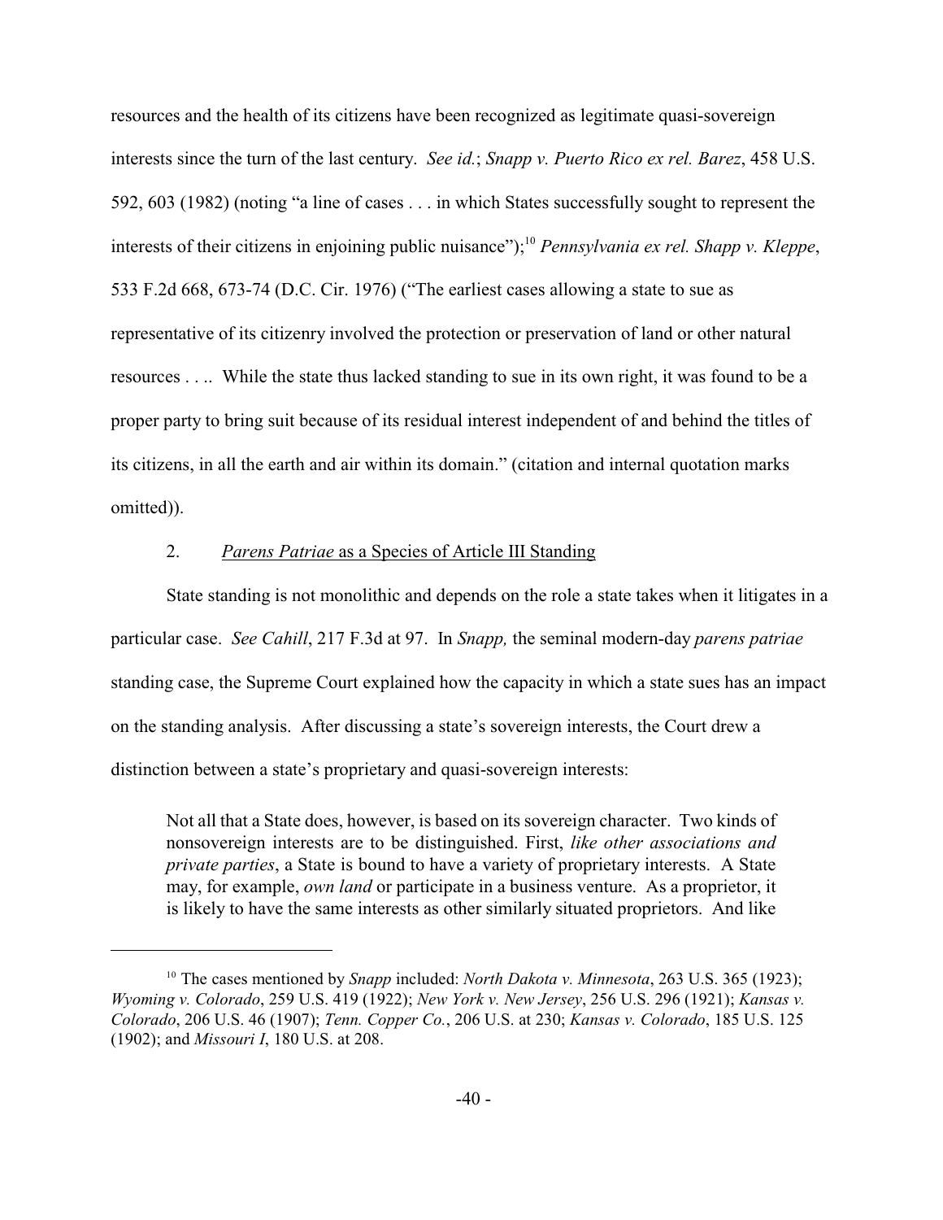resources and the health of its citizens have been recognized as legitimate quasi-sovereign interests since the turn of the last century. *See id.*; *Snapp v. Puerto Rico ex rel. Barez*, 458 U.S. 592, 603 (1982) (noting "a line of cases . . . in which States successfully sought to represent the interests of their citizens in enjoining public nuisance");[10] *Pennsylvania ex rel. Shapp v. Kleppe*, 533 F.2d 668, 673-74 (D.C. Cir. 1976) ("The earliest cases allowing a state to sue as representative of its citizenry involved the protection or preservation of land or other natural resources . . .. While the state thus lacked standing to sue in its own right, it was found to be a proper party to bring suit because of its residual interest independent of and behind the titles of its citizens, in all the earth and air within its domain." (citation and internal quotation marks omitted)).

### 2. *Parens Patriae* as a Species of Article III Standing

State standing is not monolithic and depends on the role a state takes when it litigates in a particular case. *See Cahill*, 217 F.3d at 97. In *Snapp,* the seminal modern-day *parens patriae* standing case, the Supreme Court explained how the capacity in which a state sues has an impact on the standing analysis. After discussing a state's sovereign interests, the Court drew a distinction between a state's proprietary and quasi-sovereign interests:

> Not all that a State does, however, is based on its sovereign character. Two kinds of nonsovereign interests are to be distinguished. First, *like other associations and private parties*, a State is bound to have a variety of proprietary interests. A State may, for example, *own land* or participate in a business venture. As a proprietor, it is likely to have the same interests as other similarly situated proprietors. And like

[10] The cases mentioned by *Snapp* included: *North Dakota v. Minnesota*, 263 U.S. 365 (1923); *Wyoming v. Colorado*, 259 U.S. 419 (1922); *New York v. New Jersey*, 256 U.S. 296 (1921); *Kansas v. Colorado*, 206 U.S. 46 (1907); *Tenn. Copper Co.*, 206 U.S. at 230; *Kansas v. Colorado*, 185 U.S. 125 (1902); and *Missouri I*, 180 U.S. at 208.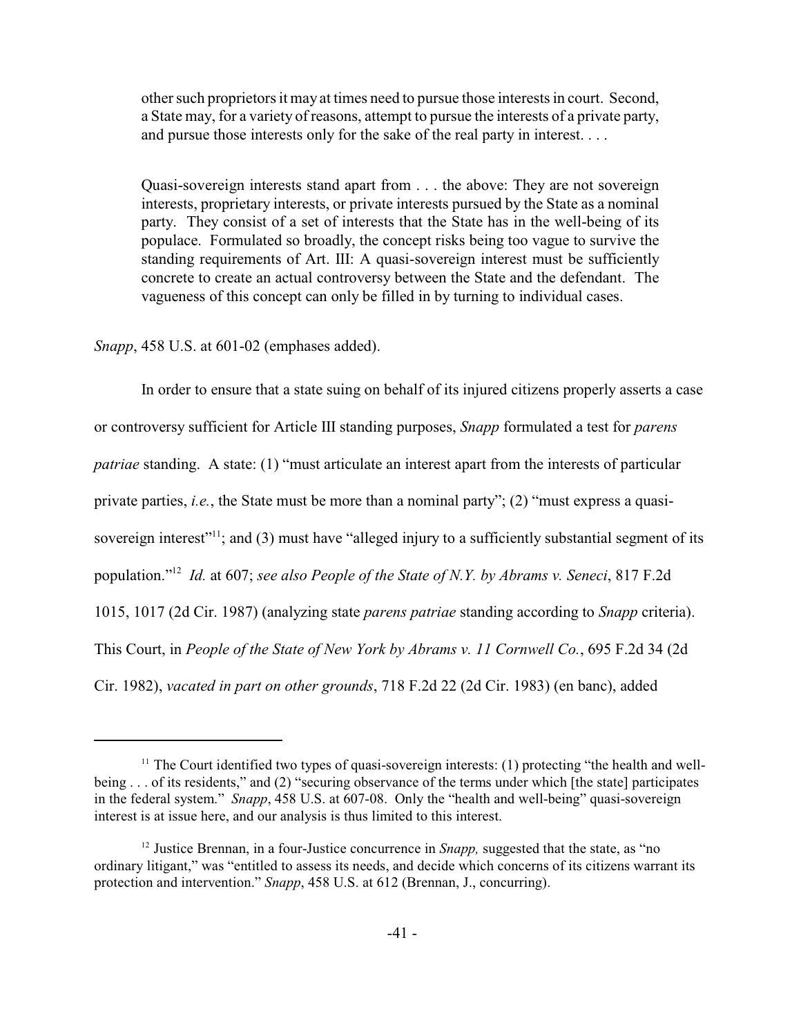> other such proprietors it may at times need to pursue those interests in court. Second, a State may, for a variety of reasons, attempt to pursue the interests of a private party, and pursue those interests only for the sake of the real party in interest. . . .
>
> Quasi-sovereign interests stand apart from . . . the above: They are not sovereign interests, proprietary interests, or private interests pursued by the State as a nominal party. They consist of a set of interests that the State has in the well-being of its populace. Formulated so broadly, the concept risks being too vague to survive the standing requirements of Art. III: A quasi-sovereign interest must be sufficiently concrete to create an actual controversy between the State and the defendant. The vagueness of this concept can only be filled in by turning to individual cases.

*Snapp*, 458 U.S. at 601-02 (emphases added).

In order to ensure that a state suing on behalf of its injured citizens properly asserts a case or controversy sufficient for Article III standing purposes, *Snapp* formulated a test for *parens patriae* standing. A state: (1) "must articulate an interest apart from the interests of particular private parties, *i.e.*, the State must be more than a nominal party"; (2) "must express a quasi-sovereign interest"[11]; and (3) must have "alleged injury to a sufficiently substantial segment of its population."[12] *Id.* at 607; *see also People of the State of N.Y. by Abrams v. Seneci*, 817 F.2d 1015, 1017 (2d Cir. 1987) (analyzing state *parens patriae* standing according to *Snapp* criteria). This Court, in *People of the State of New York by Abrams v. 11 Cornwell Co.*, 695 F.2d 34 (2d Cir. 1982), *vacated in part on other grounds*, 718 F.2d 22 (2d Cir. 1983) (en banc), added

---

[11] The Court identified two types of quasi-sovereign interests: (1) protecting "the health and well-being . . . of its residents," and (2) "securing observance of the terms under which [the state] participates in the federal system." *Snapp*, 458 U.S. at 607-08. Only the "health and well-being" quasi-sovereign interest is at issue here, and our analysis is thus limited to this interest.

[12] Justice Brennan, in a four-Justice concurrence in *Snapp,* suggested that the state, as "no ordinary litigant," was "entitled to assess its needs, and decide which concerns of its citizens warrant its protection and intervention." *Snapp*, 458 U.S. at 612 (Brennan, J., concurring).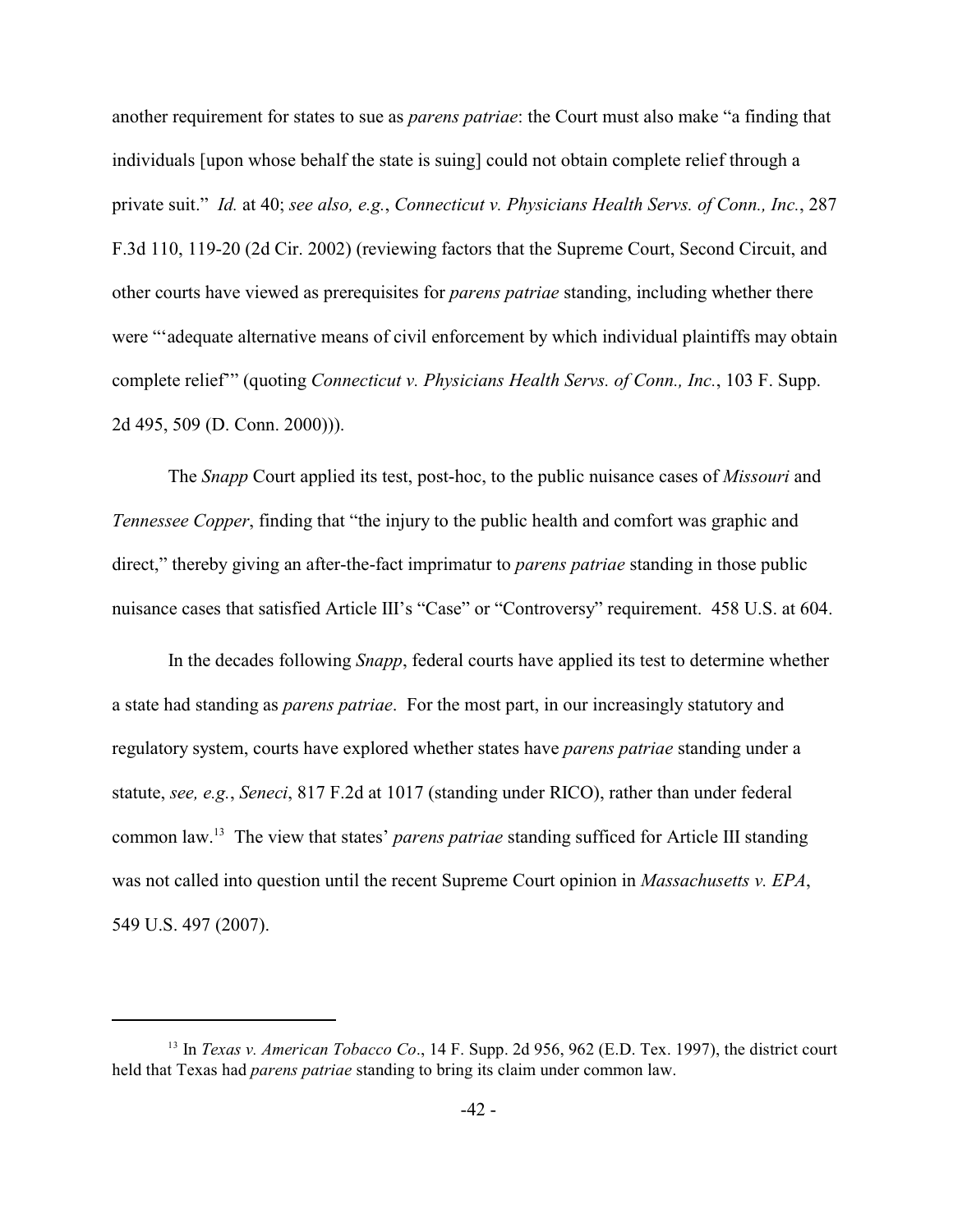another requirement for states to sue as *parens patriae*: the Court must also make "a finding that individuals [upon whose behalf the state is suing] could not obtain complete relief through a private suit." *Id.* at 40; *see also, e.g.*, *Connecticut v. Physicians Health Servs. of Conn., Inc.*, 287 F.3d 110, 119-20 (2d Cir. 2002) (reviewing factors that the Supreme Court, Second Circuit, and other courts have viewed as prerequisites for *parens patriae* standing, including whether there were "'adequate alternative means of civil enforcement by which individual plaintiffs may obtain complete relief'" (quoting *Connecticut v. Physicians Health Servs. of Conn., Inc.*, 103 F. Supp. 2d 495, 509 (D. Conn. 2000))).

The *Snapp* Court applied its test, post-hoc, to the public nuisance cases of *Missouri* and *Tennessee Copper*, finding that "the injury to the public health and comfort was graphic and direct," thereby giving an after-the-fact imprimatur to *parens patriae* standing in those public nuisance cases that satisfied Article III's "Case" or "Controversy" requirement. 458 U.S. at 604.

In the decades following *Snapp*, federal courts have applied its test to determine whether a state had standing as *parens patriae*. For the most part, in our increasingly statutory and regulatory system, courts have explored whether states have *parens patriae* standing under a statute, *see, e.g.*, *Seneci*, 817 F.2d at 1017 (standing under RICO), rather than under federal common law.[13] The view that states' *parens patriae* standing sufficed for Article III standing was not called into question until the recent Supreme Court opinion in *Massachusetts v. EPA*, 549 U.S. 497 (2007).

[13] In *Texas v. American Tobacco Co*., 14 F. Supp. 2d 956, 962 (E.D. Tex. 1997), the district court held that Texas had *parens patriae* standing to bring its claim under common law.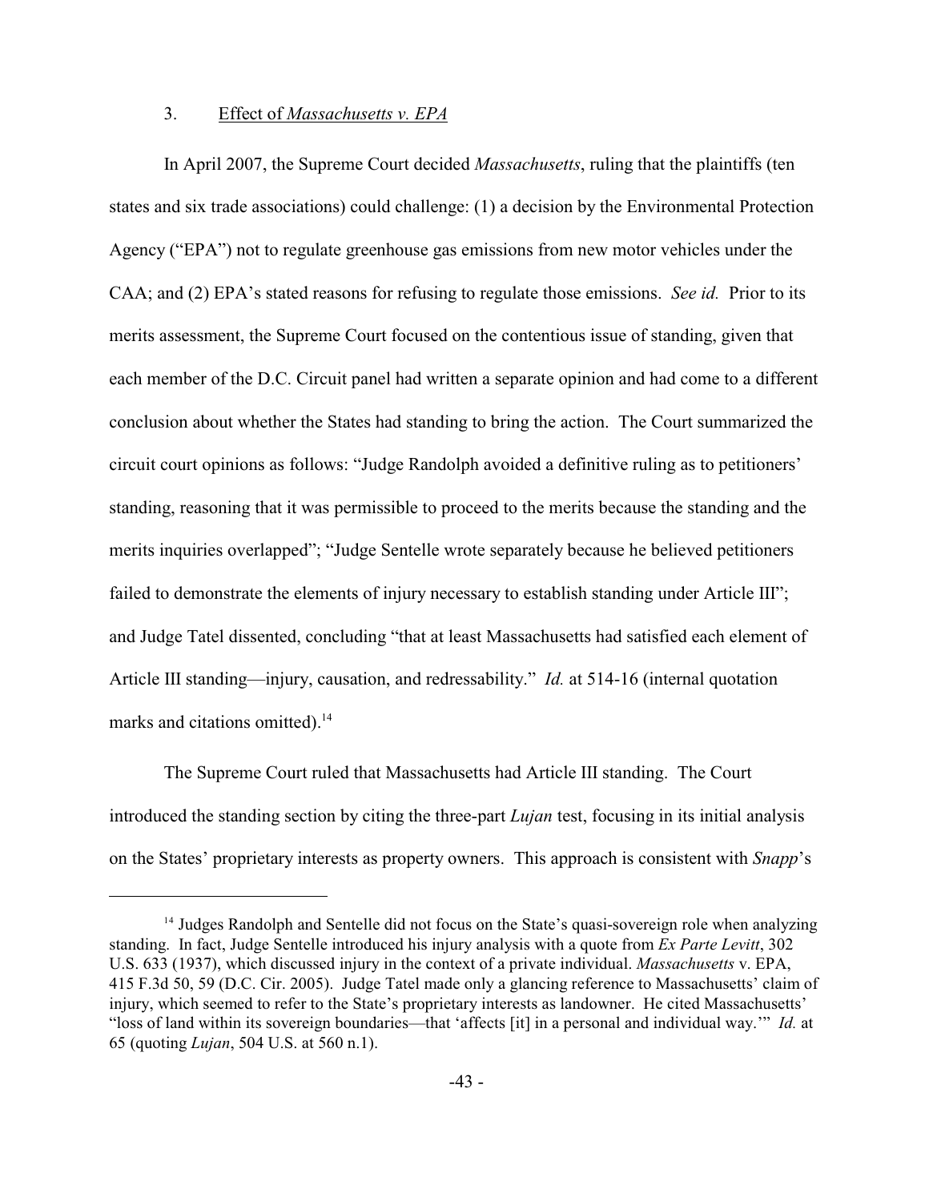### 3. Effect of *Massachusetts v. EPA*

In April 2007, the Supreme Court decided *Massachusetts*, ruling that the plaintiffs (ten states and six trade associations) could challenge: (1) a decision by the Environmental Protection Agency ("EPA") not to regulate greenhouse gas emissions from new motor vehicles under the CAA; and (2) EPA's stated reasons for refusing to regulate those emissions. *See id.* Prior to its merits assessment, the Supreme Court focused on the contentious issue of standing, given that each member of the D.C. Circuit panel had written a separate opinion and had come to a different conclusion about whether the States had standing to bring the action. The Court summarized the circuit court opinions as follows: "Judge Randolph avoided a definitive ruling as to petitioners' standing, reasoning that it was permissible to proceed to the merits because the standing and the merits inquiries overlapped"; "Judge Sentelle wrote separately because he believed petitioners failed to demonstrate the elements of injury necessary to establish standing under Article III"; and Judge Tatel dissented, concluding "that at least Massachusetts had satisfied each element of Article III standing—injury, causation, and redressability." *Id.* at 514-16 (internal quotation marks and citations omitted).[14]

The Supreme Court ruled that Massachusetts had Article III standing. The Court introduced the standing section by citing the three-part *Lujan* test, focusing in its initial analysis on the States' proprietary interests as property owners. This approach is consistent with *Snapp*'s

---

[14] Judges Randolph and Sentelle did not focus on the State's quasi-sovereign role when analyzing standing. In fact, Judge Sentelle introduced his injury analysis with a quote from *Ex Parte Levitt*, 302 U.S. 633 (1937), which discussed injury in the context of a private individual. *Massachusetts* v. EPA, 415 F.3d 50, 59 (D.C. Cir. 2005). Judge Tatel made only a glancing reference to Massachusetts' claim of injury, which seemed to refer to the State's proprietary interests as landowner. He cited Massachusetts' "loss of land within its sovereign boundaries—that 'affects [it] in a personal and individual way.'" *Id.* at 65 (quoting *Lujan*, 504 U.S. at 560 n.1).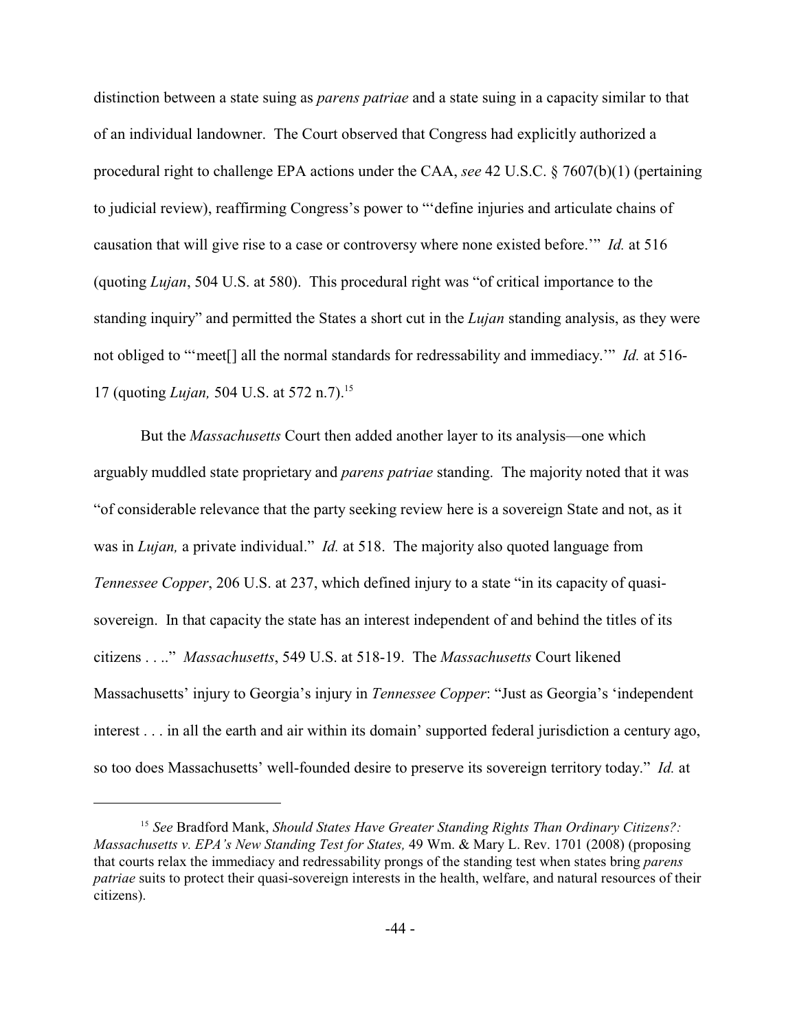distinction between a state suing as *parens patriae* and a state suing in a capacity similar to that of an individual landowner. The Court observed that Congress had explicitly authorized a procedural right to challenge EPA actions under the CAA, *see* 42 U.S.C. § 7607(b)(1) (pertaining to judicial review), reaffirming Congress's power to "'define injuries and articulate chains of causation that will give rise to a case or controversy where none existed before.'" *Id.* at 516 (quoting *Lujan*, 504 U.S. at 580). This procedural right was "of critical importance to the standing inquiry" and permitted the States a short cut in the *Lujan* standing analysis, as they were not obliged to "'meet[] all the normal standards for redressability and immediacy.'" *Id.* at 516-17 (quoting *Lujan,* 504 U.S. at 572 n.7).[15]

But the *Massachusetts* Court then added another layer to its analysis—one which arguably muddled state proprietary and *parens patriae* standing. The majority noted that it was "of considerable relevance that the party seeking review here is a sovereign State and not, as it was in *Lujan,* a private individual." *Id.* at 518. The majority also quoted language from *Tennessee Copper*, 206 U.S. at 237, which defined injury to a state "in its capacity of quasi-sovereign. In that capacity the state has an interest independent of and behind the titles of its citizens . . .." *Massachusetts*, 549 U.S. at 518-19. The *Massachusetts* Court likened Massachusetts' injury to Georgia's injury in *Tennessee Copper*: "Just as Georgia's 'independent interest . . . in all the earth and air within its domain' supported federal jurisdiction a century ago, so too does Massachusetts' well-founded desire to preserve its sovereign territory today." *Id.* at

---

[15] *See* Bradford Mank, *Should States Have Greater Standing Rights Than Ordinary Citizens?: Massachusetts v. EPA's New Standing Test for States,* 49 Wm. & Mary L. Rev. 1701 (2008) (proposing that courts relax the immediacy and redressability prongs of the standing test when states bring *parens patriae* suits to protect their quasi-sovereign interests in the health, welfare, and natural resources of their citizens).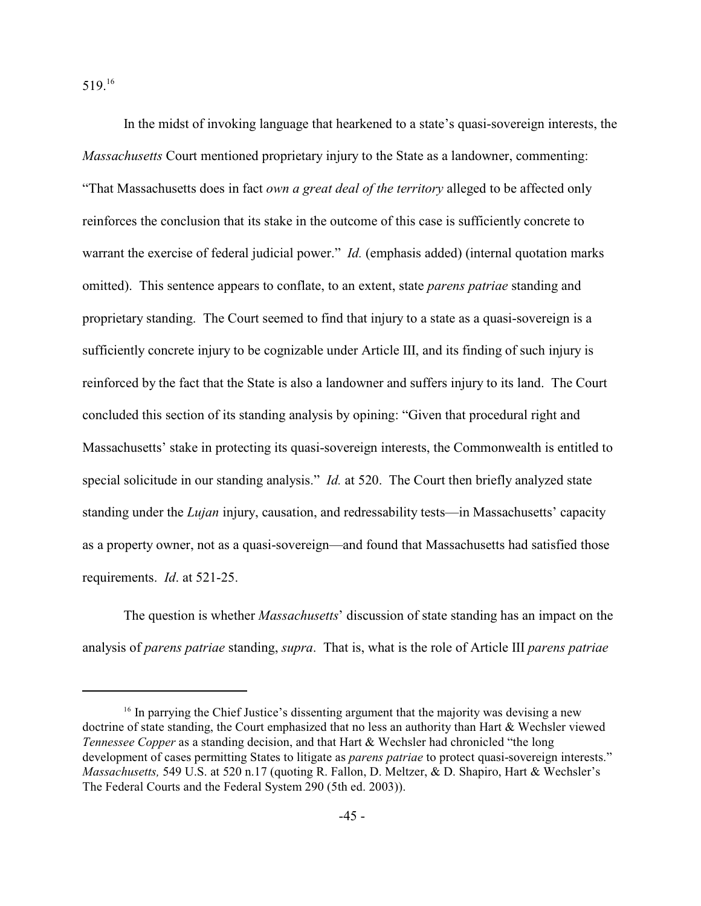519.[16]

In the midst of invoking language that hearkened to a state's quasi-sovereign interests, the *Massachusetts* Court mentioned proprietary injury to the State as a landowner, commenting: "That Massachusetts does in fact *own a great deal of the territory* alleged to be affected only reinforces the conclusion that its stake in the outcome of this case is sufficiently concrete to warrant the exercise of federal judicial power." *Id.* (emphasis added) (internal quotation marks omitted). This sentence appears to conflate, to an extent, state *parens patriae* standing and proprietary standing. The Court seemed to find that injury to a state as a quasi-sovereign is a sufficiently concrete injury to be cognizable under Article III, and its finding of such injury is reinforced by the fact that the State is also a landowner and suffers injury to its land. The Court concluded this section of its standing analysis by opining: "Given that procedural right and Massachusetts' stake in protecting its quasi-sovereign interests, the Commonwealth is entitled to special solicitude in our standing analysis." *Id.* at 520. The Court then briefly analyzed state standing under the *Lujan* injury, causation, and redressability tests—in Massachusetts' capacity as a property owner, not as a quasi-sovereign—and found that Massachusetts had satisfied those requirements. *Id*. at 521-25.

The question is whether *Massachusetts*' discussion of state standing has an impact on the analysis of *parens patriae* standing, *supra*. That is, what is the role of Article III *parens patriae*

---

[16] In parrying the Chief Justice's dissenting argument that the majority was devising a new doctrine of state standing, the Court emphasized that no less an authority than Hart & Wechsler viewed *Tennessee Copper* as a standing decision, and that Hart & Wechsler had chronicled "the long development of cases permitting States to litigate as *parens patriae* to protect quasi-sovereign interests." *Massachusetts,* 549 U.S. at 520 n.17 (quoting R. Fallon, D. Meltzer, & D. Shapiro, Hart & Wechsler's The Federal Courts and the Federal System 290 (5th ed. 2003)).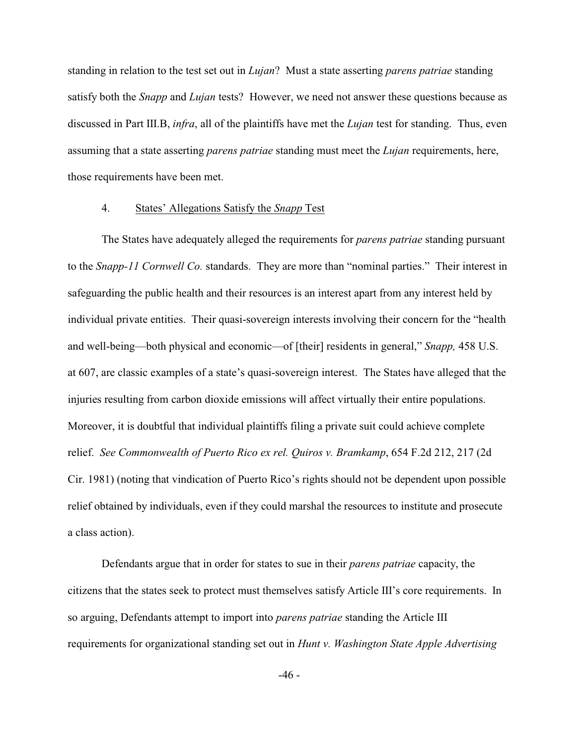standing in relation to the test set out in *Lujan*? Must a state asserting *parens patriae* standing satisfy both the *Snapp* and *Lujan* tests? However, we need not answer these questions because as discussed in Part III.B, *infra*, all of the plaintiffs have met the *Lujan* test for standing. Thus, even assuming that a state asserting *parens patriae* standing must meet the *Lujan* requirements, here, those requirements have been met.

#### 4. States' Allegations Satisfy the *Snapp* Test

The States have adequately alleged the requirements for *parens patriae* standing pursuant to the *Snapp-11 Cornwell Co.* standards. They are more than "nominal parties." Their interest in safeguarding the public health and their resources is an interest apart from any interest held by individual private entities. Their quasi-sovereign interests involving their concern for the "health and well-being—both physical and economic—of [their] residents in general," *Snapp,* 458 U.S. at 607, are classic examples of a state's quasi-sovereign interest. The States have alleged that the injuries resulting from carbon dioxide emissions will affect virtually their entire populations. Moreover, it is doubtful that individual plaintiffs filing a private suit could achieve complete relief. *See Commonwealth of Puerto Rico ex rel. Quiros v. Bramkamp*, 654 F.2d 212, 217 (2d Cir. 1981) (noting that vindication of Puerto Rico's rights should not be dependent upon possible relief obtained by individuals, even if they could marshal the resources to institute and prosecute a class action).

Defendants argue that in order for states to sue in their *parens patriae* capacity, the citizens that the states seek to protect must themselves satisfy Article III's core requirements. In so arguing, Defendants attempt to import into *parens patriae* standing the Article III requirements for organizational standing set out in *Hunt v. Washington State Apple Advertising*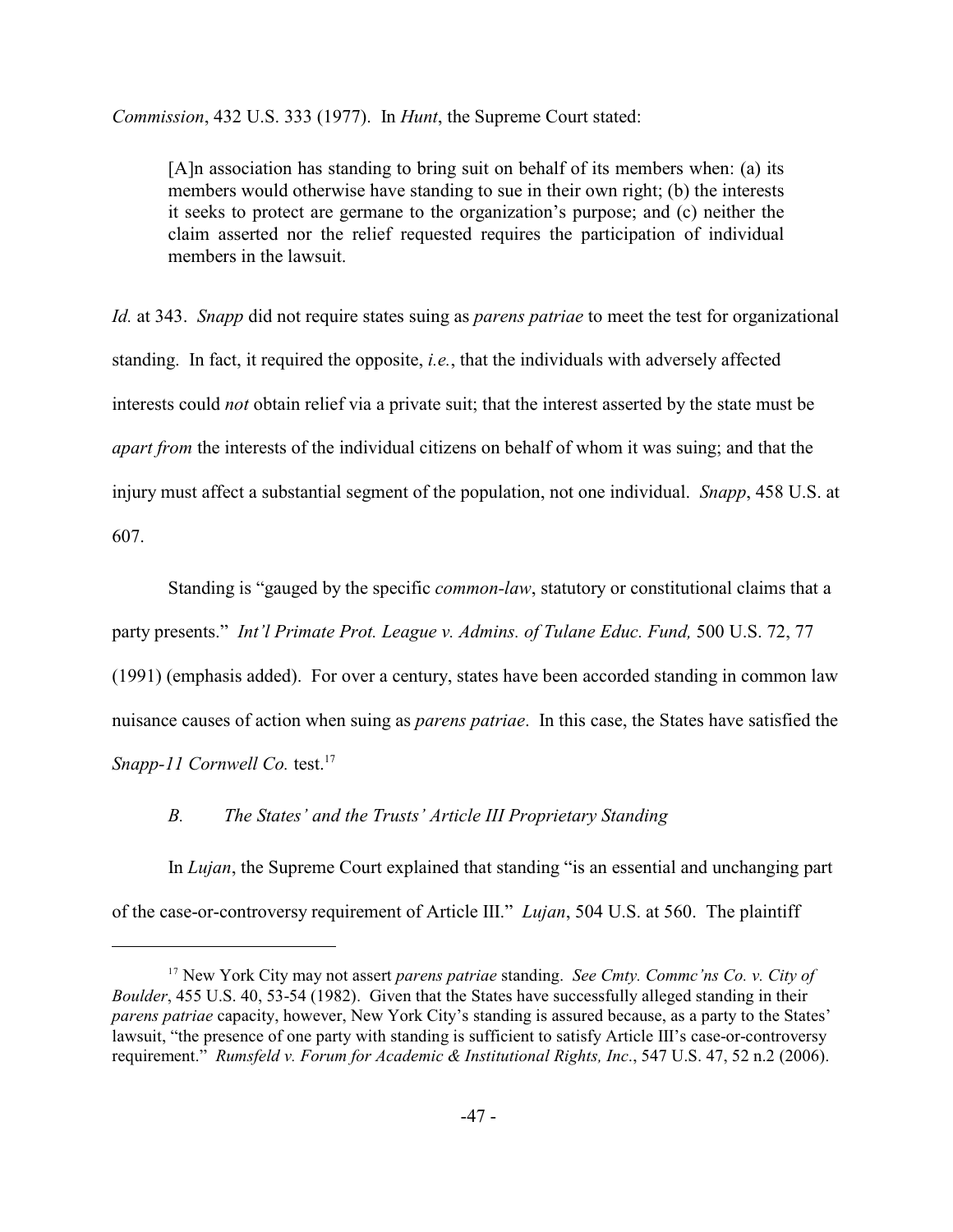*Commission*, 432 U.S. 333 (1977). In *Hunt*, the Supreme Court stated:

> [A]n association has standing to bring suit on behalf of its members when: (a) its members would otherwise have standing to sue in their own right; (b) the interests it seeks to protect are germane to the organization's purpose; and (c) neither the claim asserted nor the relief requested requires the participation of individual members in the lawsuit.

*Id.* at 343. *Snapp* did not require states suing as *parens patriae* to meet the test for organizational standing. In fact, it required the opposite, *i.e.*, that the individuals with adversely affected interests could *not* obtain relief via a private suit; that the interest asserted by the state must be *apart from* the interests of the individual citizens on behalf of whom it was suing; and that the injury must affect a substantial segment of the population, not one individual. *Snapp*, 458 U.S. at 607.

Standing is "gauged by the specific *common-law*, statutory or constitutional claims that a party presents." *Int'l Primate Prot. League v. Admins. of Tulane Educ. Fund,* 500 U.S. 72, 77 (1991) (emphasis added). For over a century, states have been accorded standing in common law nuisance causes of action when suing as *parens patriae*. In this case, the States have satisfied the *Snapp-11 Cornwell Co.* test.[17]

### *B. The States' and the Trusts' Article III Proprietary Standing*

In *Lujan*, the Supreme Court explained that standing "is an essential and unchanging part of the case-or-controversy requirement of Article III." *Lujan*, 504 U.S. at 560. The plaintiff

---

[17] New York City may not assert *parens patriae* standing. *See Cmty. Commc'ns Co. v. City of Boulder*, 455 U.S. 40, 53-54 (1982). Given that the States have successfully alleged standing in their *parens patriae* capacity, however, New York City's standing is assured because, as a party to the States' lawsuit, "the presence of one party with standing is sufficient to satisfy Article III's case-or-controversy requirement." *Rumsfeld v. Forum for Academic & Institutional Rights, Inc*., 547 U.S. 47, 52 n.2 (2006).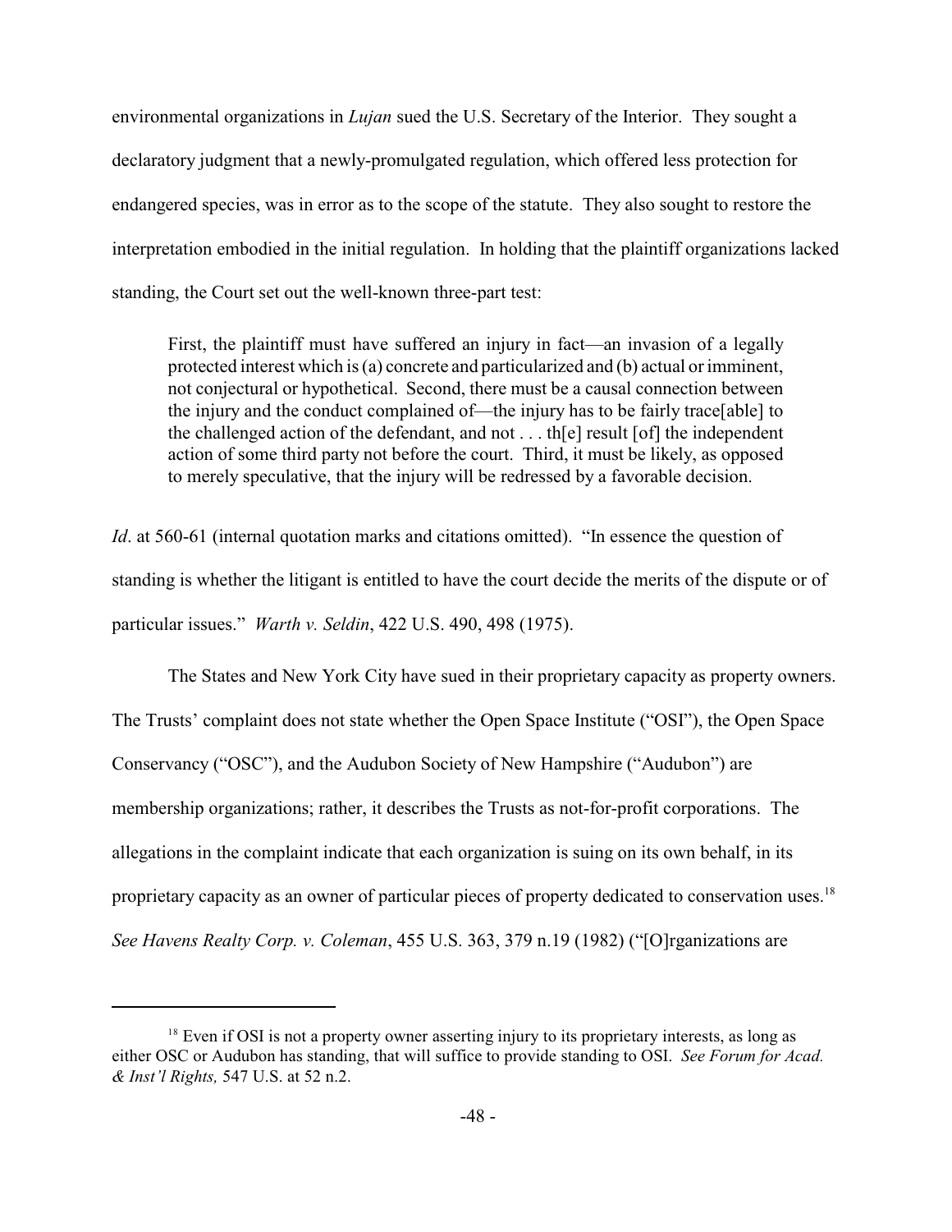environmental organizations in *Lujan* sued the U.S. Secretary of the Interior. They sought a declaratory judgment that a newly-promulgated regulation, which offered less protection for endangered species, was in error as to the scope of the statute. They also sought to restore the interpretation embodied in the initial regulation. In holding that the plaintiff organizations lacked standing, the Court set out the well-known three-part test:

> First, the plaintiff must have suffered an injury in fact—an invasion of a legally protected interest which is (a) concrete and particularized and (b) actual or imminent, not conjectural or hypothetical. Second, there must be a causal connection between the injury and the conduct complained of—the injury has to be fairly trace[able] to the challenged action of the defendant, and not . . . th[e] result [of] the independent action of some third party not before the court. Third, it must be likely, as opposed to merely speculative, that the injury will be redressed by a favorable decision.

*Id*. at 560-61 (internal quotation marks and citations omitted). "In essence the question of standing is whether the litigant is entitled to have the court decide the merits of the dispute or of particular issues." *Warth v. Seldin*, 422 U.S. 490, 498 (1975).

The States and New York City have sued in their proprietary capacity as property owners. The Trusts' complaint does not state whether the Open Space Institute ("OSI"), the Open Space Conservancy ("OSC"), and the Audubon Society of New Hampshire ("Audubon") are membership organizations; rather, it describes the Trusts as not-for-profit corporations. The allegations in the complaint indicate that each organization is suing on its own behalf, in its proprietary capacity as an owner of particular pieces of property dedicated to conservation uses.[18] *See Havens Realty Corp. v. Coleman*, 455 U.S. 363, 379 n.19 (1982) ("[O]rganizations are

---

[18] Even if OSI is not a property owner asserting injury to its proprietary interests, as long as either OSC or Audubon has standing, that will suffice to provide standing to OSI. *See Forum for Acad. & Inst'l Rights,* 547 U.S. at 52 n.2.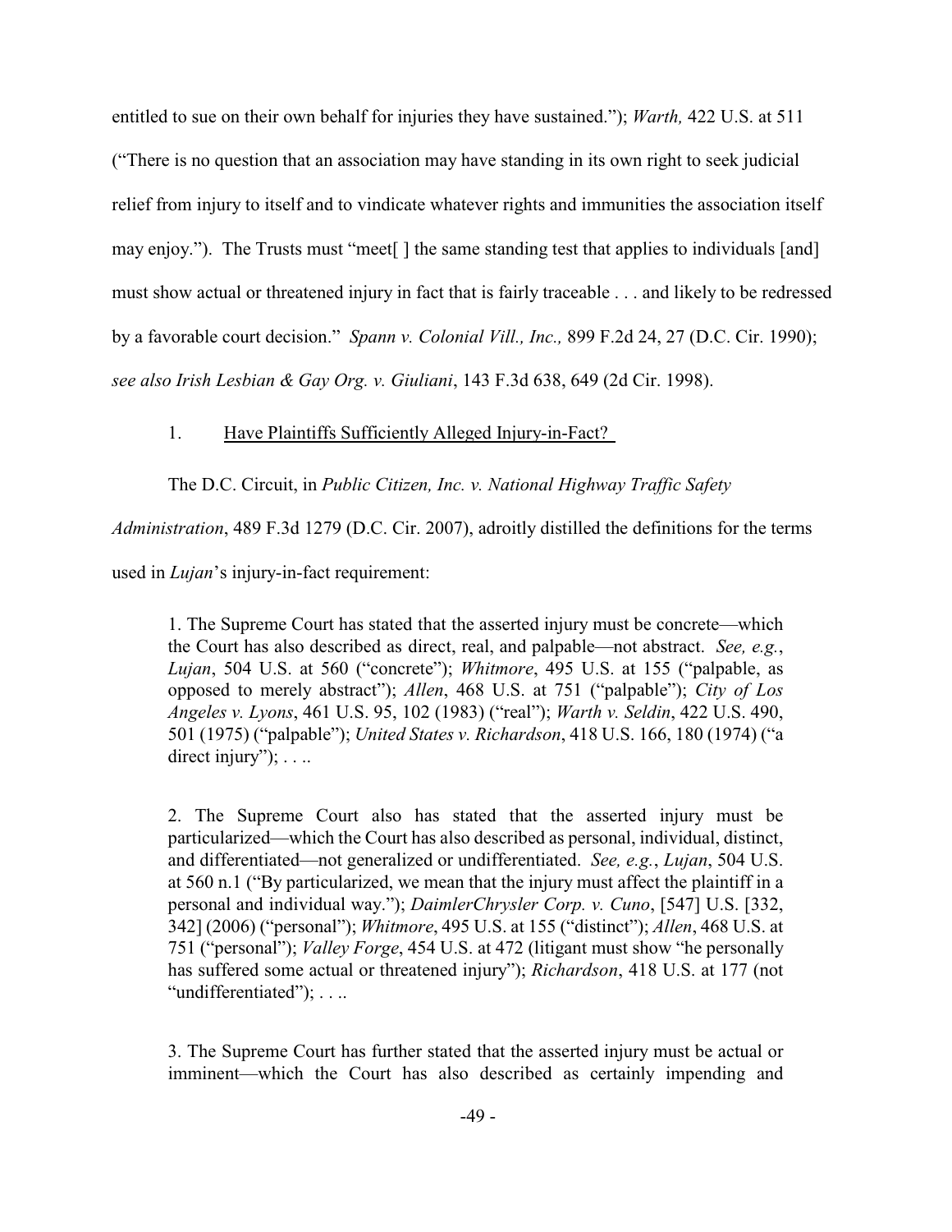entitled to sue on their own behalf for injuries they have sustained."); *Warth,* 422 U.S. at 511 ("There is no question that an association may have standing in its own right to seek judicial relief from injury to itself and to vindicate whatever rights and immunities the association itself may enjoy."). The Trusts must "meet[ ] the same standing test that applies to individuals [and] must show actual or threatened injury in fact that is fairly traceable . . . and likely to be redressed by a favorable court decision." *Spann v. Colonial Vill., Inc.,* 899 F.2d 24, 27 (D.C. Cir. 1990); *see also Irish Lesbian & Gay Org. v. Giuliani*, 143 F.3d 638, 649 (2d Cir. 1998).

1. <u>Have Plaintiffs Sufficiently Alleged Injury-in-Fact?</u>

The D.C. Circuit, in *Public Citizen, Inc. v. National Highway Traffic Safety Administration*, 489 F.3d 1279 (D.C. Cir. 2007), adroitly distilled the definitions for the terms used in *Lujan*'s injury-in-fact requirement:

> 1. The Supreme Court has stated that the asserted injury must be concrete—which the Court has also described as direct, real, and palpable—not abstract. *See, e.g.*, *Lujan*, 504 U.S. at 560 ("concrete"); *Whitmore*, 495 U.S. at 155 ("palpable, as opposed to merely abstract"); *Allen*, 468 U.S. at 751 ("palpable"); *City of Los Angeles v. Lyons*, 461 U.S. 95, 102 (1983) ("real"); *Warth v. Seldin*, 422 U.S. 490, 501 (1975) ("palpable"); *United States v. Richardson*, 418 U.S. 166, 180 (1974) ("a direct injury"); . . ..
>
> 2. The Supreme Court also has stated that the asserted injury must be particularized—which the Court has also described as personal, individual, distinct, and differentiated—not generalized or undifferentiated. *See, e.g.*, *Lujan*, 504 U.S. at 560 n.1 ("By particularized, we mean that the injury must affect the plaintiff in a personal and individual way."); *DaimlerChrysler Corp. v. Cuno*, [547] U.S. [332, 342] (2006) ("personal"); *Whitmore*, 495 U.S. at 155 ("distinct"); *Allen*, 468 U.S. at 751 ("personal"); *Valley Forge*, 454 U.S. at 472 (litigant must show "he personally has suffered some actual or threatened injury"); *Richardson*, 418 U.S. at 177 (not "undifferentiated"); . . ..
>
> 3. The Supreme Court has further stated that the asserted injury must be actual or imminent—which the Court has also described as certainly impending and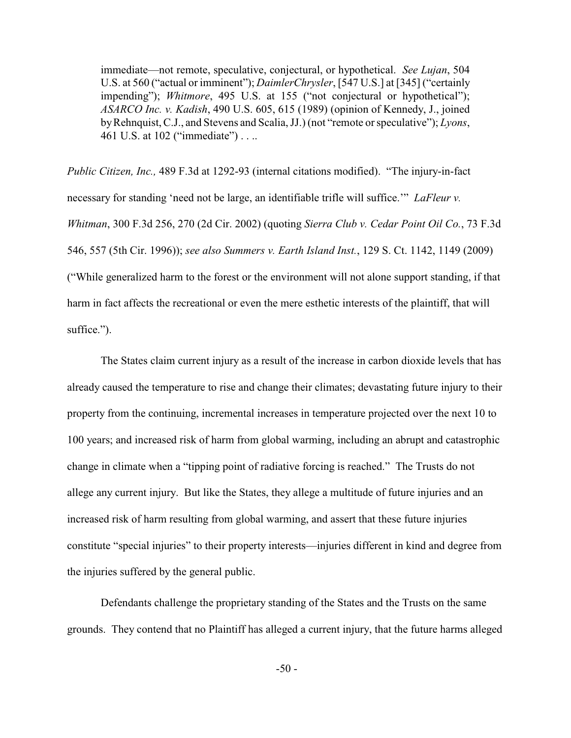> immediate—not remote, speculative, conjectural, or hypothetical. *See Lujan*, 504 U.S. at 560 ("actual or imminent"); *DaimlerChrysler*, [547 U.S.] at [345] ("certainly impending"); *Whitmore*, 495 U.S. at 155 ("not conjectural or hypothetical"); *ASARCO Inc. v. Kadish*, 490 U.S. 605, 615 (1989) (opinion of Kennedy, J., joined by Rehnquist, C.J., and Stevens and Scalia, JJ.) (not "remote or speculative"); *Lyons*, 461 U.S. at 102 ("immediate") . . ..

*Public Citizen, Inc.,* 489 F.3d at 1292-93 (internal citations modified). "The injury-in-fact necessary for standing 'need not be large, an identifiable trifle will suffice.'" *LaFleur v. Whitman*, 300 F.3d 256, 270 (2d Cir. 2002) (quoting *Sierra Club v. Cedar Point Oil Co.*, 73 F.3d 546, 557 (5th Cir. 1996)); *see also Summers v. Earth Island Inst.*, 129 S. Ct. 1142, 1149 (2009) ("While generalized harm to the forest or the environment will not alone support standing, if that harm in fact affects the recreational or even the mere esthetic interests of the plaintiff, that will suffice.").

The States claim current injury as a result of the increase in carbon dioxide levels that has already caused the temperature to rise and change their climates; devastating future injury to their property from the continuing, incremental increases in temperature projected over the next 10 to 100 years; and increased risk of harm from global warming, including an abrupt and catastrophic change in climate when a "tipping point of radiative forcing is reached." The Trusts do not allege any current injury. But like the States, they allege a multitude of future injuries and an increased risk of harm resulting from global warming, and assert that these future injuries constitute "special injuries" to their property interests—injuries different in kind and degree from the injuries suffered by the general public.

Defendants challenge the proprietary standing of the States and the Trusts on the same grounds. They contend that no Plaintiff has alleged a current injury, that the future harms alleged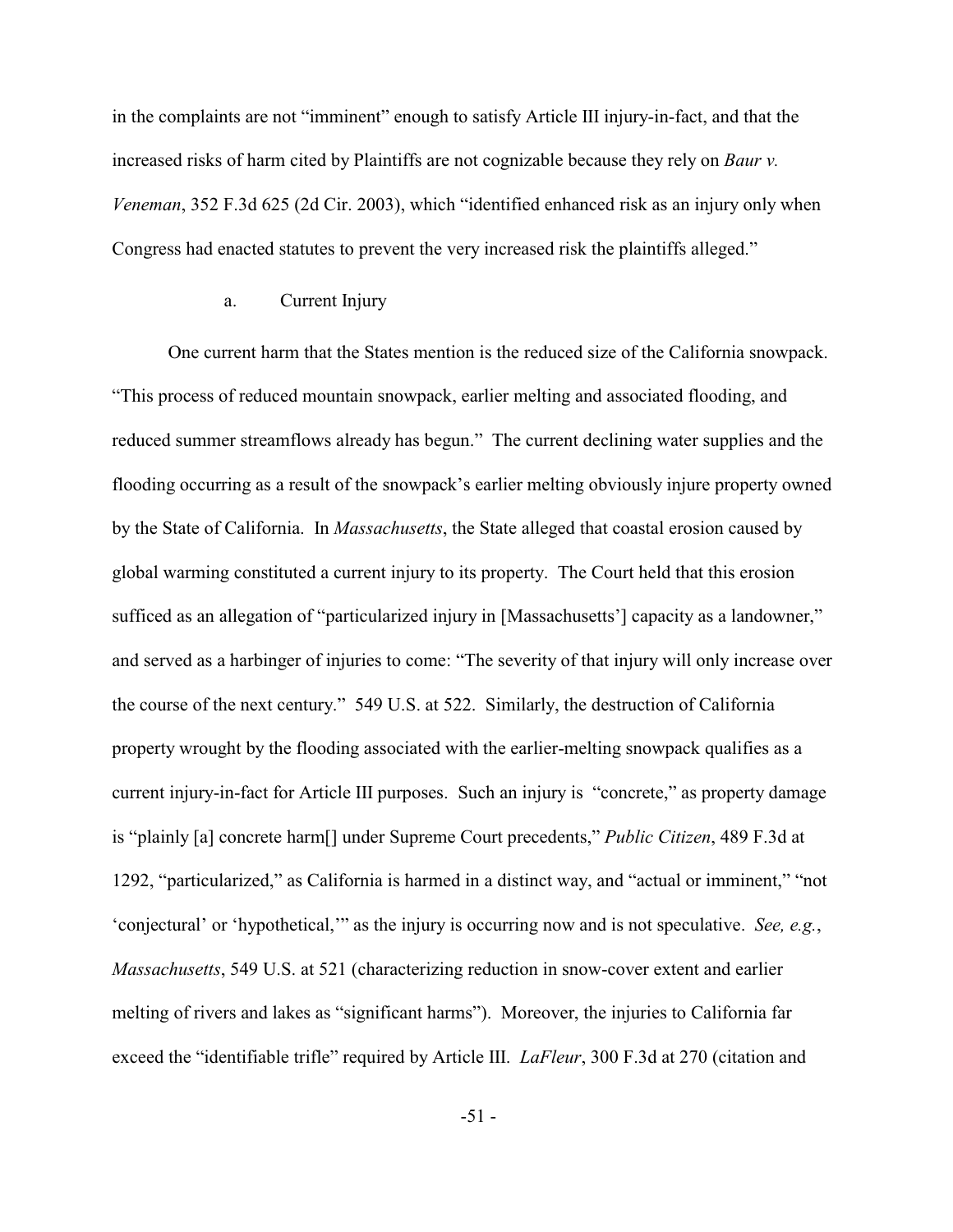in the complaints are not "imminent" enough to satisfy Article III injury-in-fact, and that the increased risks of harm cited by Plaintiffs are not cognizable because they rely on *Baur v. Veneman*, 352 F.3d 625 (2d Cir. 2003), which "identified enhanced risk as an injury only when Congress had enacted statutes to prevent the very increased risk the plaintiffs alleged."

a. Current Injury

One current harm that the States mention is the reduced size of the California snowpack. "This process of reduced mountain snowpack, earlier melting and associated flooding, and reduced summer streamflows already has begun." The current declining water supplies and the flooding occurring as a result of the snowpack's earlier melting obviously injure property owned by the State of California. In *Massachusetts*, the State alleged that coastal erosion caused by global warming constituted a current injury to its property. The Court held that this erosion sufficed as an allegation of "particularized injury in [Massachusetts'] capacity as a landowner," and served as a harbinger of injuries to come: "The severity of that injury will only increase over the course of the next century." 549 U.S. at 522. Similarly, the destruction of California property wrought by the flooding associated with the earlier-melting snowpack qualifies as a current injury-in-fact for Article III purposes. Such an injury is "concrete," as property damage is "plainly [a] concrete harm[] under Supreme Court precedents," *Public Citizen*, 489 F.3d at 1292, "particularized," as California is harmed in a distinct way, and "actual or imminent," "not 'conjectural' or 'hypothetical,'" as the injury is occurring now and is not speculative. *See, e.g.*, *Massachusetts*, 549 U.S. at 521 (characterizing reduction in snow-cover extent and earlier melting of rivers and lakes as "significant harms"). Moreover, the injuries to California far exceed the "identifiable trifle" required by Article III. *LaFleur*, 300 F.3d at 270 (citation and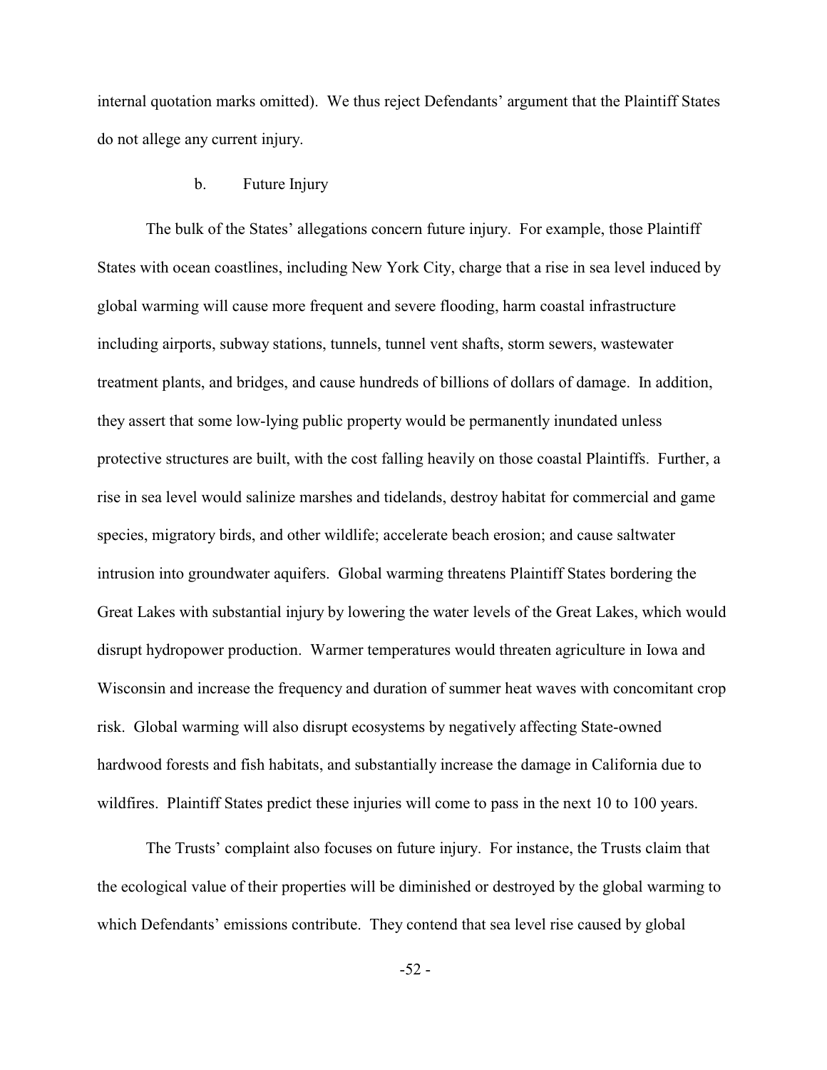internal quotation marks omitted). We thus reject Defendants' argument that the Plaintiff States do not allege any current injury.

b. Future Injury

The bulk of the States' allegations concern future injury. For example, those Plaintiff States with ocean coastlines, including New York City, charge that a rise in sea level induced by global warming will cause more frequent and severe flooding, harm coastal infrastructure including airports, subway stations, tunnels, tunnel vent shafts, storm sewers, wastewater treatment plants, and bridges, and cause hundreds of billions of dollars of damage. In addition, they assert that some low-lying public property would be permanently inundated unless protective structures are built, with the cost falling heavily on those coastal Plaintiffs. Further, a rise in sea level would salinize marshes and tidelands, destroy habitat for commercial and game species, migratory birds, and other wildlife; accelerate beach erosion; and cause saltwater intrusion into groundwater aquifers. Global warming threatens Plaintiff States bordering the Great Lakes with substantial injury by lowering the water levels of the Great Lakes, which would disrupt hydropower production. Warmer temperatures would threaten agriculture in Iowa and Wisconsin and increase the frequency and duration of summer heat waves with concomitant crop risk. Global warming will also disrupt ecosystems by negatively affecting State-owned hardwood forests and fish habitats, and substantially increase the damage in California due to wildfires. Plaintiff States predict these injuries will come to pass in the next 10 to 100 years.

The Trusts' complaint also focuses on future injury. For instance, the Trusts claim that the ecological value of their properties will be diminished or destroyed by the global warming to which Defendants' emissions contribute. They contend that sea level rise caused by global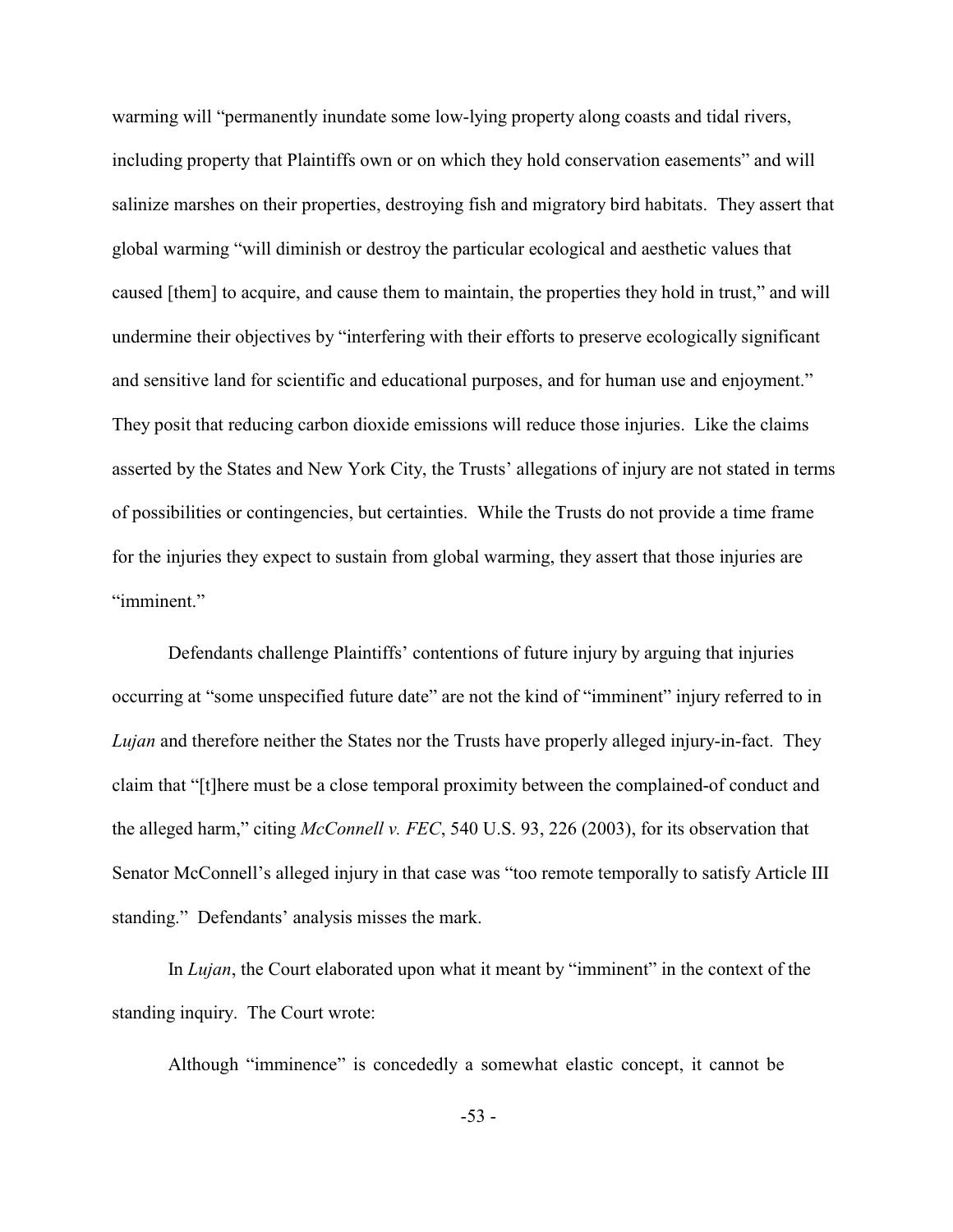warming will "permanently inundate some low-lying property along coasts and tidal rivers, including property that Plaintiffs own or on which they hold conservation easements" and will salinize marshes on their properties, destroying fish and migratory bird habitats. They assert that global warming "will diminish or destroy the particular ecological and aesthetic values that caused [them] to acquire, and cause them to maintain, the properties they hold in trust," and will undermine their objectives by "interfering with their efforts to preserve ecologically significant and sensitive land for scientific and educational purposes, and for human use and enjoyment." They posit that reducing carbon dioxide emissions will reduce those injuries. Like the claims asserted by the States and New York City, the Trusts' allegations of injury are not stated in terms of possibilities or contingencies, but certainties. While the Trusts do not provide a time frame for the injuries they expect to sustain from global warming, they assert that those injuries are "imminent."

Defendants challenge Plaintiffs' contentions of future injury by arguing that injuries occurring at "some unspecified future date" are not the kind of "imminent" injury referred to in *Lujan* and therefore neither the States nor the Trusts have properly alleged injury-in-fact. They claim that "[t]here must be a close temporal proximity between the complained-of conduct and the alleged harm," citing *McConnell v. FEC*, 540 U.S. 93, 226 (2003), for its observation that Senator McConnell's alleged injury in that case was "too remote temporally to satisfy Article III standing." Defendants' analysis misses the mark.

In *Lujan*, the Court elaborated upon what it meant by "imminent" in the context of the standing inquiry. The Court wrote:

Although "imminence" is concededly a somewhat elastic concept, it cannot be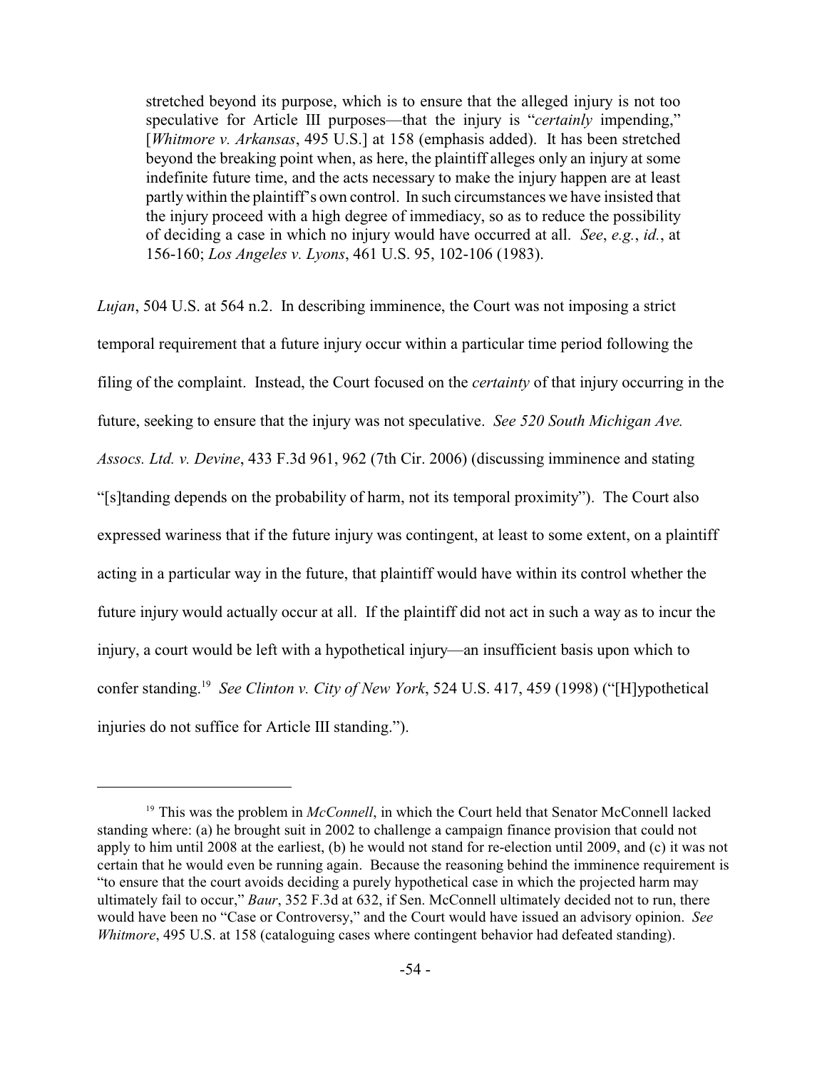> stretched beyond its purpose, which is to ensure that the alleged injury is not too speculative for Article III purposes—that the injury is "*certainly* impending," [*Whitmore v. Arkansas*, 495 U.S.] at 158 (emphasis added). It has been stretched beyond the breaking point when, as here, the plaintiff alleges only an injury at some indefinite future time, and the acts necessary to make the injury happen are at least partly within the plaintiff's own control. In such circumstances we have insisted that the injury proceed with a high degree of immediacy, so as to reduce the possibility of deciding a case in which no injury would have occurred at all. *See*, *e.g.*, *id.*, at 156-160; *Los Angeles v. Lyons*, 461 U.S. 95, 102-106 (1983).

*Lujan*, 504 U.S. at 564 n.2. In describing imminence, the Court was not imposing a strict temporal requirement that a future injury occur within a particular time period following the filing of the complaint. Instead, the Court focused on the *certainty* of that injury occurring in the future, seeking to ensure that the injury was not speculative. *See 520 South Michigan Ave. Assocs. Ltd. v. Devine*, 433 F.3d 961, 962 (7th Cir. 2006) (discussing imminence and stating "[s]tanding depends on the probability of harm, not its temporal proximity"). The Court also expressed wariness that if the future injury was contingent, at least to some extent, on a plaintiff acting in a particular way in the future, that plaintiff would have within its control whether the future injury would actually occur at all. If the plaintiff did not act in such a way as to incur the injury, a court would be left with a hypothetical injury—an insufficient basis upon which to confer standing.[19] *See Clinton v. City of New York*, 524 U.S. 417, 459 (1998) ("[H]ypothetical injuries do not suffice for Article III standing.").

---

[19] This was the problem in *McConnell*, in which the Court held that Senator McConnell lacked standing where: (a) he brought suit in 2002 to challenge a campaign finance provision that could not apply to him until 2008 at the earliest, (b) he would not stand for re-election until 2009, and (c) it was not certain that he would even be running again. Because the reasoning behind the imminence requirement is "to ensure that the court avoids deciding a purely hypothetical case in which the projected harm may ultimately fail to occur," *Baur*, 352 F.3d at 632, if Sen. McConnell ultimately decided not to run, there would have been no "Case or Controversy," and the Court would have issued an advisory opinion. *See Whitmore*, 495 U.S. at 158 (cataloguing cases where contingent behavior had defeated standing).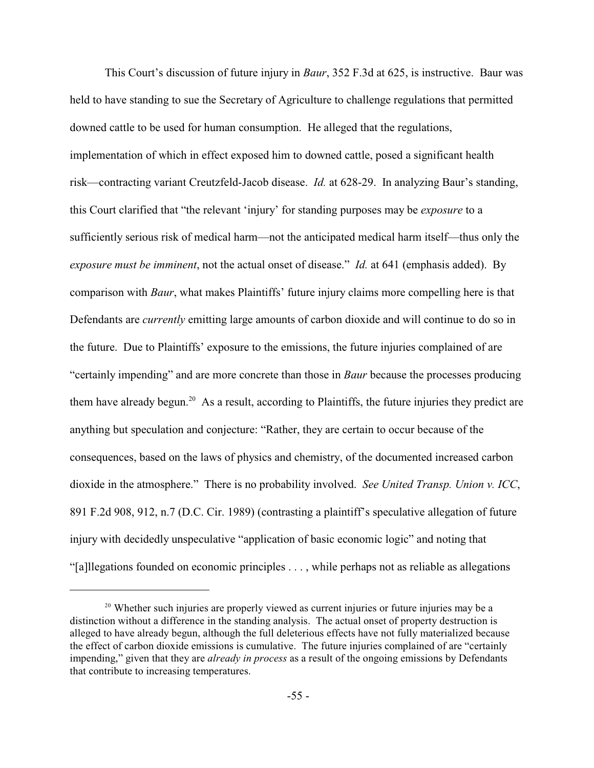This Court's discussion of future injury in *Baur*, 352 F.3d at 625, is instructive. Baur was held to have standing to sue the Secretary of Agriculture to challenge regulations that permitted downed cattle to be used for human consumption. He alleged that the regulations, implementation of which in effect exposed him to downed cattle, posed a significant health risk—contracting variant Creutzfeld-Jacob disease. *Id.* at 628-29. In analyzing Baur's standing, this Court clarified that "the relevant 'injury' for standing purposes may be *exposure* to a sufficiently serious risk of medical harm—not the anticipated medical harm itself—thus only the *exposure must be imminent*, not the actual onset of disease." *Id.* at 641 (emphasis added). By comparison with *Baur*, what makes Plaintiffs' future injury claims more compelling here is that Defendants are *currently* emitting large amounts of carbon dioxide and will continue to do so in the future. Due to Plaintiffs' exposure to the emissions, the future injuries complained of are "certainly impending" and are more concrete than those in *Baur* because the processes producing them have already begun.[20] As a result, according to Plaintiffs, the future injuries they predict are anything but speculation and conjecture: "Rather, they are certain to occur because of the consequences, based on the laws of physics and chemistry, of the documented increased carbon dioxide in the atmosphere." There is no probability involved. *See United Transp. Union v. ICC*, 891 F.2d 908, 912, n.7 (D.C. Cir. 1989) (contrasting a plaintiff's speculative allegation of future injury with decidedly unspeculative "application of basic economic logic" and noting that "[a]llegations founded on economic principles . . . , while perhaps not as reliable as allegations

---

[20] Whether such injuries are properly viewed as current injuries or future injuries may be a distinction without a difference in the standing analysis. The actual onset of property destruction is alleged to have already begun, although the full deleterious effects have not fully materialized because the effect of carbon dioxide emissions is cumulative. The future injuries complained of are "certainly impending," given that they are *already in process* as a result of the ongoing emissions by Defendants that contribute to increasing temperatures.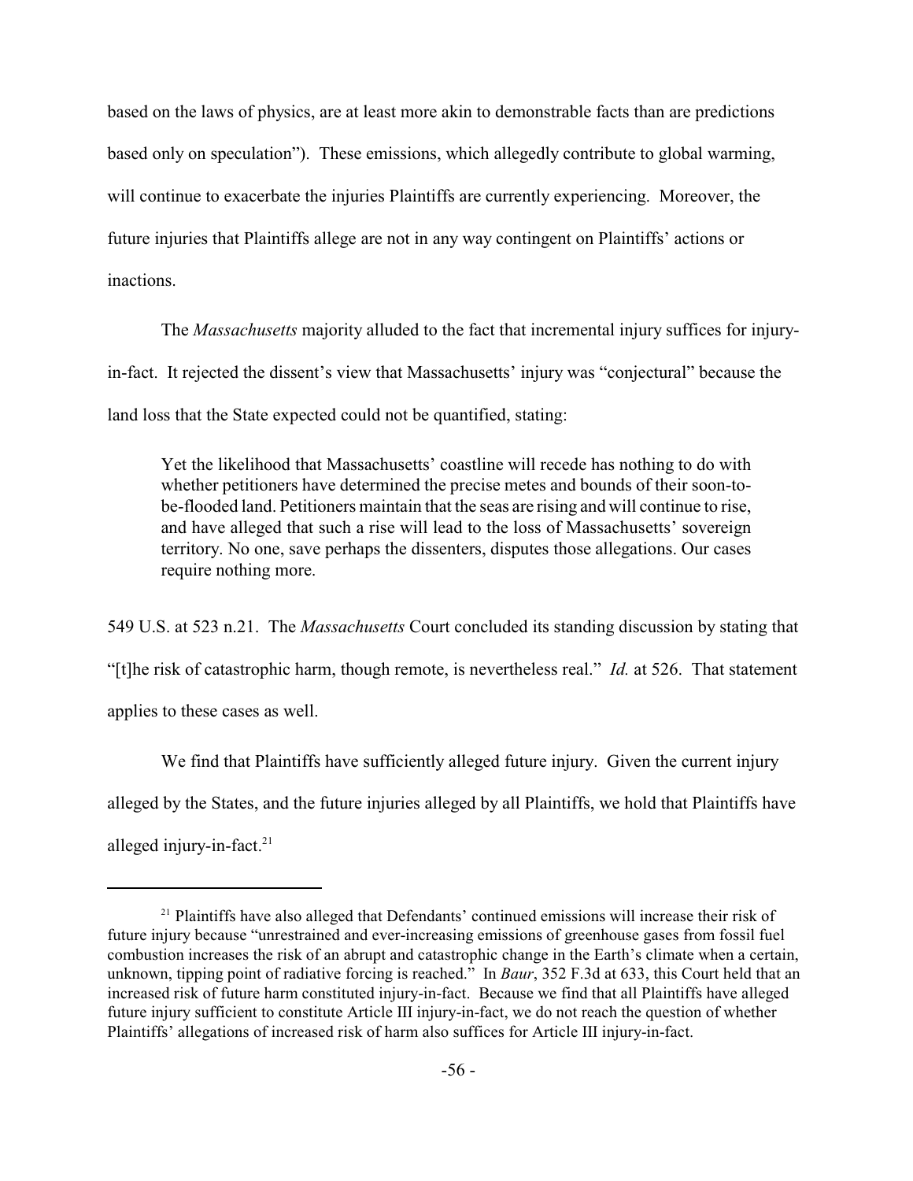based on the laws of physics, are at least more akin to demonstrable facts than are predictions based only on speculation"). These emissions, which allegedly contribute to global warming, will continue to exacerbate the injuries Plaintiffs are currently experiencing. Moreover, the future injuries that Plaintiffs allege are not in any way contingent on Plaintiffs' actions or inactions.

The *Massachusetts* majority alluded to the fact that incremental injury suffices for injury-in-fact. It rejected the dissent's view that Massachusetts' injury was "conjectural" because the land loss that the State expected could not be quantified, stating:

> Yet the likelihood that Massachusetts' coastline will recede has nothing to do with whether petitioners have determined the precise metes and bounds of their soon-to-be-flooded land. Petitioners maintain that the seas are rising and will continue to rise, and have alleged that such a rise will lead to the loss of Massachusetts' sovereign territory. No one, save perhaps the dissenters, disputes those allegations. Our cases require nothing more.

549 U.S. at 523 n.21. The *Massachusetts* Court concluded its standing discussion by stating that "[t]he risk of catastrophic harm, though remote, is nevertheless real." *Id.* at 526. That statement applies to these cases as well.

We find that Plaintiffs have sufficiently alleged future injury. Given the current injury alleged by the States, and the future injuries alleged by all Plaintiffs, we hold that Plaintiffs have alleged injury-in-fact.[21]

---

[21] Plaintiffs have also alleged that Defendants' continued emissions will increase their risk of future injury because "unrestrained and ever-increasing emissions of greenhouse gases from fossil fuel combustion increases the risk of an abrupt and catastrophic change in the Earth's climate when a certain, unknown, tipping point of radiative forcing is reached." In *Baur*, 352 F.3d at 633, this Court held that an increased risk of future harm constituted injury-in-fact. Because we find that all Plaintiffs have alleged future injury sufficient to constitute Article III injury-in-fact, we do not reach the question of whether Plaintiffs' allegations of increased risk of harm also suffices for Article III injury-in-fact.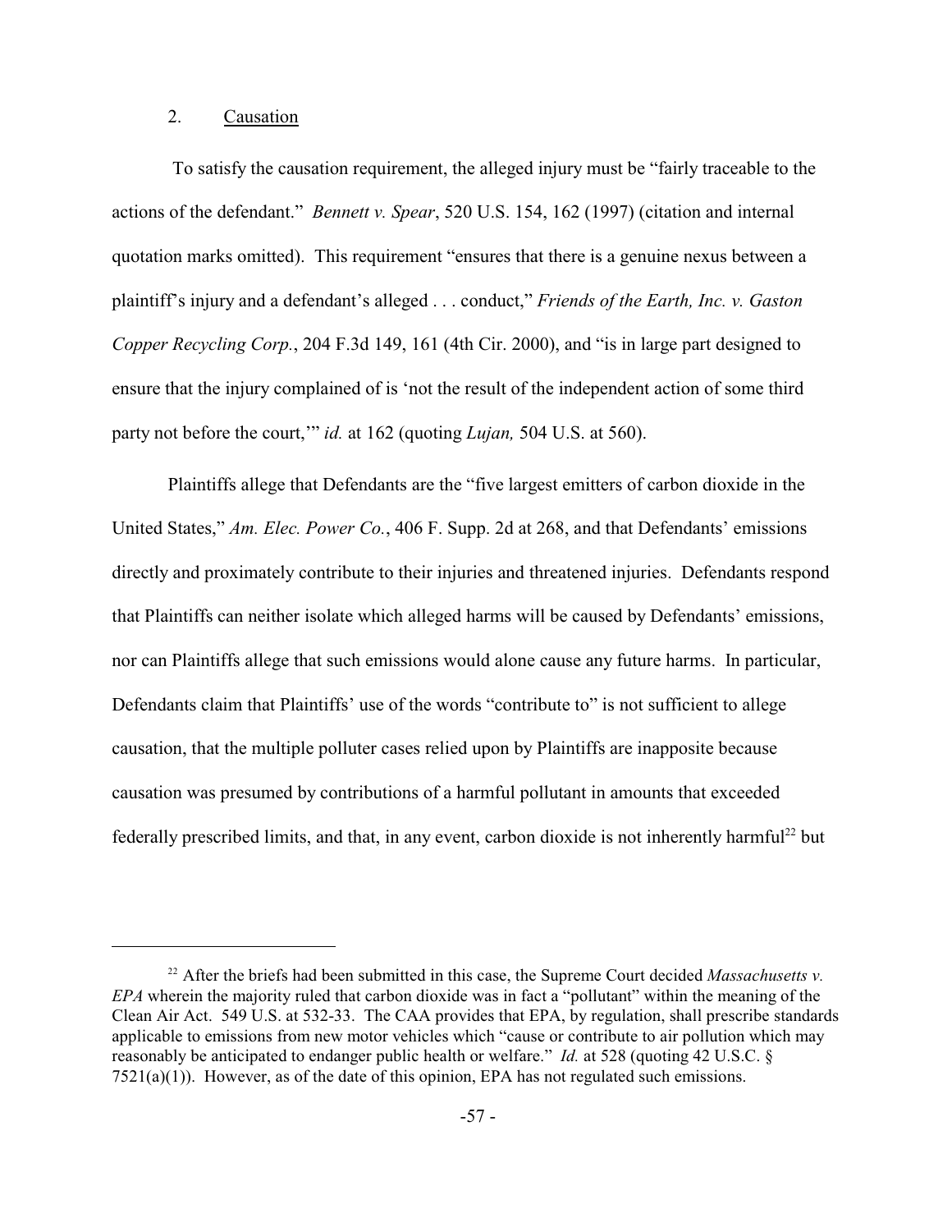2. Causation

To satisfy the causation requirement, the alleged injury must be "fairly traceable to the actions of the defendant." *Bennett v. Spear*, 520 U.S. 154, 162 (1997) (citation and internal quotation marks omitted). This requirement "ensures that there is a genuine nexus between a plaintiff's injury and a defendant's alleged . . . conduct," *Friends of the Earth, Inc. v. Gaston Copper Recycling Corp.*, 204 F.3d 149, 161 (4th Cir. 2000), and "is in large part designed to ensure that the injury complained of is 'not the result of the independent action of some third party not before the court,'" *id.* at 162 (quoting *Lujan,* 504 U.S. at 560).

Plaintiffs allege that Defendants are the "five largest emitters of carbon dioxide in the United States," *Am. Elec. Power Co.*, 406 F. Supp. 2d at 268, and that Defendants' emissions directly and proximately contribute to their injuries and threatened injuries. Defendants respond that Plaintiffs can neither isolate which alleged harms will be caused by Defendants' emissions, nor can Plaintiffs allege that such emissions would alone cause any future harms. In particular, Defendants claim that Plaintiffs' use of the words "contribute to" is not sufficient to allege causation, that the multiple polluter cases relied upon by Plaintiffs are inapposite because causation was presumed by contributions of a harmful pollutant in amounts that exceeded federally prescribed limits, and that, in any event, carbon dioxide is not inherently harmful[22] but

---

[22] After the briefs had been submitted in this case, the Supreme Court decided *Massachusetts v. EPA* wherein the majority ruled that carbon dioxide was in fact a "pollutant" within the meaning of the Clean Air Act. 549 U.S. at 532-33. The CAA provides that EPA, by regulation, shall prescribe standards applicable to emissions from new motor vehicles which "cause or contribute to air pollution which may reasonably be anticipated to endanger public health or welfare." *Id.* at 528 (quoting 42 U.S.C. § 7521(a)(1)). However, as of the date of this opinion, EPA has not regulated such emissions.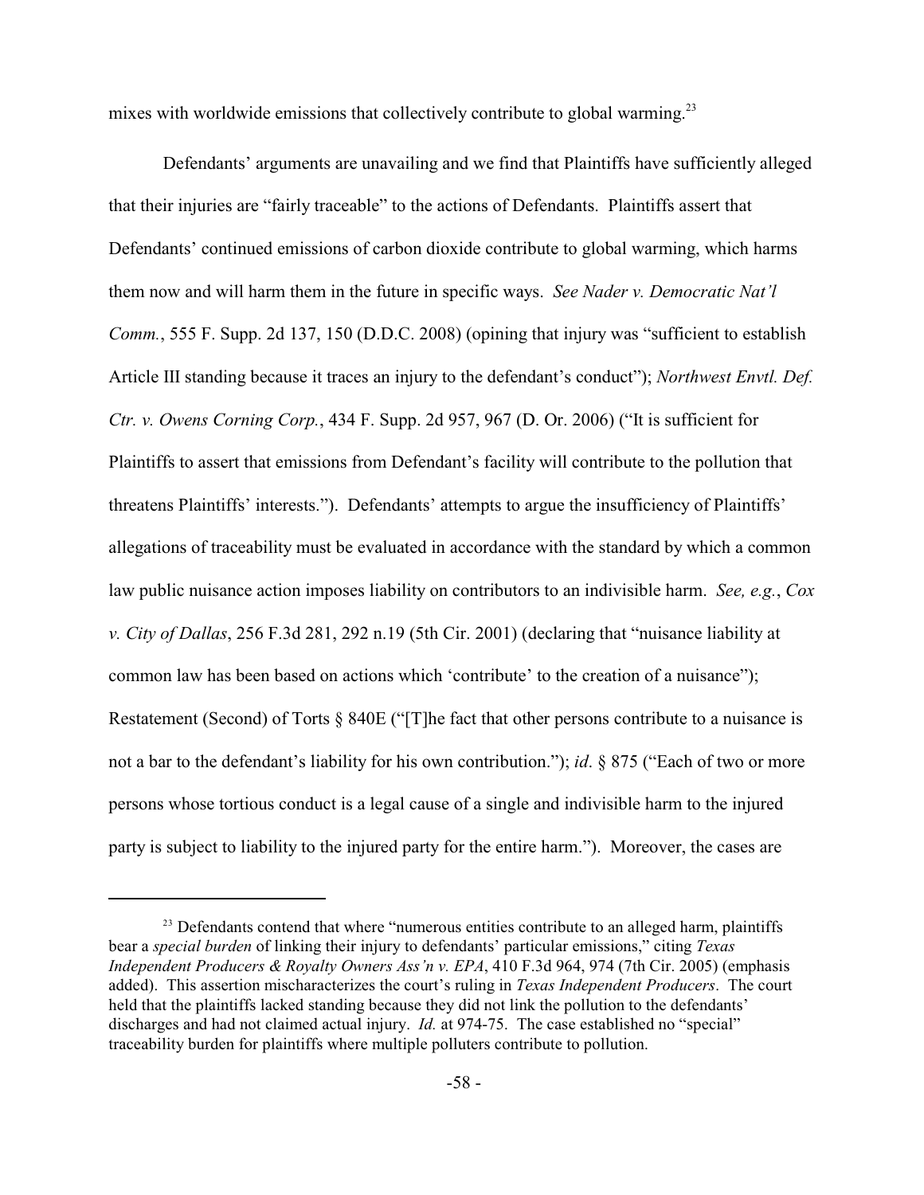mixes with worldwide emissions that collectively contribute to global warming.[23]

Defendants' arguments are unavailing and we find that Plaintiffs have sufficiently alleged that their injuries are "fairly traceable" to the actions of Defendants. Plaintiffs assert that Defendants' continued emissions of carbon dioxide contribute to global warming, which harms them now and will harm them in the future in specific ways. *See Nader v. Democratic Nat'l Comm.*, 555 F. Supp. 2d 137, 150 (D.D.C. 2008) (opining that injury was "sufficient to establish Article III standing because it traces an injury to the defendant's conduct"); *Northwest Envtl. Def. Ctr. v. Owens Corning Corp.*, 434 F. Supp. 2d 957, 967 (D. Or. 2006) ("It is sufficient for Plaintiffs to assert that emissions from Defendant's facility will contribute to the pollution that threatens Plaintiffs' interests."). Defendants' attempts to argue the insufficiency of Plaintiffs' allegations of traceability must be evaluated in accordance with the standard by which a common law public nuisance action imposes liability on contributors to an indivisible harm. *See, e.g.*, *Cox v. City of Dallas*, 256 F.3d 281, 292 n.19 (5th Cir. 2001) (declaring that "nuisance liability at common law has been based on actions which 'contribute' to the creation of a nuisance"); Restatement (Second) of Torts § 840E ("[T]he fact that other persons contribute to a nuisance is not a bar to the defendant's liability for his own contribution."); *id*. § 875 ("Each of two or more persons whose tortious conduct is a legal cause of a single and indivisible harm to the injured party is subject to liability to the injured party for the entire harm."). Moreover, the cases are

---

[23] Defendants contend that where "numerous entities contribute to an alleged harm, plaintiffs bear a *special burden* of linking their injury to defendants' particular emissions," citing *Texas Independent Producers & Royalty Owners Ass'n v. EPA*, 410 F.3d 964, 974 (7th Cir. 2005) (emphasis added). This assertion mischaracterizes the court's ruling in *Texas Independent Producers*. The court held that the plaintiffs lacked standing because they did not link the pollution to the defendants' discharges and had not claimed actual injury. *Id.* at 974-75. The case established no "special" traceability burden for plaintiffs where multiple polluters contribute to pollution.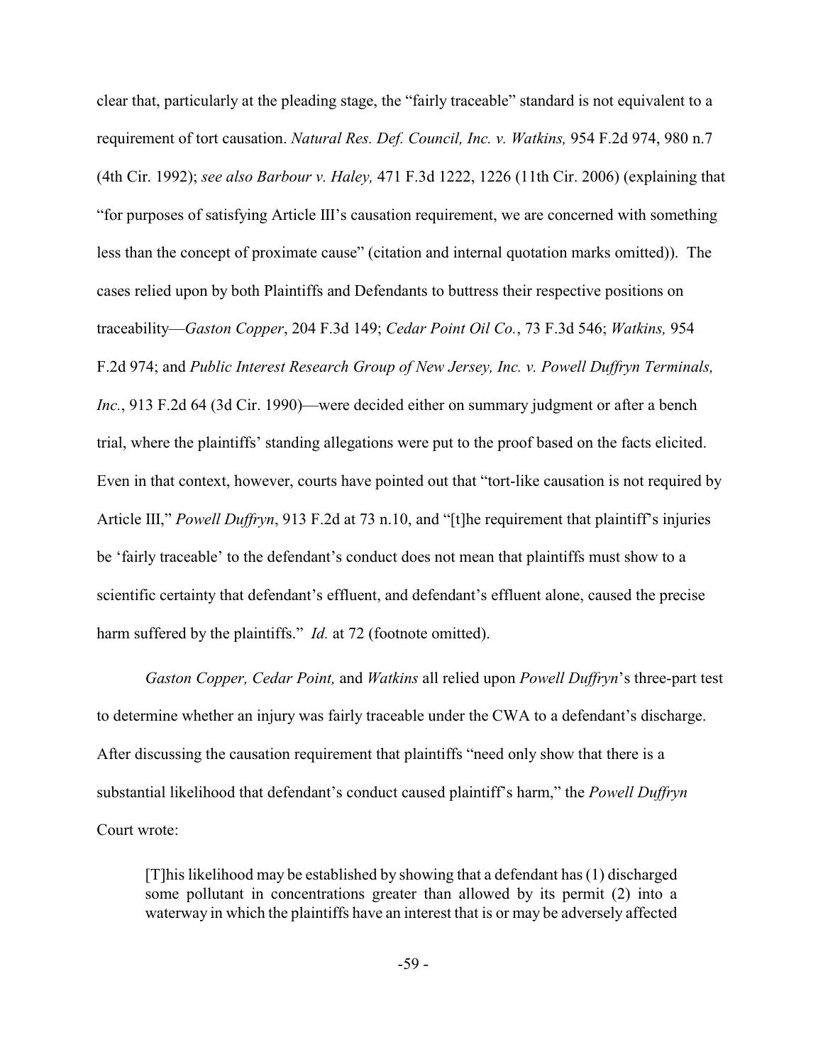clear that, particularly at the pleading stage, the "fairly traceable" standard is not equivalent to a requirement of tort causation. *Natural Res. Def. Council, Inc. v. Watkins,* 954 F.2d 974, 980 n.7 (4th Cir. 1992); *see also Barbour v. Haley,* 471 F.3d 1222, 1226 (11th Cir. 2006) (explaining that "for purposes of satisfying Article III's causation requirement, we are concerned with something less than the concept of proximate cause" (citation and internal quotation marks omitted)). The cases relied upon by both Plaintiffs and Defendants to buttress their respective positions on traceability—*Gaston Copper*, 204 F.3d 149; *Cedar Point Oil Co.*, 73 F.3d 546; *Watkins,* 954 F.2d 974; and *Public Interest Research Group of New Jersey, Inc. v. Powell Duffryn Terminals, Inc.*, 913 F.2d 64 (3d Cir. 1990)—were decided either on summary judgment or after a bench trial, where the plaintiffs' standing allegations were put to the proof based on the facts elicited. Even in that context, however, courts have pointed out that "tort-like causation is not required by Article III," *Powell Duffryn*, 913 F.2d at 73 n.10, and "[t]he requirement that plaintiff's injuries be 'fairly traceable' to the defendant's conduct does not mean that plaintiffs must show to a scientific certainty that defendant's effluent, and defendant's effluent alone, caused the precise harm suffered by the plaintiffs." *Id.* at 72 (footnote omitted).

*Gaston Copper, Cedar Point,* and *Watkins* all relied upon *Powell Duffryn*'s three-part test to determine whether an injury was fairly traceable under the CWA to a defendant's discharge. After discussing the causation requirement that plaintiffs "need only show that there is a substantial likelihood that defendant's conduct caused plaintiff's harm," the *Powell Duffryn* Court wrote:

> [T]his likelihood may be established by showing that a defendant has (1) discharged some pollutant in concentrations greater than allowed by its permit (2) into a waterway in which the plaintiffs have an interest that is or may be adversely affected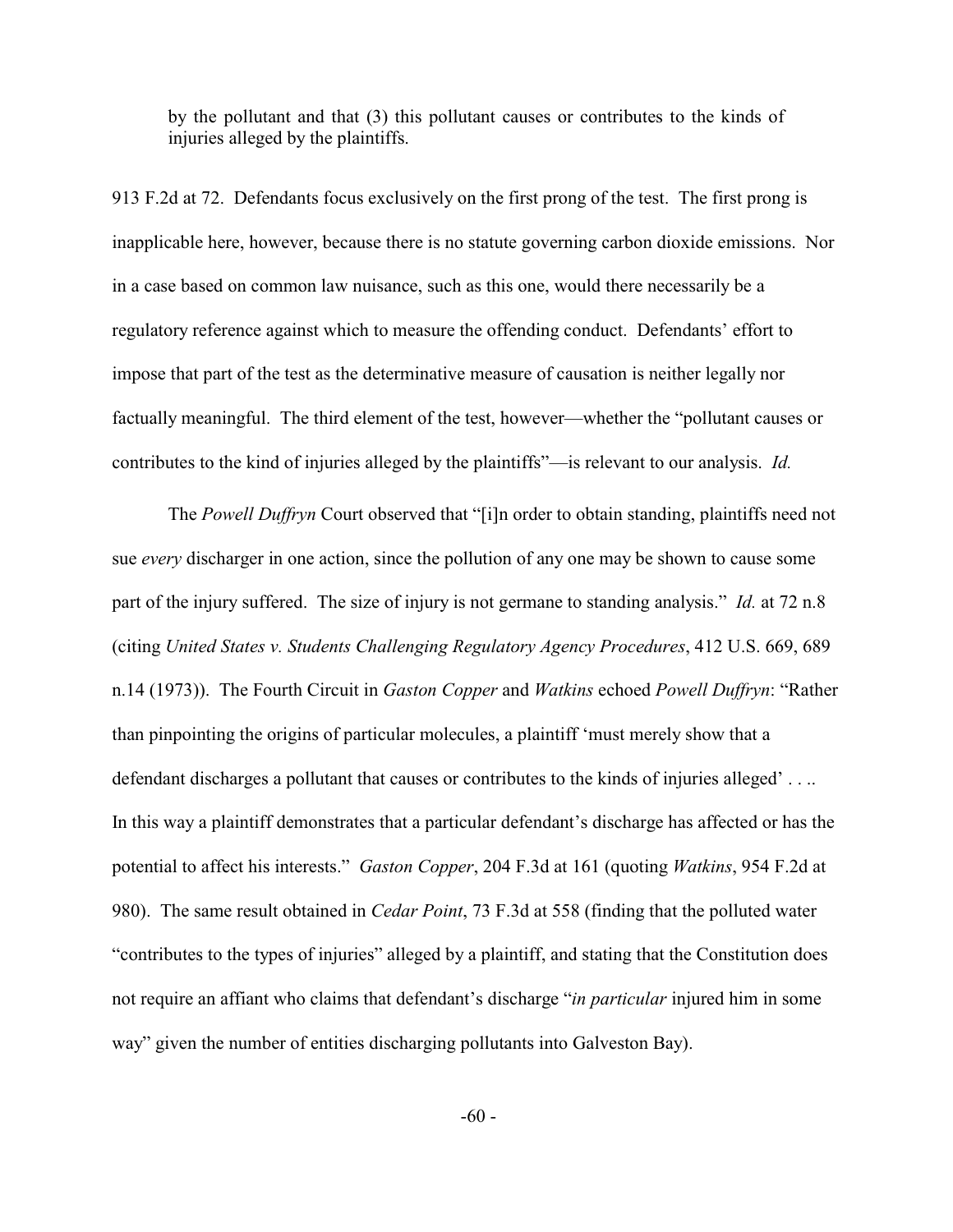> by the pollutant and that (3) this pollutant causes or contributes to the kinds of injuries alleged by the plaintiffs.

913 F.2d at 72. Defendants focus exclusively on the first prong of the test. The first prong is inapplicable here, however, because there is no statute governing carbon dioxide emissions. Nor in a case based on common law nuisance, such as this one, would there necessarily be a regulatory reference against which to measure the offending conduct. Defendants' effort to impose that part of the test as the determinative measure of causation is neither legally nor factually meaningful. The third element of the test, however—whether the "pollutant causes or contributes to the kind of injuries alleged by the plaintiffs"—is relevant to our analysis. *Id.*

The *Powell Duffryn* Court observed that "[i]n order to obtain standing, plaintiffs need not sue *every* discharger in one action, since the pollution of any one may be shown to cause some part of the injury suffered. The size of injury is not germane to standing analysis." *Id.* at 72 n.8 (citing *United States v. Students Challenging Regulatory Agency Procedures*, 412 U.S. 669, 689 n.14 (1973)). The Fourth Circuit in *Gaston Copper* and *Watkins* echoed *Powell Duffryn*: "Rather than pinpointing the origins of particular molecules, a plaintiff 'must merely show that a defendant discharges a pollutant that causes or contributes to the kinds of injuries alleged' . . .. In this way a plaintiff demonstrates that a particular defendant's discharge has affected or has the potential to affect his interests." *Gaston Copper*, 204 F.3d at 161 (quoting *Watkins*, 954 F.2d at 980). The same result obtained in *Cedar Point*, 73 F.3d at 558 (finding that the polluted water "contributes to the types of injuries" alleged by a plaintiff, and stating that the Constitution does not require an affiant who claims that defendant's discharge "*in particular* injured him in some way" given the number of entities discharging pollutants into Galveston Bay).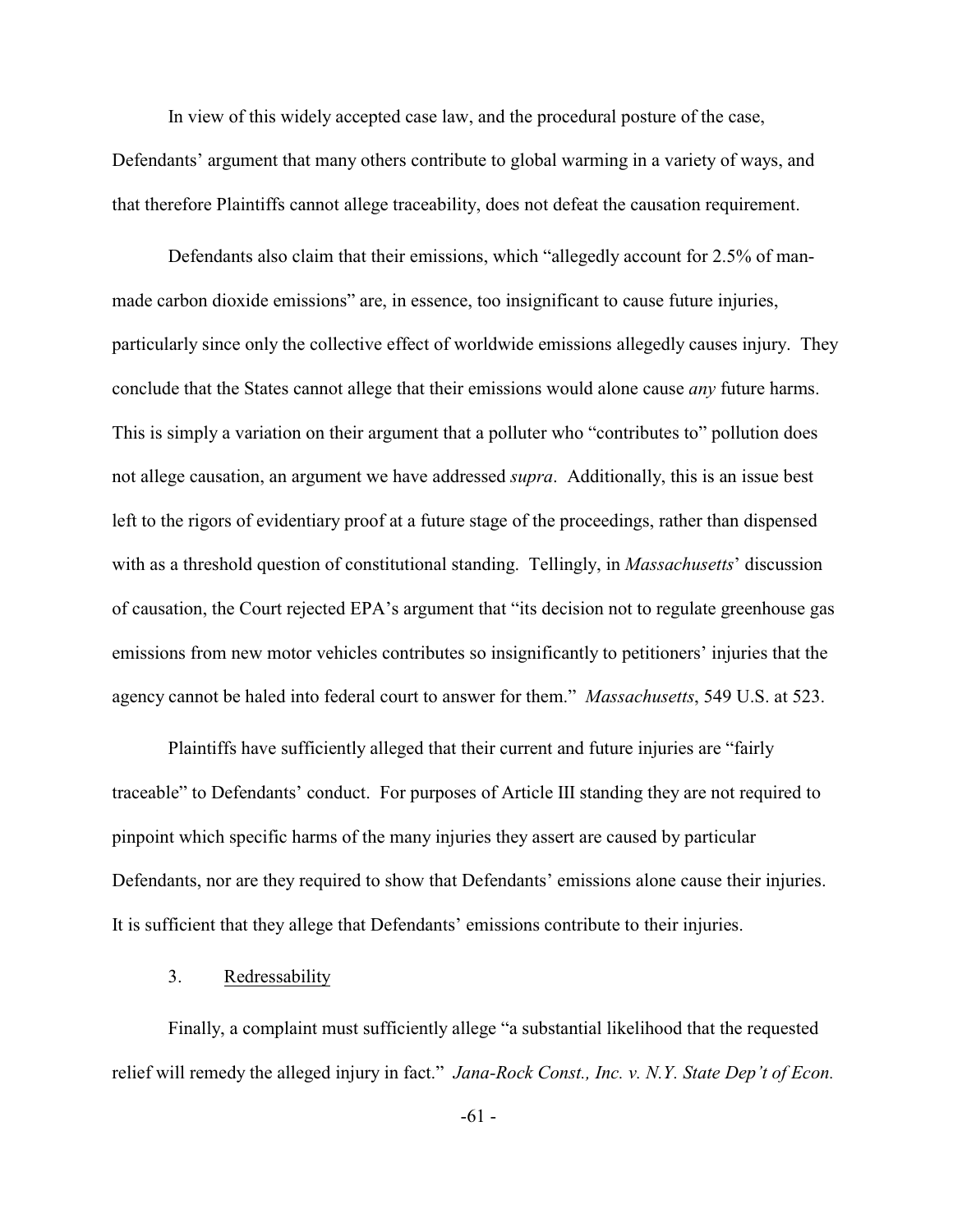In view of this widely accepted case law, and the procedural posture of the case, Defendants' argument that many others contribute to global warming in a variety of ways, and that therefore Plaintiffs cannot allege traceability, does not defeat the causation requirement.

Defendants also claim that their emissions, which "allegedly account for 2.5% of man-made carbon dioxide emissions" are, in essence, too insignificant to cause future injuries, particularly since only the collective effect of worldwide emissions allegedly causes injury. They conclude that the States cannot allege that their emissions would alone cause *any* future harms. This is simply a variation on their argument that a polluter who "contributes to" pollution does not allege causation, an argument we have addressed *supra*. Additionally, this is an issue best left to the rigors of evidentiary proof at a future stage of the proceedings, rather than dispensed with as a threshold question of constitutional standing. Tellingly, in *Massachusetts*' discussion of causation, the Court rejected EPA's argument that "its decision not to regulate greenhouse gas emissions from new motor vehicles contributes so insignificantly to petitioners' injuries that the agency cannot be haled into federal court to answer for them." *Massachusetts*, 549 U.S. at 523.

Plaintiffs have sufficiently alleged that their current and future injuries are "fairly traceable" to Defendants' conduct. For purposes of Article III standing they are not required to pinpoint which specific harms of the many injuries they assert are caused by particular Defendants, nor are they required to show that Defendants' emissions alone cause their injuries. It is sufficient that they allege that Defendants' emissions contribute to their injuries.

3. Redressability

Finally, a complaint must sufficiently allege "a substantial likelihood that the requested relief will remedy the alleged injury in fact." *Jana-Rock Const., Inc. v. N.Y. State Dep't of Econ.*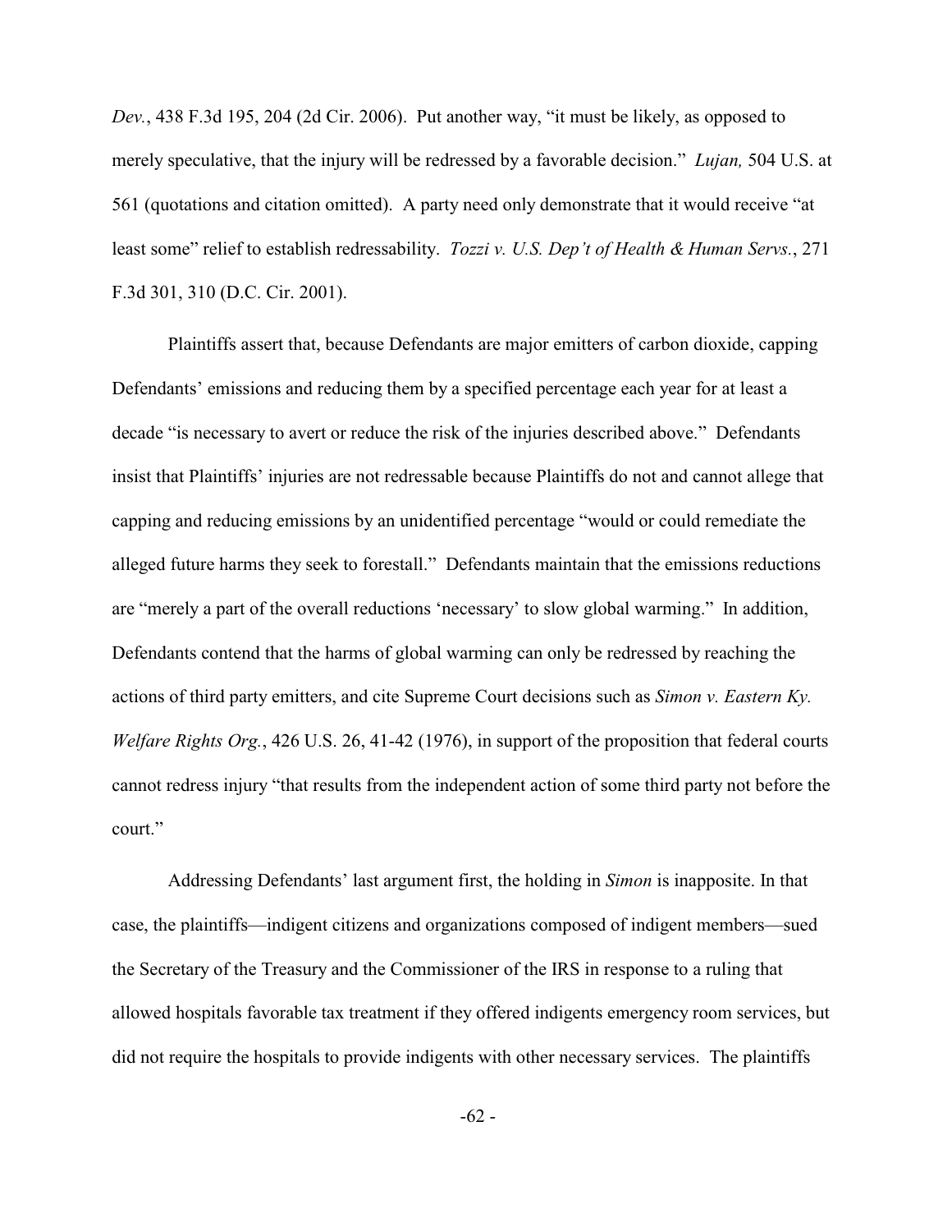*Dev.*, 438 F.3d 195, 204 (2d Cir. 2006). Put another way, "it must be likely, as opposed to merely speculative, that the injury will be redressed by a favorable decision." *Lujan,* 504 U.S. at 561 (quotations and citation omitted). A party need only demonstrate that it would receive "at least some" relief to establish redressability. *Tozzi v. U.S. Dep't of Health & Human Servs.*, 271 F.3d 301, 310 (D.C. Cir. 2001).

Plaintiffs assert that, because Defendants are major emitters of carbon dioxide, capping Defendants' emissions and reducing them by a specified percentage each year for at least a decade "is necessary to avert or reduce the risk of the injuries described above." Defendants insist that Plaintiffs' injuries are not redressable because Plaintiffs do not and cannot allege that capping and reducing emissions by an unidentified percentage "would or could remediate the alleged future harms they seek to forestall." Defendants maintain that the emissions reductions are "merely a part of the overall reductions 'necessary' to slow global warming." In addition, Defendants contend that the harms of global warming can only be redressed by reaching the actions of third party emitters, and cite Supreme Court decisions such as *Simon v. Eastern Ky. Welfare Rights Org.*, 426 U.S. 26, 41-42 (1976), in support of the proposition that federal courts cannot redress injury "that results from the independent action of some third party not before the court."

Addressing Defendants' last argument first, the holding in *Simon* is inapposite. In that case, the plaintiffs—indigent citizens and organizations composed of indigent members—sued the Secretary of the Treasury and the Commissioner of the IRS in response to a ruling that allowed hospitals favorable tax treatment if they offered indigents emergency room services, but did not require the hospitals to provide indigents with other necessary services. The plaintiffs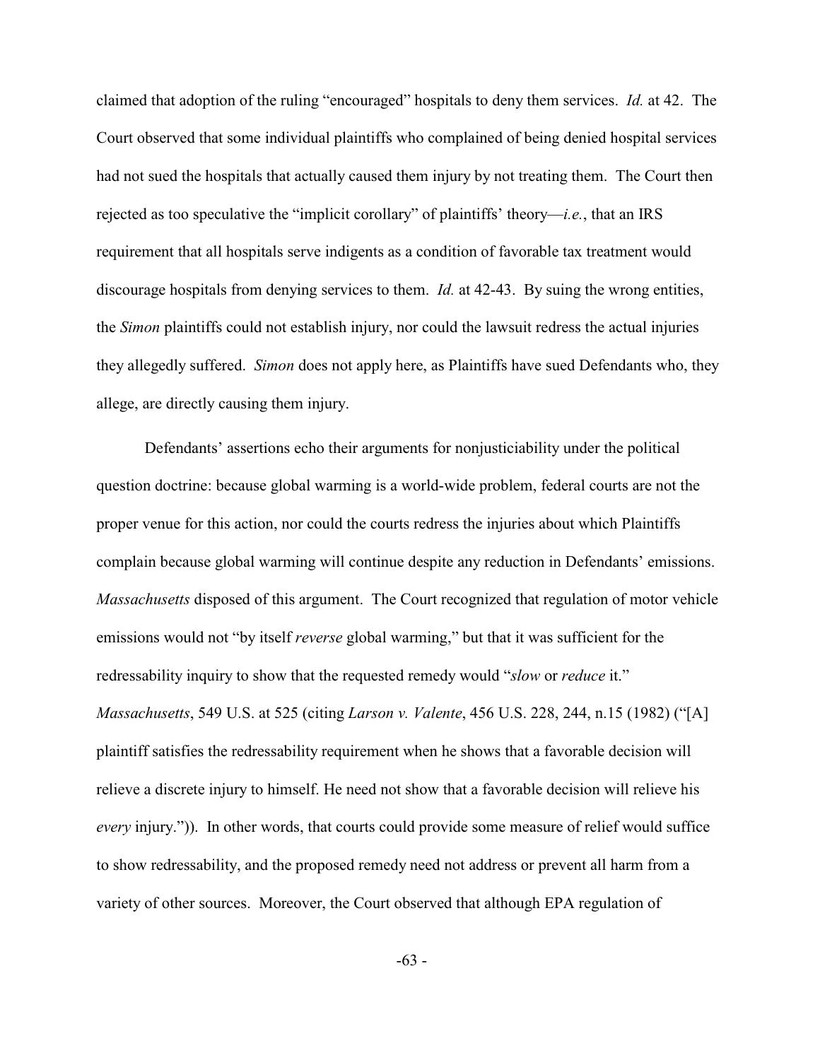claimed that adoption of the ruling "encouraged" hospitals to deny them services. *Id.* at 42. The Court observed that some individual plaintiffs who complained of being denied hospital services had not sued the hospitals that actually caused them injury by not treating them. The Court then rejected as too speculative the "implicit corollary" of plaintiffs' theory—*i.e.*, that an IRS requirement that all hospitals serve indigents as a condition of favorable tax treatment would discourage hospitals from denying services to them. *Id.* at 42-43. By suing the wrong entities, the *Simon* plaintiffs could not establish injury, nor could the lawsuit redress the actual injuries they allegedly suffered. *Simon* does not apply here, as Plaintiffs have sued Defendants who, they allege, are directly causing them injury.

Defendants' assertions echo their arguments for nonjusticiability under the political question doctrine: because global warming is a world-wide problem, federal courts are not the proper venue for this action, nor could the courts redress the injuries about which Plaintiffs complain because global warming will continue despite any reduction in Defendants' emissions. *Massachusetts* disposed of this argument. The Court recognized that regulation of motor vehicle emissions would not "by itself *reverse* global warming," but that it was sufficient for the redressability inquiry to show that the requested remedy would "*slow* or *reduce* it." *Massachusetts*, 549 U.S. at 525 (citing *Larson v. Valente*, 456 U.S. 228, 244, n.15 (1982) ("[A] plaintiff satisfies the redressability requirement when he shows that a favorable decision will relieve a discrete injury to himself. He need not show that a favorable decision will relieve his *every* injury.")). In other words, that courts could provide some measure of relief would suffice to show redressability, and the proposed remedy need not address or prevent all harm from a variety of other sources. Moreover, the Court observed that although EPA regulation of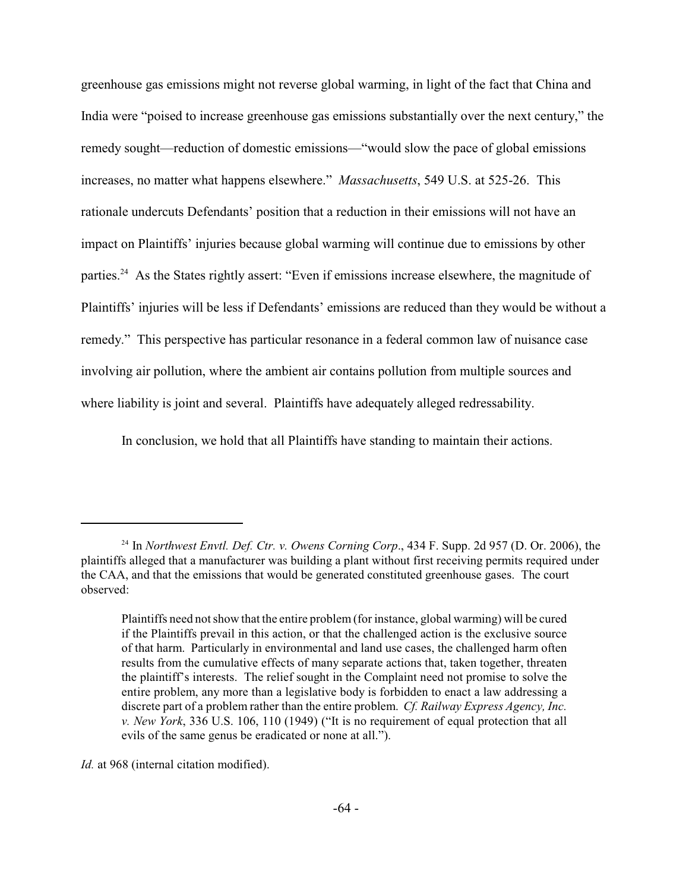greenhouse gas emissions might not reverse global warming, in light of the fact that China and India were "poised to increase greenhouse gas emissions substantially over the next century," the remedy sought—reduction of domestic emissions—"would slow the pace of global emissions increases, no matter what happens elsewhere." *Massachusetts*, 549 U.S. at 525-26. This rationale undercuts Defendants' position that a reduction in their emissions will not have an impact on Plaintiffs' injuries because global warming will continue due to emissions by other parties.[24] As the States rightly assert: "Even if emissions increase elsewhere, the magnitude of Plaintiffs' injuries will be less if Defendants' emissions are reduced than they would be without a remedy." This perspective has particular resonance in a federal common law of nuisance case involving air pollution, where the ambient air contains pollution from multiple sources and where liability is joint and several. Plaintiffs have adequately alleged redressability.

In conclusion, we hold that all Plaintiffs have standing to maintain their actions.

---

[24] In *Northwest Envtl. Def. Ctr. v. Owens Corning Corp*., 434 F. Supp. 2d 957 (D. Or. 2006), the plaintiffs alleged that a manufacturer was building a plant without first receiving permits required under the CAA, and that the emissions that would be generated constituted greenhouse gases. The court observed:

> Plaintiffs need not show that the entire problem (for instance, global warming) will be cured if the Plaintiffs prevail in this action, or that the challenged action is the exclusive source of that harm. Particularly in environmental and land use cases, the challenged harm often results from the cumulative effects of many separate actions that, taken together, threaten the plaintiff's interests. The relief sought in the Complaint need not promise to solve the entire problem, any more than a legislative body is forbidden to enact a law addressing a discrete part of a problem rather than the entire problem. *Cf. Railway Express Agency, Inc. v. New York*, 336 U.S. 106, 110 (1949) ("It is no requirement of equal protection that all evils of the same genus be eradicated or none at all.").

*Id.* at 968 (internal citation modified).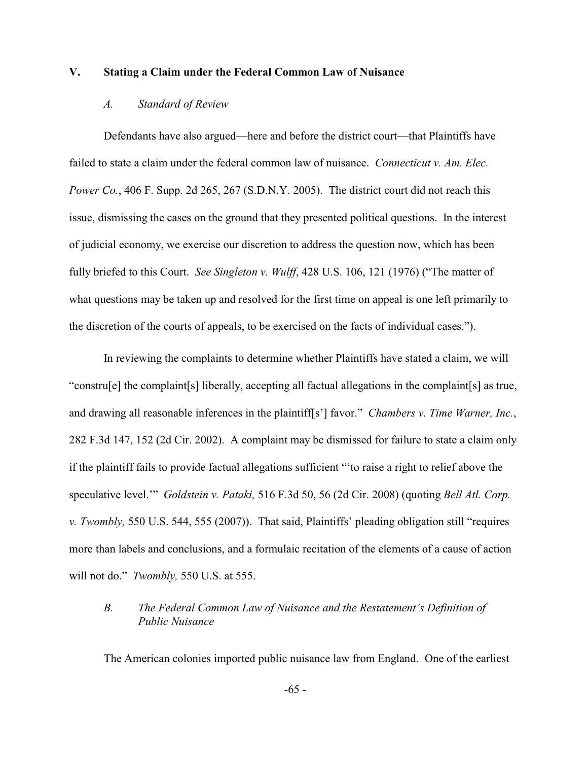## V. Stating a Claim under the Federal Common Law of Nuisance

### *A. Standard of Review*

Defendants have also argued—here and before the district court—that Plaintiffs have failed to state a claim under the federal common law of nuisance. *Connecticut v. Am. Elec. Power Co.*, 406 F. Supp. 2d 265, 267 (S.D.N.Y. 2005). The district court did not reach this issue, dismissing the cases on the ground that they presented political questions. In the interest of judicial economy, we exercise our discretion to address the question now, which has been fully briefed to this Court. *See Singleton v. Wulff*, 428 U.S. 106, 121 (1976) ("The matter of what questions may be taken up and resolved for the first time on appeal is one left primarily to the discretion of the courts of appeals, to be exercised on the facts of individual cases.").

In reviewing the complaints to determine whether Plaintiffs have stated a claim, we will "constru[e] the complaint[s] liberally, accepting all factual allegations in the complaint[s] as true, and drawing all reasonable inferences in the plaintiff[s'] favor." *Chambers v. Time Warner, Inc.*, 282 F.3d 147, 152 (2d Cir. 2002). A complaint may be dismissed for failure to state a claim only if the plaintiff fails to provide factual allegations sufficient "'to raise a right to relief above the speculative level.'" *Goldstein v. Pataki,* 516 F.3d 50, 56 (2d Cir. 2008) (quoting *Bell Atl. Corp. v. Twombly,* 550 U.S. 544, 555 (2007)). That said, Plaintiffs' pleading obligation still "requires more than labels and conclusions, and a formulaic recitation of the elements of a cause of action will not do." *Twombly,* 550 U.S. at 555.

### *B. The Federal Common Law of Nuisance and the Restatement's Definition of Public Nuisance*

The American colonies imported public nuisance law from England. One of the earliest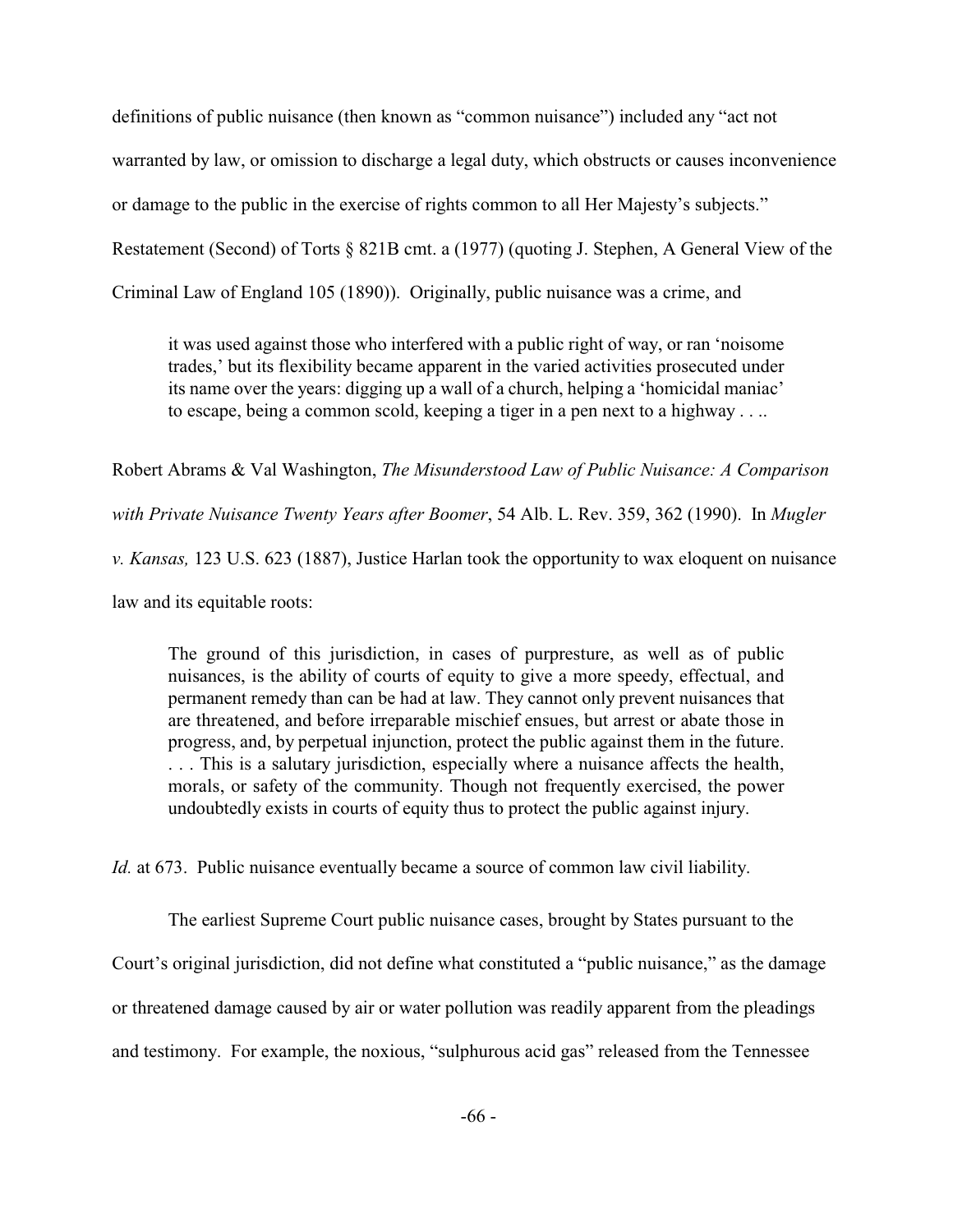definitions of public nuisance (then known as "common nuisance") included any "act not warranted by law, or omission to discharge a legal duty, which obstructs or causes inconvenience or damage to the public in the exercise of rights common to all Her Majesty's subjects." Restatement (Second) of Torts § 821B cmt. a (1977) (quoting J. Stephen, A General View of the Criminal Law of England 105 (1890)). Originally, public nuisance was a crime, and

> it was used against those who interfered with a public right of way, or ran 'noisome trades,' but its flexibility became apparent in the varied activities prosecuted under its name over the years: digging up a wall of a church, helping a 'homicidal maniac' to escape, being a common scold, keeping a tiger in a pen next to a highway . . ..

Robert Abrams & Val Washington, *The Misunderstood Law of Public Nuisance: A Comparison with Private Nuisance Twenty Years after Boomer*, 54 Alb. L. Rev. 359, 362 (1990). In *Mugler v. Kansas,* 123 U.S. 623 (1887), Justice Harlan took the opportunity to wax eloquent on nuisance law and its equitable roots:

> The ground of this jurisdiction, in cases of purpresture, as well as of public nuisances, is the ability of courts of equity to give a more speedy, effectual, and permanent remedy than can be had at law. They cannot only prevent nuisances that are threatened, and before irreparable mischief ensues, but arrest or abate those in progress, and, by perpetual injunction, protect the public against them in the future. . . . This is a salutary jurisdiction, especially where a nuisance affects the health, morals, or safety of the community. Though not frequently exercised, the power undoubtedly exists in courts of equity thus to protect the public against injury.

*Id.* at 673. Public nuisance eventually became a source of common law civil liability.

The earliest Supreme Court public nuisance cases, brought by States pursuant to the Court's original jurisdiction, did not define what constituted a "public nuisance," as the damage or threatened damage caused by air or water pollution was readily apparent from the pleadings and testimony. For example, the noxious, "sulphurous acid gas" released from the Tennessee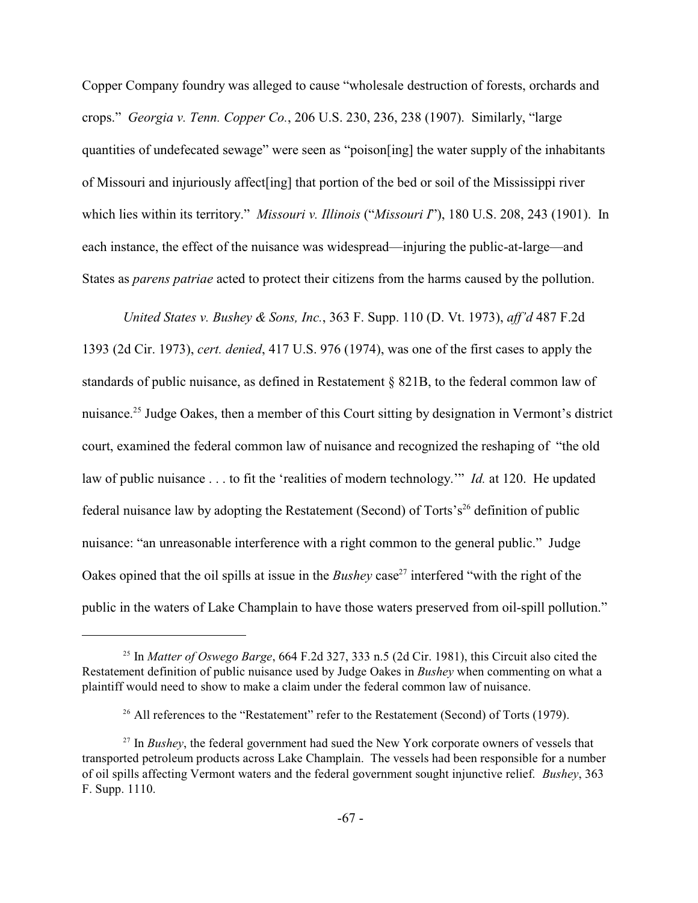Copper Company foundry was alleged to cause "wholesale destruction of forests, orchards and crops." *Georgia v. Tenn. Copper Co.*, 206 U.S. 230, 236, 238 (1907). Similarly, "large quantities of undefecated sewage" were seen as "poison[ing] the water supply of the inhabitants of Missouri and injuriously affect[ing] that portion of the bed or soil of the Mississippi river which lies within its territory." *Missouri v. Illinois* ("*Missouri I*"), 180 U.S. 208, 243 (1901). In each instance, the effect of the nuisance was widespread—injuring the public-at-large—and States as *parens patriae* acted to protect their citizens from the harms caused by the pollution.

*United States v. Bushey & Sons, Inc.*, 363 F. Supp. 110 (D. Vt. 1973), *aff'd* 487 F.2d 1393 (2d Cir. 1973), *cert. denied*, 417 U.S. 976 (1974), was one of the first cases to apply the standards of public nuisance, as defined in Restatement § 821B, to the federal common law of nuisance.[25] Judge Oakes, then a member of this Court sitting by designation in Vermont's district court, examined the federal common law of nuisance and recognized the reshaping of "the old law of public nuisance . . . to fit the 'realities of modern technology.'" *Id.* at 120. He updated federal nuisance law by adopting the Restatement (Second) of Torts's[26] definition of public nuisance: "an unreasonable interference with a right common to the general public." Judge Oakes opined that the oil spills at issue in the *Bushey* case[27] interfered "with the right of the public in the waters of Lake Champlain to have those waters preserved from oil-spill pollution."

---

[25] In *Matter of Oswego Barge*, 664 F.2d 327, 333 n.5 (2d Cir. 1981), this Circuit also cited the Restatement definition of public nuisance used by Judge Oakes in *Bushey* when commenting on what a plaintiff would need to show to make a claim under the federal common law of nuisance.

[26] All references to the "Restatement" refer to the Restatement (Second) of Torts (1979).

[27] In *Bushey*, the federal government had sued the New York corporate owners of vessels that transported petroleum products across Lake Champlain. The vessels had been responsible for a number of oil spills affecting Vermont waters and the federal government sought injunctive relief. *Bushey*, 363 F. Supp. 1110.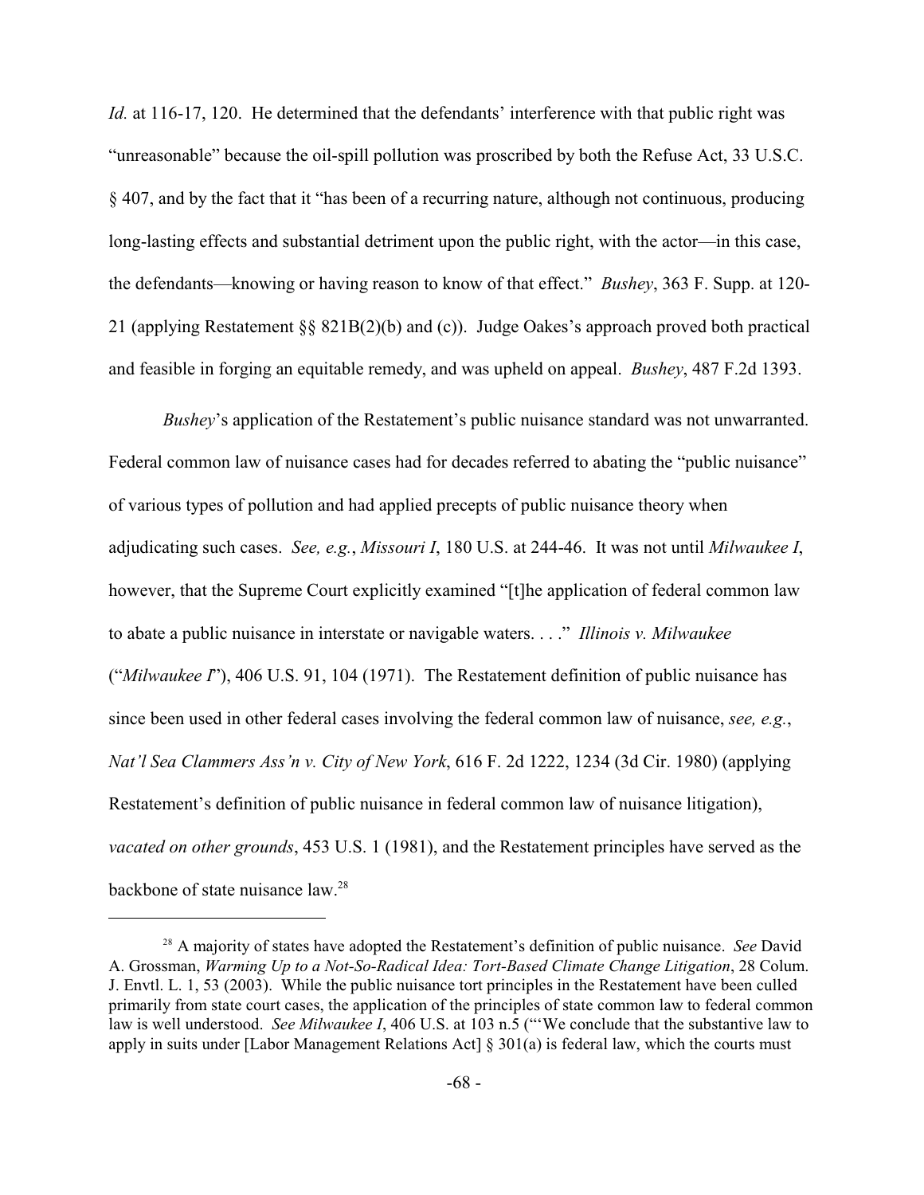*Id.* at 116-17, 120. He determined that the defendants' interference with that public right was "unreasonable" because the oil-spill pollution was proscribed by both the Refuse Act, 33 U.S.C. § 407, and by the fact that it "has been of a recurring nature, although not continuous, producing long-lasting effects and substantial detriment upon the public right, with the actor—in this case, the defendants—knowing or having reason to know of that effect." *Bushey*, 363 F. Supp. at 120-21 (applying Restatement §§ 821B(2)(b) and (c)). Judge Oakes's approach proved both practical and feasible in forging an equitable remedy, and was upheld on appeal. *Bushey*, 487 F.2d 1393.

*Bushey*'s application of the Restatement's public nuisance standard was not unwarranted. Federal common law of nuisance cases had for decades referred to abating the "public nuisance" of various types of pollution and had applied precepts of public nuisance theory when adjudicating such cases. *See, e.g.*, *Missouri I*, 180 U.S. at 244-46. It was not until *Milwaukee I*, however, that the Supreme Court explicitly examined "[t]he application of federal common law to abate a public nuisance in interstate or navigable waters. . . ." *Illinois v. Milwaukee* ("*Milwaukee I*"), 406 U.S. 91, 104 (1971). The Restatement definition of public nuisance has since been used in other federal cases involving the federal common law of nuisance, *see, e.g.*, *Nat'l Sea Clammers Ass'n v. City of New York*, 616 F. 2d 1222, 1234 (3d Cir. 1980) (applying Restatement's definition of public nuisance in federal common law of nuisance litigation), *vacated on other grounds*, 453 U.S. 1 (1981), and the Restatement principles have served as the backbone of state nuisance law.[28]

---

[28] A majority of states have adopted the Restatement's definition of public nuisance. *See* David A. Grossman, *Warming Up to a Not-So-Radical Idea: Tort-Based Climate Change Litigation*, 28 Colum. J. Envtl. L. 1, 53 (2003). While the public nuisance tort principles in the Restatement have been culled primarily from state court cases, the application of the principles of state common law to federal common law is well understood. *See Milwaukee I*, 406 U.S. at 103 n.5 ("'We conclude that the substantive law to apply in suits under [Labor Management Relations Act] § 301(a) is federal law, which the courts must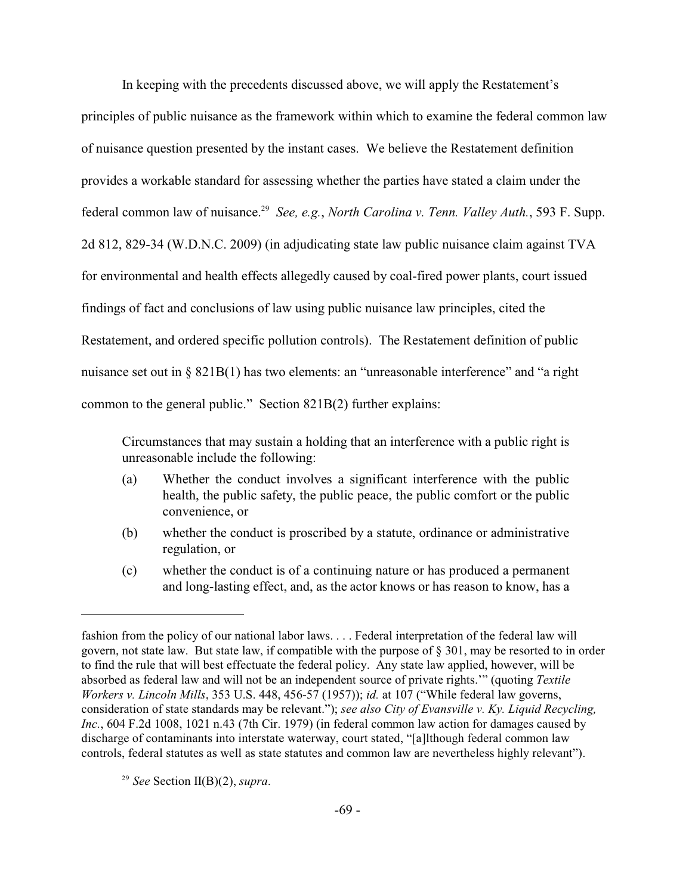In keeping with the precedents discussed above, we will apply the Restatement's principles of public nuisance as the framework within which to examine the federal common law of nuisance question presented by the instant cases. We believe the Restatement definition provides a workable standard for assessing whether the parties have stated a claim under the federal common law of nuisance.[29] *See, e.g.*, *North Carolina v. Tenn. Valley Auth.*, 593 F. Supp. 2d 812, 829-34 (W.D.N.C. 2009) (in adjudicating state law public nuisance claim against TVA for environmental and health effects allegedly caused by coal-fired power plants, court issued findings of fact and conclusions of law using public nuisance law principles, cited the Restatement, and ordered specific pollution controls). The Restatement definition of public nuisance set out in § 821B(1) has two elements: an "unreasonable interference" and "a right common to the general public." Section 821B(2) further explains:

> Circumstances that may sustain a holding that an interference with a public right is unreasonable include the following:
>
> (a) Whether the conduct involves a significant interference with the public health, the public safety, the public peace, the public comfort or the public convenience, or
>
> (b) whether the conduct is proscribed by a statute, ordinance or administrative regulation, or
>
> (c) whether the conduct is of a continuing nature or has produced a permanent and long-lasting effect, and, as the actor knows or has reason to know, has a

---

fashion from the policy of our national labor laws. . . . Federal interpretation of the federal law will govern, not state law. But state law, if compatible with the purpose of § 301, may be resorted to in order to find the rule that will best effectuate the federal policy. Any state law applied, however, will be absorbed as federal law and will not be an independent source of private rights.'" (quoting *Textile Workers v. Lincoln Mills*, 353 U.S. 448, 456-57 (1957)); *id.* at 107 ("While federal law governs, consideration of state standards may be relevant."); *see also City of Evansville v. Ky. Liquid Recycling, Inc.*, 604 F.2d 1008, 1021 n.43 (7th Cir. 1979) (in federal common law action for damages caused by discharge of contaminants into interstate waterway, court stated, "[a]lthough federal common law controls, federal statutes as well as state statutes and common law are nevertheless highly relevant").

[29] *See* Section II(B)(2), *supra*.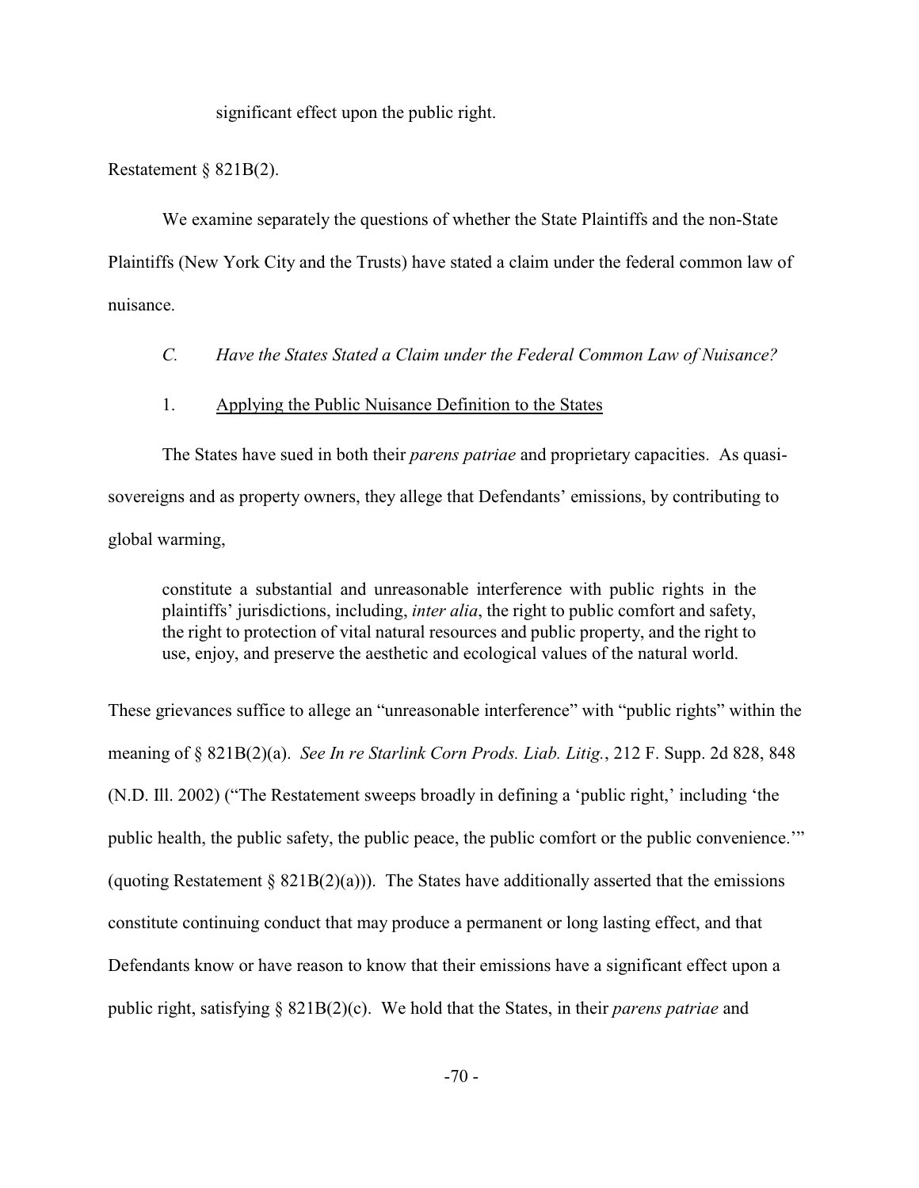significant effect upon the public right.

Restatement § 821B(2).

We examine separately the questions of whether the State Plaintiffs and the non-State Plaintiffs (New York City and the Trusts) have stated a claim under the federal common law of nuisance.

### *C. Have the States Stated a Claim under the Federal Common Law of Nuisance?*

#### 1. Applying the Public Nuisance Definition to the States

The States have sued in both their *parens patriae* and proprietary capacities. As quasi-sovereigns and as property owners, they allege that Defendants' emissions, by contributing to global warming,

> constitute a substantial and unreasonable interference with public rights in the plaintiffs' jurisdictions, including, *inter alia*, the right to public comfort and safety, the right to protection of vital natural resources and public property, and the right to use, enjoy, and preserve the aesthetic and ecological values of the natural world.

These grievances suffice to allege an "unreasonable interference" with "public rights" within the meaning of § 821B(2)(a). *See In re Starlink Corn Prods. Liab. Litig.*, 212 F. Supp. 2d 828, 848 (N.D. Ill. 2002) ("The Restatement sweeps broadly in defining a 'public right,' including 'the public health, the public safety, the public peace, the public comfort or the public convenience.'" (quoting Restatement § 821B(2)(a))). The States have additionally asserted that the emissions constitute continuing conduct that may produce a permanent or long lasting effect, and that Defendants know or have reason to know that their emissions have a significant effect upon a public right, satisfying § 821B(2)(c). We hold that the States, in their *parens patriae* and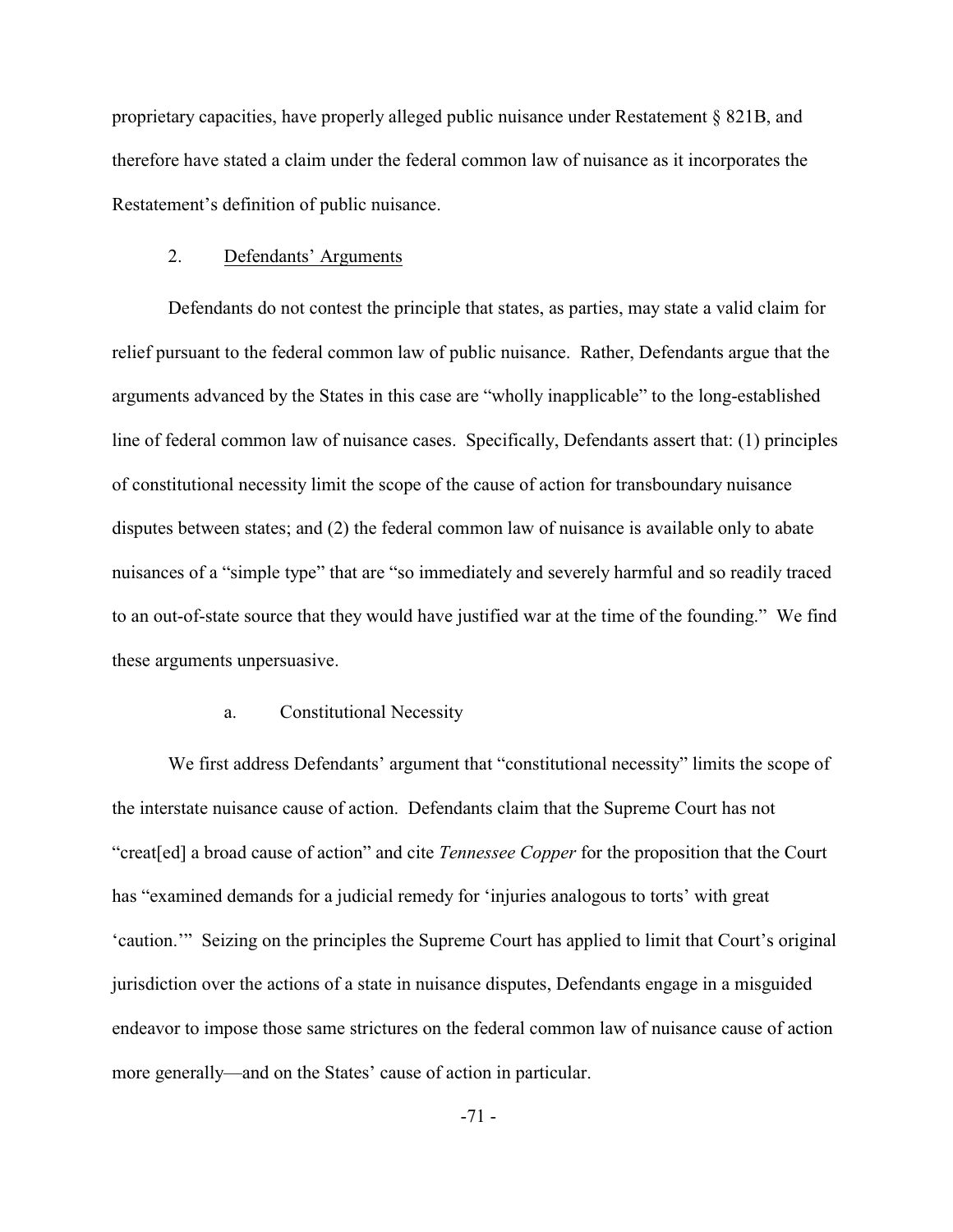proprietary capacities, have properly alleged public nuisance under Restatement § 821B, and therefore have stated a claim under the federal common law of nuisance as it incorporates the Restatement's definition of public nuisance.

### 2. Defendants' Arguments

Defendants do not contest the principle that states, as parties, may state a valid claim for relief pursuant to the federal common law of public nuisance. Rather, Defendants argue that the arguments advanced by the States in this case are "wholly inapplicable" to the long-established line of federal common law of nuisance cases. Specifically, Defendants assert that: (1) principles of constitutional necessity limit the scope of the cause of action for transboundary nuisance disputes between states; and (2) the federal common law of nuisance is available only to abate nuisances of a "simple type" that are "so immediately and severely harmful and so readily traced to an out-of-state source that they would have justified war at the time of the founding." We find these arguments unpersuasive.

#### a. Constitutional Necessity

We first address Defendants' argument that "constitutional necessity" limits the scope of the interstate nuisance cause of action. Defendants claim that the Supreme Court has not "creat[ed] a broad cause of action" and cite *Tennessee Copper* for the proposition that the Court has "examined demands for a judicial remedy for 'injuries analogous to torts' with great 'caution.'" Seizing on the principles the Supreme Court has applied to limit that Court's original jurisdiction over the actions of a state in nuisance disputes, Defendants engage in a misguided endeavor to impose those same strictures on the federal common law of nuisance cause of action more generally—and on the States' cause of action in particular.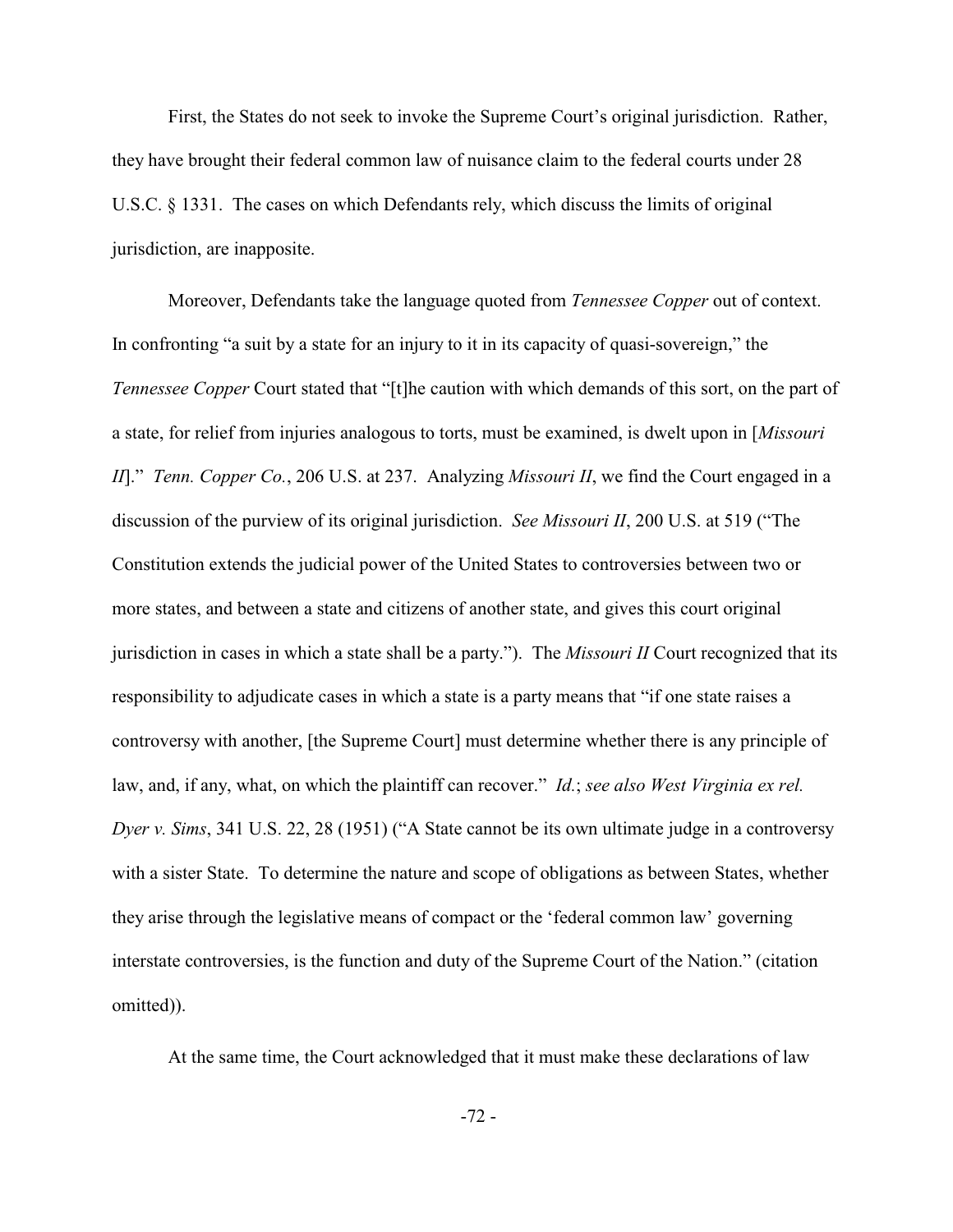First, the States do not seek to invoke the Supreme Court's original jurisdiction. Rather, they have brought their federal common law of nuisance claim to the federal courts under 28 U.S.C. § 1331. The cases on which Defendants rely, which discuss the limits of original jurisdiction, are inapposite.

Moreover, Defendants take the language quoted from *Tennessee Copper* out of context. In confronting "a suit by a state for an injury to it in its capacity of quasi-sovereign," the *Tennessee Copper* Court stated that "[t]he caution with which demands of this sort, on the part of a state, for relief from injuries analogous to torts, must be examined, is dwelt upon in [*Missouri II*]." *Tenn. Copper Co.*, 206 U.S. at 237. Analyzing *Missouri II*, we find the Court engaged in a discussion of the purview of its original jurisdiction. *See Missouri II*, 200 U.S. at 519 ("The Constitution extends the judicial power of the United States to controversies between two or more states, and between a state and citizens of another state, and gives this court original jurisdiction in cases in which a state shall be a party."). The *Missouri II* Court recognized that its responsibility to adjudicate cases in which a state is a party means that "if one state raises a controversy with another, [the Supreme Court] must determine whether there is any principle of law, and, if any, what, on which the plaintiff can recover." *Id.*; *see also West Virginia ex rel. Dyer v. Sims*, 341 U.S. 22, 28 (1951) ("A State cannot be its own ultimate judge in a controversy with a sister State. To determine the nature and scope of obligations as between States, whether they arise through the legislative means of compact or the 'federal common law' governing interstate controversies, is the function and duty of the Supreme Court of the Nation." (citation omitted)).

At the same time, the Court acknowledged that it must make these declarations of law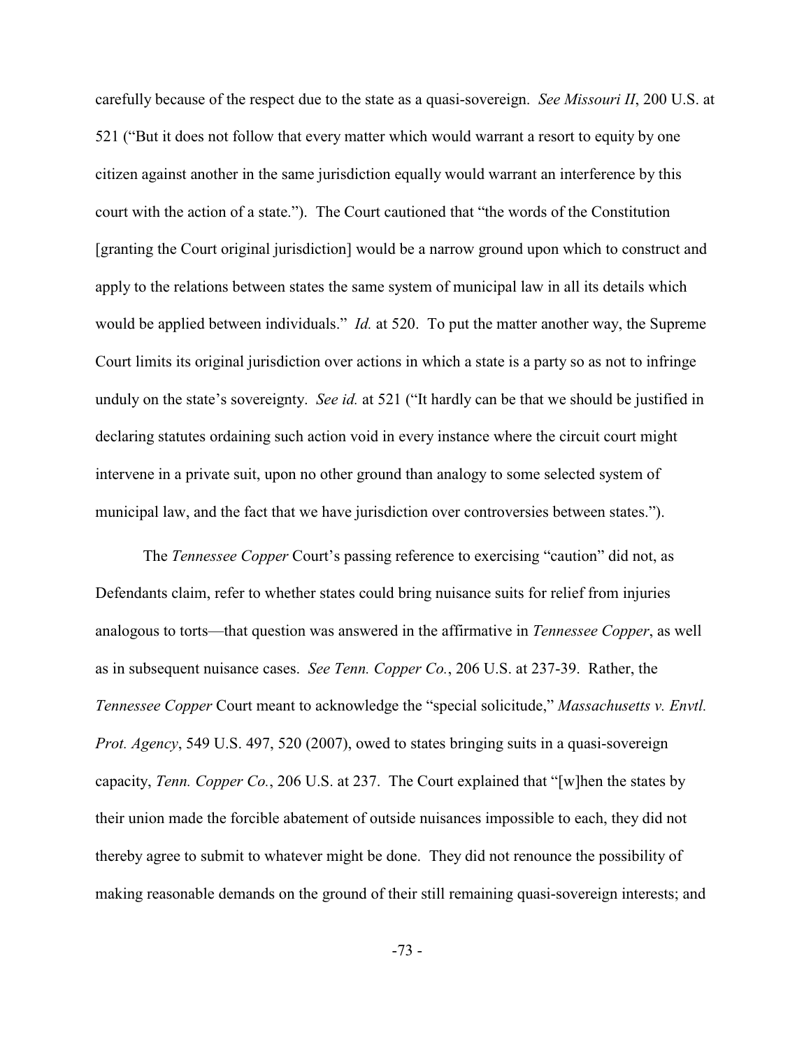carefully because of the respect due to the state as a quasi-sovereign. *See Missouri II*, 200 U.S. at 521 ("But it does not follow that every matter which would warrant a resort to equity by one citizen against another in the same jurisdiction equally would warrant an interference by this court with the action of a state."). The Court cautioned that "the words of the Constitution [granting the Court original jurisdiction] would be a narrow ground upon which to construct and apply to the relations between states the same system of municipal law in all its details which would be applied between individuals." *Id.* at 520. To put the matter another way, the Supreme Court limits its original jurisdiction over actions in which a state is a party so as not to infringe unduly on the state's sovereignty. *See id.* at 521 ("It hardly can be that we should be justified in declaring statutes ordaining such action void in every instance where the circuit court might intervene in a private suit, upon no other ground than analogy to some selected system of municipal law, and the fact that we have jurisdiction over controversies between states.").

The *Tennessee Copper* Court's passing reference to exercising "caution" did not, as Defendants claim, refer to whether states could bring nuisance suits for relief from injuries analogous to torts—that question was answered in the affirmative in *Tennessee Copper*, as well as in subsequent nuisance cases. *See Tenn. Copper Co.*, 206 U.S. at 237-39. Rather, the *Tennessee Copper* Court meant to acknowledge the "special solicitude," *Massachusetts v. Envtl. Prot. Agency*, 549 U.S. 497, 520 (2007), owed to states bringing suits in a quasi-sovereign capacity, *Tenn. Copper Co.*, 206 U.S. at 237. The Court explained that "[w]hen the states by their union made the forcible abatement of outside nuisances impossible to each, they did not thereby agree to submit to whatever might be done. They did not renounce the possibility of making reasonable demands on the ground of their still remaining quasi-sovereign interests; and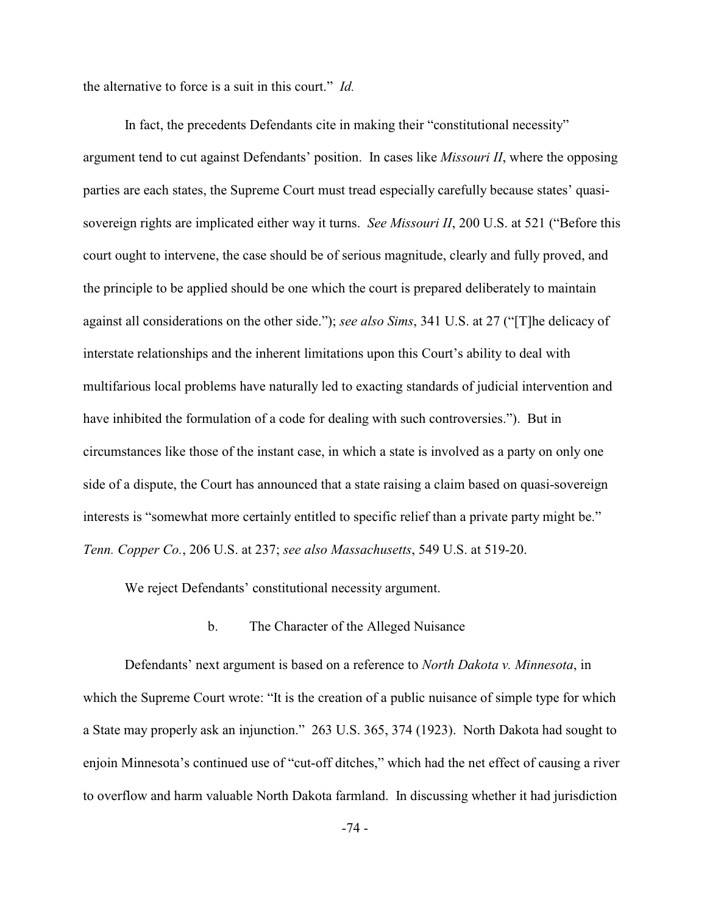the alternative to force is a suit in this court." *Id.*

In fact, the precedents Defendants cite in making their "constitutional necessity" argument tend to cut against Defendants' position. In cases like *Missouri II*, where the opposing parties are each states, the Supreme Court must tread especially carefully because states' quasi-sovereign rights are implicated either way it turns. *See Missouri II*, 200 U.S. at 521 ("Before this court ought to intervene, the case should be of serious magnitude, clearly and fully proved, and the principle to be applied should be one which the court is prepared deliberately to maintain against all considerations on the other side."); *see also Sims*, 341 U.S. at 27 ("[T]he delicacy of interstate relationships and the inherent limitations upon this Court's ability to deal with multifarious local problems have naturally led to exacting standards of judicial intervention and have inhibited the formulation of a code for dealing with such controversies."). But in circumstances like those of the instant case, in which a state is involved as a party on only one side of a dispute, the Court has announced that a state raising a claim based on quasi-sovereign interests is "somewhat more certainly entitled to specific relief than a private party might be." *Tenn. Copper Co.*, 206 U.S. at 237; *see also Massachusetts*, 549 U.S. at 519-20.

We reject Defendants' constitutional necessity argument.

b. The Character of the Alleged Nuisance

Defendants' next argument is based on a reference to *North Dakota v. Minnesota*, in which the Supreme Court wrote: "It is the creation of a public nuisance of simple type for which a State may properly ask an injunction." 263 U.S. 365, 374 (1923). North Dakota had sought to enjoin Minnesota's continued use of "cut-off ditches," which had the net effect of causing a river to overflow and harm valuable North Dakota farmland. In discussing whether it had jurisdiction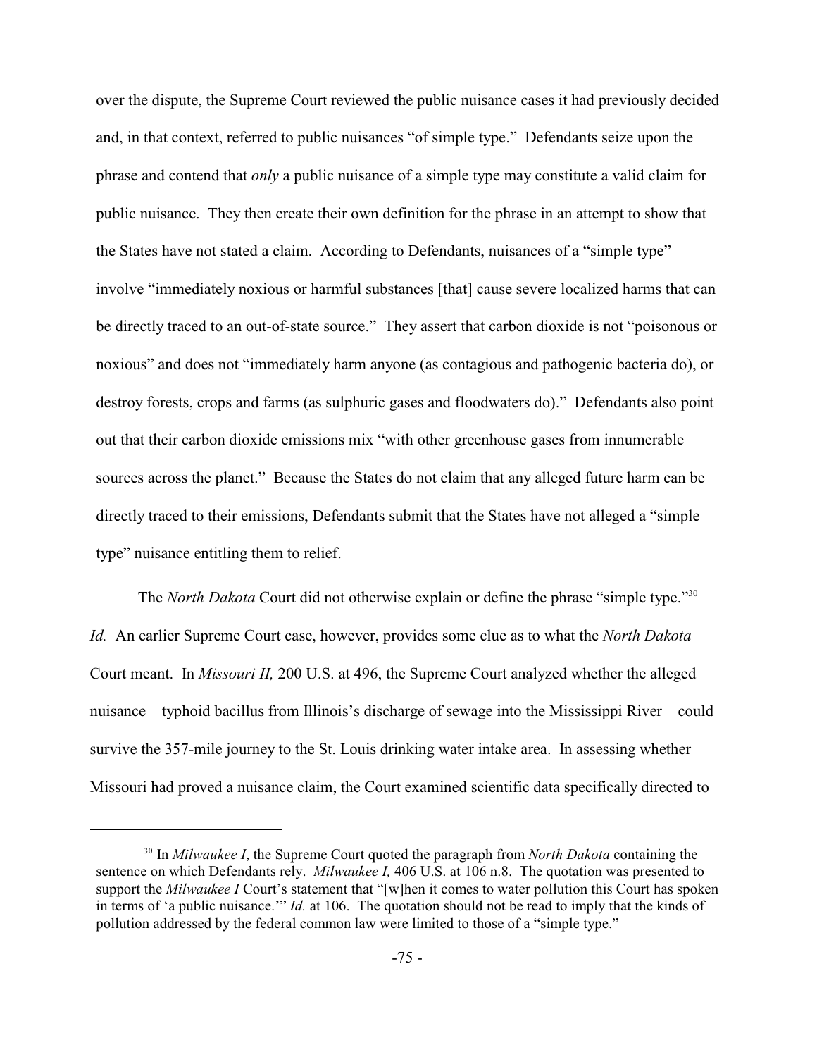over the dispute, the Supreme Court reviewed the public nuisance cases it had previously decided and, in that context, referred to public nuisances "of simple type." Defendants seize upon the phrase and contend that *only* a public nuisance of a simple type may constitute a valid claim for public nuisance. They then create their own definition for the phrase in an attempt to show that the States have not stated a claim. According to Defendants, nuisances of a "simple type" involve "immediately noxious or harmful substances [that] cause severe localized harms that can be directly traced to an out-of-state source." They assert that carbon dioxide is not "poisonous or noxious" and does not "immediately harm anyone (as contagious and pathogenic bacteria do), or destroy forests, crops and farms (as sulphuric gases and floodwaters do)." Defendants also point out that their carbon dioxide emissions mix "with other greenhouse gases from innumerable sources across the planet." Because the States do not claim that any alleged future harm can be directly traced to their emissions, Defendants submit that the States have not alleged a "simple type" nuisance entitling them to relief.

The *North Dakota* Court did not otherwise explain or define the phrase "simple type."[30] *Id.* An earlier Supreme Court case, however, provides some clue as to what the *North Dakota* Court meant. In *Missouri II,* 200 U.S. at 496, the Supreme Court analyzed whether the alleged nuisance—typhoid bacillus from Illinois's discharge of sewage into the Mississippi River—could survive the 357-mile journey to the St. Louis drinking water intake area. In assessing whether Missouri had proved a nuisance claim, the Court examined scientific data specifically directed to

---

[30] In *Milwaukee I*, the Supreme Court quoted the paragraph from *North Dakota* containing the sentence on which Defendants rely. *Milwaukee I,* 406 U.S. at 106 n.8. The quotation was presented to support the *Milwaukee I* Court's statement that "[w]hen it comes to water pollution this Court has spoken in terms of 'a public nuisance.'" *Id.* at 106. The quotation should not be read to imply that the kinds of pollution addressed by the federal common law were limited to those of a "simple type."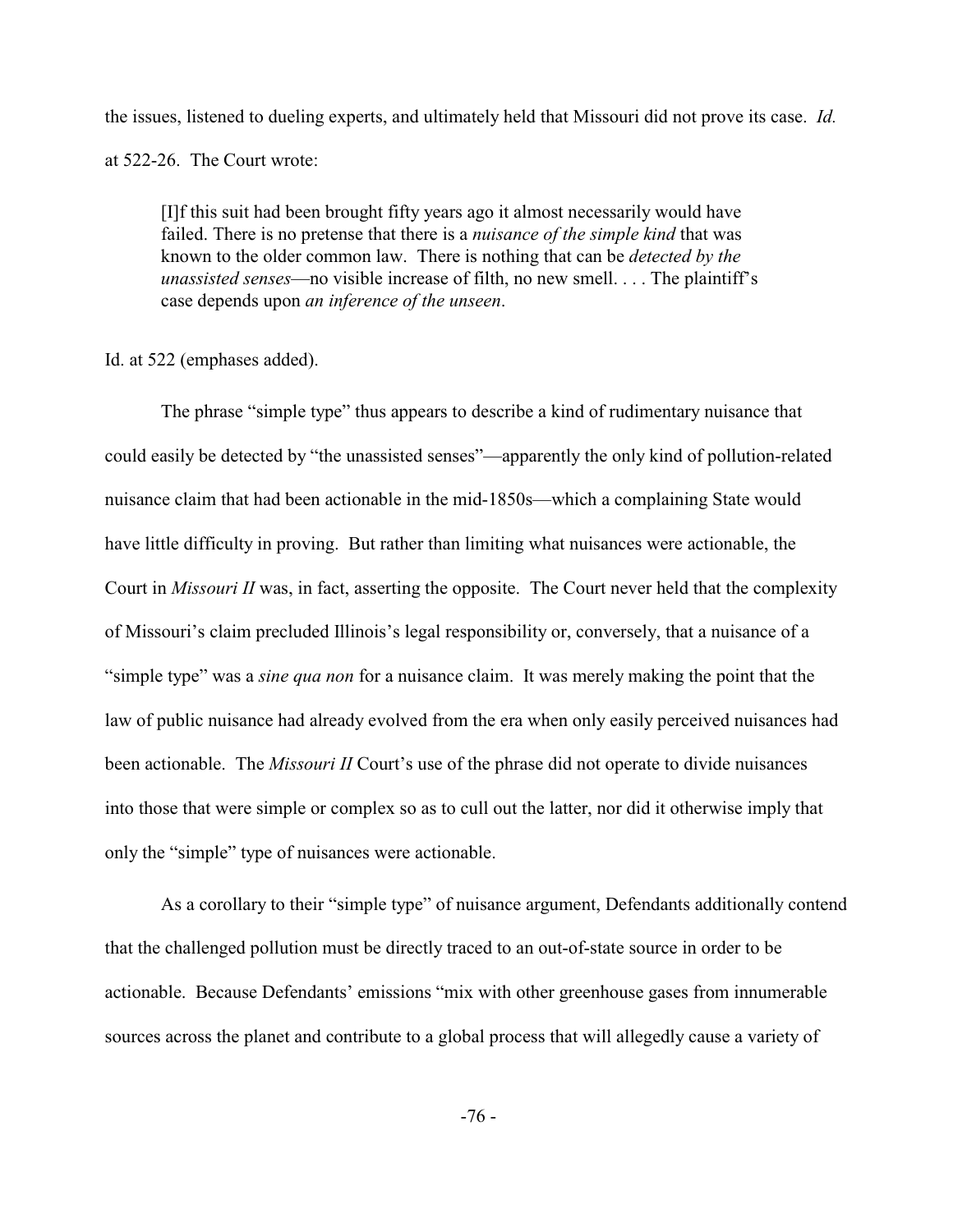the issues, listened to dueling experts, and ultimately held that Missouri did not prove its case. *Id.* at 522-26. The Court wrote:

> [I]f this suit had been brought fifty years ago it almost necessarily would have failed. There is no pretense that there is a *nuisance of the simple kind* that was known to the older common law. There is nothing that can be *detected by the unassisted senses*—no visible increase of filth, no new smell. . . . The plaintiff's case depends upon *an inference of the unseen*.

Id. at 522 (emphases added).

The phrase "simple type" thus appears to describe a kind of rudimentary nuisance that could easily be detected by "the unassisted senses"—apparently the only kind of pollution-related nuisance claim that had been actionable in the mid-1850s—which a complaining State would have little difficulty in proving. But rather than limiting what nuisances were actionable, the Court in *Missouri II* was, in fact, asserting the opposite. The Court never held that the complexity of Missouri's claim precluded Illinois's legal responsibility or, conversely, that a nuisance of a "simple type" was a *sine qua non* for a nuisance claim. It was merely making the point that the law of public nuisance had already evolved from the era when only easily perceived nuisances had been actionable. The *Missouri II* Court's use of the phrase did not operate to divide nuisances into those that were simple or complex so as to cull out the latter, nor did it otherwise imply that only the "simple" type of nuisances were actionable.

As a corollary to their "simple type" of nuisance argument, Defendants additionally contend that the challenged pollution must be directly traced to an out-of-state source in order to be actionable. Because Defendants' emissions "mix with other greenhouse gases from innumerable sources across the planet and contribute to a global process that will allegedly cause a variety of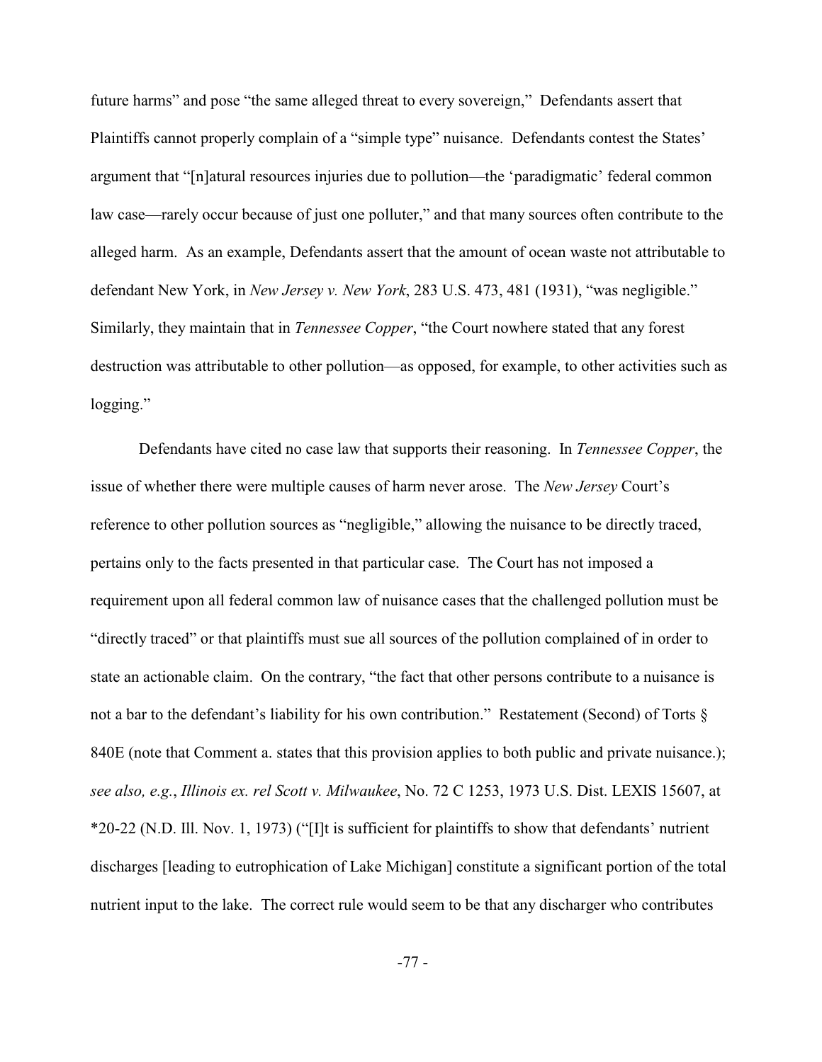future harms" and pose "the same alleged threat to every sovereign," Defendants assert that Plaintiffs cannot properly complain of a "simple type" nuisance. Defendants contest the States' argument that "[n]atural resources injuries due to pollution—the 'paradigmatic' federal common law case—rarely occur because of just one polluter," and that many sources often contribute to the alleged harm. As an example, Defendants assert that the amount of ocean waste not attributable to defendant New York, in *New Jersey v. New York*, 283 U.S. 473, 481 (1931), "was negligible." Similarly, they maintain that in *Tennessee Copper*, "the Court nowhere stated that any forest destruction was attributable to other pollution—as opposed, for example, to other activities such as logging."

Defendants have cited no case law that supports their reasoning. In *Tennessee Copper*, the issue of whether there were multiple causes of harm never arose. The *New Jersey* Court's reference to other pollution sources as "negligible," allowing the nuisance to be directly traced, pertains only to the facts presented in that particular case. The Court has not imposed a requirement upon all federal common law of nuisance cases that the challenged pollution must be "directly traced" or that plaintiffs must sue all sources of the pollution complained of in order to state an actionable claim. On the contrary, "the fact that other persons contribute to a nuisance is not a bar to the defendant's liability for his own contribution." Restatement (Second) of Torts § 840E (note that Comment a. states that this provision applies to both public and private nuisance.); *see also, e.g.*, *Illinois ex. rel Scott v. Milwaukee*, No. 72 C 1253, 1973 U.S. Dist. LEXIS 15607, at *20-22 (N.D. Ill. Nov. 1, 1973) ("[I]t is sufficient for plaintiffs to show that defendants' nutrient discharges [leading to eutrophication of Lake Michigan] constitute a significant portion of the total nutrient input to the lake. The correct rule would seem to be that any discharger who contributes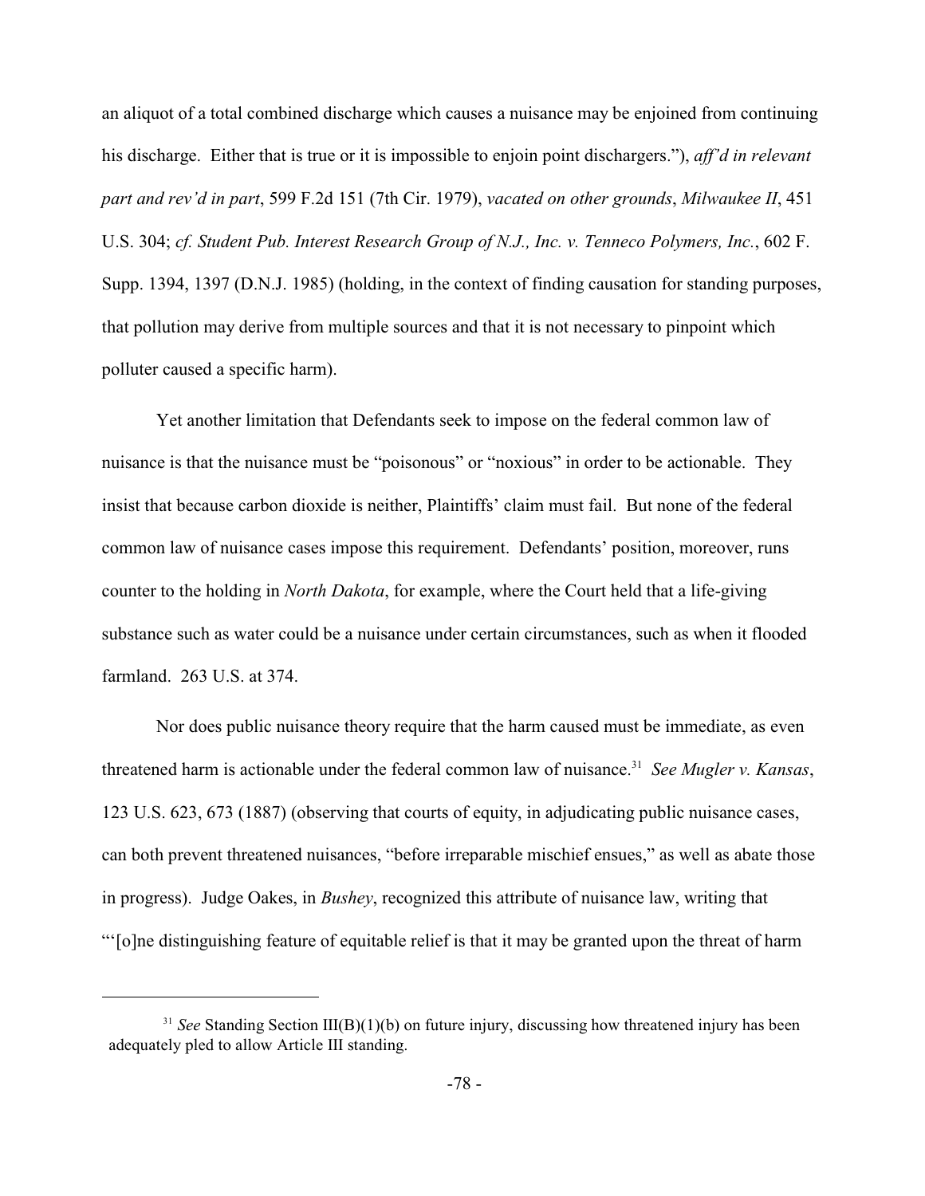an aliquot of a total combined discharge which causes a nuisance may be enjoined from continuing his discharge. Either that is true or it is impossible to enjoin point dischargers."), *aff'd in relevant part and rev'd in part*, 599 F.2d 151 (7th Cir. 1979), *vacated on other grounds*, *Milwaukee II*, 451 U.S. 304; *cf. Student Pub. Interest Research Group of N.J., Inc. v. Tenneco Polymers, Inc.*, 602 F. Supp. 1394, 1397 (D.N.J. 1985) (holding, in the context of finding causation for standing purposes, that pollution may derive from multiple sources and that it is not necessary to pinpoint which polluter caused a specific harm).

Yet another limitation that Defendants seek to impose on the federal common law of nuisance is that the nuisance must be "poisonous" or "noxious" in order to be actionable. They insist that because carbon dioxide is neither, Plaintiffs' claim must fail. But none of the federal common law of nuisance cases impose this requirement. Defendants' position, moreover, runs counter to the holding in *North Dakota*, for example, where the Court held that a life-giving substance such as water could be a nuisance under certain circumstances, such as when it flooded farmland. 263 U.S. at 374.

Nor does public nuisance theory require that the harm caused must be immediate, as even threatened harm is actionable under the federal common law of nuisance.[31] *See Mugler v. Kansas*, 123 U.S. 623, 673 (1887) (observing that courts of equity, in adjudicating public nuisance cases, can both prevent threatened nuisances, "before irreparable mischief ensues," as well as abate those in progress). Judge Oakes, in *Bushey*, recognized this attribute of nuisance law, writing that "'[o]ne distinguishing feature of equitable relief is that it may be granted upon the threat of harm

---

[31] *See* Standing Section III(B)(1)(b) on future injury, discussing how threatened injury has been adequately pled to allow Article III standing.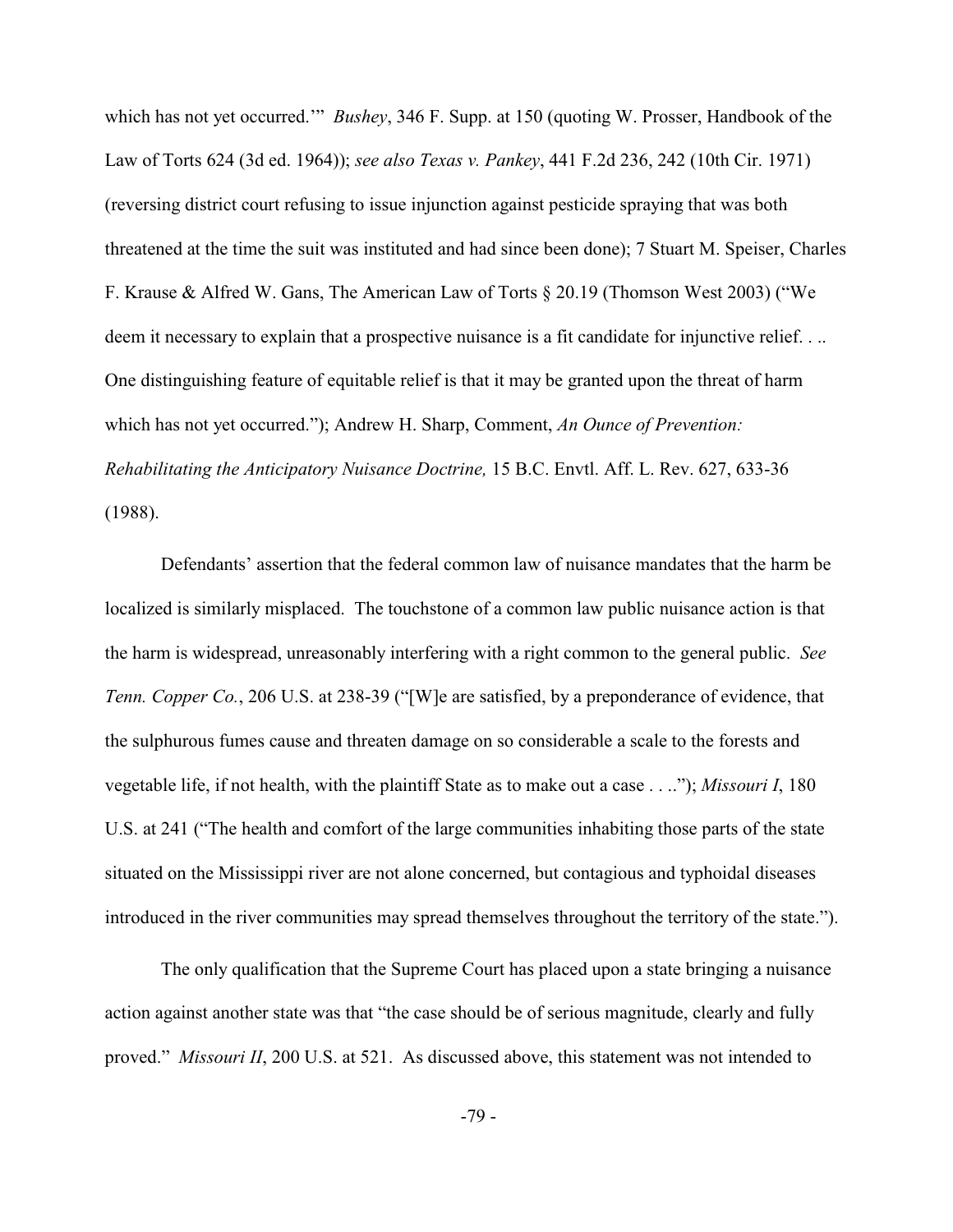which has not yet occurred.'" *Bushey*, 346 F. Supp. at 150 (quoting W. Prosser, Handbook of the Law of Torts 624 (3d ed. 1964)); *see also Texas v. Pankey*, 441 F.2d 236, 242 (10th Cir. 1971) (reversing district court refusing to issue injunction against pesticide spraying that was both threatened at the time the suit was instituted and had since been done); 7 Stuart M. Speiser, Charles F. Krause & Alfred W. Gans, The American Law of Torts § 20.19 (Thomson West 2003) ("We deem it necessary to explain that a prospective nuisance is a fit candidate for injunctive relief. . .. One distinguishing feature of equitable relief is that it may be granted upon the threat of harm which has not yet occurred."); Andrew H. Sharp, Comment, *An Ounce of Prevention: Rehabilitating the Anticipatory Nuisance Doctrine,* 15 B.C. Envtl. Aff. L. Rev. 627, 633-36 (1988).

Defendants' assertion that the federal common law of nuisance mandates that the harm be localized is similarly misplaced. The touchstone of a common law public nuisance action is that the harm is widespread, unreasonably interfering with a right common to the general public. *See Tenn. Copper Co.*, 206 U.S. at 238-39 ("[W]e are satisfied, by a preponderance of evidence, that the sulphurous fumes cause and threaten damage on so considerable a scale to the forests and vegetable life, if not health, with the plaintiff State as to make out a case . . .."); *Missouri I*, 180 U.S. at 241 ("The health and comfort of the large communities inhabiting those parts of the state situated on the Mississippi river are not alone concerned, but contagious and typhoidal diseases introduced in the river communities may spread themselves throughout the territory of the state.").

The only qualification that the Supreme Court has placed upon a state bringing a nuisance action against another state was that "the case should be of serious magnitude, clearly and fully proved." *Missouri II*, 200 U.S. at 521. As discussed above, this statement was not intended to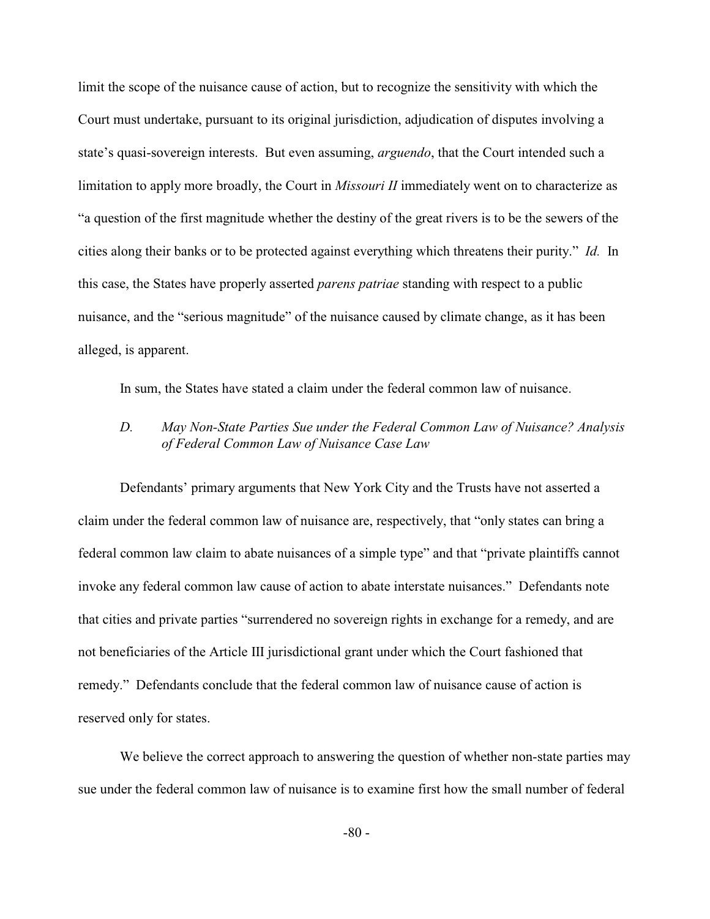limit the scope of the nuisance cause of action, but to recognize the sensitivity with which the Court must undertake, pursuant to its original jurisdiction, adjudication of disputes involving a state's quasi-sovereign interests. But even assuming, *arguendo*, that the Court intended such a limitation to apply more broadly, the Court in *Missouri II* immediately went on to characterize as "a question of the first magnitude whether the destiny of the great rivers is to be the sewers of the cities along their banks or to be protected against everything which threatens their purity." *Id.* In this case, the States have properly asserted *parens patriae* standing with respect to a public nuisance, and the "serious magnitude" of the nuisance caused by climate change, as it has been alleged, is apparent.

In sum, the States have stated a claim under the federal common law of nuisance.

### *D. May Non-State Parties Sue under the Federal Common Law of Nuisance? Analysis of Federal Common Law of Nuisance Case Law*

Defendants' primary arguments that New York City and the Trusts have not asserted a claim under the federal common law of nuisance are, respectively, that "only states can bring a federal common law claim to abate nuisances of a simple type" and that "private plaintiffs cannot invoke any federal common law cause of action to abate interstate nuisances." Defendants note that cities and private parties "surrendered no sovereign rights in exchange for a remedy, and are not beneficiaries of the Article III jurisdictional grant under which the Court fashioned that remedy." Defendants conclude that the federal common law of nuisance cause of action is reserved only for states.

We believe the correct approach to answering the question of whether non-state parties may sue under the federal common law of nuisance is to examine first how the small number of federal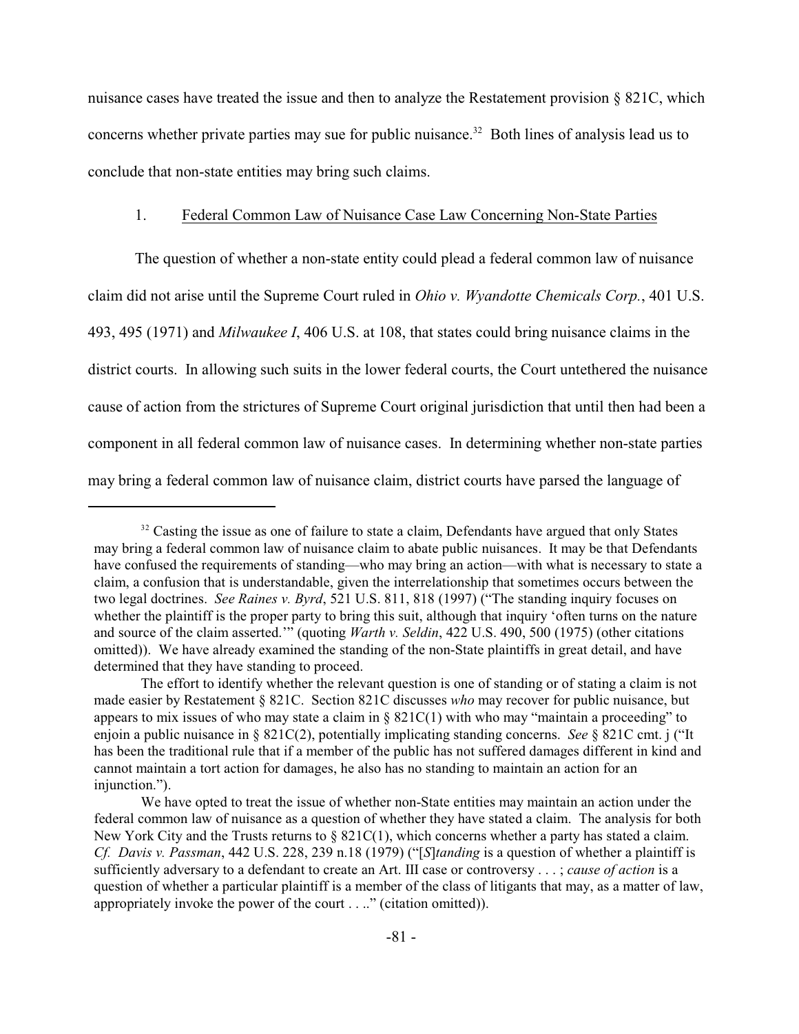nuisance cases have treated the issue and then to analyze the Restatement provision § 821C, which concerns whether private parties may sue for public nuisance.[32] Both lines of analysis lead us to conclude that non-state entities may bring such claims.

1. Federal Common Law of Nuisance Case Law Concerning Non-State Parties

The question of whether a non-state entity could plead a federal common law of nuisance claim did not arise until the Supreme Court ruled in *Ohio v. Wyandotte Chemicals Corp.*, 401 U.S. 493, 495 (1971) and *Milwaukee I*, 406 U.S. at 108, that states could bring nuisance claims in the district courts. In allowing such suits in the lower federal courts, the Court untethered the nuisance cause of action from the strictures of Supreme Court original jurisdiction that until then had been a component in all federal common law of nuisance cases. In determining whether non-state parties may bring a federal common law of nuisance claim, district courts have parsed the language of

---

[32] Casting the issue as one of failure to state a claim, Defendants have argued that only States may bring a federal common law of nuisance claim to abate public nuisances. It may be that Defendants have confused the requirements of standing—who may bring an action—with what is necessary to state a claim, a confusion that is understandable, given the interrelationship that sometimes occurs between the two legal doctrines. *See Raines v. Byrd*, 521 U.S. 811, 818 (1997) ("The standing inquiry focuses on whether the plaintiff is the proper party to bring this suit, although that inquiry 'often turns on the nature and source of the claim asserted.'" (quoting *Warth v. Seldin*, 422 U.S. 490, 500 (1975) (other citations omitted)). We have already examined the standing of the non-State plaintiffs in great detail, and have determined that they have standing to proceed.

The effort to identify whether the relevant question is one of standing or of stating a claim is not made easier by Restatement § 821C. Section 821C discusses *who* may recover for public nuisance, but appears to mix issues of who may state a claim in § 821C(1) with who may "maintain a proceeding" to enjoin a public nuisance in § 821C(2), potentially implicating standing concerns. *See* § 821C cmt. j ("It has been the traditional rule that if a member of the public has not suffered damages different in kind and cannot maintain a tort action for damages, he also has no standing to maintain an action for an injunction.").

We have opted to treat the issue of whether non-State entities may maintain an action under the federal common law of nuisance as a question of whether they have stated a claim. The analysis for both New York City and the Trusts returns to § 821C(1), which concerns whether a party has stated a claim. *Cf. Davis v. Passman*, 442 U.S. 228, 239 n.18 (1979) ("[*S*]*tanding* is a question of whether a plaintiff is sufficiently adversary to a defendant to create an Art. III case or controversy . . . ; *cause of action* is a question of whether a particular plaintiff is a member of the class of litigants that may, as a matter of law, appropriately invoke the power of the court . . .." (citation omitted)).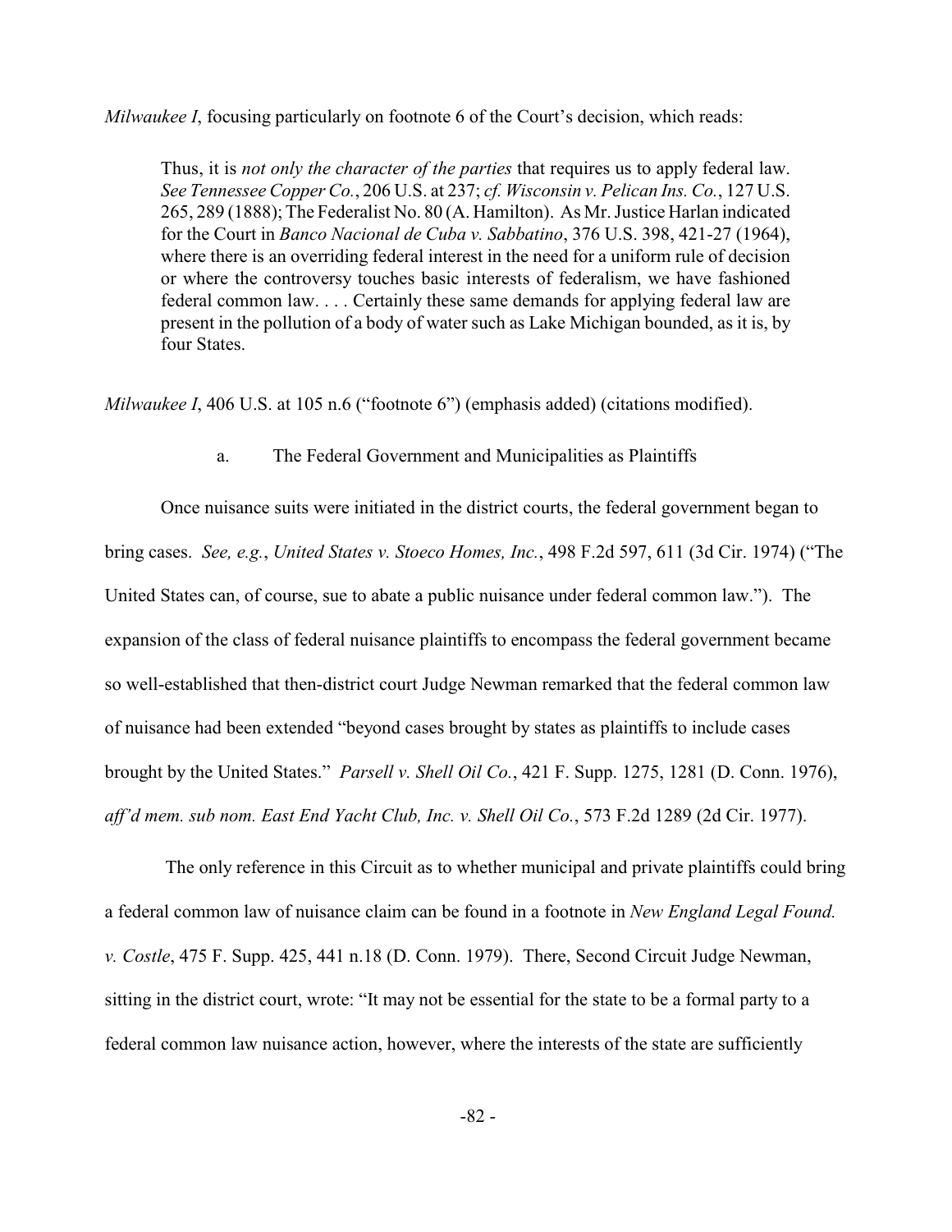*Milwaukee I*, focusing particularly on footnote 6 of the Court's decision, which reads:

> Thus, it is *not only the character of the parties* that requires us to apply federal law. *See Tennessee Copper Co.*, 206 U.S. at 237; *cf. Wisconsin v. Pelican Ins. Co.*, 127 U.S. 265, 289 (1888); The Federalist No. 80 (A. Hamilton). As Mr. Justice Harlan indicated for the Court in *Banco Nacional de Cuba v. Sabbatino*, 376 U.S. 398, 421-27 (1964), where there is an overriding federal interest in the need for a uniform rule of decision or where the controversy touches basic interests of federalism, we have fashioned federal common law. . . . Certainly these same demands for applying federal law are present in the pollution of a body of water such as Lake Michigan bounded, as it is, by four States.

*Milwaukee I*, 406 U.S. at 105 n.6 ("footnote 6") (emphasis added) (citations modified).

a. The Federal Government and Municipalities as Plaintiffs

Once nuisance suits were initiated in the district courts, the federal government began to bring cases. *See, e.g.*, *United States v. Stoeco Homes, Inc.*, 498 F.2d 597, 611 (3d Cir. 1974) ("The United States can, of course, sue to abate a public nuisance under federal common law."). The expansion of the class of federal nuisance plaintiffs to encompass the federal government became so well-established that then-district court Judge Newman remarked that the federal common law of nuisance had been extended "beyond cases brought by states as plaintiffs to include cases brought by the United States." *Parsell v. Shell Oil Co.*, 421 F. Supp. 1275, 1281 (D. Conn. 1976), *aff'd mem. sub nom. East End Yacht Club, Inc. v. Shell Oil Co.*, 573 F.2d 1289 (2d Cir. 1977).

The only reference in this Circuit as to whether municipal and private plaintiffs could bring a federal common law of nuisance claim can be found in a footnote in *New England Legal Found. v. Costle*, 475 F. Supp. 425, 441 n.18 (D. Conn. 1979). There, Second Circuit Judge Newman, sitting in the district court, wrote: "It may not be essential for the state to be a formal party to a federal common law nuisance action, however, where the interests of the state are sufficiently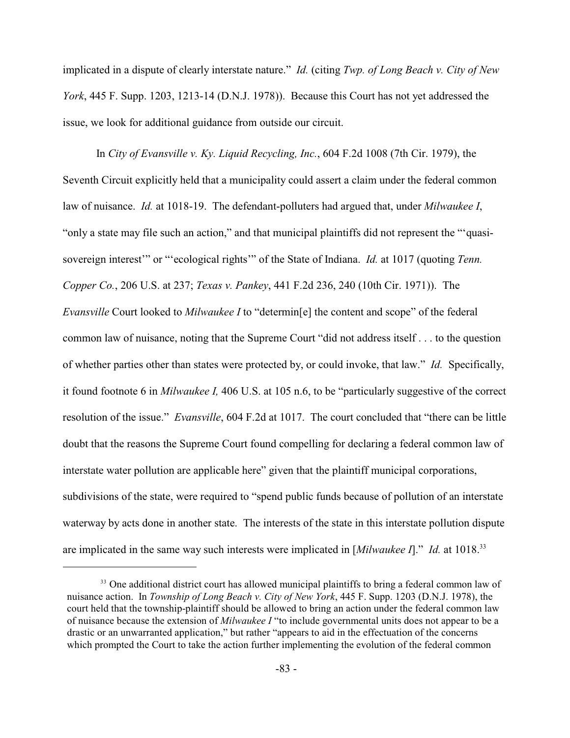implicated in a dispute of clearly interstate nature." *Id.* (citing *Twp. of Long Beach v. City of New York*, 445 F. Supp. 1203, 1213-14 (D.N.J. 1978)). Because this Court has not yet addressed the issue, we look for additional guidance from outside our circuit.

In *City of Evansville v. Ky. Liquid Recycling, Inc.*, 604 F.2d 1008 (7th Cir. 1979), the Seventh Circuit explicitly held that a municipality could assert a claim under the federal common law of nuisance. *Id.* at 1018-19. The defendant-polluters had argued that, under *Milwaukee I*, "only a state may file such an action," and that municipal plaintiffs did not represent the "'quasi-sovereign interest'" or "'ecological rights'" of the State of Indiana. *Id.* at 1017 (quoting *Tenn. Copper Co.*, 206 U.S. at 237; *Texas v. Pankey*, 441 F.2d 236, 240 (10th Cir. 1971)). The *Evansville* Court looked to *Milwaukee I* to "determin[e] the content and scope" of the federal common law of nuisance, noting that the Supreme Court "did not address itself . . . to the question of whether parties other than states were protected by, or could invoke, that law." *Id.* Specifically, it found footnote 6 in *Milwaukee I,* 406 U.S. at 105 n.6, to be "particularly suggestive of the correct resolution of the issue." *Evansville*, 604 F.2d at 1017. The court concluded that "there can be little doubt that the reasons the Supreme Court found compelling for declaring a federal common law of interstate water pollution are applicable here" given that the plaintiff municipal corporations, subdivisions of the state, were required to "spend public funds because of pollution of an interstate waterway by acts done in another state. The interests of the state in this interstate pollution dispute are implicated in the same way such interests were implicated in [*Milwaukee I*]." *Id.* at 1018.[33]

[33] One additional district court has allowed municipal plaintiffs to bring a federal common law of nuisance action. In *Township of Long Beach v. City of New York*, 445 F. Supp. 1203 (D.N.J. 1978), the court held that the township-plaintiff should be allowed to bring an action under the federal common law of nuisance because the extension of *Milwaukee I* "to include governmental units does not appear to be a drastic or an unwarranted application," but rather "appears to aid in the effectuation of the concerns which prompted the Court to take the action further implementing the evolution of the federal common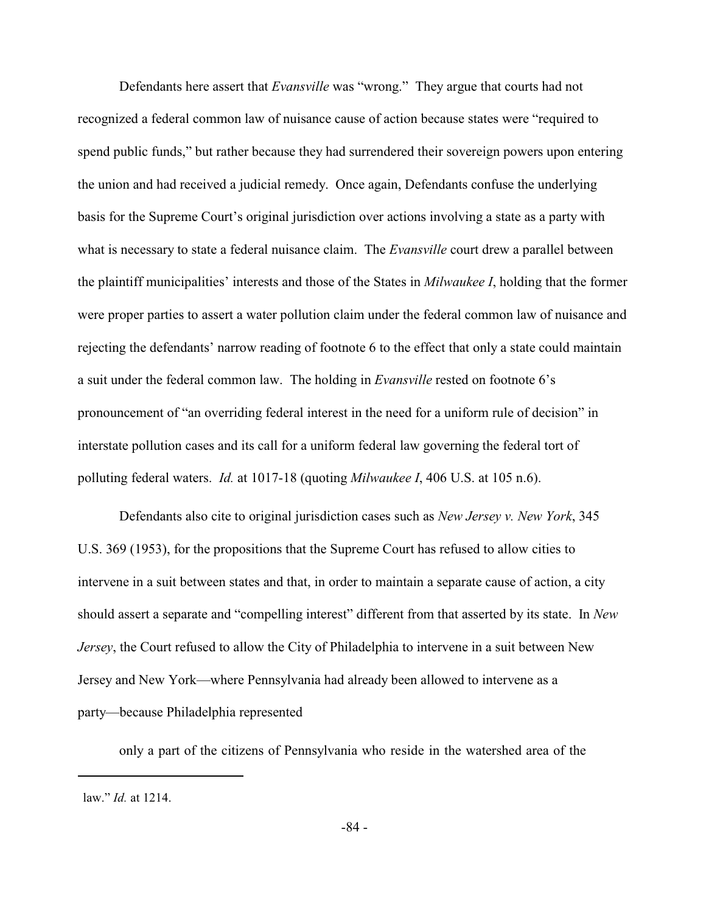Defendants here assert that *Evansville* was "wrong." They argue that courts had not recognized a federal common law of nuisance cause of action because states were "required to spend public funds," but rather because they had surrendered their sovereign powers upon entering the union and had received a judicial remedy. Once again, Defendants confuse the underlying basis for the Supreme Court's original jurisdiction over actions involving a state as a party with what is necessary to state a federal nuisance claim. The *Evansville* court drew a parallel between the plaintiff municipalities' interests and those of the States in *Milwaukee I*, holding that the former were proper parties to assert a water pollution claim under the federal common law of nuisance and rejecting the defendants' narrow reading of footnote 6 to the effect that only a state could maintain a suit under the federal common law. The holding in *Evansville* rested on footnote 6's pronouncement of "an overriding federal interest in the need for a uniform rule of decision" in interstate pollution cases and its call for a uniform federal law governing the federal tort of polluting federal waters. *Id.* at 1017-18 (quoting *Milwaukee I*, 406 U.S. at 105 n.6).

Defendants also cite to original jurisdiction cases such as *New Jersey v. New York*, 345 U.S. 369 (1953), for the propositions that the Supreme Court has refused to allow cities to intervene in a suit between states and that, in order to maintain a separate cause of action, a city should assert a separate and "compelling interest" different from that asserted by its state. In *New Jersey*, the Court refused to allow the City of Philadelphia to intervene in a suit between New Jersey and New York—where Pennsylvania had already been allowed to intervene as a party—because Philadelphia represented

> only a part of the citizens of Pennsylvania who reside in the watershed area of the

law." *Id.* at 1214.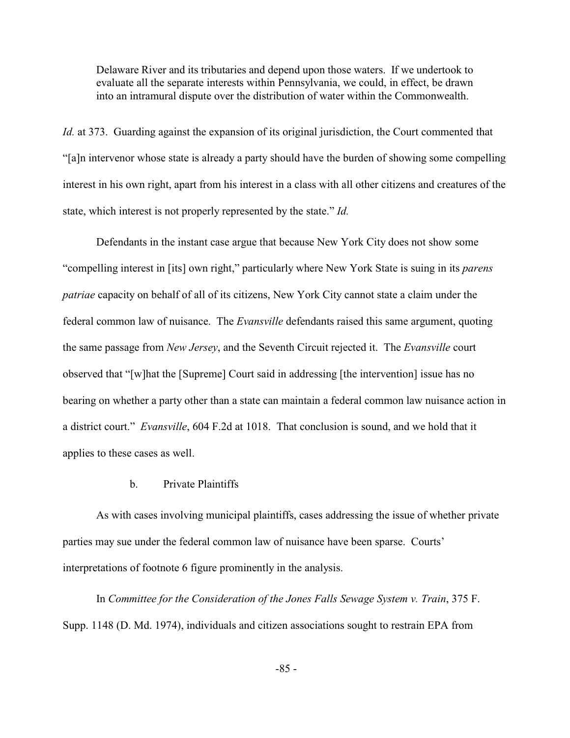> Delaware River and its tributaries and depend upon those waters. If we undertook to evaluate all the separate interests within Pennsylvania, we could, in effect, be drawn into an intramural dispute over the distribution of water within the Commonwealth.

*Id.* at 373. Guarding against the expansion of its original jurisdiction, the Court commented that "[a]n intervenor whose state is already a party should have the burden of showing some compelling interest in his own right, apart from his interest in a class with all other citizens and creatures of the state, which interest is not properly represented by the state." *Id.*

Defendants in the instant case argue that because New York City does not show some "compelling interest in [its] own right," particularly where New York State is suing in its *parens patriae* capacity on behalf of all of its citizens, New York City cannot state a claim under the federal common law of nuisance. The *Evansville* defendants raised this same argument, quoting the same passage from *New Jersey*, and the Seventh Circuit rejected it. The *Evansville* court observed that "[w]hat the [Supreme] Court said in addressing [the intervention] issue has no bearing on whether a party other than a state can maintain a federal common law nuisance action in a district court." *Evansville*, 604 F.2d at 1018. That conclusion is sound, and we hold that it applies to these cases as well.

### b. Private Plaintiffs

As with cases involving municipal plaintiffs, cases addressing the issue of whether private parties may sue under the federal common law of nuisance have been sparse. Courts' interpretations of footnote 6 figure prominently in the analysis.

In *Committee for the Consideration of the Jones Falls Sewage System v. Train*, 375 F. Supp. 1148 (D. Md. 1974), individuals and citizen associations sought to restrain EPA from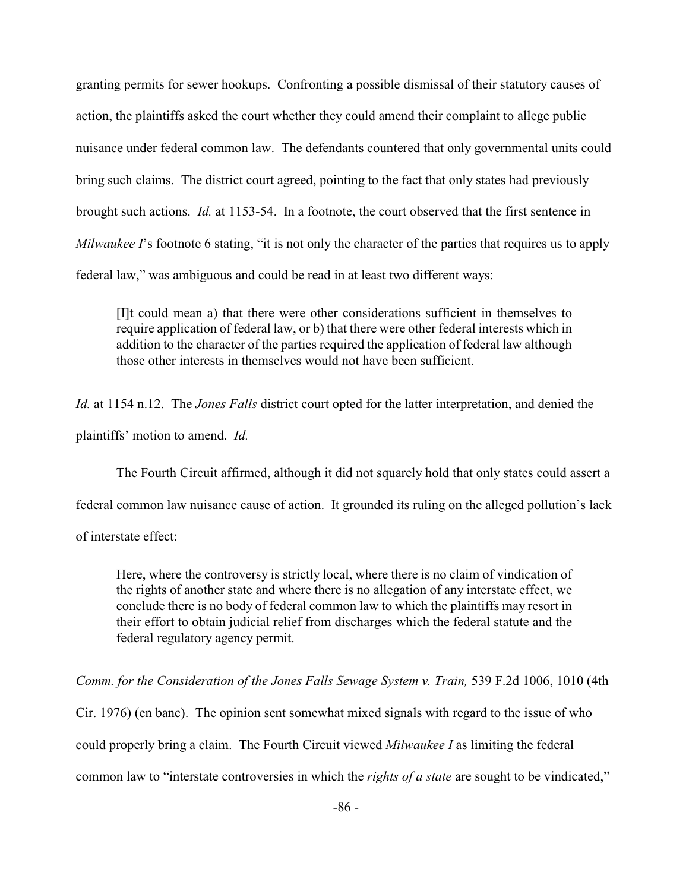granting permits for sewer hookups. Confronting a possible dismissal of their statutory causes of action, the plaintiffs asked the court whether they could amend their complaint to allege public nuisance under federal common law. The defendants countered that only governmental units could bring such claims. The district court agreed, pointing to the fact that only states had previously brought such actions. *Id.* at 1153-54. In a footnote, the court observed that the first sentence in *Milwaukee I*'s footnote 6 stating, "it is not only the character of the parties that requires us to apply federal law," was ambiguous and could be read in at least two different ways:

> [I]t could mean a) that there were other considerations sufficient in themselves to require application of federal law, or b) that there were other federal interests which in addition to the character of the parties required the application of federal law although those other interests in themselves would not have been sufficient.

*Id.* at 1154 n.12. The *Jones Falls* district court opted for the latter interpretation, and denied the plaintiffs' motion to amend. *Id.*

The Fourth Circuit affirmed, although it did not squarely hold that only states could assert a federal common law nuisance cause of action. It grounded its ruling on the alleged pollution's lack of interstate effect:

> Here, where the controversy is strictly local, where there is no claim of vindication of the rights of another state and where there is no allegation of any interstate effect, we conclude there is no body of federal common law to which the plaintiffs may resort in their effort to obtain judicial relief from discharges which the federal statute and the federal regulatory agency permit.

*Comm. for the Consideration of the Jones Falls Sewage System v. Train,* 539 F.2d 1006, 1010 (4th Cir. 1976) (en banc). The opinion sent somewhat mixed signals with regard to the issue of who could properly bring a claim. The Fourth Circuit viewed *Milwaukee I* as limiting the federal common law to "interstate controversies in which the *rights of a state* are sought to be vindicated,"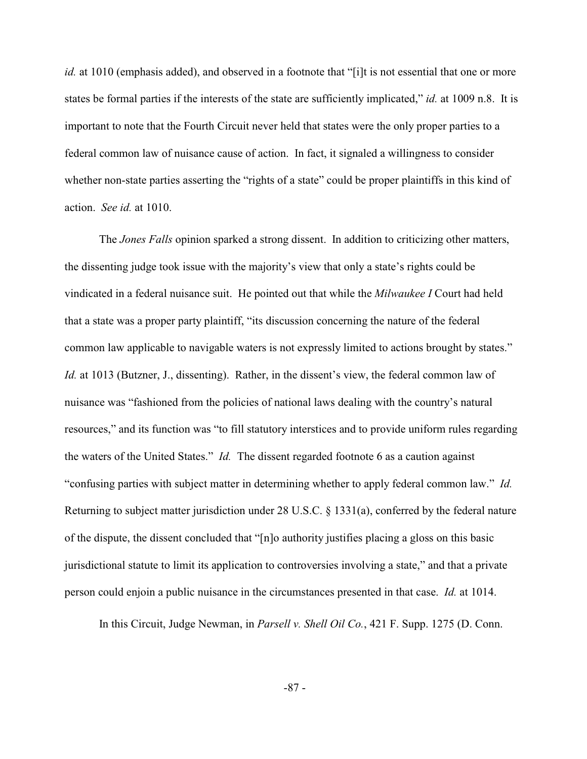*id.* at 1010 (emphasis added), and observed in a footnote that "[i]t is not essential that one or more states be formal parties if the interests of the state are sufficiently implicated," *id.* at 1009 n.8. It is important to note that the Fourth Circuit never held that states were the only proper parties to a federal common law of nuisance cause of action. In fact, it signaled a willingness to consider whether non-state parties asserting the "rights of a state" could be proper plaintiffs in this kind of action. *See id.* at 1010.

The *Jones Falls* opinion sparked a strong dissent. In addition to criticizing other matters, the dissenting judge took issue with the majority's view that only a state's rights could be vindicated in a federal nuisance suit. He pointed out that while the *Milwaukee I* Court had held that a state was a proper party plaintiff, "its discussion concerning the nature of the federal common law applicable to navigable waters is not expressly limited to actions brought by states." *Id.* at 1013 (Butzner, J., dissenting). Rather, in the dissent's view, the federal common law of nuisance was "fashioned from the policies of national laws dealing with the country's natural resources," and its function was "to fill statutory interstices and to provide uniform rules regarding the waters of the United States." *Id.* The dissent regarded footnote 6 as a caution against "confusing parties with subject matter in determining whether to apply federal common law." *Id.* Returning to subject matter jurisdiction under 28 U.S.C. § 1331(a), conferred by the federal nature of the dispute, the dissent concluded that "[n]o authority justifies placing a gloss on this basic jurisdictional statute to limit its application to controversies involving a state," and that a private person could enjoin a public nuisance in the circumstances presented in that case. *Id.* at 1014.

In this Circuit, Judge Newman, in *Parsell v. Shell Oil Co.*, 421 F. Supp. 1275 (D. Conn.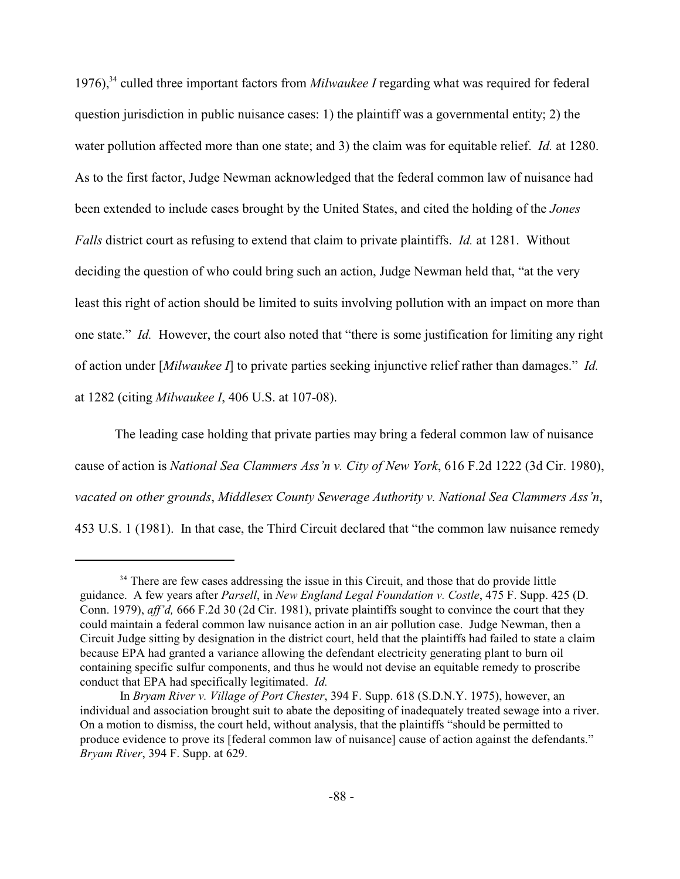1976),[34] culled three important factors from *Milwaukee I* regarding what was required for federal question jurisdiction in public nuisance cases: 1) the plaintiff was a governmental entity; 2) the water pollution affected more than one state; and 3) the claim was for equitable relief. *Id.* at 1280. As to the first factor, Judge Newman acknowledged that the federal common law of nuisance had been extended to include cases brought by the United States, and cited the holding of the *Jones Falls* district court as refusing to extend that claim to private plaintiffs. *Id.* at 1281. Without deciding the question of who could bring such an action, Judge Newman held that, "at the very least this right of action should be limited to suits involving pollution with an impact on more than one state." *Id.* However, the court also noted that "there is some justification for limiting any right of action under [*Milwaukee I*] to private parties seeking injunctive relief rather than damages." *Id.* at 1282 (citing *Milwaukee I*, 406 U.S. at 107-08).

The leading case holding that private parties may bring a federal common law of nuisance cause of action is *National Sea Clammers Ass'n v. City of New York*, 616 F.2d 1222 (3d Cir. 1980), *vacated on other grounds*, *Middlesex County Sewerage Authority v. National Sea Clammers Ass'n*, 453 U.S. 1 (1981). In that case, the Third Circuit declared that "the common law nuisance remedy

---

[34] There are few cases addressing the issue in this Circuit, and those that do provide little guidance. A few years after *Parsell*, in *New England Legal Foundation v. Costle*, 475 F. Supp. 425 (D. Conn. 1979), *aff'd,* 666 F.2d 30 (2d Cir. 1981), private plaintiffs sought to convince the court that they could maintain a federal common law nuisance action in an air pollution case. Judge Newman, then a Circuit Judge sitting by designation in the district court, held that the plaintiffs had failed to state a claim because EPA had granted a variance allowing the defendant electricity generating plant to burn oil containing specific sulfur components, and thus he would not devise an equitable remedy to proscribe conduct that EPA had specifically legitimated. *Id.*

In *Bryam River v. Village of Port Chester*, 394 F. Supp. 618 (S.D.N.Y. 1975), however, an individual and association brought suit to abate the depositing of inadequately treated sewage into a river. On a motion to dismiss, the court held, without analysis, that the plaintiffs "should be permitted to produce evidence to prove its [federal common law of nuisance] cause of action against the defendants." *Bryam River*, 394 F. Supp. at 629.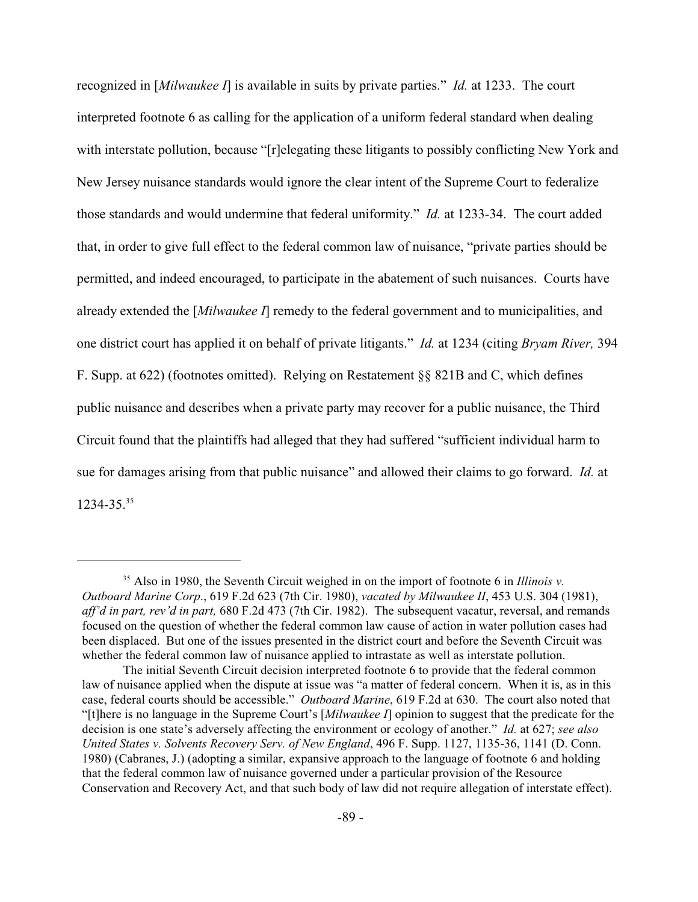recognized in [*Milwaukee I*] is available in suits by private parties." *Id.* at 1233. The court interpreted footnote 6 as calling for the application of a uniform federal standard when dealing with interstate pollution, because "[r]elegating these litigants to possibly conflicting New York and New Jersey nuisance standards would ignore the clear intent of the Supreme Court to federalize those standards and would undermine that federal uniformity." *Id.* at 1233-34. The court added that, in order to give full effect to the federal common law of nuisance, "private parties should be permitted, and indeed encouraged, to participate in the abatement of such nuisances. Courts have already extended the [*Milwaukee I*] remedy to the federal government and to municipalities, and one district court has applied it on behalf of private litigants." *Id.* at 1234 (citing *Bryam River,* 394 F. Supp. at 622) (footnotes omitted). Relying on Restatement §§ 821B and C, which defines public nuisance and describes when a private party may recover for a public nuisance, the Third Circuit found that the plaintiffs had alleged that they had suffered "sufficient individual harm to sue for damages arising from that public nuisance" and allowed their claims to go forward. *Id.* at 1234-35.[35]

---

[35] Also in 1980, the Seventh Circuit weighed in on the import of footnote 6 in *Illinois v. Outboard Marine Corp*., 619 F.2d 623 (7th Cir. 1980), *vacated by Milwaukee II*, 453 U.S. 304 (1981), *aff'd in part, rev'd in part,* 680 F.2d 473 (7th Cir. 1982). The subsequent vacatur, reversal, and remands focused on the question of whether the federal common law cause of action in water pollution cases had been displaced. But one of the issues presented in the district court and before the Seventh Circuit was whether the federal common law of nuisance applied to intrastate as well as interstate pollution.

The initial Seventh Circuit decision interpreted footnote 6 to provide that the federal common law of nuisance applied when the dispute at issue was "a matter of federal concern. When it is, as in this case, federal courts should be accessible." *Outboard Marine*, 619 F.2d at 630. The court also noted that "[t]here is no language in the Supreme Court's [*Milwaukee I*] opinion to suggest that the predicate for the decision is one state's adversely affecting the environment or ecology of another." *Id.* at 627; *see also United States v. Solvents Recovery Serv. of New England*, 496 F. Supp. 1127, 1135-36, 1141 (D. Conn. 1980) (Cabranes, J.) (adopting a similar, expansive approach to the language of footnote 6 and holding that the federal common law of nuisance governed under a particular provision of the Resource Conservation and Recovery Act, and that such body of law did not require allegation of interstate effect).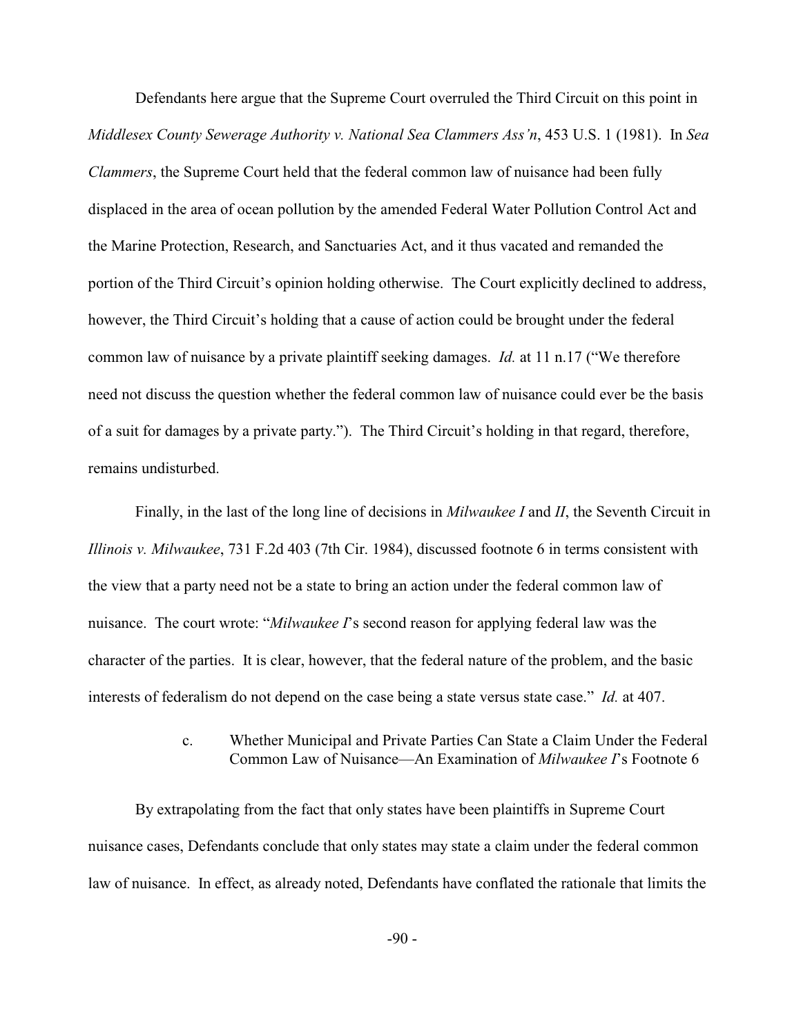Defendants here argue that the Supreme Court overruled the Third Circuit on this point in *Middlesex County Sewerage Authority v. National Sea Clammers Ass'n*, 453 U.S. 1 (1981). In *Sea Clammers*, the Supreme Court held that the federal common law of nuisance had been fully displaced in the area of ocean pollution by the amended Federal Water Pollution Control Act and the Marine Protection, Research, and Sanctuaries Act, and it thus vacated and remanded the portion of the Third Circuit's opinion holding otherwise. The Court explicitly declined to address, however, the Third Circuit's holding that a cause of action could be brought under the federal common law of nuisance by a private plaintiff seeking damages. *Id.* at 11 n.17 ("We therefore need not discuss the question whether the federal common law of nuisance could ever be the basis of a suit for damages by a private party."). The Third Circuit's holding in that regard, therefore, remains undisturbed.

Finally, in the last of the long line of decisions in *Milwaukee I* and *II*, the Seventh Circuit in *Illinois v. Milwaukee*, 731 F.2d 403 (7th Cir. 1984), discussed footnote 6 in terms consistent with the view that a party need not be a state to bring an action under the federal common law of nuisance. The court wrote: "*Milwaukee I*'s second reason for applying federal law was the character of the parties. It is clear, however, that the federal nature of the problem, and the basic interests of federalism do not depend on the case being a state versus state case." *Id.* at 407.

c. Whether Municipal and Private Parties Can State a Claim Under the Federal Common Law of Nuisance—An Examination of *Milwaukee I*'s Footnote 6

By extrapolating from the fact that only states have been plaintiffs in Supreme Court nuisance cases, Defendants conclude that only states may state a claim under the federal common law of nuisance. In effect, as already noted, Defendants have conflated the rationale that limits the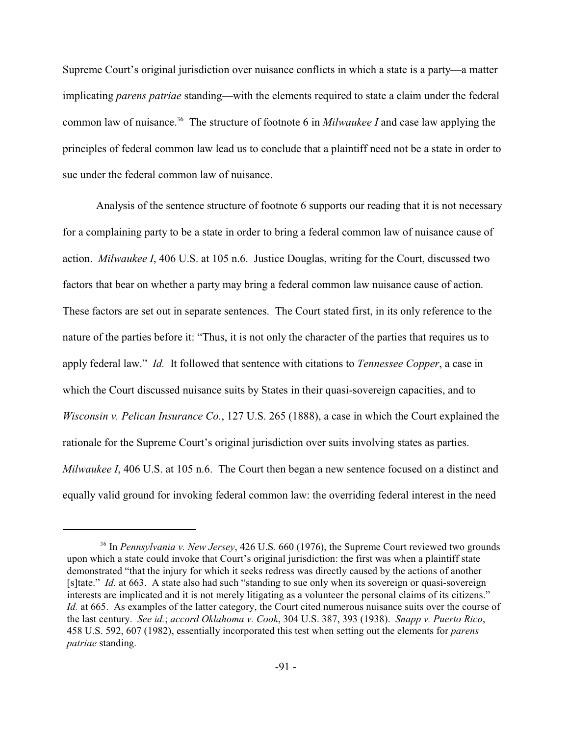Supreme Court's original jurisdiction over nuisance conflicts in which a state is a party—a matter implicating *parens patriae* standing—with the elements required to state a claim under the federal common law of nuisance.[36] The structure of footnote 6 in *Milwaukee I* and case law applying the principles of federal common law lead us to conclude that a plaintiff need not be a state in order to sue under the federal common law of nuisance.

Analysis of the sentence structure of footnote 6 supports our reading that it is not necessary for a complaining party to be a state in order to bring a federal common law of nuisance cause of action. *Milwaukee I*, 406 U.S. at 105 n.6. Justice Douglas, writing for the Court, discussed two factors that bear on whether a party may bring a federal common law nuisance cause of action. These factors are set out in separate sentences. The Court stated first, in its only reference to the nature of the parties before it: "Thus, it is not only the character of the parties that requires us to apply federal law." *Id.* It followed that sentence with citations to *Tennessee Copper*, a case in which the Court discussed nuisance suits by States in their quasi-sovereign capacities, and to *Wisconsin v. Pelican Insurance Co.*, 127 U.S. 265 (1888), a case in which the Court explained the rationale for the Supreme Court's original jurisdiction over suits involving states as parties. *Milwaukee I*, 406 U.S. at 105 n.6. The Court then began a new sentence focused on a distinct and equally valid ground for invoking federal common law: the overriding federal interest in the need

[36] In *Pennsylvania v. New Jersey*, 426 U.S. 660 (1976), the Supreme Court reviewed two grounds upon which a state could invoke that Court's original jurisdiction: the first was when a plaintiff state demonstrated "that the injury for which it seeks redress was directly caused by the actions of another [s]tate." *Id.* at 663. A state also had such "standing to sue only when its sovereign or quasi-sovereign interests are implicated and it is not merely litigating as a volunteer the personal claims of its citizens." *Id.* at 665. As examples of the latter category, the Court cited numerous nuisance suits over the course of the last century. *See id.*; *accord Oklahoma v. Cook*, 304 U.S. 387, 393 (1938). *Snapp v. Puerto Rico*, 458 U.S. 592, 607 (1982), essentially incorporated this test when setting out the elements for *parens patriae* standing.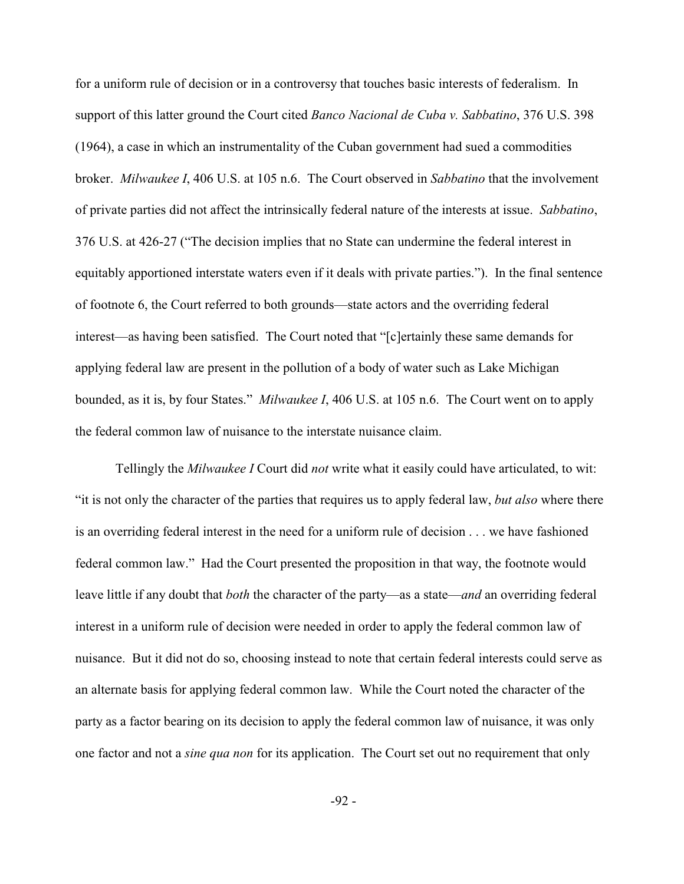for a uniform rule of decision or in a controversy that touches basic interests of federalism. In support of this latter ground the Court cited *Banco Nacional de Cuba v. Sabbatino*, 376 U.S. 398 (1964), a case in which an instrumentality of the Cuban government had sued a commodities broker. *Milwaukee I*, 406 U.S. at 105 n.6. The Court observed in *Sabbatino* that the involvement of private parties did not affect the intrinsically federal nature of the interests at issue. *Sabbatino*, 376 U.S. at 426-27 ("The decision implies that no State can undermine the federal interest in equitably apportioned interstate waters even if it deals with private parties."). In the final sentence of footnote 6, the Court referred to both grounds—state actors and the overriding federal interest—as having been satisfied. The Court noted that "[c]ertainly these same demands for applying federal law are present in the pollution of a body of water such as Lake Michigan bounded, as it is, by four States." *Milwaukee I*, 406 U.S. at 105 n.6. The Court went on to apply the federal common law of nuisance to the interstate nuisance claim.

Tellingly the *Milwaukee I* Court did *not* write what it easily could have articulated, to wit: "it is not only the character of the parties that requires us to apply federal law, *but also* where there is an overriding federal interest in the need for a uniform rule of decision . . . we have fashioned federal common law." Had the Court presented the proposition in that way, the footnote would leave little if any doubt that *both* the character of the party—as a state—*and* an overriding federal interest in a uniform rule of decision were needed in order to apply the federal common law of nuisance. But it did not do so, choosing instead to note that certain federal interests could serve as an alternate basis for applying federal common law. While the Court noted the character of the party as a factor bearing on its decision to apply the federal common law of nuisance, it was only one factor and not a *sine qua non* for its application. The Court set out no requirement that only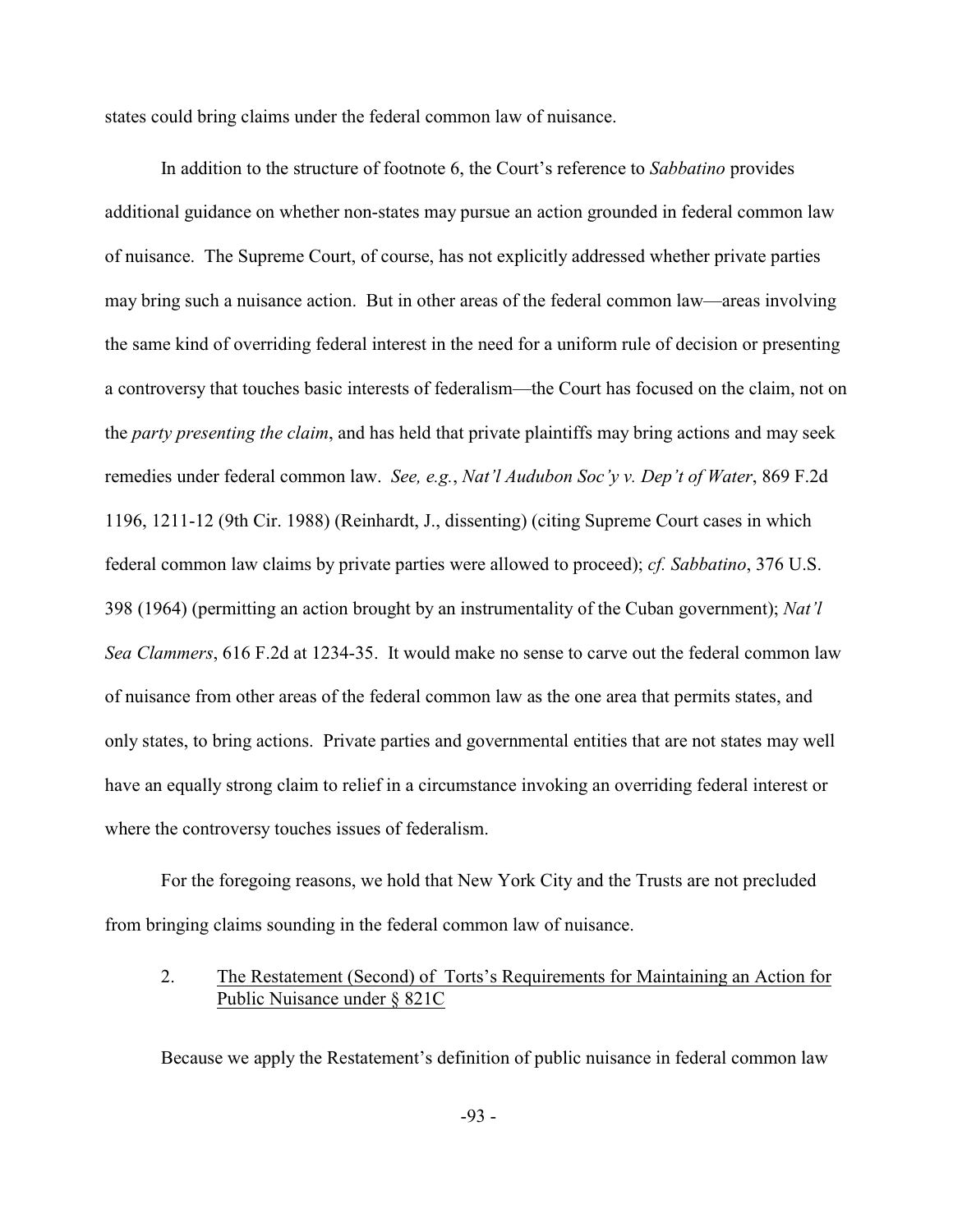states could bring claims under the federal common law of nuisance.

In addition to the structure of footnote 6, the Court's reference to *Sabbatino* provides additional guidance on whether non-states may pursue an action grounded in federal common law of nuisance. The Supreme Court, of course, has not explicitly addressed whether private parties may bring such a nuisance action. But in other areas of the federal common law—areas involving the same kind of overriding federal interest in the need for a uniform rule of decision or presenting a controversy that touches basic interests of federalism—the Court has focused on the claim, not on the *party presenting the claim*, and has held that private plaintiffs may bring actions and may seek remedies under federal common law. *See, e.g.*, *Nat'l Audubon Soc'y v. Dep't of Water*, 869 F.2d 1196, 1211-12 (9th Cir. 1988) (Reinhardt, J., dissenting) (citing Supreme Court cases in which federal common law claims by private parties were allowed to proceed); *cf. Sabbatino*, 376 U.S. 398 (1964) (permitting an action brought by an instrumentality of the Cuban government); *Nat'l Sea Clammers*, 616 F.2d at 1234-35. It would make no sense to carve out the federal common law of nuisance from other areas of the federal common law as the one area that permits states, and only states, to bring actions. Private parties and governmental entities that are not states may well have an equally strong claim to relief in a circumstance invoking an overriding federal interest or where the controversy touches issues of federalism.

For the foregoing reasons, we hold that New York City and the Trusts are not precluded from bringing claims sounding in the federal common law of nuisance.

2. The Restatement (Second) of Torts's Requirements for Maintaining an Action for Public Nuisance under § 821C

Because we apply the Restatement's definition of public nuisance in federal common law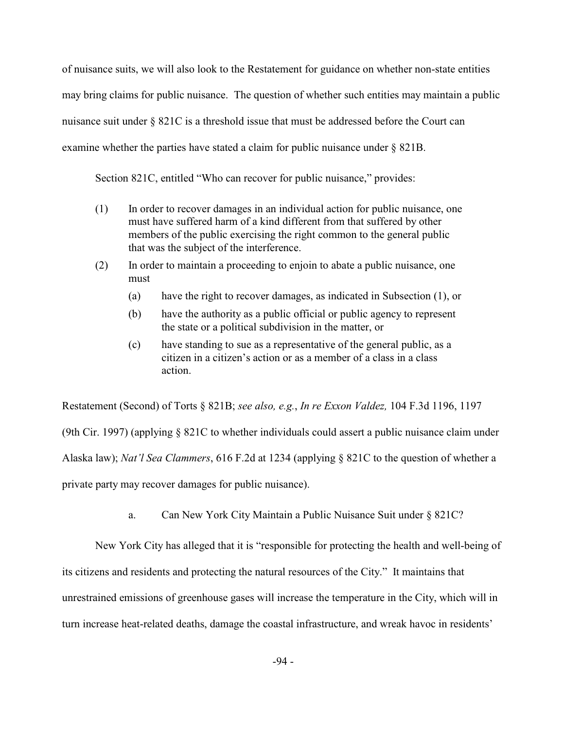of nuisance suits, we will also look to the Restatement for guidance on whether non-state entities may bring claims for public nuisance. The question of whether such entities may maintain a public nuisance suit under § 821C is a threshold issue that must be addressed before the Court can examine whether the parties have stated a claim for public nuisance under § 821B.

Section 821C, entitled "Who can recover for public nuisance," provides:

> (1) In order to recover damages in an individual action for public nuisance, one must have suffered harm of a kind different from that suffered by other members of the public exercising the right common to the general public that was the subject of the interference.
>
> (2) In order to maintain a proceeding to enjoin to abate a public nuisance, one must
>
> (a) have the right to recover damages, as indicated in Subsection (1), or
>
> (b) have the authority as a public official or public agency to represent the state or a political subdivision in the matter, or
>
> (c) have standing to sue as a representative of the general public, as a citizen in a citizen's action or as a member of a class in a class action.

Restatement (Second) of Torts § 821B; *see also, e.g.*, *In re Exxon Valdez,* 104 F.3d 1196, 1197 (9th Cir. 1997) (applying § 821C to whether individuals could assert a public nuisance claim under Alaska law); *Nat'l Sea Clammers*, 616 F.2d at 1234 (applying § 821C to the question of whether a private party may recover damages for public nuisance).

#### a. Can New York City Maintain a Public Nuisance Suit under § 821C?

New York City has alleged that it is "responsible for protecting the health and well-being of its citizens and residents and protecting the natural resources of the City." It maintains that unrestrained emissions of greenhouse gases will increase the temperature in the City, which will in turn increase heat-related deaths, damage the coastal infrastructure, and wreak havoc in residents'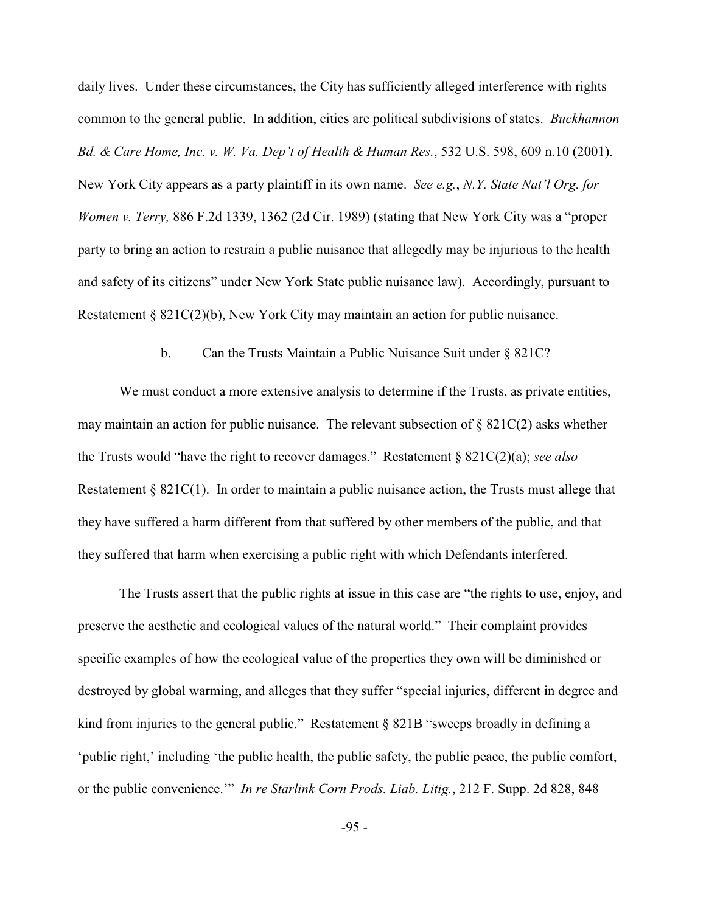daily lives. Under these circumstances, the City has sufficiently alleged interference with rights common to the general public. In addition, cities are political subdivisions of states. *Buckhannon Bd. & Care Home, Inc. v. W. Va. Dep't of Health & Human Res.*, 532 U.S. 598, 609 n.10 (2001). New York City appears as a party plaintiff in its own name. *See e.g.*, *N.Y. State Nat'l Org. for Women v. Terry,* 886 F.2d 1339, 1362 (2d Cir. 1989) (stating that New York City was a "proper party to bring an action to restrain a public nuisance that allegedly may be injurious to the health and safety of its citizens" under New York State public nuisance law). Accordingly, pursuant to Restatement § 821C(2)(b), New York City may maintain an action for public nuisance.

b. Can the Trusts Maintain a Public Nuisance Suit under § 821C?

We must conduct a more extensive analysis to determine if the Trusts, as private entities, may maintain an action for public nuisance. The relevant subsection of § 821C(2) asks whether the Trusts would "have the right to recover damages." Restatement § 821C(2)(a); *see also* Restatement § 821C(1). In order to maintain a public nuisance action, the Trusts must allege that they have suffered a harm different from that suffered by other members of the public, and that they suffered that harm when exercising a public right with which Defendants interfered.

The Trusts assert that the public rights at issue in this case are "the rights to use, enjoy, and preserve the aesthetic and ecological values of the natural world." Their complaint provides specific examples of how the ecological value of the properties they own will be diminished or destroyed by global warming, and alleges that they suffer "special injuries, different in degree and kind from injuries to the general public." Restatement § 821B "sweeps broadly in defining a 'public right,' including 'the public health, the public safety, the public peace, the public comfort, or the public convenience.'" *In re Starlink Corn Prods. Liab. Litig.*, 212 F. Supp. 2d 828, 848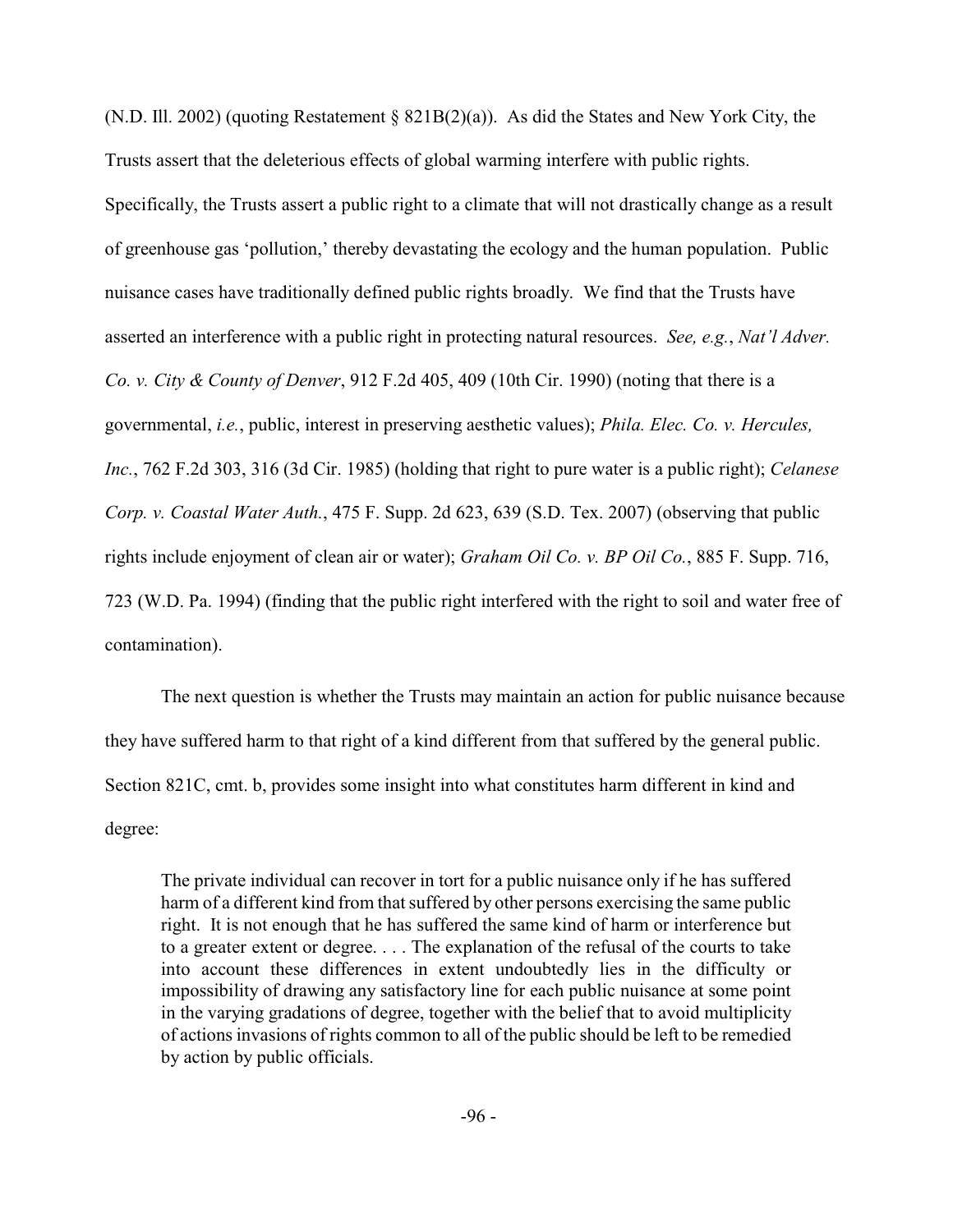(N.D. Ill. 2002) (quoting Restatement § 821B(2)(a)). As did the States and New York City, the Trusts assert that the deleterious effects of global warming interfere with public rights. Specifically, the Trusts assert a public right to a climate that will not drastically change as a result of greenhouse gas 'pollution,' thereby devastating the ecology and the human population. Public nuisance cases have traditionally defined public rights broadly. We find that the Trusts have asserted an interference with a public right in protecting natural resources. *See, e.g.*, *Nat'l Adver. Co. v. City & County of Denver*, 912 F.2d 405, 409 (10th Cir. 1990) (noting that there is a governmental, *i.e.*, public, interest in preserving aesthetic values); *Phila. Elec. Co. v. Hercules, Inc.*, 762 F.2d 303, 316 (3d Cir. 1985) (holding that right to pure water is a public right); *Celanese Corp. v. Coastal Water Auth.*, 475 F. Supp. 2d 623, 639 (S.D. Tex. 2007) (observing that public rights include enjoyment of clean air or water); *Graham Oil Co. v. BP Oil Co.*, 885 F. Supp. 716, 723 (W.D. Pa. 1994) (finding that the public right interfered with the right to soil and water free of contamination).

The next question is whether the Trusts may maintain an action for public nuisance because they have suffered harm to that right of a kind different from that suffered by the general public. Section 821C, cmt. b, provides some insight into what constitutes harm different in kind and degree:

> The private individual can recover in tort for a public nuisance only if he has suffered harm of a different kind from that suffered by other persons exercising the same public right. It is not enough that he has suffered the same kind of harm or interference but to a greater extent or degree. . . . The explanation of the refusal of the courts to take into account these differences in extent undoubtedly lies in the difficulty or impossibility of drawing any satisfactory line for each public nuisance at some point in the varying gradations of degree, together with the belief that to avoid multiplicity of actions invasions of rights common to all of the public should be left to be remedied by action by public officials.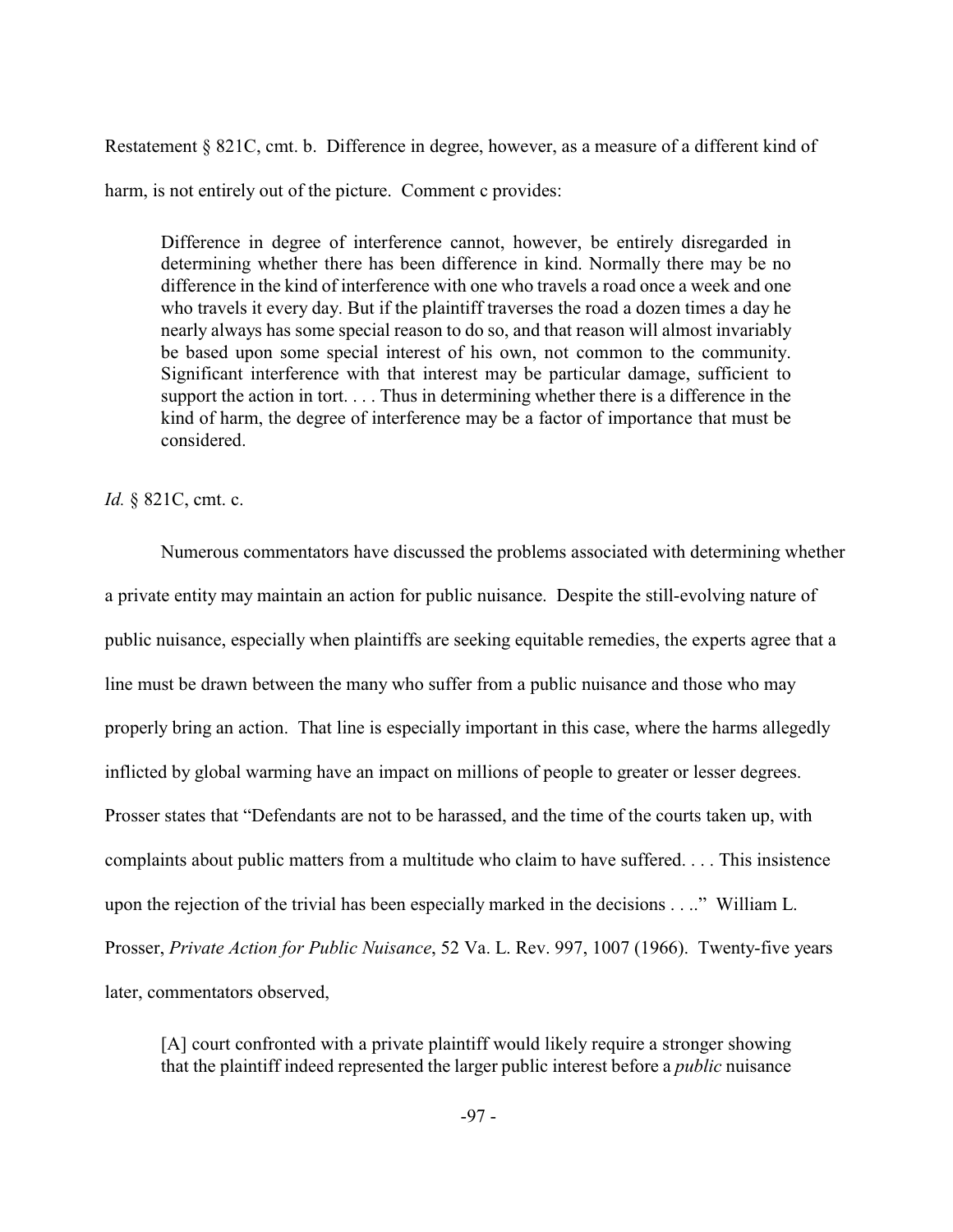Restatement § 821C, cmt. b. Difference in degree, however, as a measure of a different kind of harm, is not entirely out of the picture. Comment c provides:

> Difference in degree of interference cannot, however, be entirely disregarded in determining whether there has been difference in kind. Normally there may be no difference in the kind of interference with one who travels a road once a week and one who travels it every day. But if the plaintiff traverses the road a dozen times a day he nearly always has some special reason to do so, and that reason will almost invariably be based upon some special interest of his own, not common to the community. Significant interference with that interest may be particular damage, sufficient to support the action in tort. . . . Thus in determining whether there is a difference in the kind of harm, the degree of interference may be a factor of importance that must be considered.

*Id.* § 821C, cmt. c.

Numerous commentators have discussed the problems associated with determining whether a private entity may maintain an action for public nuisance. Despite the still-evolving nature of public nuisance, especially when plaintiffs are seeking equitable remedies, the experts agree that a line must be drawn between the many who suffer from a public nuisance and those who may properly bring an action. That line is especially important in this case, where the harms allegedly inflicted by global warming have an impact on millions of people to greater or lesser degrees. Prosser states that "Defendants are not to be harassed, and the time of the courts taken up, with complaints about public matters from a multitude who claim to have suffered. . . . This insistence upon the rejection of the trivial has been especially marked in the decisions . . .." William L. Prosser, *Private Action for Public Nuisance*, 52 Va. L. Rev. 997, 1007 (1966). Twenty-five years later, commentators observed,

> [A] court confronted with a private plaintiff would likely require a stronger showing that the plaintiff indeed represented the larger public interest before a *public* nuisance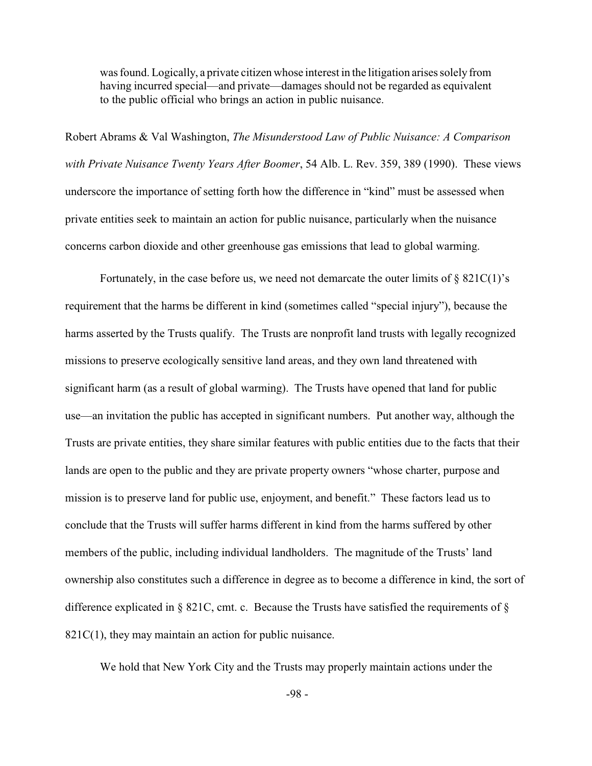> was found. Logically, a private citizen whose interest in the litigation arises solely from having incurred special—and private—damages should not be regarded as equivalent to the public official who brings an action in public nuisance.

Robert Abrams & Val Washington, *The Misunderstood Law of Public Nuisance: A Comparison with Private Nuisance Twenty Years After Boomer*, 54 Alb. L. Rev. 359, 389 (1990). These views underscore the importance of setting forth how the difference in "kind" must be assessed when private entities seek to maintain an action for public nuisance, particularly when the nuisance concerns carbon dioxide and other greenhouse gas emissions that lead to global warming.

Fortunately, in the case before us, we need not demarcate the outer limits of § 821C(1)'s requirement that the harms be different in kind (sometimes called "special injury"), because the harms asserted by the Trusts qualify. The Trusts are nonprofit land trusts with legally recognized missions to preserve ecologically sensitive land areas, and they own land threatened with significant harm (as a result of global warming). The Trusts have opened that land for public use—an invitation the public has accepted in significant numbers. Put another way, although the Trusts are private entities, they share similar features with public entities due to the facts that their lands are open to the public and they are private property owners "whose charter, purpose and mission is to preserve land for public use, enjoyment, and benefit." These factors lead us to conclude that the Trusts will suffer harms different in kind from the harms suffered by other members of the public, including individual landholders. The magnitude of the Trusts' land ownership also constitutes such a difference in degree as to become a difference in kind, the sort of difference explicated in § 821C, cmt. c. Because the Trusts have satisfied the requirements of § 821C(1), they may maintain an action for public nuisance.

We hold that New York City and the Trusts may properly maintain actions under the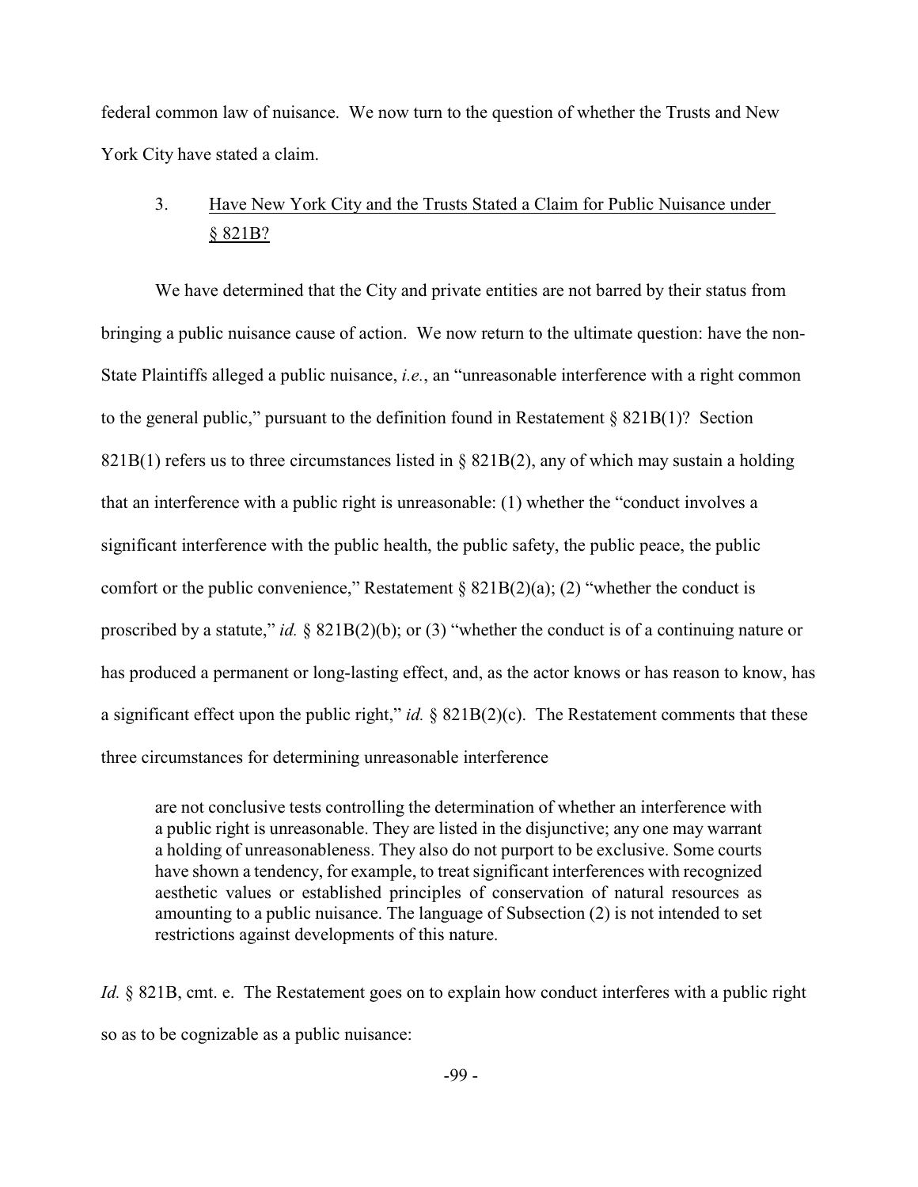federal common law of nuisance. We now turn to the question of whether the Trusts and New York City have stated a claim.

### 3. Have New York City and the Trusts Stated a Claim for Public Nuisance under § 821B?

We have determined that the City and private entities are not barred by their status from bringing a public nuisance cause of action. We now return to the ultimate question: have the non-State Plaintiffs alleged a public nuisance, *i.e.*, an "unreasonable interference with a right common to the general public," pursuant to the definition found in Restatement § 821B(1)? Section 821B(1) refers us to three circumstances listed in § 821B(2), any of which may sustain a holding that an interference with a public right is unreasonable: (1) whether the "conduct involves a significant interference with the public health, the public safety, the public peace, the public comfort or the public convenience," Restatement § 821B(2)(a); (2) "whether the conduct is proscribed by a statute," *id.* § 821B(2)(b); or (3) "whether the conduct is of a continuing nature or has produced a permanent or long-lasting effect, and, as the actor knows or has reason to know, has a significant effect upon the public right," *id.* § 821B(2)(c). The Restatement comments that these three circumstances for determining unreasonable interference

> are not conclusive tests controlling the determination of whether an interference with a public right is unreasonable. They are listed in the disjunctive; any one may warrant a holding of unreasonableness. They also do not purport to be exclusive. Some courts have shown a tendency, for example, to treat significant interferences with recognized aesthetic values or established principles of conservation of natural resources as amounting to a public nuisance. The language of Subsection (2) is not intended to set restrictions against developments of this nature.

*Id.* § 821B, cmt. e. The Restatement goes on to explain how conduct interferes with a public right so as to be cognizable as a public nuisance: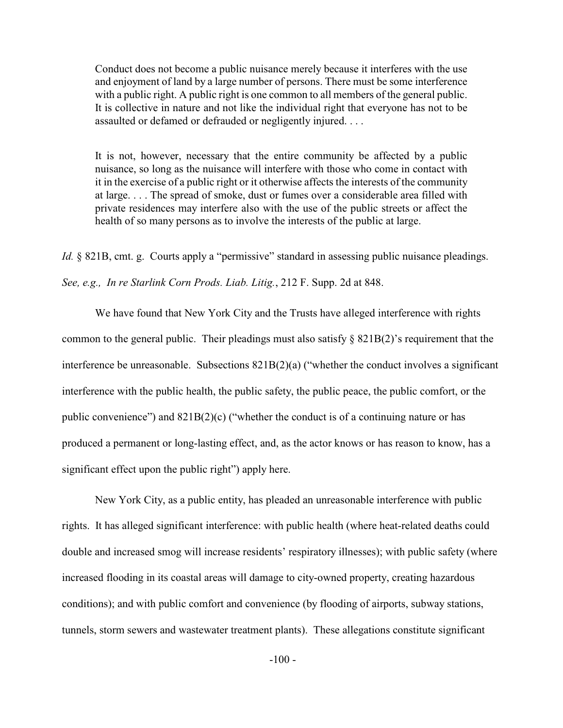> Conduct does not become a public nuisance merely because it interferes with the use and enjoyment of land by a large number of persons. There must be some interference with a public right. A public right is one common to all members of the general public. It is collective in nature and not like the individual right that everyone has not to be assaulted or defamed or defrauded or negligently injured. . . .
>
> It is not, however, necessary that the entire community be affected by a public nuisance, so long as the nuisance will interfere with those who come in contact with it in the exercise of a public right or it otherwise affects the interests of the community at large. . . . The spread of smoke, dust or fumes over a considerable area filled with private residences may interfere also with the use of the public streets or affect the health of so many persons as to involve the interests of the public at large.

*Id.* § 821B, cmt. g. Courts apply a "permissive" standard in assessing public nuisance pleadings. *See, e.g., In re Starlink Corn Prods. Liab. Litig.*, 212 F. Supp. 2d at 848.

We have found that New York City and the Trusts have alleged interference with rights common to the general public. Their pleadings must also satisfy § 821B(2)'s requirement that the interference be unreasonable. Subsections 821B(2)(a) ("whether the conduct involves a significant interference with the public health, the public safety, the public peace, the public comfort, or the public convenience") and 821B(2)(c) ("whether the conduct is of a continuing nature or has produced a permanent or long-lasting effect, and, as the actor knows or has reason to know, has a significant effect upon the public right") apply here.

New York City, as a public entity, has pleaded an unreasonable interference with public rights. It has alleged significant interference: with public health (where heat-related deaths could double and increased smog will increase residents' respiratory illnesses); with public safety (where increased flooding in its coastal areas will damage to city-owned property, creating hazardous conditions); and with public comfort and convenience (by flooding of airports, subway stations, tunnels, storm sewers and wastewater treatment plants). These allegations constitute significant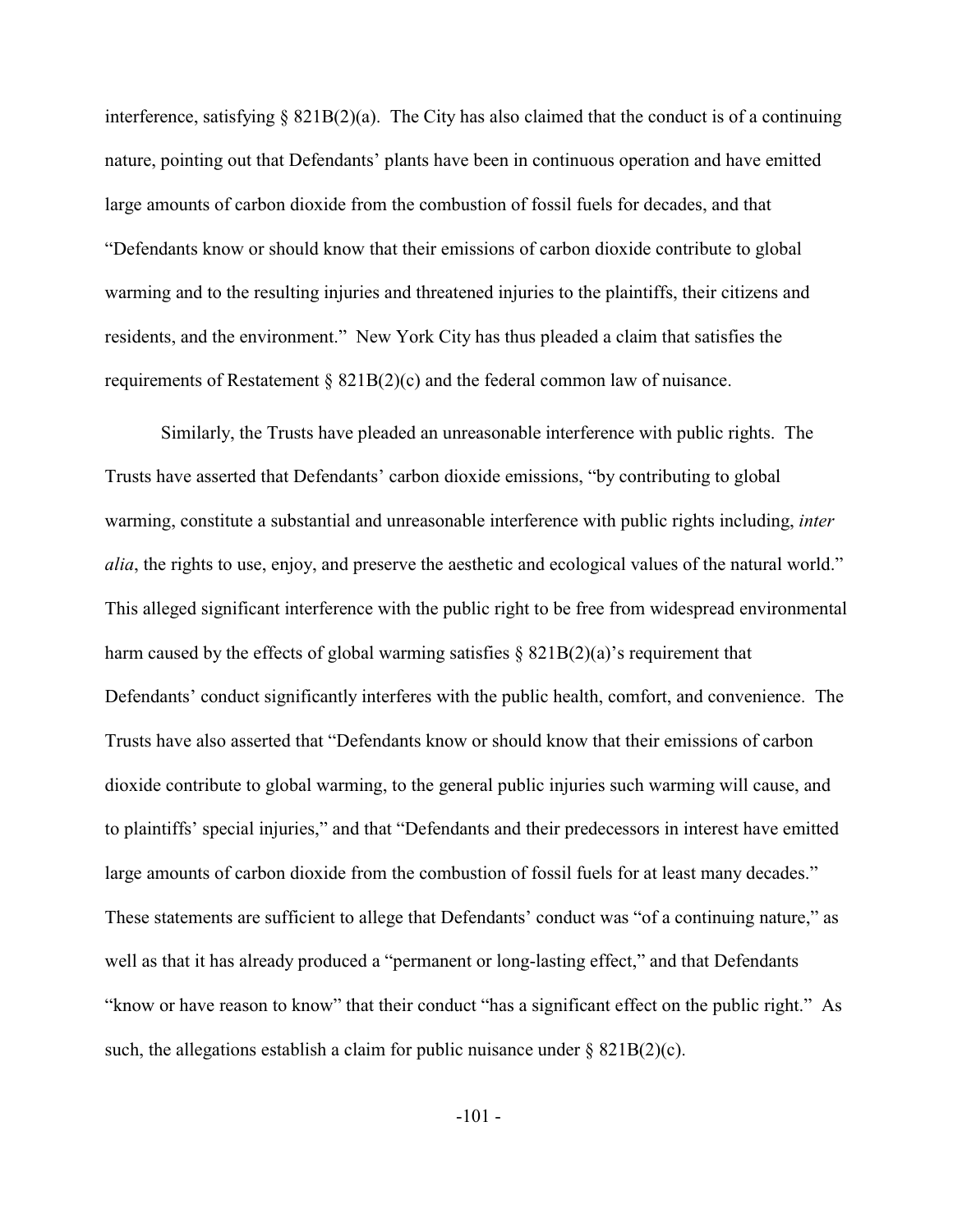interference, satisfying § 821B(2)(a). The City has also claimed that the conduct is of a continuing nature, pointing out that Defendants' plants have been in continuous operation and have emitted large amounts of carbon dioxide from the combustion of fossil fuels for decades, and that "Defendants know or should know that their emissions of carbon dioxide contribute to global warming and to the resulting injuries and threatened injuries to the plaintiffs, their citizens and residents, and the environment." New York City has thus pleaded a claim that satisfies the requirements of Restatement § 821B(2)(c) and the federal common law of nuisance.

Similarly, the Trusts have pleaded an unreasonable interference with public rights. The Trusts have asserted that Defendants' carbon dioxide emissions, "by contributing to global warming, constitute a substantial and unreasonable interference with public rights including, *inter alia*, the rights to use, enjoy, and preserve the aesthetic and ecological values of the natural world." This alleged significant interference with the public right to be free from widespread environmental harm caused by the effects of global warming satisfies § 821B(2)(a)'s requirement that Defendants' conduct significantly interferes with the public health, comfort, and convenience. The Trusts have also asserted that "Defendants know or should know that their emissions of carbon dioxide contribute to global warming, to the general public injuries such warming will cause, and to plaintiffs' special injuries," and that "Defendants and their predecessors in interest have emitted large amounts of carbon dioxide from the combustion of fossil fuels for at least many decades." These statements are sufficient to allege that Defendants' conduct was "of a continuing nature," as well as that it has already produced a "permanent or long-lasting effect," and that Defendants "know or have reason to know" that their conduct "has a significant effect on the public right." As such, the allegations establish a claim for public nuisance under § 821B(2)(c).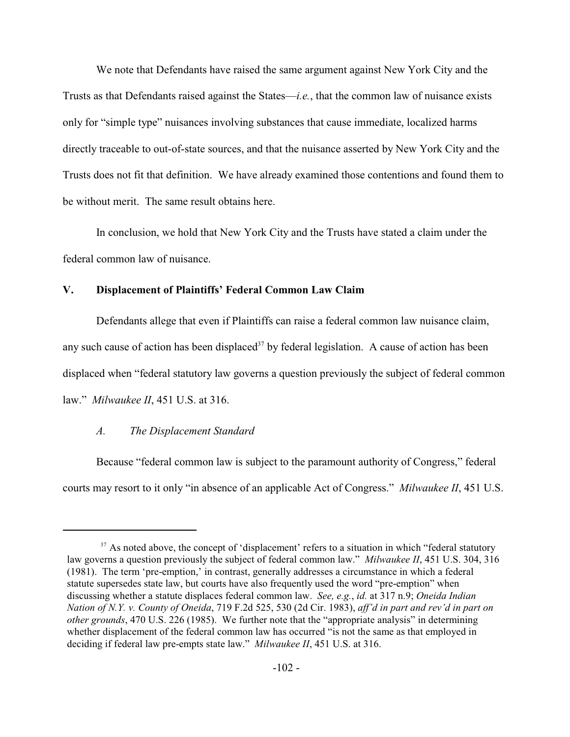We note that Defendants have raised the same argument against New York City and the Trusts as that Defendants raised against the States—*i.e.*, that the common law of nuisance exists only for "simple type" nuisances involving substances that cause immediate, localized harms directly traceable to out-of-state sources, and that the nuisance asserted by New York City and the Trusts does not fit that definition. We have already examined those contentions and found them to be without merit. The same result obtains here.

In conclusion, we hold that New York City and the Trusts have stated a claim under the federal common law of nuisance.

## V. Displacement of Plaintiffs' Federal Common Law Claim

Defendants allege that even if Plaintiffs can raise a federal common law nuisance claim, any such cause of action has been displaced[37] by federal legislation. A cause of action has been displaced when "federal statutory law governs a question previously the subject of federal common law." *Milwaukee II*, 451 U.S. at 316.

### *A. The Displacement Standard*

Because "federal common law is subject to the paramount authority of Congress," federal courts may resort to it only "in absence of an applicable Act of Congress." *Milwaukee II*, 451 U.S.

---

[37] As noted above, the concept of 'displacement' refers to a situation in which "federal statutory law governs a question previously the subject of federal common law." *Milwaukee II*, 451 U.S. 304, 316 (1981). The term 'pre-emption,' in contrast, generally addresses a circumstance in which a federal statute supersedes state law, but courts have also frequently used the word "pre-emption" when discussing whether a statute displaces federal common law. *See, e.g.*, *id.* at 317 n.9; *Oneida Indian Nation of N.Y. v. County of Oneida*, 719 F.2d 525, 530 (2d Cir. 1983), *aff'd in part and rev'd in part on other grounds*, 470 U.S. 226 (1985). We further note that the "appropriate analysis" in determining whether displacement of the federal common law has occurred "is not the same as that employed in deciding if federal law pre-empts state law." *Milwaukee II*, 451 U.S. at 316.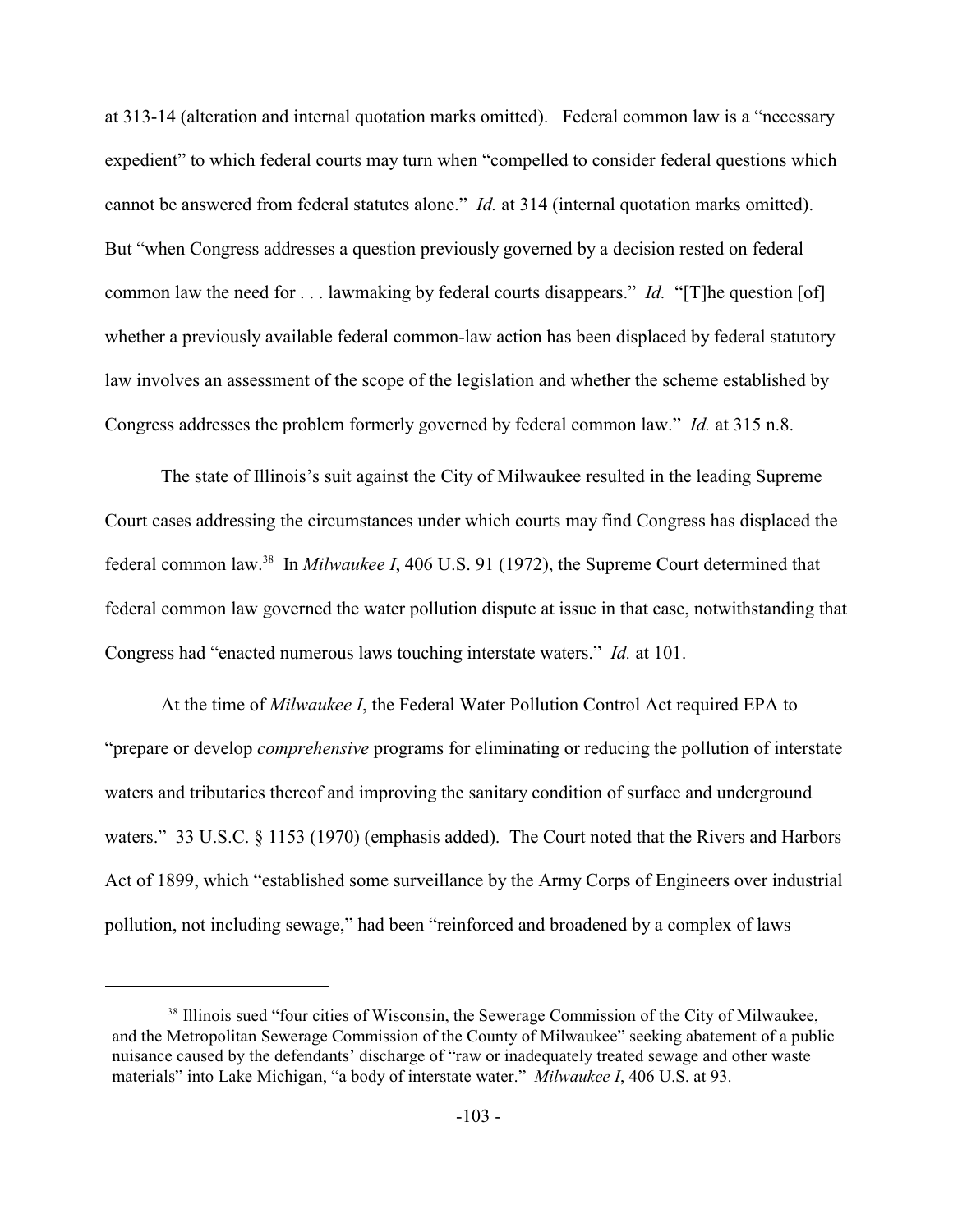at 313-14 (alteration and internal quotation marks omitted). Federal common law is a "necessary expedient" to which federal courts may turn when "compelled to consider federal questions which cannot be answered from federal statutes alone." *Id.* at 314 (internal quotation marks omitted). But "when Congress addresses a question previously governed by a decision rested on federal common law the need for . . . lawmaking by federal courts disappears." *Id.* "[T]he question [of] whether a previously available federal common-law action has been displaced by federal statutory law involves an assessment of the scope of the legislation and whether the scheme established by Congress addresses the problem formerly governed by federal common law." *Id.* at 315 n.8.

The state of Illinois's suit against the City of Milwaukee resulted in the leading Supreme Court cases addressing the circumstances under which courts may find Congress has displaced the federal common law.[38] In *Milwaukee I*, 406 U.S. 91 (1972), the Supreme Court determined that federal common law governed the water pollution dispute at issue in that case, notwithstanding that Congress had "enacted numerous laws touching interstate waters." *Id.* at 101.

At the time of *Milwaukee I*, the Federal Water Pollution Control Act required EPA to "prepare or develop *comprehensive* programs for eliminating or reducing the pollution of interstate waters and tributaries thereof and improving the sanitary condition of surface and underground waters." 33 U.S.C. § 1153 (1970) (emphasis added). The Court noted that the Rivers and Harbors Act of 1899, which "established some surveillance by the Army Corps of Engineers over industrial pollution, not including sewage," had been "reinforced and broadened by a complex of laws

[38] Illinois sued "four cities of Wisconsin, the Sewerage Commission of the City of Milwaukee, and the Metropolitan Sewerage Commission of the County of Milwaukee" seeking abatement of a public nuisance caused by the defendants' discharge of "raw or inadequately treated sewage and other waste materials" into Lake Michigan, "a body of interstate water." *Milwaukee I*, 406 U.S. at 93.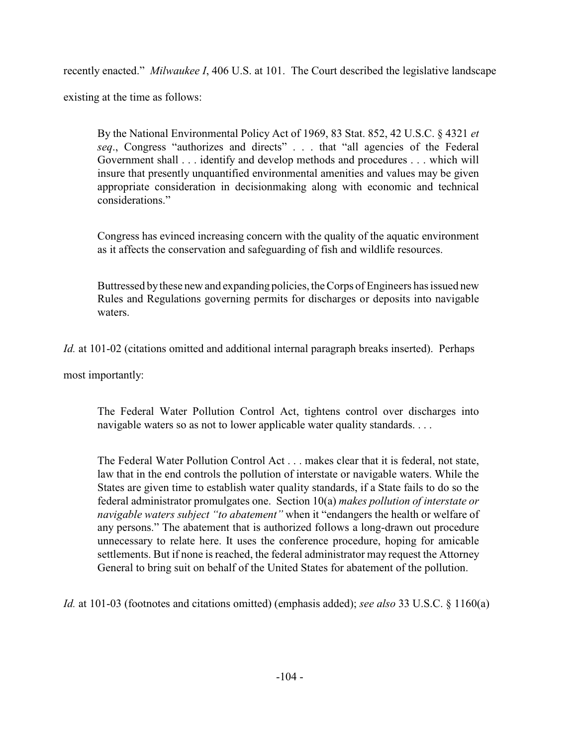recently enacted." *Milwaukee I*, 406 U.S. at 101. The Court described the legislative landscape existing at the time as follows:

> By the National Environmental Policy Act of 1969, 83 Stat. 852, 42 U.S.C. § 4321 *et seq*., Congress "authorizes and directs" . . . that "all agencies of the Federal Government shall . . . identify and develop methods and procedures . . . which will insure that presently unquantified environmental amenities and values may be given appropriate consideration in decisionmaking along with economic and technical considerations."
>
> Congress has evinced increasing concern with the quality of the aquatic environment as it affects the conservation and safeguarding of fish and wildlife resources.
>
> Buttressed by these new and expanding policies, the Corps of Engineers has issued new Rules and Regulations governing permits for discharges or deposits into navigable waters.

*Id.* at 101-02 (citations omitted and additional internal paragraph breaks inserted). Perhaps most importantly:

> The Federal Water Pollution Control Act, tightens control over discharges into navigable waters so as not to lower applicable water quality standards. . . .
>
> The Federal Water Pollution Control Act . . . makes clear that it is federal, not state, law that in the end controls the pollution of interstate or navigable waters. While the States are given time to establish water quality standards, if a State fails to do so the federal administrator promulgates one. Section 10(a) *makes pollution of interstate or navigable waters subject "to abatement"* when it "endangers the health or welfare of any persons." The abatement that is authorized follows a long-drawn out procedure unnecessary to relate here. It uses the conference procedure, hoping for amicable settlements. But if none is reached, the federal administrator may request the Attorney General to bring suit on behalf of the United States for abatement of the pollution.

*Id.* at 101-03 (footnotes and citations omitted) (emphasis added); *see also* 33 U.S.C. § 1160(a)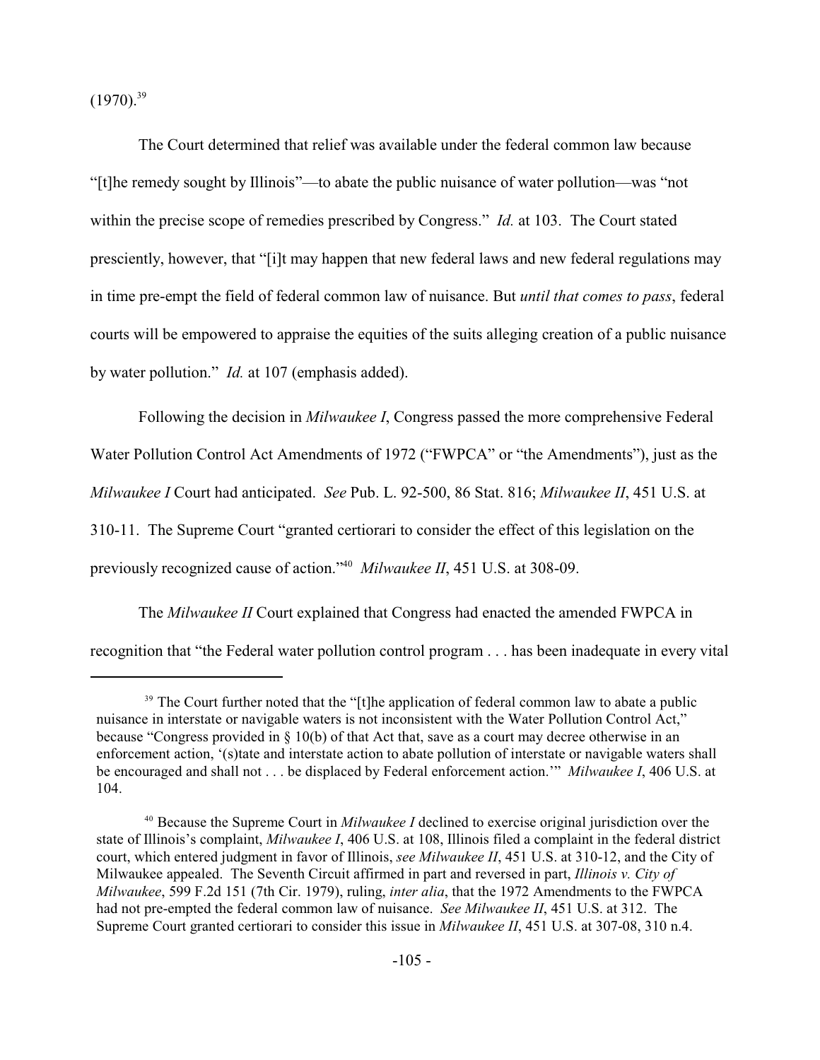(1970).[39]

The Court determined that relief was available under the federal common law because "[t]he remedy sought by Illinois"—to abate the public nuisance of water pollution—was "not within the precise scope of remedies prescribed by Congress." *Id.* at 103. The Court stated presciently, however, that "[i]t may happen that new federal laws and new federal regulations may in time pre-empt the field of federal common law of nuisance. But *until that comes to pass*, federal courts will be empowered to appraise the equities of the suits alleging creation of a public nuisance by water pollution." *Id.* at 107 (emphasis added).

Following the decision in *Milwaukee I*, Congress passed the more comprehensive Federal Water Pollution Control Act Amendments of 1972 ("FWPCA" or "the Amendments"), just as the *Milwaukee I* Court had anticipated. *See* Pub. L. 92-500, 86 Stat. 816; *Milwaukee II*, 451 U.S. at 310-11. The Supreme Court "granted certiorari to consider the effect of this legislation on the previously recognized cause of action."[40] *Milwaukee II*, 451 U.S. at 308-09.

The *Milwaukee II* Court explained that Congress had enacted the amended FWPCA in recognition that "the Federal water pollution control program . . . has been inadequate in every vital

---

[39] The Court further noted that the "[t]he application of federal common law to abate a public nuisance in interstate or navigable waters is not inconsistent with the Water Pollution Control Act," because "Congress provided in § 10(b) of that Act that, save as a court may decree otherwise in an enforcement action, '(s)tate and interstate action to abate pollution of interstate or navigable waters shall be encouraged and shall not . . . be displaced by Federal enforcement action.'" *Milwaukee I*, 406 U.S. at 104.

[40] Because the Supreme Court in *Milwaukee I* declined to exercise original jurisdiction over the state of Illinois's complaint, *Milwaukee I*, 406 U.S. at 108, Illinois filed a complaint in the federal district court, which entered judgment in favor of Illinois, *see Milwaukee II*, 451 U.S. at 310-12, and the City of Milwaukee appealed. The Seventh Circuit affirmed in part and reversed in part, *Illinois v. City of Milwaukee*, 599 F.2d 151 (7th Cir. 1979), ruling, *inter alia*, that the 1972 Amendments to the FWPCA had not pre-empted the federal common law of nuisance. *See Milwaukee II*, 451 U.S. at 312. The Supreme Court granted certiorari to consider this issue in *Milwaukee II*, 451 U.S. at 307-08, 310 n.4.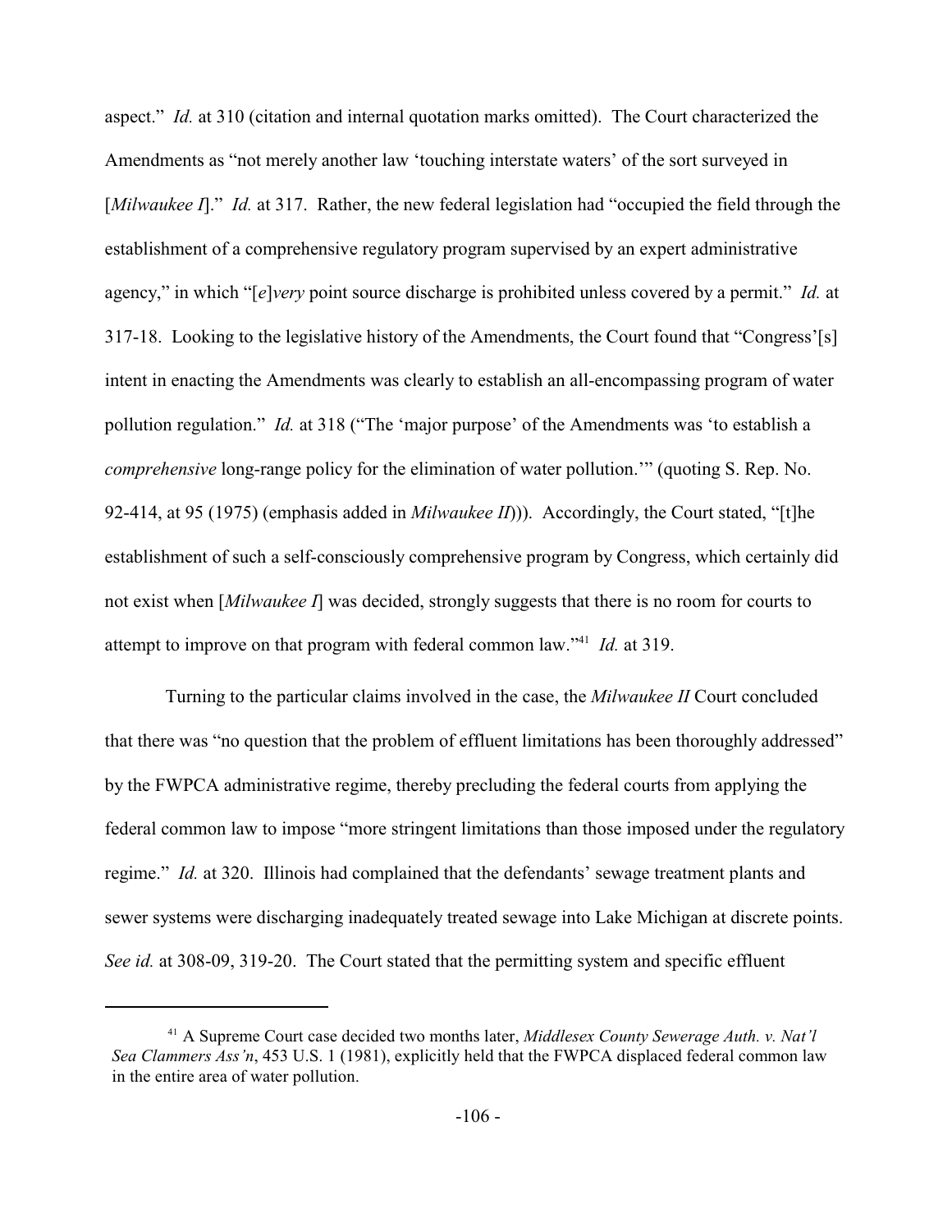aspect." *Id.* at 310 (citation and internal quotation marks omitted). The Court characterized the Amendments as "not merely another law 'touching interstate waters' of the sort surveyed in [*Milwaukee I*]." *Id.* at 317. Rather, the new federal legislation had "occupied the field through the establishment of a comprehensive regulatory program supervised by an expert administrative agency," in which "[*e*]*very* point source discharge is prohibited unless covered by a permit." *Id.* at 317-18. Looking to the legislative history of the Amendments, the Court found that "Congress'[s] intent in enacting the Amendments was clearly to establish an all-encompassing program of water pollution regulation." *Id.* at 318 ("The 'major purpose' of the Amendments was 'to establish a *comprehensive* long-range policy for the elimination of water pollution.'" (quoting S. Rep. No. 92-414, at 95 (1975) (emphasis added in *Milwaukee II*))). Accordingly, the Court stated, "[t]he establishment of such a self-consciously comprehensive program by Congress, which certainly did not exist when [*Milwaukee I*] was decided, strongly suggests that there is no room for courts to attempt to improve on that program with federal common law."[41] *Id.* at 319.

Turning to the particular claims involved in the case, the *Milwaukee II* Court concluded that there was "no question that the problem of effluent limitations has been thoroughly addressed" by the FWPCA administrative regime, thereby precluding the federal courts from applying the federal common law to impose "more stringent limitations than those imposed under the regulatory regime." *Id.* at 320. Illinois had complained that the defendants' sewage treatment plants and sewer systems were discharging inadequately treated sewage into Lake Michigan at discrete points. *See id.* at 308-09, 319-20. The Court stated that the permitting system and specific effluent

---

[41] A Supreme Court case decided two months later, *Middlesex County Sewerage Auth. v. Nat'l Sea Clammers Ass'n*, 453 U.S. 1 (1981), explicitly held that the FWPCA displaced federal common law in the entire area of water pollution.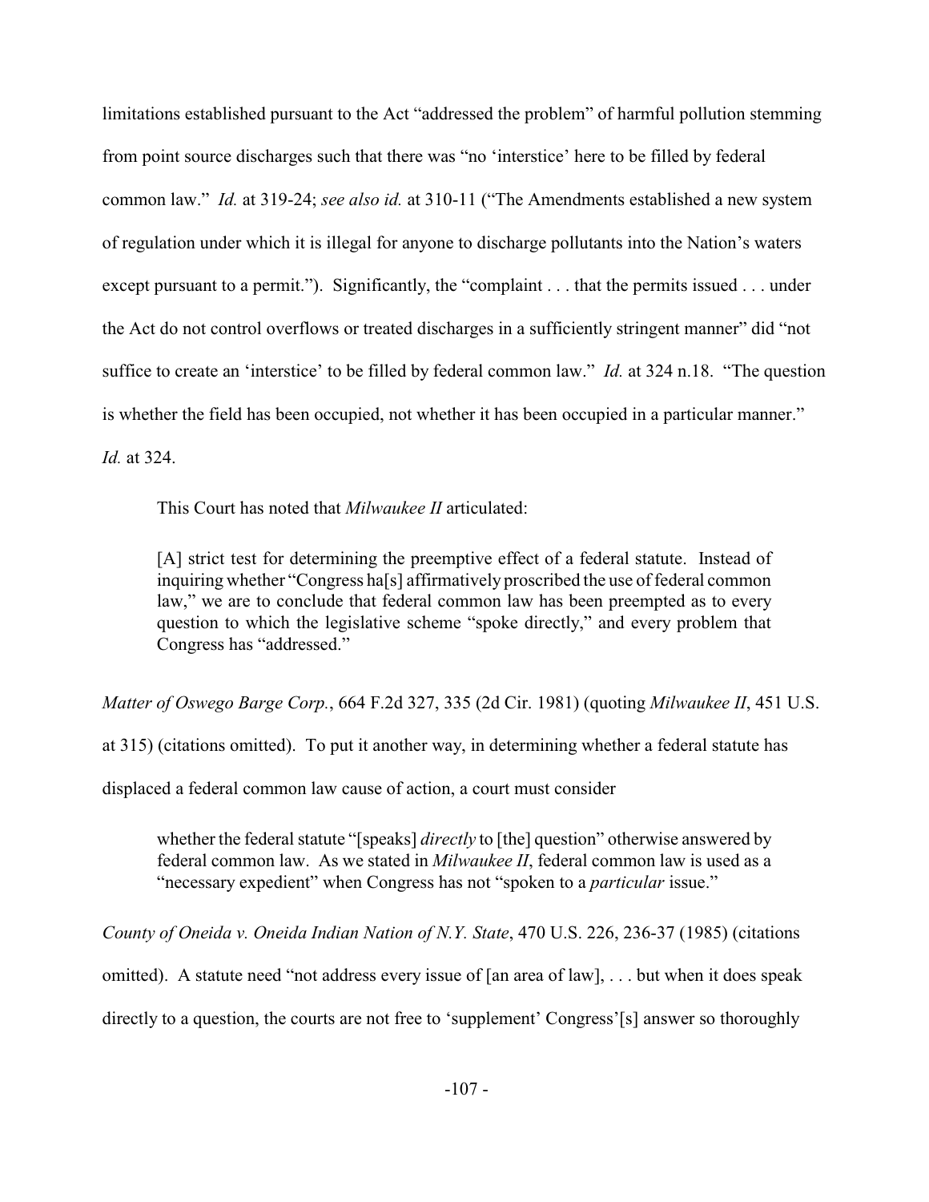limitations established pursuant to the Act "addressed the problem" of harmful pollution stemming from point source discharges such that there was "no 'interstice' here to be filled by federal common law." *Id.* at 319-24; *see also id.* at 310-11 ("The Amendments established a new system of regulation under which it is illegal for anyone to discharge pollutants into the Nation's waters except pursuant to a permit."). Significantly, the "complaint . . . that the permits issued . . . under the Act do not control overflows or treated discharges in a sufficiently stringent manner" did "not suffice to create an 'interstice' to be filled by federal common law." *Id.* at 324 n.18. "The question is whether the field has been occupied, not whether it has been occupied in a particular manner." *Id.* at 324.

This Court has noted that *Milwaukee II* articulated:

> [A] strict test for determining the preemptive effect of a federal statute. Instead of inquiring whether "Congress ha[s] affirmatively proscribed the use of federal common law," we are to conclude that federal common law has been preempted as to every question to which the legislative scheme "spoke directly," and every problem that Congress has "addressed."

*Matter of Oswego Barge Corp.*, 664 F.2d 327, 335 (2d Cir. 1981) (quoting *Milwaukee II*, 451 U.S. at 315) (citations omitted). To put it another way, in determining whether a federal statute has displaced a federal common law cause of action, a court must consider

> whether the federal statute "[speaks] *directly* to [the] question" otherwise answered by federal common law. As we stated in *Milwaukee II*, federal common law is used as a "necessary expedient" when Congress has not "spoken to a *particular* issue."

*County of Oneida v. Oneida Indian Nation of N.Y. State*, 470 U.S. 226, 236-37 (1985) (citations omitted). A statute need "not address every issue of [an area of law], . . . but when it does speak directly to a question, the courts are not free to 'supplement' Congress'[s] answer so thoroughly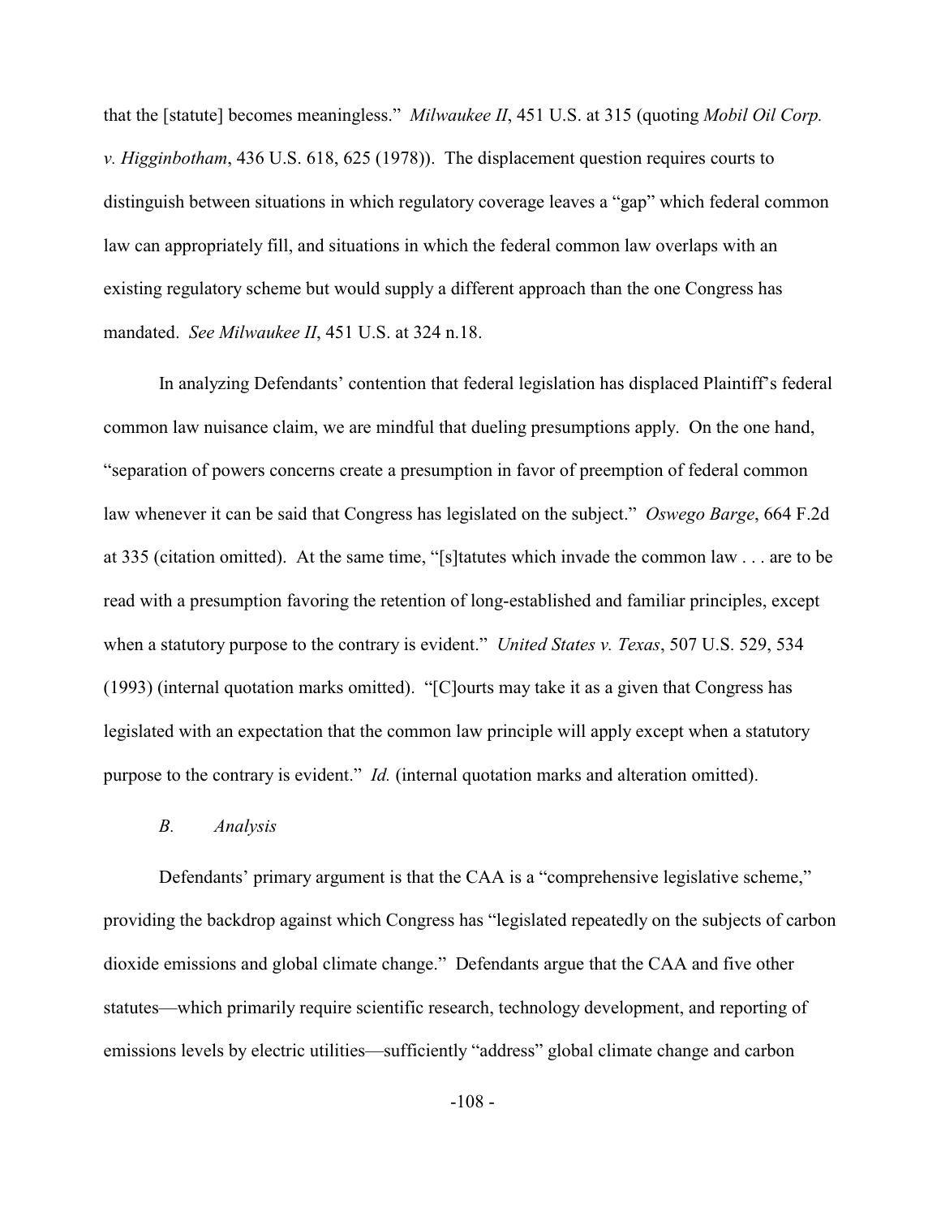that the [statute] becomes meaningless." *Milwaukee II*, 451 U.S. at 315 (quoting *Mobil Oil Corp. v. Higginbotham*, 436 U.S. 618, 625 (1978)). The displacement question requires courts to distinguish between situations in which regulatory coverage leaves a "gap" which federal common law can appropriately fill, and situations in which the federal common law overlaps with an existing regulatory scheme but would supply a different approach than the one Congress has mandated. *See Milwaukee II*, 451 U.S. at 324 n.18.

In analyzing Defendants' contention that federal legislation has displaced Plaintiff's federal common law nuisance claim, we are mindful that dueling presumptions apply. On the one hand, "separation of powers concerns create a presumption in favor of preemption of federal common law whenever it can be said that Congress has legislated on the subject." *Oswego Barge*, 664 F.2d at 335 (citation omitted). At the same time, "[s]tatutes which invade the common law . . . are to be read with a presumption favoring the retention of long-established and familiar principles, except when a statutory purpose to the contrary is evident." *United States v. Texas*, 507 U.S. 529, 534 (1993) (internal quotation marks omitted). "[C]ourts may take it as a given that Congress has legislated with an expectation that the common law principle will apply except when a statutory purpose to the contrary is evident." *Id.* (internal quotation marks and alteration omitted).

### *B. Analysis*

Defendants' primary argument is that the CAA is a "comprehensive legislative scheme," providing the backdrop against which Congress has "legislated repeatedly on the subjects of carbon dioxide emissions and global climate change." Defendants argue that the CAA and five other statutes—which primarily require scientific research, technology development, and reporting of emissions levels by electric utilities—sufficiently "address" global climate change and carbon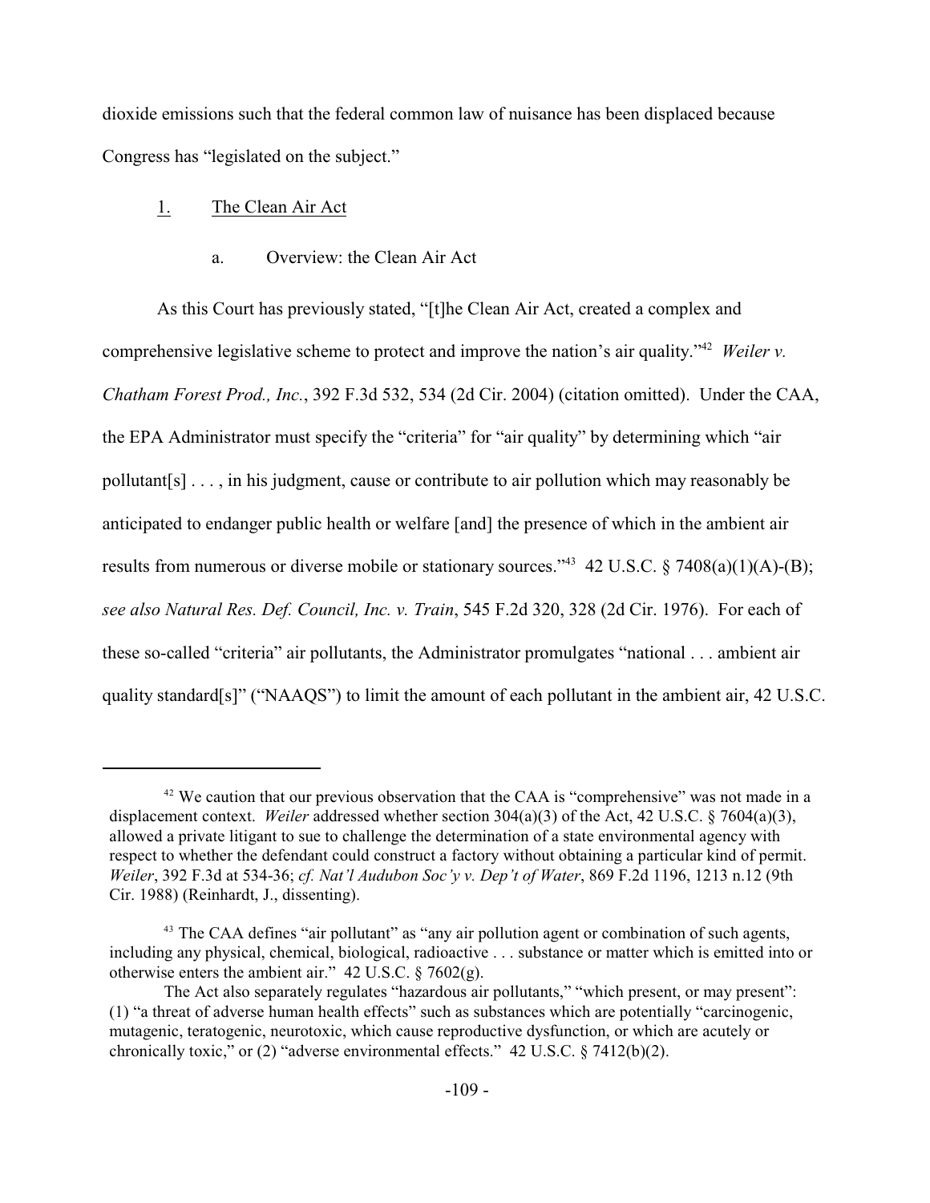dioxide emissions such that the federal common law of nuisance has been displaced because Congress has "legislated on the subject."

1. <u>The Clean Air Act</u>

a. Overview: the Clean Air Act

As this Court has previously stated, "[t]he Clean Air Act, created a complex and comprehensive legislative scheme to protect and improve the nation's air quality."[42] *Weiler v. Chatham Forest Prod., Inc.*, 392 F.3d 532, 534 (2d Cir. 2004) (citation omitted). Under the CAA, the EPA Administrator must specify the "criteria" for "air quality" by determining which "air pollutant[s] . . . , in his judgment, cause or contribute to air pollution which may reasonably be anticipated to endanger public health or welfare [and] the presence of which in the ambient air results from numerous or diverse mobile or stationary sources."[43] 42 U.S.C. § 7408(a)(1)(A)-(B); *see also Natural Res. Def. Council, Inc. v. Train*, 545 F.2d 320, 328 (2d Cir. 1976). For each of these so-called "criteria" air pollutants, the Administrator promulgates "national . . . ambient air quality standard[s]" ("NAAQS") to limit the amount of each pollutant in the ambient air, 42 U.S.C.

---

[42] We caution that our previous observation that the CAA is "comprehensive" was not made in a displacement context. *Weiler* addressed whether section 304(a)(3) of the Act, 42 U.S.C. § 7604(a)(3), allowed a private litigant to sue to challenge the determination of a state environmental agency with respect to whether the defendant could construct a factory without obtaining a particular kind of permit. *Weiler*, 392 F.3d at 534-36; *cf. Nat'l Audubon Soc'y v. Dep't of Water*, 869 F.2d 1196, 1213 n.12 (9th Cir. 1988) (Reinhardt, J., dissenting).

[43] The CAA defines "air pollutant" as "any air pollution agent or combination of such agents, including any physical, chemical, biological, radioactive . . . substance or matter which is emitted into or otherwise enters the ambient air." 42 U.S.C. § 7602(g).

The Act also separately regulates "hazardous air pollutants," "which present, or may present": (1) "a threat of adverse human health effects" such as substances which are potentially "carcinogenic, mutagenic, teratogenic, neurotoxic, which cause reproductive dysfunction, or which are acutely or chronically toxic," or (2) "adverse environmental effects." 42 U.S.C. § 7412(b)(2).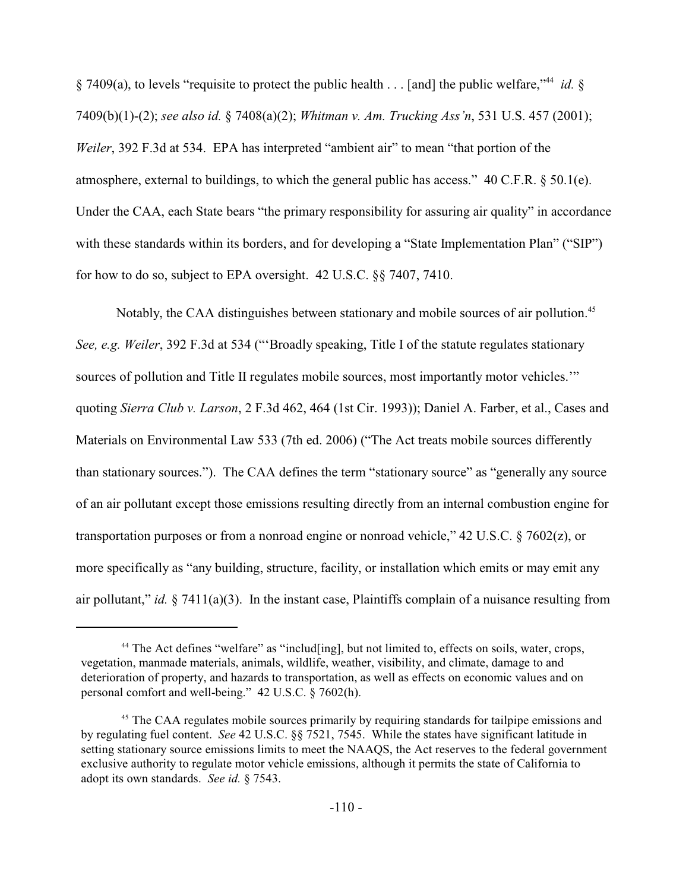§ 7409(a), to levels "requisite to protect the public health . . . [and] the public welfare,"[44] *id.* § 7409(b)(1)-(2); *see also id.* § 7408(a)(2); *Whitman v. Am. Trucking Ass'n*, 531 U.S. 457 (2001); *Weiler*, 392 F.3d at 534. EPA has interpreted "ambient air" to mean "that portion of the atmosphere, external to buildings, to which the general public has access." 40 C.F.R. § 50.1(e). Under the CAA, each State bears "the primary responsibility for assuring air quality" in accordance with these standards within its borders, and for developing a "State Implementation Plan" ("SIP") for how to do so, subject to EPA oversight. 42 U.S.C. §§ 7407, 7410.

Notably, the CAA distinguishes between stationary and mobile sources of air pollution.[45] *See, e.g. Weiler*, 392 F.3d at 534 ("'Broadly speaking, Title I of the statute regulates stationary sources of pollution and Title II regulates mobile sources, most importantly motor vehicles.'" quoting *Sierra Club v. Larson*, 2 F.3d 462, 464 (1st Cir. 1993)); Daniel A. Farber, et al., Cases and Materials on Environmental Law 533 (7th ed. 2006) ("The Act treats mobile sources differently than stationary sources."). The CAA defines the term "stationary source" as "generally any source of an air pollutant except those emissions resulting directly from an internal combustion engine for transportation purposes or from a nonroad engine or nonroad vehicle," 42 U.S.C. § 7602(z), or more specifically as "any building, structure, facility, or installation which emits or may emit any air pollutant," *id.* § 7411(a)(3). In the instant case, Plaintiffs complain of a nuisance resulting from

---

[44] The Act defines "welfare" as "includ[ing], but not limited to, effects on soils, water, crops, vegetation, manmade materials, animals, wildlife, weather, visibility, and climate, damage to and deterioration of property, and hazards to transportation, as well as effects on economic values and on personal comfort and well-being." 42 U.S.C. § 7602(h).

[45] The CAA regulates mobile sources primarily by requiring standards for tailpipe emissions and by regulating fuel content. *See* 42 U.S.C. §§ 7521, 7545. While the states have significant latitude in setting stationary source emissions limits to meet the NAAQS, the Act reserves to the federal government exclusive authority to regulate motor vehicle emissions, although it permits the state of California to adopt its own standards. *See id.* § 7543.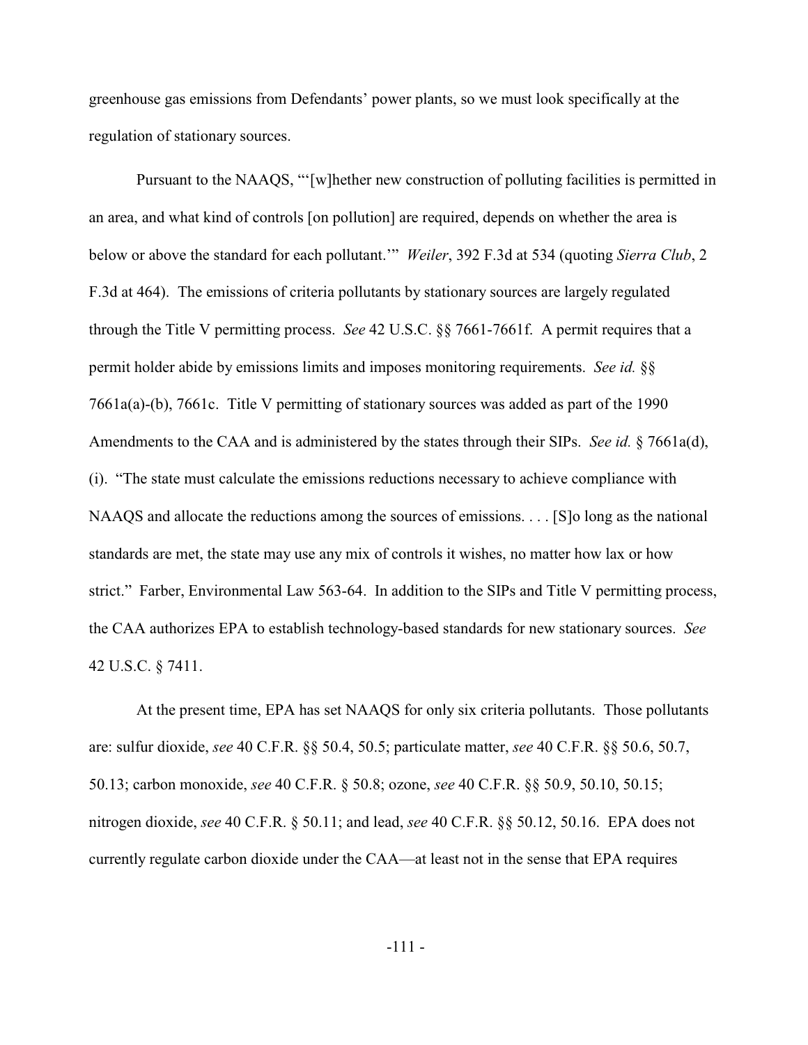greenhouse gas emissions from Defendants' power plants, so we must look specifically at the regulation of stationary sources.

Pursuant to the NAAQS, "'[w]hether new construction of polluting facilities is permitted in an area, and what kind of controls [on pollution] are required, depends on whether the area is below or above the standard for each pollutant.'" *Weiler*, 392 F.3d at 534 (quoting *Sierra Club*, 2 F.3d at 464). The emissions of criteria pollutants by stationary sources are largely regulated through the Title V permitting process. *See* 42 U.S.C. §§ 7661-7661f. A permit requires that a permit holder abide by emissions limits and imposes monitoring requirements. *See id.* §§ 7661a(a)-(b), 7661c. Title V permitting of stationary sources was added as part of the 1990 Amendments to the CAA and is administered by the states through their SIPs. *See id.* § 7661a(d), (i). "The state must calculate the emissions reductions necessary to achieve compliance with NAAQS and allocate the reductions among the sources of emissions. . . . [S]o long as the national standards are met, the state may use any mix of controls it wishes, no matter how lax or how strict." Farber, Environmental Law 563-64. In addition to the SIPs and Title V permitting process, the CAA authorizes EPA to establish technology-based standards for new stationary sources. *See* 42 U.S.C. § 7411.

At the present time, EPA has set NAAQS for only six criteria pollutants. Those pollutants are: sulfur dioxide, *see* 40 C.F.R. §§ 50.4, 50.5; particulate matter, *see* 40 C.F.R. §§ 50.6, 50.7, 50.13; carbon monoxide, *see* 40 C.F.R. § 50.8; ozone, *see* 40 C.F.R. §§ 50.9, 50.10, 50.15; nitrogen dioxide, *see* 40 C.F.R. § 50.11; and lead, *see* 40 C.F.R. §§ 50.12, 50.16. EPA does not currently regulate carbon dioxide under the CAA—at least not in the sense that EPA requires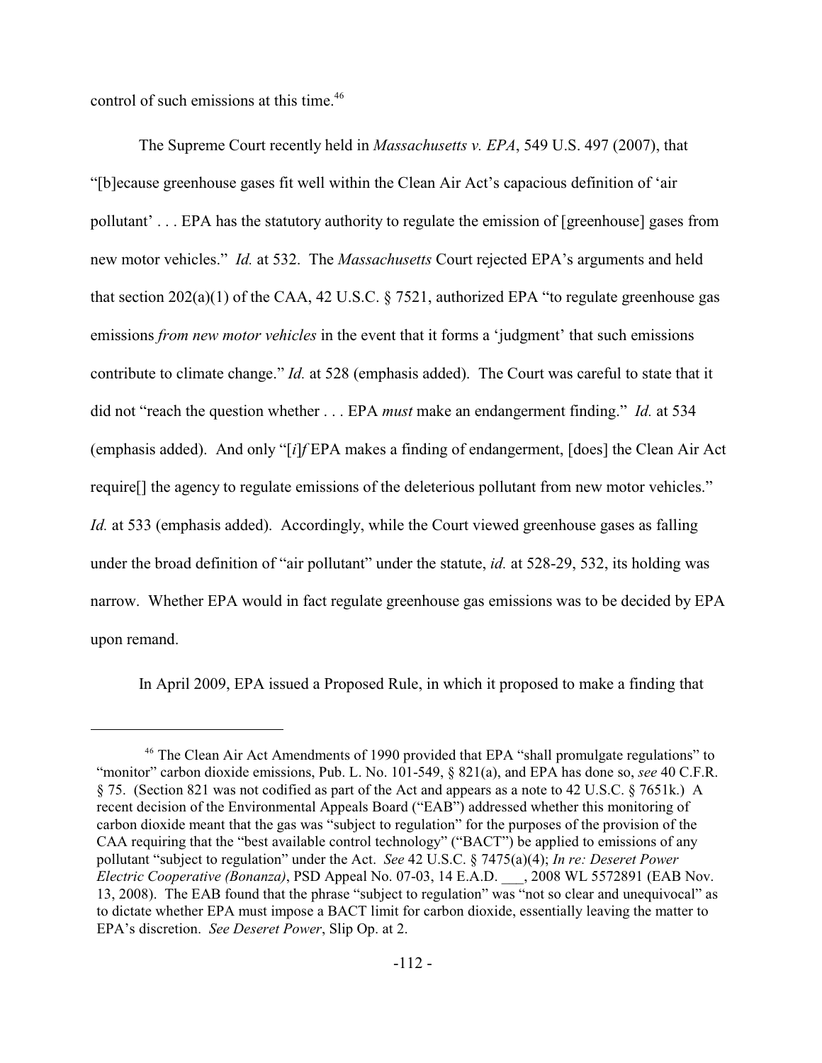control of such emissions at this time.[46]

The Supreme Court recently held in *Massachusetts v. EPA*, 549 U.S. 497 (2007), that "[b]ecause greenhouse gases fit well within the Clean Air Act's capacious definition of 'air pollutant' . . . EPA has the statutory authority to regulate the emission of [greenhouse] gases from new motor vehicles." *Id.* at 532. The *Massachusetts* Court rejected EPA's arguments and held that section 202(a)(1) of the CAA, 42 U.S.C. § 7521, authorized EPA "to regulate greenhouse gas emissions *from new motor vehicles* in the event that it forms a 'judgment' that such emissions contribute to climate change." *Id.* at 528 (emphasis added). The Court was careful to state that it did not "reach the question whether . . . EPA *must* make an endangerment finding." *Id.* at 534 (emphasis added). And only "[*i*]*f* EPA makes a finding of endangerment, [does] the Clean Air Act require[] the agency to regulate emissions of the deleterious pollutant from new motor vehicles." *Id.* at 533 (emphasis added). Accordingly, while the Court viewed greenhouse gases as falling under the broad definition of "air pollutant" under the statute, *id.* at 528-29, 532, its holding was narrow. Whether EPA would in fact regulate greenhouse gas emissions was to be decided by EPA upon remand.

In April 2009, EPA issued a Proposed Rule, in which it proposed to make a finding that

---

[46] The Clean Air Act Amendments of 1990 provided that EPA "shall promulgate regulations" to "monitor" carbon dioxide emissions, Pub. L. No. 101-549, § 821(a), and EPA has done so, *see* 40 C.F.R. § 75. (Section 821 was not codified as part of the Act and appears as a note to 42 U.S.C. § 7651k.) A recent decision of the Environmental Appeals Board ("EAB") addressed whether this monitoring of carbon dioxide meant that the gas was "subject to regulation" for the purposes of the provision of the CAA requiring that the "best available control technology" ("BACT") be applied to emissions of any pollutant "subject to regulation" under the Act. *See* 42 U.S.C. § 7475(a)(4); *In re: Deseret Power Electric Cooperative (Bonanza)*, PSD Appeal No. 07-03, 14 E.A.D. ___, 2008 WL 5572891 (EAB Nov. 13, 2008). The EAB found that the phrase "subject to regulation" was "not so clear and unequivocal" as to dictate whether EPA must impose a BACT limit for carbon dioxide, essentially leaving the matter to EPA's discretion. *See Deseret Power*, Slip Op. at 2.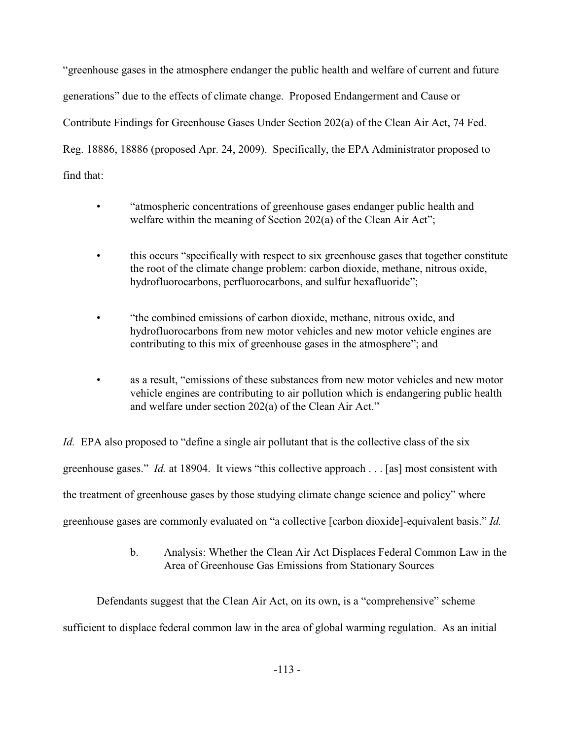"greenhouse gases in the atmosphere endanger the public health and welfare of current and future generations" due to the effects of climate change. Proposed Endangerment and Cause or Contribute Findings for Greenhouse Gases Under Section 202(a) of the Clean Air Act, 74 Fed. Reg. 18886, 18886 (proposed Apr. 24, 2009). Specifically, the EPA Administrator proposed to find that:

- "atmospheric concentrations of greenhouse gases endanger public health and welfare within the meaning of Section 202(a) of the Clean Air Act";
- this occurs "specifically with respect to six greenhouse gases that together constitute the root of the climate change problem: carbon dioxide, methane, nitrous oxide, hydrofluorocarbons, perfluorocarbons, and sulfur hexafluoride";
- "the combined emissions of carbon dioxide, methane, nitrous oxide, and hydrofluorocarbons from new motor vehicles and new motor vehicle engines are contributing to this mix of greenhouse gases in the atmosphere"; and
- as a result, "emissions of these substances from new motor vehicles and new motor vehicle engines are contributing to air pollution which is endangering public health and welfare under section 202(a) of the Clean Air Act."

*Id.* EPA also proposed to "define a single air pollutant that is the collective class of the six greenhouse gases." *Id.* at 18904. It views "this collective approach . . . [as] most consistent with the treatment of greenhouse gases by those studying climate change science and policy" where greenhouse gases are commonly evaluated on "a collective [carbon dioxide]-equivalent basis." *Id.*

b. Analysis: Whether the Clean Air Act Displaces Federal Common Law in the Area of Greenhouse Gas Emissions from Stationary Sources

Defendants suggest that the Clean Air Act, on its own, is a "comprehensive" scheme sufficient to displace federal common law in the area of global warming regulation. As an initial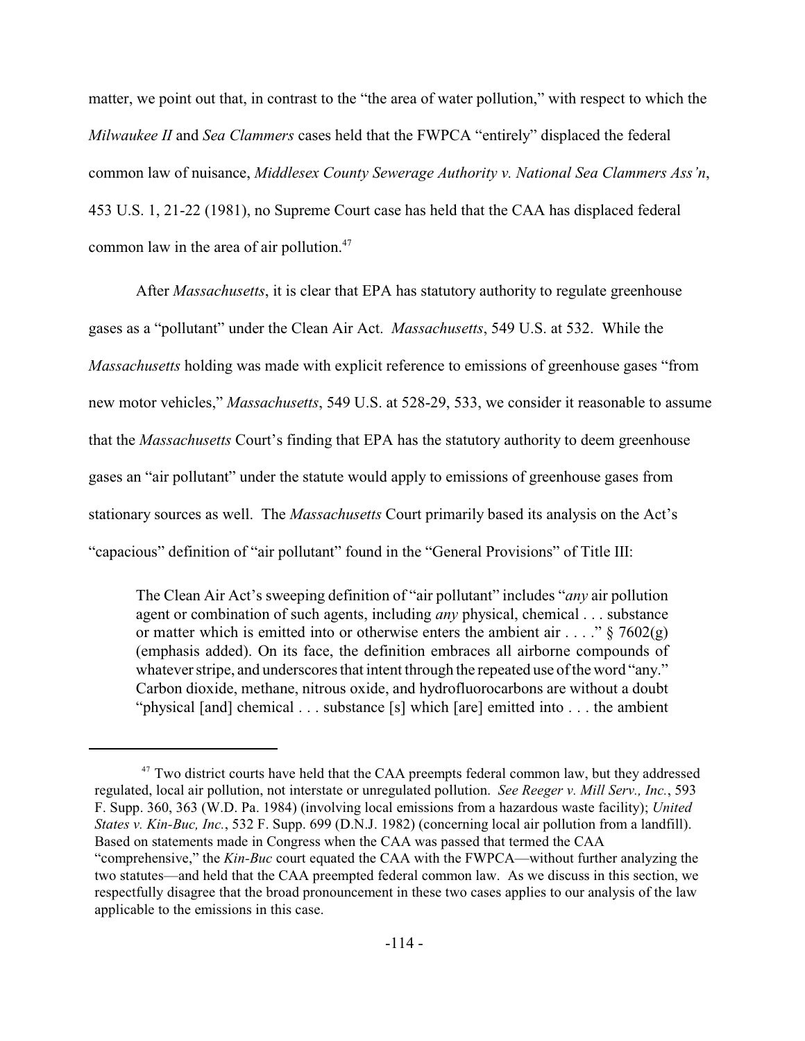matter, we point out that, in contrast to the "the area of water pollution," with respect to which the *Milwaukee II* and *Sea Clammers* cases held that the FWPCA "entirely" displaced the federal common law of nuisance, *Middlesex County Sewerage Authority v. National Sea Clammers Ass'n*, 453 U.S. 1, 21-22 (1981), no Supreme Court case has held that the CAA has displaced federal common law in the area of air pollution.[47]

After *Massachusetts*, it is clear that EPA has statutory authority to regulate greenhouse gases as a "pollutant" under the Clean Air Act. *Massachusetts*, 549 U.S. at 532. While the *Massachusetts* holding was made with explicit reference to emissions of greenhouse gases "from new motor vehicles," *Massachusetts*, 549 U.S. at 528-29, 533, we consider it reasonable to assume that the *Massachusetts* Court's finding that EPA has the statutory authority to deem greenhouse gases an "air pollutant" under the statute would apply to emissions of greenhouse gases from stationary sources as well. The *Massachusetts* Court primarily based its analysis on the Act's "capacious" definition of "air pollutant" found in the "General Provisions" of Title III:

> The Clean Air Act's sweeping definition of "air pollutant" includes "*any* air pollution agent or combination of such agents, including *any* physical, chemical . . . substance or matter which is emitted into or otherwise enters the ambient air . . . ." § 7602(g) (emphasis added). On its face, the definition embraces all airborne compounds of whatever stripe, and underscores that intent through the repeated use of the word "any." Carbon dioxide, methane, nitrous oxide, and hydrofluorocarbons are without a doubt "physical [and] chemical . . . substance [s] which [are] emitted into . . . the ambient

[47] Two district courts have held that the CAA preempts federal common law, but they addressed regulated, local air pollution, not interstate or unregulated pollution. *See Reeger v. Mill Serv., Inc.*, 593 F. Supp. 360, 363 (W.D. Pa. 1984) (involving local emissions from a hazardous waste facility); *United States v. Kin-Buc, Inc.*, 532 F. Supp. 699 (D.N.J. 1982) (concerning local air pollution from a landfill). Based on statements made in Congress when the CAA was passed that termed the CAA "comprehensive," the *Kin-Buc* court equated the CAA with the FWPCA—without further analyzing the two statutes—and held that the CAA preempted federal common law. As we discuss in this section, we respectfully disagree that the broad pronouncement in these two cases applies to our analysis of the law applicable to the emissions in this case.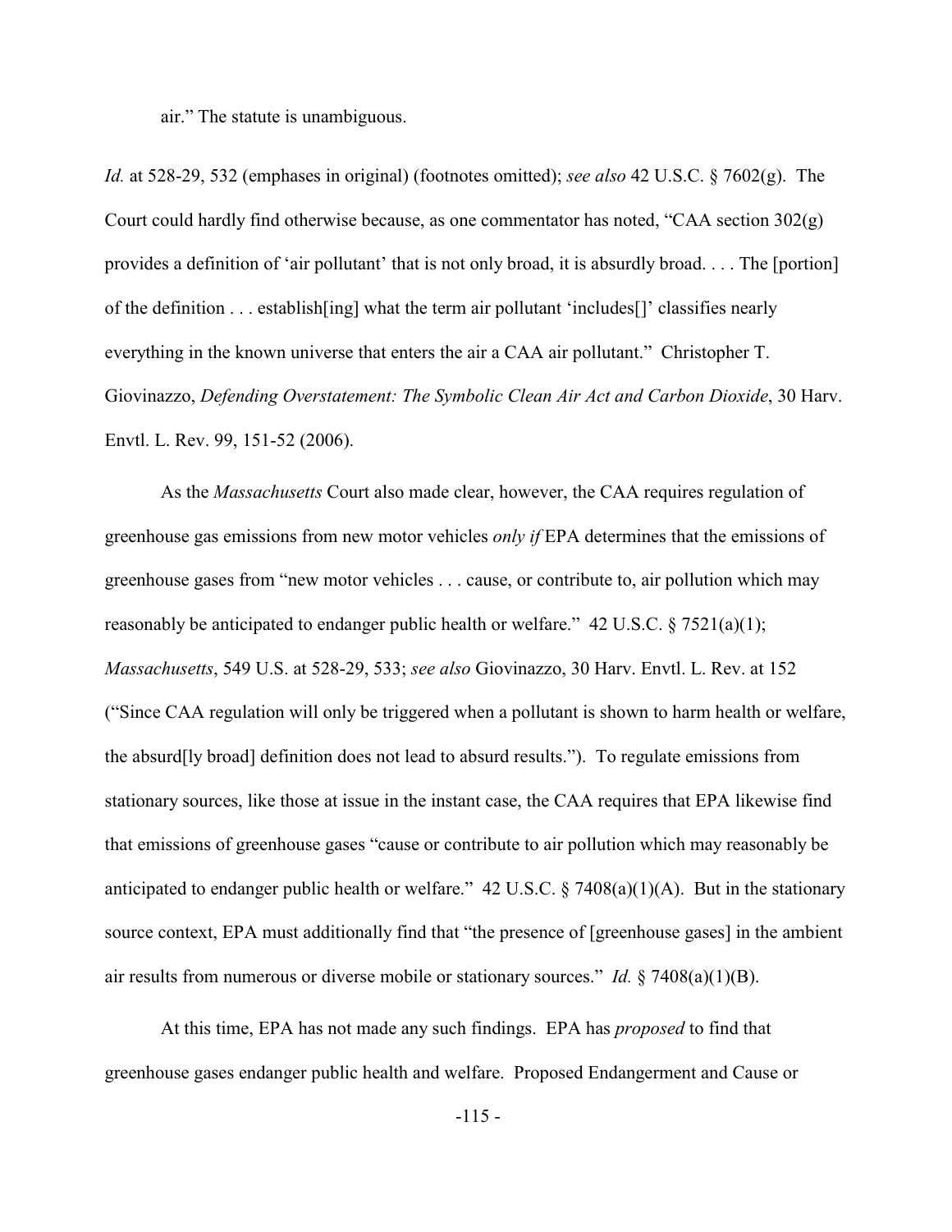air." The statute is unambiguous.

*Id.* at 528-29, 532 (emphases in original) (footnotes omitted); *see also* 42 U.S.C. § 7602(g). The Court could hardly find otherwise because, as one commentator has noted, "CAA section 302(g) provides a definition of 'air pollutant' that is not only broad, it is absurdly broad. . . . The [portion] of the definition . . . establish[ing] what the term air pollutant 'includes[]' classifies nearly everything in the known universe that enters the air a CAA air pollutant." Christopher T. Giovinazzo, *Defending Overstatement: The Symbolic Clean Air Act and Carbon Dioxide*, 30 Harv. Envtl. L. Rev. 99, 151-52 (2006).

As the *Massachusetts* Court also made clear, however, the CAA requires regulation of greenhouse gas emissions from new motor vehicles *only if* EPA determines that the emissions of greenhouse gases from "new motor vehicles . . . cause, or contribute to, air pollution which may reasonably be anticipated to endanger public health or welfare." 42 U.S.C. § 7521(a)(1); *Massachusetts*, 549 U.S. at 528-29, 533; *see also* Giovinazzo, 30 Harv. Envtl. L. Rev. at 152 ("Since CAA regulation will only be triggered when a pollutant is shown to harm health or welfare, the absurd[ly broad] definition does not lead to absurd results."). To regulate emissions from stationary sources, like those at issue in the instant case, the CAA requires that EPA likewise find that emissions of greenhouse gases "cause or contribute to air pollution which may reasonably be anticipated to endanger public health or welfare." 42 U.S.C. § 7408(a)(1)(A). But in the stationary source context, EPA must additionally find that "the presence of [greenhouse gases] in the ambient air results from numerous or diverse mobile or stationary sources." *Id.* § 7408(a)(1)(B).

At this time, EPA has not made any such findings. EPA has *proposed* to find that greenhouse gases endanger public health and welfare. Proposed Endangerment and Cause or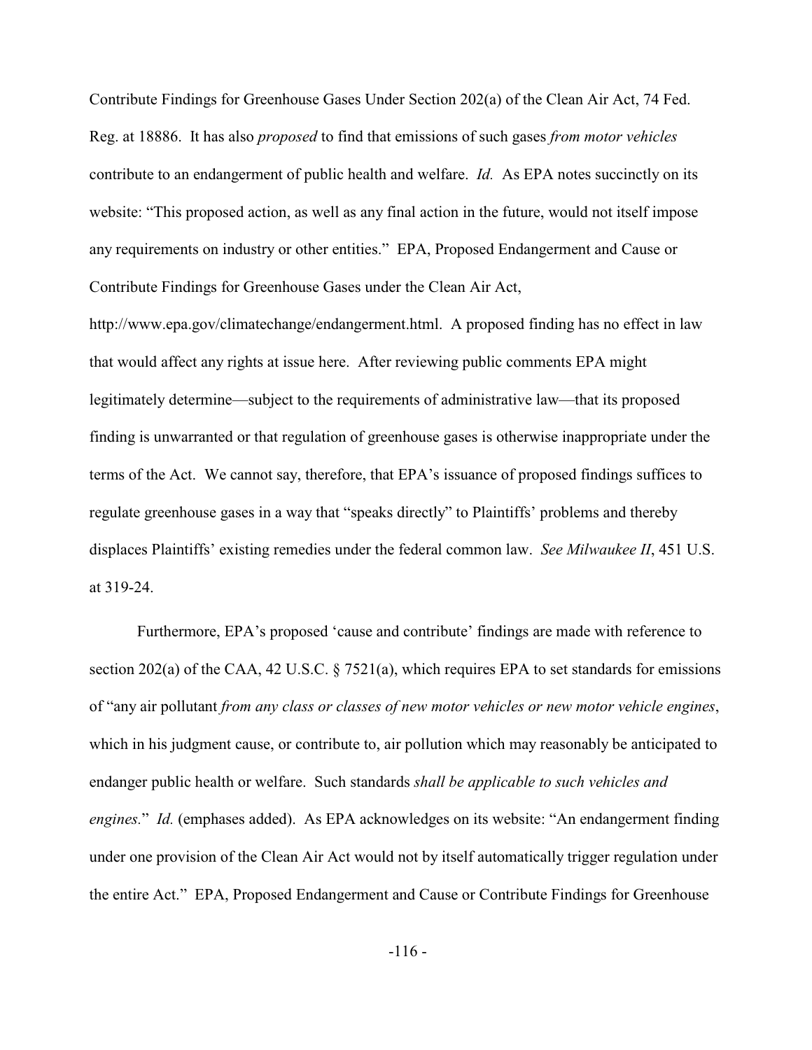Contribute Findings for Greenhouse Gases Under Section 202(a) of the Clean Air Act, 74 Fed. Reg. at 18886. It has also *proposed* to find that emissions of such gases *from motor vehicles* contribute to an endangerment of public health and welfare. *Id.* As EPA notes succinctly on its website: "This proposed action, as well as any final action in the future, would not itself impose any requirements on industry or other entities." EPA, Proposed Endangerment and Cause or Contribute Findings for Greenhouse Gases under the Clean Air Act, http://www.epa.gov/climatechange/endangerment.html. A proposed finding has no effect in law that would affect any rights at issue here. After reviewing public comments EPA might legitimately determine—subject to the requirements of administrative law—that its proposed finding is unwarranted or that regulation of greenhouse gases is otherwise inappropriate under the terms of the Act. We cannot say, therefore, that EPA's issuance of proposed findings suffices to regulate greenhouse gases in a way that "speaks directly" to Plaintiffs' problems and thereby displaces Plaintiffs' existing remedies under the federal common law. *See Milwaukee II*, 451 U.S. at 319-24.

Furthermore, EPA's proposed 'cause and contribute' findings are made with reference to section 202(a) of the CAA, 42 U.S.C. § 7521(a), which requires EPA to set standards for emissions of "any air pollutant *from any class or classes of new motor vehicles or new motor vehicle engines*, which in his judgment cause, or contribute to, air pollution which may reasonably be anticipated to endanger public health or welfare. Such standards *shall be applicable to such vehicles and engines.*" *Id.* (emphases added). As EPA acknowledges on its website: "An endangerment finding under one provision of the Clean Air Act would not by itself automatically trigger regulation under the entire Act." EPA, Proposed Endangerment and Cause or Contribute Findings for Greenhouse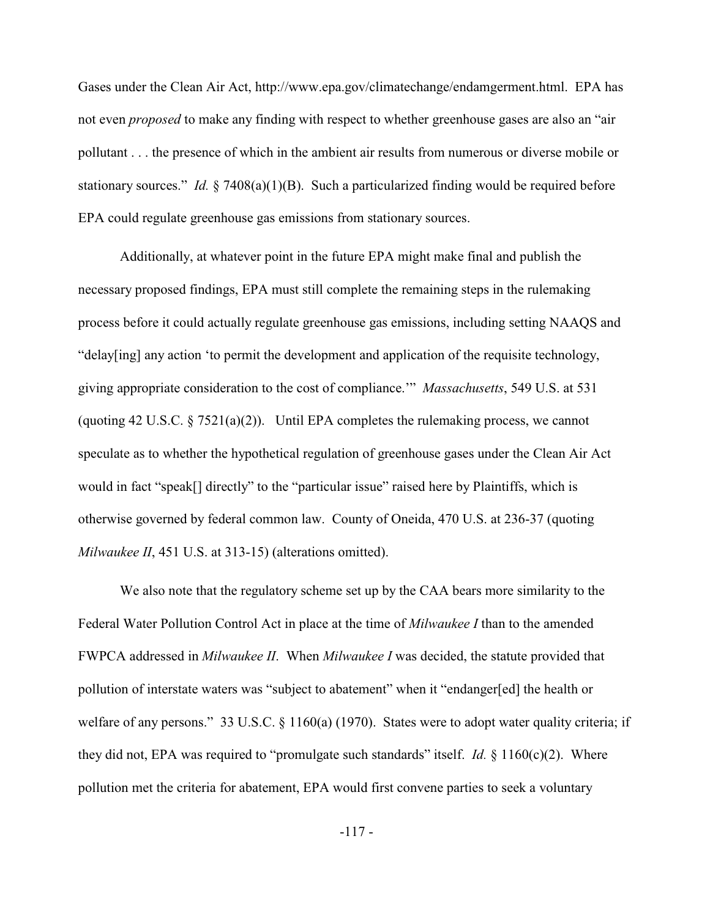Gases under the Clean Air Act, http://www.epa.gov/climatechange/endamgerment.html. EPA has not even *proposed* to make any finding with respect to whether greenhouse gases are also an "air pollutant . . . the presence of which in the ambient air results from numerous or diverse mobile or stationary sources." *Id.* § 7408(a)(1)(B). Such a particularized finding would be required before EPA could regulate greenhouse gas emissions from stationary sources.

Additionally, at whatever point in the future EPA might make final and publish the necessary proposed findings, EPA must still complete the remaining steps in the rulemaking process before it could actually regulate greenhouse gas emissions, including setting NAAQS and "delay[ing] any action 'to permit the development and application of the requisite technology, giving appropriate consideration to the cost of compliance.'" *Massachusetts*, 549 U.S. at 531 (quoting 42 U.S.C. § 7521(a)(2)). Until EPA completes the rulemaking process, we cannot speculate as to whether the hypothetical regulation of greenhouse gases under the Clean Air Act would in fact "speak[] directly" to the "particular issue" raised here by Plaintiffs, which is otherwise governed by federal common law. County of Oneida, 470 U.S. at 236-37 (quoting *Milwaukee II*, 451 U.S. at 313-15) (alterations omitted).

We also note that the regulatory scheme set up by the CAA bears more similarity to the Federal Water Pollution Control Act in place at the time of *Milwaukee I* than to the amended FWPCA addressed in *Milwaukee II*. When *Milwaukee I* was decided, the statute provided that pollution of interstate waters was "subject to abatement" when it "endanger[ed] the health or welfare of any persons." 33 U.S.C. § 1160(a) (1970). States were to adopt water quality criteria; if they did not, EPA was required to "promulgate such standards" itself. *Id.* § 1160(c)(2). Where pollution met the criteria for abatement, EPA would first convene parties to seek a voluntary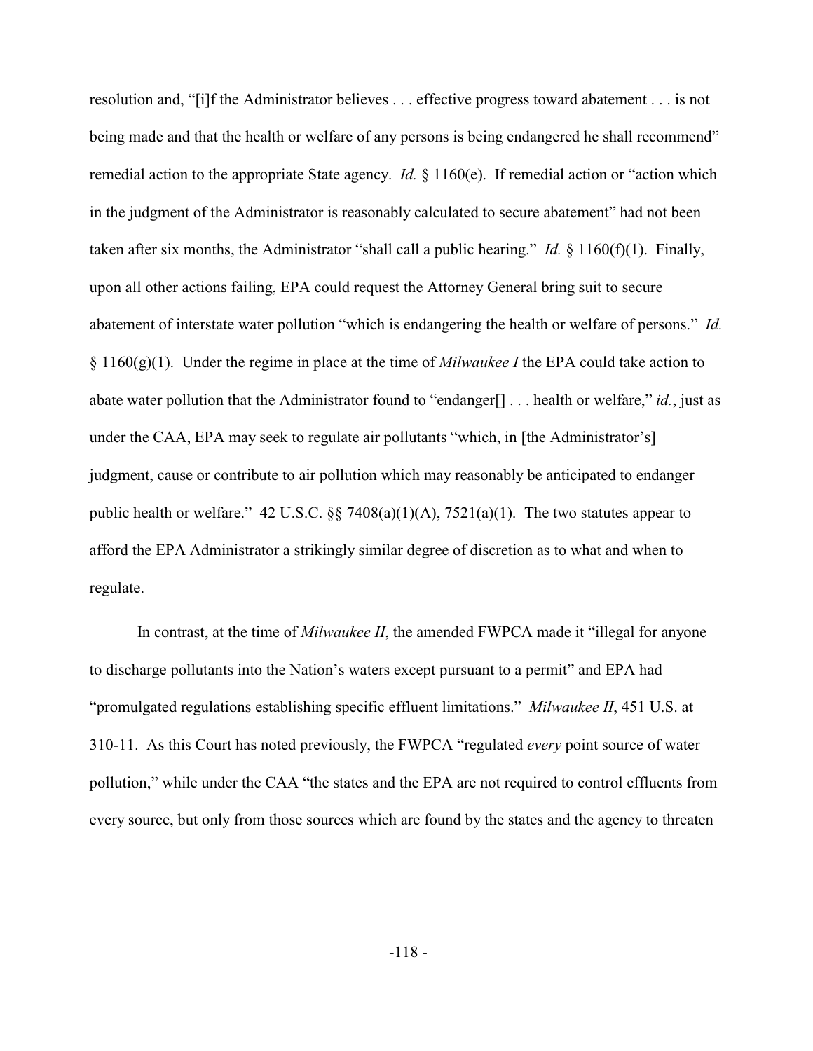resolution and, "[i]f the Administrator believes . . . effective progress toward abatement . . . is not being made and that the health or welfare of any persons is being endangered he shall recommend" remedial action to the appropriate State agency. *Id.* § 1160(e). If remedial action or "action which in the judgment of the Administrator is reasonably calculated to secure abatement" had not been taken after six months, the Administrator "shall call a public hearing." *Id.* § 1160(f)(1). Finally, upon all other actions failing, EPA could request the Attorney General bring suit to secure abatement of interstate water pollution "which is endangering the health or welfare of persons." *Id.* § 1160(g)(1). Under the regime in place at the time of *Milwaukee I* the EPA could take action to abate water pollution that the Administrator found to "endanger[] . . . health or welfare," *id.*, just as under the CAA, EPA may seek to regulate air pollutants "which, in [the Administrator's] judgment, cause or contribute to air pollution which may reasonably be anticipated to endanger public health or welfare." 42 U.S.C. §§ 7408(a)(1)(A), 7521(a)(1). The two statutes appear to afford the EPA Administrator a strikingly similar degree of discretion as to what and when to regulate.

In contrast, at the time of *Milwaukee II*, the amended FWPCA made it "illegal for anyone to discharge pollutants into the Nation's waters except pursuant to a permit" and EPA had "promulgated regulations establishing specific effluent limitations." *Milwaukee II*, 451 U.S. at 310-11. As this Court has noted previously, the FWPCA "regulated *every* point source of water pollution," while under the CAA "the states and the EPA are not required to control effluents from every source, but only from those sources which are found by the states and the agency to threaten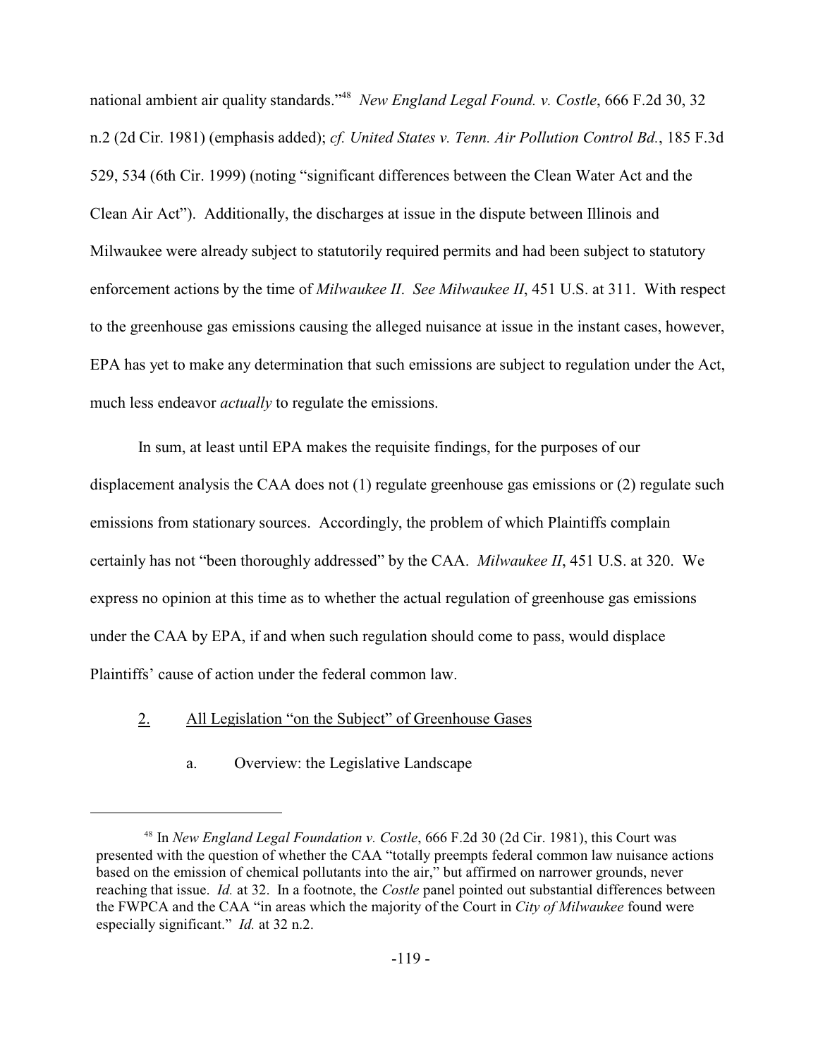national ambient air quality standards."[48] *New England Legal Found. v. Costle*, 666 F.2d 30, 32 n.2 (2d Cir. 1981) (emphasis added); *cf. United States v. Tenn. Air Pollution Control Bd.*, 185 F.3d 529, 534 (6th Cir. 1999) (noting "significant differences between the Clean Water Act and the Clean Air Act"). Additionally, the discharges at issue in the dispute between Illinois and Milwaukee were already subject to statutorily required permits and had been subject to statutory enforcement actions by the time of *Milwaukee II*. *See Milwaukee II*, 451 U.S. at 311. With respect to the greenhouse gas emissions causing the alleged nuisance at issue in the instant cases, however, EPA has yet to make any determination that such emissions are subject to regulation under the Act, much less endeavor *actually* to regulate the emissions.

In sum, at least until EPA makes the requisite findings, for the purposes of our displacement analysis the CAA does not (1) regulate greenhouse gas emissions or (2) regulate such emissions from stationary sources. Accordingly, the problem of which Plaintiffs complain certainly has not "been thoroughly addressed" by the CAA. *Milwaukee II*, 451 U.S. at 320. We express no opinion at this time as to whether the actual regulation of greenhouse gas emissions under the CAA by EPA, if and when such regulation should come to pass, would displace Plaintiffs' cause of action under the federal common law.

### 2. All Legislation "on the Subject" of Greenhouse Gases

#### a. Overview: the Legislative Landscape

---

[48] In *New England Legal Foundation v. Costle*, 666 F.2d 30 (2d Cir. 1981), this Court was presented with the question of whether the CAA "totally preempts federal common law nuisance actions based on the emission of chemical pollutants into the air," but affirmed on narrower grounds, never reaching that issue. *Id.* at 32. In a footnote, the *Costle* panel pointed out substantial differences between the FWPCA and the CAA "in areas which the majority of the Court in *City of Milwaukee* found were especially significant." *Id.* at 32 n.2.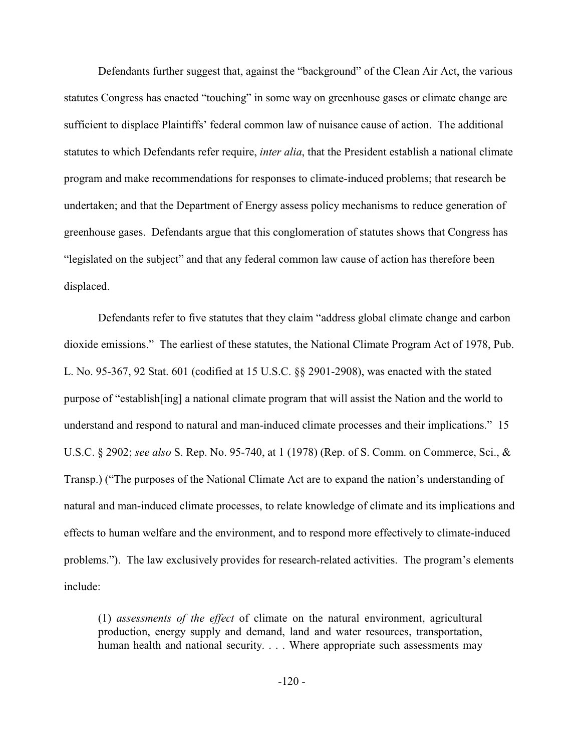Defendants further suggest that, against the "background" of the Clean Air Act, the various statutes Congress has enacted "touching" in some way on greenhouse gases or climate change are sufficient to displace Plaintiffs' federal common law of nuisance cause of action. The additional statutes to which Defendants refer require, *inter alia*, that the President establish a national climate program and make recommendations for responses to climate-induced problems; that research be undertaken; and that the Department of Energy assess policy mechanisms to reduce generation of greenhouse gases. Defendants argue that this conglomeration of statutes shows that Congress has "legislated on the subject" and that any federal common law cause of action has therefore been displaced.

Defendants refer to five statutes that they claim "address global climate change and carbon dioxide emissions." The earliest of these statutes, the National Climate Program Act of 1978, Pub. L. No. 95-367, 92 Stat. 601 (codified at 15 U.S.C. §§ 2901-2908), was enacted with the stated purpose of "establish[ing] a national climate program that will assist the Nation and the world to understand and respond to natural and man-induced climate processes and their implications." 15 U.S.C. § 2902; *see also* S. Rep. No. 95-740, at 1 (1978) (Rep. of S. Comm. on Commerce, Sci., & Transp.) ("The purposes of the National Climate Act are to expand the nation's understanding of natural and man-induced climate processes, to relate knowledge of climate and its implications and effects to human welfare and the environment, and to respond more effectively to climate-induced problems."). The law exclusively provides for research-related activities. The program's elements include:

> (1) *assessments of the effect* of climate on the natural environment, agricultural production, energy supply and demand, land and water resources, transportation, human health and national security. . . . Where appropriate such assessments may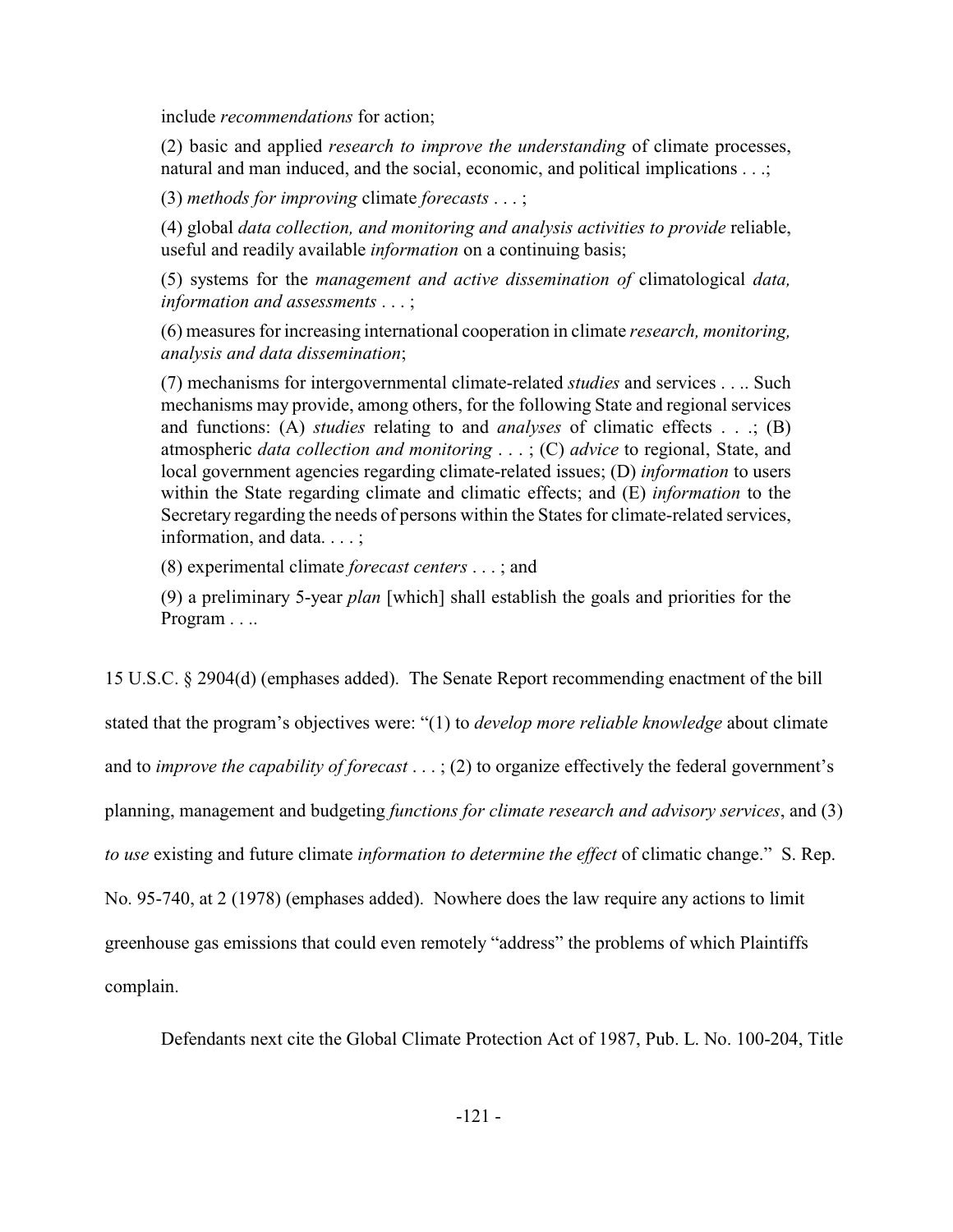include *recommendations* for action;

> (2) basic and applied *research to improve the understanding* of climate processes, natural and man induced, and the social, economic, and political implications . . .;
>
> (3) *methods for improving* climate *forecasts* . . . ;
>
> (4) global *data collection, and monitoring and analysis activities to provide* reliable, useful and readily available *information* on a continuing basis;
>
> (5) systems for the *management and active dissemination of* climatological *data, information and assessments* . . . ;
>
> (6) measures for increasing international cooperation in climate *research, monitoring, analysis and data dissemination*;
>
> (7) mechanisms for intergovernmental climate-related *studies* and services . . .. Such mechanisms may provide, among others, for the following State and regional services and functions: (A) *studies* relating to and *analyses* of climatic effects . . .; (B) atmospheric *data collection and monitoring* . . . ; (C) *advice* to regional, State, and local government agencies regarding climate-related issues; (D) *information* to users within the State regarding climate and climatic effects; and (E) *information* to the Secretary regarding the needs of persons within the States for climate-related services, information, and data. . . . ;
>
> (8) experimental climate *forecast centers* . . . ; and
>
> (9) a preliminary 5-year *plan* [which] shall establish the goals and priorities for the Program . . ..

15 U.S.C. § 2904(d) (emphases added). The Senate Report recommending enactment of the bill stated that the program's objectives were: "(1) to *develop more reliable knowledge* about climate and to *improve the capability of forecast* . . . ; (2) to organize effectively the federal government's planning, management and budgeting *functions for climate research and advisory services*, and (3) *to use* existing and future climate *information to determine the effect* of climatic change." S. Rep. No. 95-740, at 2 (1978) (emphases added). Nowhere does the law require any actions to limit greenhouse gas emissions that could even remotely "address" the problems of which Plaintiffs complain.

Defendants next cite the Global Climate Protection Act of 1987, Pub. L. No. 100-204, Title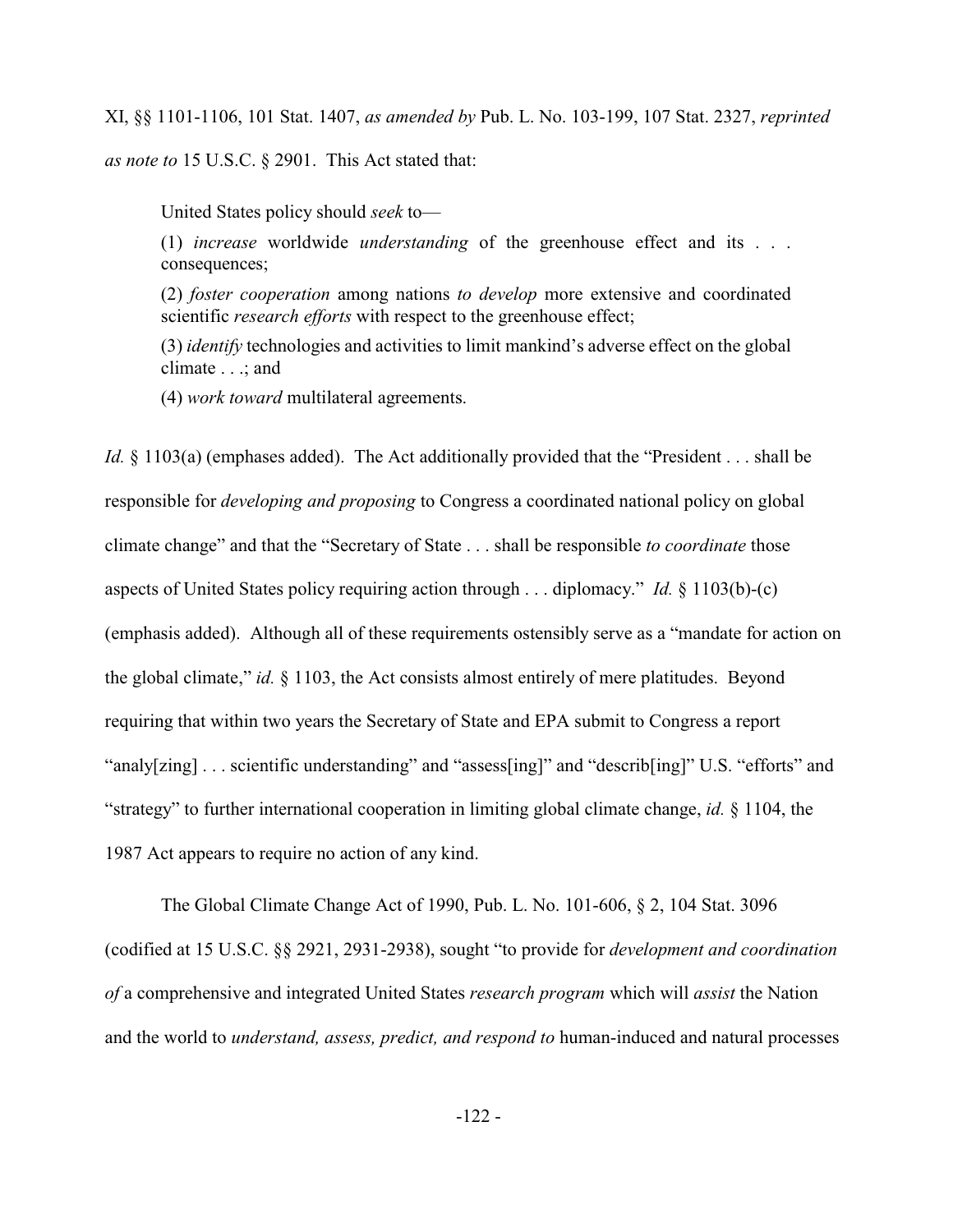XI, §§ 1101-1106, 101 Stat. 1407, *as amended by* Pub. L. No. 103-199, 107 Stat. 2327, *reprinted as note to* 15 U.S.C. § 2901. This Act stated that:

> United States policy should *seek* to—
>
> (1) *increase* worldwide *understanding* of the greenhouse effect and its . . . consequences;
>
> (2) *foster cooperation* among nations *to develop* more extensive and coordinated scientific *research efforts* with respect to the greenhouse effect;
>
> (3) *identify* technologies and activities to limit mankind's adverse effect on the global climate . . .; and
>
> (4) *work toward* multilateral agreements.

*Id.* § 1103(a) (emphases added). The Act additionally provided that the "President . . . shall be responsible for *developing and proposing* to Congress a coordinated national policy on global climate change" and that the "Secretary of State . . . shall be responsible *to coordinate* those aspects of United States policy requiring action through . . . diplomacy." *Id.* § 1103(b)-(c) (emphasis added). Although all of these requirements ostensibly serve as a "mandate for action on the global climate," *id.* § 1103, the Act consists almost entirely of mere platitudes. Beyond requiring that within two years the Secretary of State and EPA submit to Congress a report "analy[zing] . . . scientific understanding" and "assess[ing]" and "describ[ing]" U.S. "efforts" and "strategy" to further international cooperation in limiting global climate change, *id.* § 1104, the 1987 Act appears to require no action of any kind.

The Global Climate Change Act of 1990, Pub. L. No. 101-606, § 2, 104 Stat. 3096 (codified at 15 U.S.C. §§ 2921, 2931-2938), sought "to provide for *development and coordination of* a comprehensive and integrated United States *research program* which will *assist* the Nation and the world to *understand, assess, predict, and respond to* human-induced and natural processes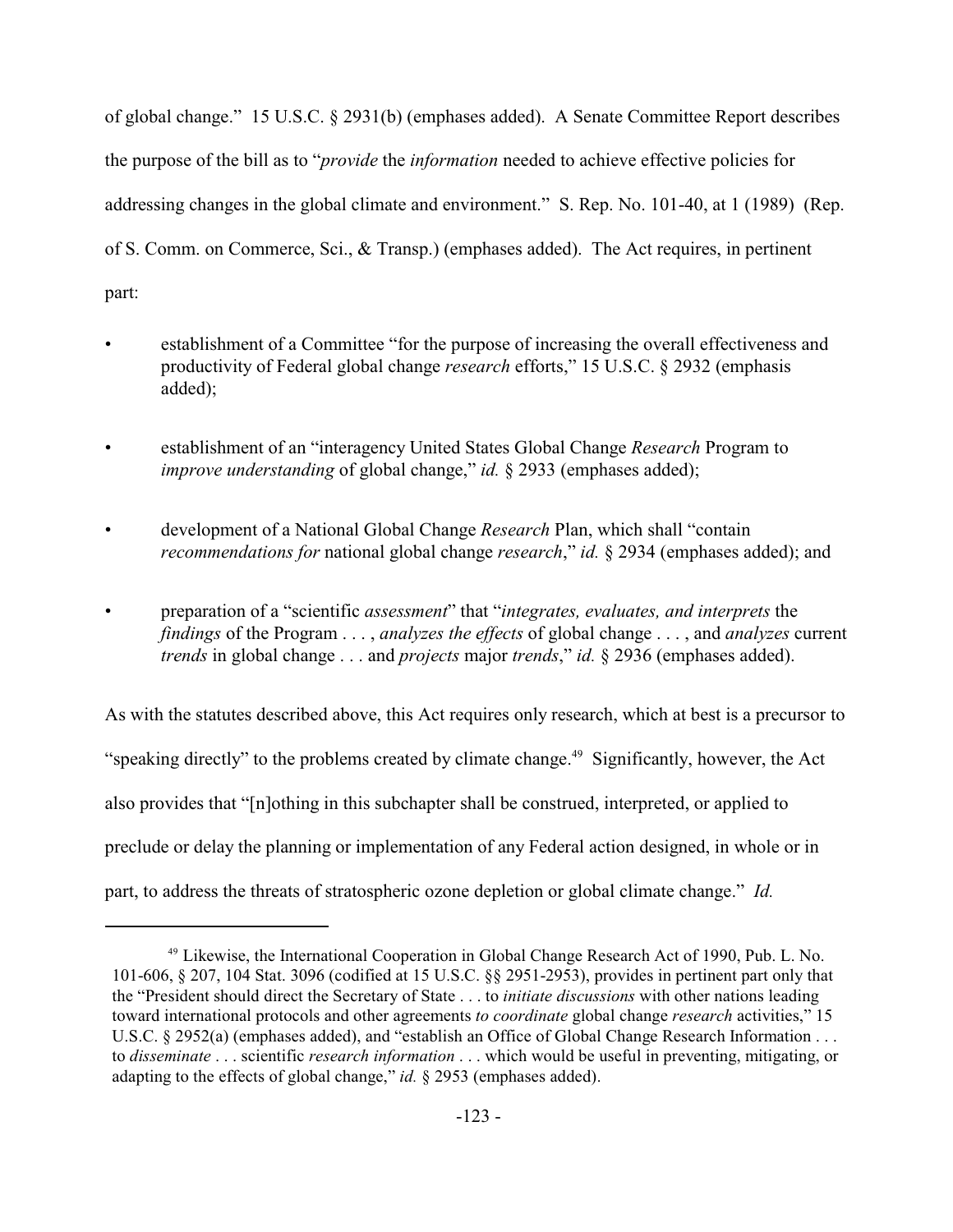of global change." 15 U.S.C. § 2931(b) (emphases added). A Senate Committee Report describes the purpose of the bill as to "*provide* the *information* needed to achieve effective policies for addressing changes in the global climate and environment." S. Rep. No. 101-40, at 1 (1989) (Rep. of S. Comm. on Commerce, Sci., & Transp.) (emphases added). The Act requires, in pertinent part:

- establishment of a Committee "for the purpose of increasing the overall effectiveness and productivity of Federal global change *research* efforts," 15 U.S.C. § 2932 (emphasis added);
- establishment of an "interagency United States Global Change *Research* Program to *improve understanding* of global change," *id.* § 2933 (emphases added);
- development of a National Global Change *Research* Plan, which shall "contain *recommendations for* national global change *research*," *id.* § 2934 (emphases added); and
- preparation of a "scientific *assessment*" that "*integrates, evaluates, and interprets* the *findings* of the Program . . . , *analyzes the effects* of global change . . . , and *analyzes* current *trends* in global change . . . and *projects* major *trends*," *id.* § 2936 (emphases added).

As with the statutes described above, this Act requires only research, which at best is a precursor to "speaking directly" to the problems created by climate change.[49] Significantly, however, the Act also provides that "[n]othing in this subchapter shall be construed, interpreted, or applied to preclude or delay the planning or implementation of any Federal action designed, in whole or in part, to address the threats of stratospheric ozone depletion or global climate change." *Id.*

---

[49] Likewise, the International Cooperation in Global Change Research Act of 1990, Pub. L. No. 101-606, § 207, 104 Stat. 3096 (codified at 15 U.S.C. §§ 2951-2953), provides in pertinent part only that the "President should direct the Secretary of State . . . to *initiate discussions* with other nations leading toward international protocols and other agreements *to coordinate* global change *research* activities," 15 U.S.C. § 2952(a) (emphases added), and "establish an Office of Global Change Research Information . . . to *disseminate* . . . scientific *research information* . . . which would be useful in preventing, mitigating, or adapting to the effects of global change," *id.* § 2953 (emphases added).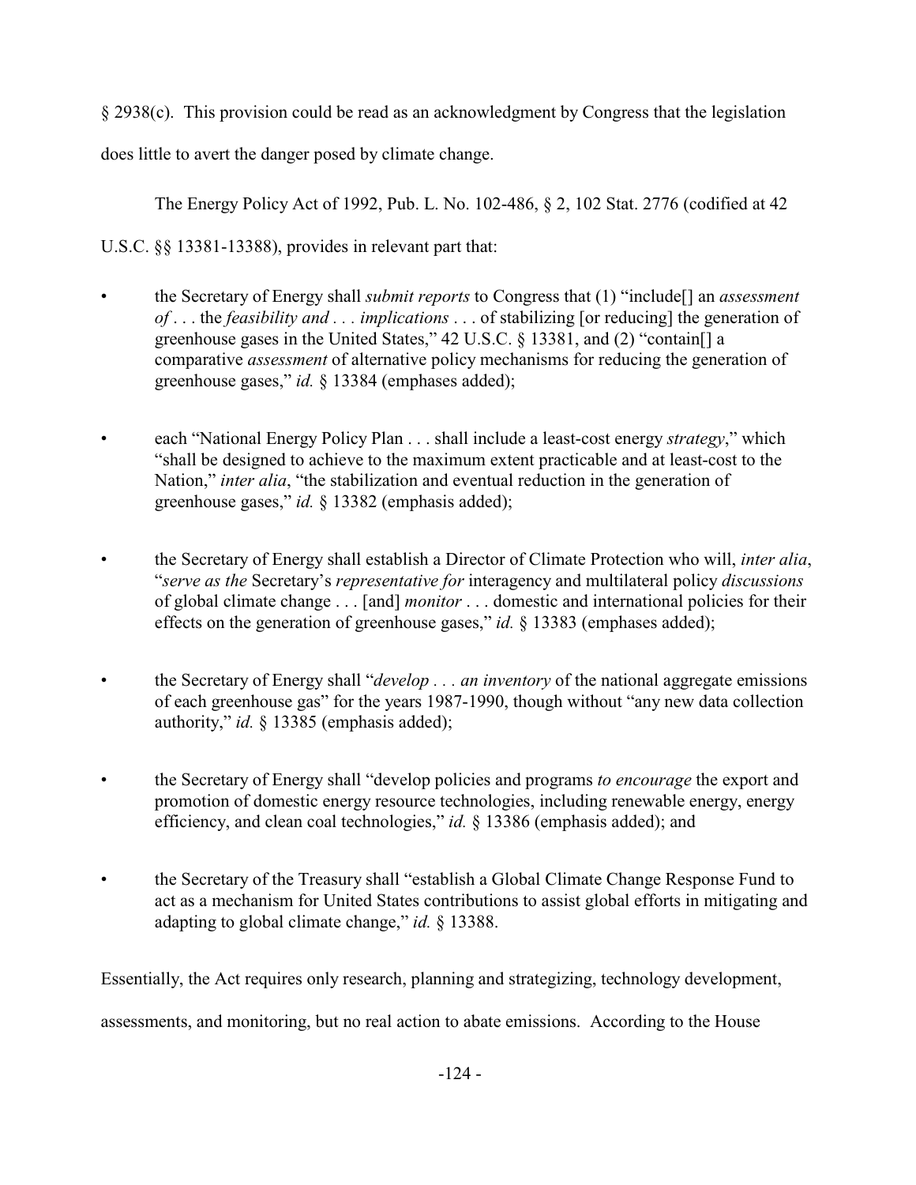§ 2938(c). This provision could be read as an acknowledgment by Congress that the legislation does little to avert the danger posed by climate change.

The Energy Policy Act of 1992, Pub. L. No. 102-486, § 2, 102 Stat. 2776 (codified at 42 U.S.C. §§ 13381-13388), provides in relevant part that:

- the Secretary of Energy shall *submit reports* to Congress that (1) "include[] an *assessment of* . . . the *feasibility and* . . . *implications* . . . of stabilizing [or reducing] the generation of greenhouse gases in the United States," 42 U.S.C. § 13381, and (2) "contain[] a comparative *assessment* of alternative policy mechanisms for reducing the generation of greenhouse gases," *id.* § 13384 (emphases added);

- each "National Energy Policy Plan . . . shall include a least-cost energy *strategy*," which "shall be designed to achieve to the maximum extent practicable and at least-cost to the Nation," *inter alia*, "the stabilization and eventual reduction in the generation of greenhouse gases," *id.* § 13382 (emphasis added);

- the Secretary of Energy shall establish a Director of Climate Protection who will, *inter alia*, "*serve as the* Secretary's *representative for* interagency and multilateral policy *discussions* of global climate change . . . [and] *monitor* . . . domestic and international policies for their effects on the generation of greenhouse gases," *id.* § 13383 (emphases added);

- the Secretary of Energy shall "*develop . . . an inventory* of the national aggregate emissions of each greenhouse gas" for the years 1987-1990, though without "any new data collection authority," *id.* § 13385 (emphasis added);

- the Secretary of Energy shall "develop policies and programs *to encourage* the export and promotion of domestic energy resource technologies, including renewable energy, energy efficiency, and clean coal technologies," *id.* § 13386 (emphasis added); and

- the Secretary of the Treasury shall "establish a Global Climate Change Response Fund to act as a mechanism for United States contributions to assist global efforts in mitigating and adapting to global climate change," *id.* § 13388.

Essentially, the Act requires only research, planning and strategizing, technology development, assessments, and monitoring, but no real action to abate emissions. According to the House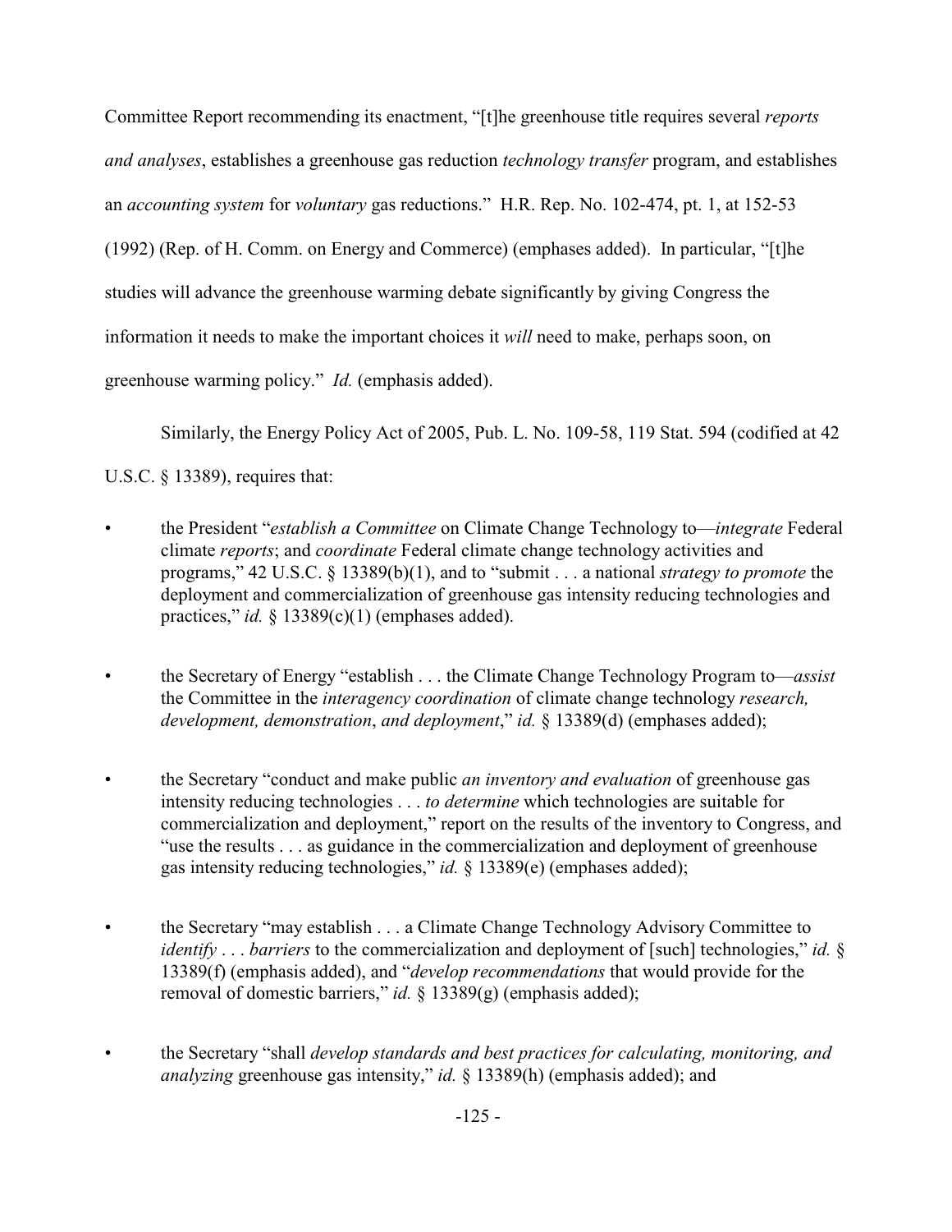Committee Report recommending its enactment, "[t]he greenhouse title requires several *reports and analyses*, establishes a greenhouse gas reduction *technology transfer* program, and establishes an *accounting system* for *voluntary* gas reductions." H.R. Rep. No. 102-474, pt. 1, at 152-53 (1992) (Rep. of H. Comm. on Energy and Commerce) (emphases added). In particular, "[t]he studies will advance the greenhouse warming debate significantly by giving Congress the information it needs to make the important choices it *will* need to make, perhaps soon, on greenhouse warming policy." *Id.* (emphasis added).

Similarly, the Energy Policy Act of 2005, Pub. L. No. 109-58, 119 Stat. 594 (codified at 42 U.S.C. § 13389), requires that:

- the President "*establish a Committee* on Climate Change Technology to—*integrate* Federal climate *reports*; and *coordinate* Federal climate change technology activities and programs," 42 U.S.C. § 13389(b)(1), and to "submit . . . a national *strategy to promote* the deployment and commercialization of greenhouse gas intensity reducing technologies and practices," *id.* § 13389(c)(1) (emphases added).

- the Secretary of Energy "establish . . . the Climate Change Technology Program to—*assist* the Committee in the *interagency coordination* of climate change technology *research, development, demonstration*, *and deployment*," *id.* § 13389(d) (emphases added);

- the Secretary "conduct and make public *an inventory and evaluation* of greenhouse gas intensity reducing technologies . . . *to determine* which technologies are suitable for commercialization and deployment," report on the results of the inventory to Congress, and "use the results . . . as guidance in the commercialization and deployment of greenhouse gas intensity reducing technologies," *id.* § 13389(e) (emphases added);

- the Secretary "may establish . . . a Climate Change Technology Advisory Committee to *identify* . . . *barriers* to the commercialization and deployment of [such] technologies," *id.* § 13389(f) (emphasis added), and "*develop recommendations* that would provide for the removal of domestic barriers," *id.* § 13389(g) (emphasis added);

- the Secretary "shall *develop standards and best practices for calculating, monitoring, and analyzing* greenhouse gas intensity," *id.* § 13389(h) (emphasis added); and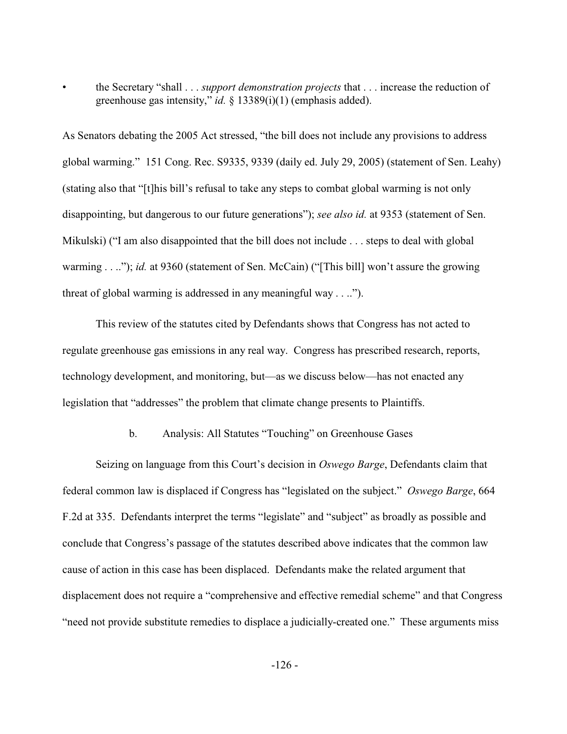- the Secretary "shall . . . *support demonstration projects* that . . . increase the reduction of greenhouse gas intensity," *id.* § 13389(i)(1) (emphasis added).

As Senators debating the 2005 Act stressed, "the bill does not include any provisions to address global warming." 151 Cong. Rec. S9335, 9339 (daily ed. July 29, 2005) (statement of Sen. Leahy) (stating also that "[t]his bill's refusal to take any steps to combat global warming is not only disappointing, but dangerous to our future generations"); *see also id.* at 9353 (statement of Sen. Mikulski) ("I am also disappointed that the bill does not include . . . steps to deal with global warming . . .."); *id.* at 9360 (statement of Sen. McCain) ("[This bill] won't assure the growing threat of global warming is addressed in any meaningful way . . ..").

This review of the statutes cited by Defendants shows that Congress has not acted to regulate greenhouse gas emissions in any real way. Congress has prescribed research, reports, technology development, and monitoring, but—as we discuss below—has not enacted any legislation that "addresses" the problem that climate change presents to Plaintiffs.

b. Analysis: All Statutes "Touching" on Greenhouse Gases

Seizing on language from this Court's decision in *Oswego Barge*, Defendants claim that federal common law is displaced if Congress has "legislated on the subject." *Oswego Barge*, 664 F.2d at 335. Defendants interpret the terms "legislate" and "subject" as broadly as possible and conclude that Congress's passage of the statutes described above indicates that the common law cause of action in this case has been displaced. Defendants make the related argument that displacement does not require a "comprehensive and effective remedial scheme" and that Congress "need not provide substitute remedies to displace a judicially-created one." These arguments miss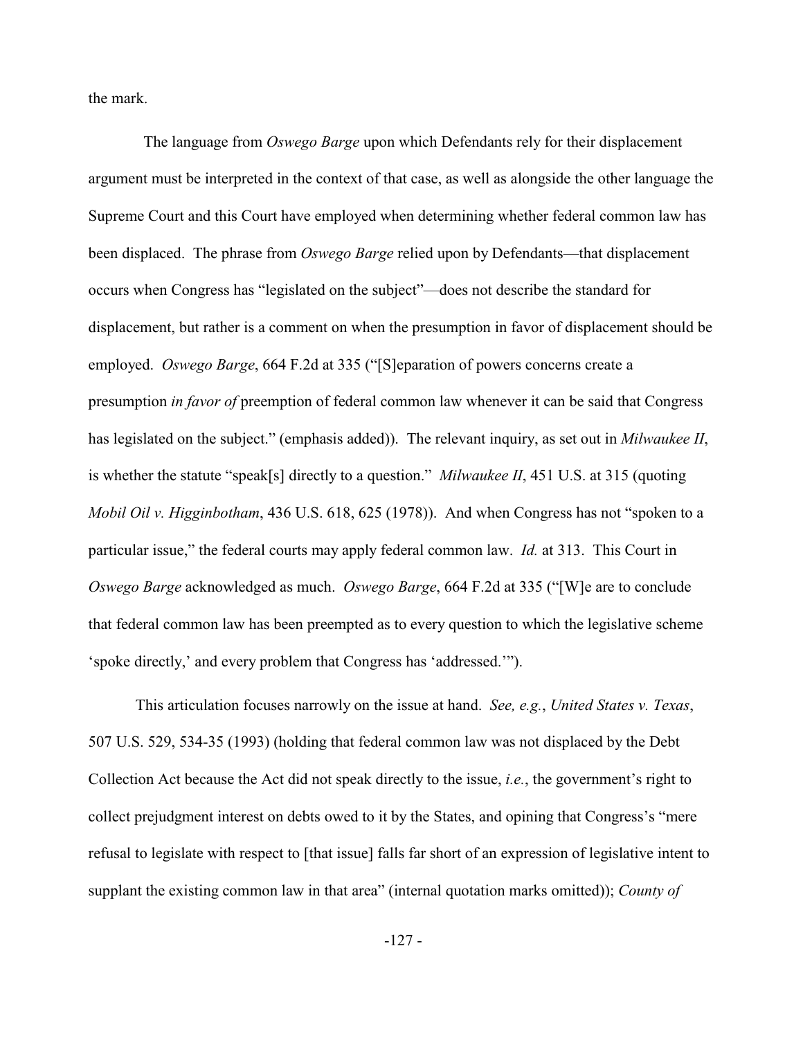the mark.

The language from *Oswego Barge* upon which Defendants rely for their displacement argument must be interpreted in the context of that case, as well as alongside the other language the Supreme Court and this Court have employed when determining whether federal common law has been displaced. The phrase from *Oswego Barge* relied upon by Defendants—that displacement occurs when Congress has "legislated on the subject"—does not describe the standard for displacement, but rather is a comment on when the presumption in favor of displacement should be employed. *Oswego Barge*, 664 F.2d at 335 ("[S]eparation of powers concerns create a presumption *in favor of* preemption of federal common law whenever it can be said that Congress has legislated on the subject." (emphasis added)). The relevant inquiry, as set out in *Milwaukee II*, is whether the statute "speak[s] directly to a question." *Milwaukee II*, 451 U.S. at 315 (quoting *Mobil Oil v. Higginbotham*, 436 U.S. 618, 625 (1978)). And when Congress has not "spoken to a particular issue," the federal courts may apply federal common law. *Id.* at 313. This Court in *Oswego Barge* acknowledged as much. *Oswego Barge*, 664 F.2d at 335 ("[W]e are to conclude that federal common law has been preempted as to every question to which the legislative scheme 'spoke directly,' and every problem that Congress has 'addressed.'").

This articulation focuses narrowly on the issue at hand. *See, e.g.*, *United States v. Texas*, 507 U.S. 529, 534-35 (1993) (holding that federal common law was not displaced by the Debt Collection Act because the Act did not speak directly to the issue, *i.e.*, the government's right to collect prejudgment interest on debts owed to it by the States, and opining that Congress's "mere refusal to legislate with respect to [that issue] falls far short of an expression of legislative intent to supplant the existing common law in that area" (internal quotation marks omitted)); *County of*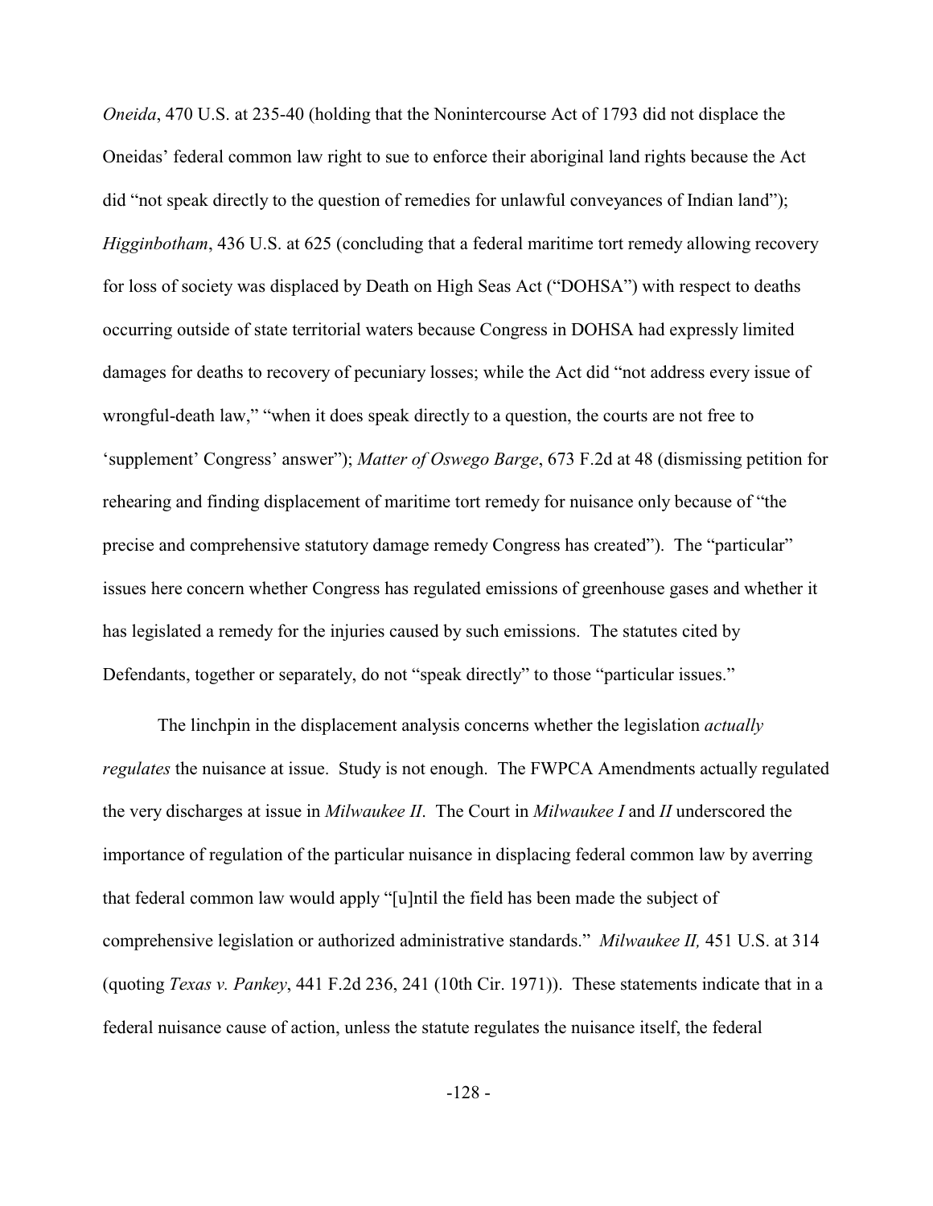*Oneida*, 470 U.S. at 235-40 (holding that the Nonintercourse Act of 1793 did not displace the Oneidas' federal common law right to sue to enforce their aboriginal land rights because the Act did "not speak directly to the question of remedies for unlawful conveyances of Indian land"); *Higginbotham*, 436 U.S. at 625 (concluding that a federal maritime tort remedy allowing recovery for loss of society was displaced by Death on High Seas Act ("DOHSA") with respect to deaths occurring outside of state territorial waters because Congress in DOHSA had expressly limited damages for deaths to recovery of pecuniary losses; while the Act did "not address every issue of wrongful-death law," "when it does speak directly to a question, the courts are not free to 'supplement' Congress' answer"); *Matter of Oswego Barge*, 673 F.2d at 48 (dismissing petition for rehearing and finding displacement of maritime tort remedy for nuisance only because of "the precise and comprehensive statutory damage remedy Congress has created"). The "particular" issues here concern whether Congress has regulated emissions of greenhouse gases and whether it has legislated a remedy for the injuries caused by such emissions. The statutes cited by Defendants, together or separately, do not "speak directly" to those "particular issues."

The linchpin in the displacement analysis concerns whether the legislation *actually regulates* the nuisance at issue. Study is not enough. The FWPCA Amendments actually regulated the very discharges at issue in *Milwaukee II*. The Court in *Milwaukee I* and *II* underscored the importance of regulation of the particular nuisance in displacing federal common law by averring that federal common law would apply "[u]ntil the field has been made the subject of comprehensive legislation or authorized administrative standards." *Milwaukee II,* 451 U.S. at 314 (quoting *Texas v. Pankey*, 441 F.2d 236, 241 (10th Cir. 1971)). These statements indicate that in a federal nuisance cause of action, unless the statute regulates the nuisance itself, the federal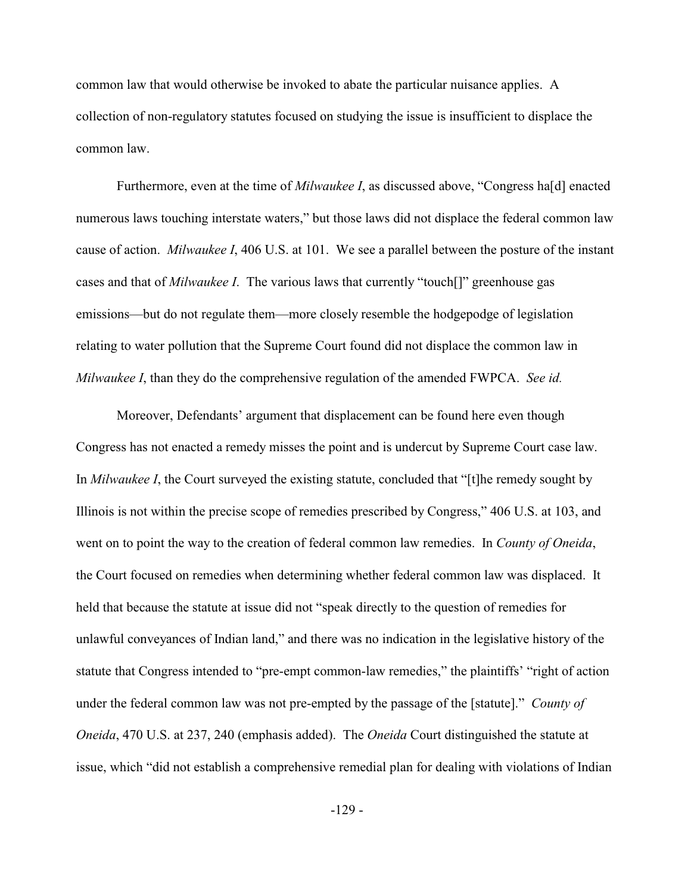common law that would otherwise be invoked to abate the particular nuisance applies. A collection of non-regulatory statutes focused on studying the issue is insufficient to displace the common law.

Furthermore, even at the time of *Milwaukee I*, as discussed above, "Congress ha[d] enacted numerous laws touching interstate waters," but those laws did not displace the federal common law cause of action. *Milwaukee I*, 406 U.S. at 101. We see a parallel between the posture of the instant cases and that of *Milwaukee I*. The various laws that currently "touch[]" greenhouse gas emissions—but do not regulate them—more closely resemble the hodgepodge of legislation relating to water pollution that the Supreme Court found did not displace the common law in *Milwaukee I*, than they do the comprehensive regulation of the amended FWPCA. *See id.*

Moreover, Defendants' argument that displacement can be found here even though Congress has not enacted a remedy misses the point and is undercut by Supreme Court case law. In *Milwaukee I*, the Court surveyed the existing statute, concluded that "[t]he remedy sought by Illinois is not within the precise scope of remedies prescribed by Congress," 406 U.S. at 103, and went on to point the way to the creation of federal common law remedies. In *County of Oneida*, the Court focused on remedies when determining whether federal common law was displaced. It held that because the statute at issue did not "speak directly to the question of remedies for unlawful conveyances of Indian land," and there was no indication in the legislative history of the statute that Congress intended to "pre-empt common-law remedies," the plaintiffs' "right of action under the federal common law was not pre-empted by the passage of the [statute]." *County of Oneida*, 470 U.S. at 237, 240 (emphasis added). The *Oneida* Court distinguished the statute at issue, which "did not establish a comprehensive remedial plan for dealing with violations of Indian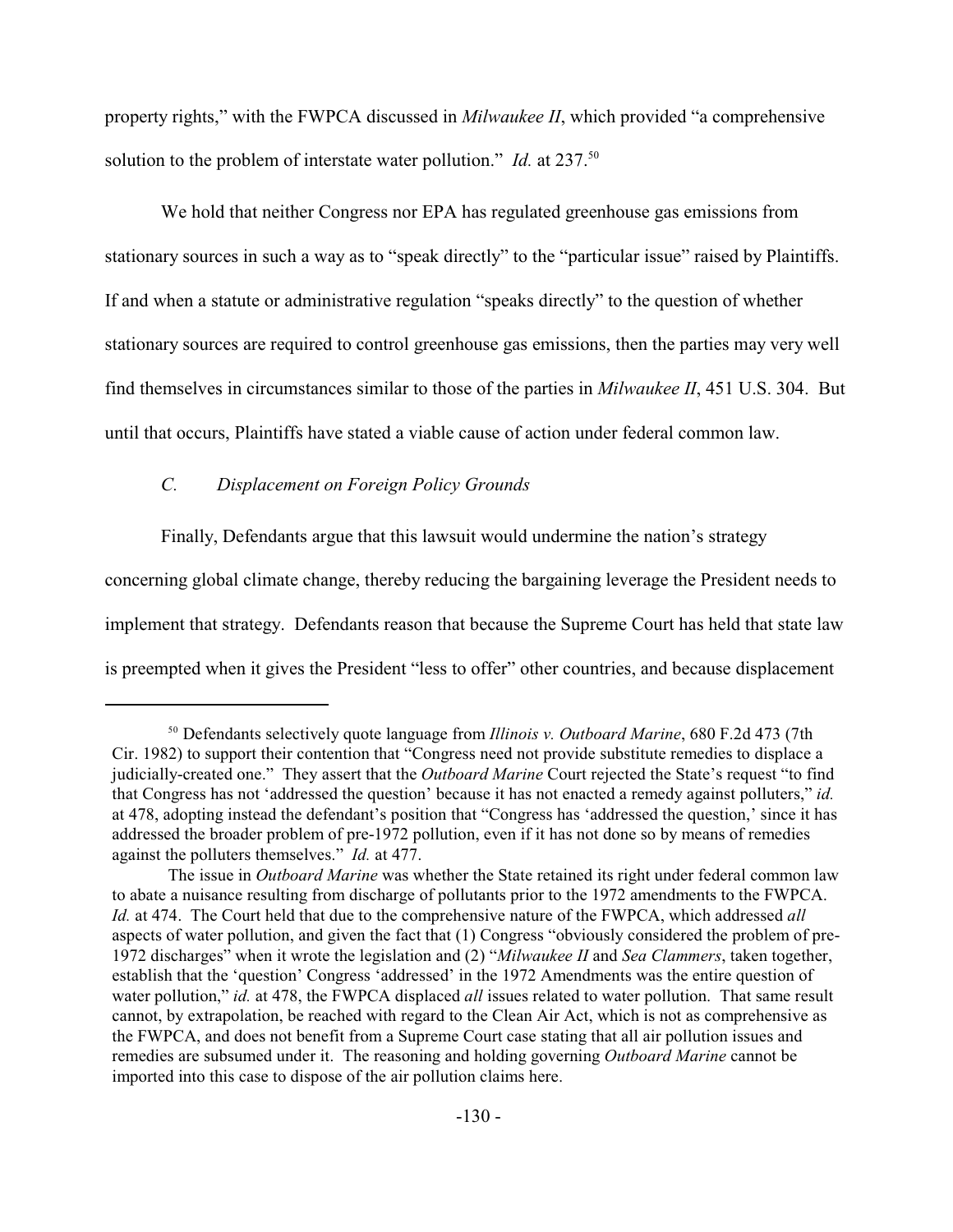property rights," with the FWPCA discussed in *Milwaukee II*, which provided "a comprehensive solution to the problem of interstate water pollution." *Id.* at 237.[50]

We hold that neither Congress nor EPA has regulated greenhouse gas emissions from stationary sources in such a way as to "speak directly" to the "particular issue" raised by Plaintiffs. If and when a statute or administrative regulation "speaks directly" to the question of whether stationary sources are required to control greenhouse gas emissions, then the parties may very well find themselves in circumstances similar to those of the parties in *Milwaukee II*, 451 U.S. 304. But until that occurs, Plaintiffs have stated a viable cause of action under federal common law.

### *C. Displacement on Foreign Policy Grounds*

Finally, Defendants argue that this lawsuit would undermine the nation's strategy concerning global climate change, thereby reducing the bargaining leverage the President needs to implement that strategy. Defendants reason that because the Supreme Court has held that state law is preempted when it gives the President "less to offer" other countries, and because displacement

---

[50] Defendants selectively quote language from *Illinois v. Outboard Marine*, 680 F.2d 473 (7th Cir. 1982) to support their contention that "Congress need not provide substitute remedies to displace a judicially-created one." They assert that the *Outboard Marine* Court rejected the State's request "to find that Congress has not 'addressed the question' because it has not enacted a remedy against polluters," *id.* at 478, adopting instead the defendant's position that "Congress has 'addressed the question,' since it has addressed the broader problem of pre-1972 pollution, even if it has not done so by means of remedies against the polluters themselves." *Id.* at 477.

The issue in *Outboard Marine* was whether the State retained its right under federal common law to abate a nuisance resulting from discharge of pollutants prior to the 1972 amendments to the FWPCA. *Id.* at 474. The Court held that due to the comprehensive nature of the FWPCA, which addressed *all* aspects of water pollution, and given the fact that (1) Congress "obviously considered the problem of pre-1972 discharges" when it wrote the legislation and (2) "*Milwaukee II* and *Sea Clammers*, taken together, establish that the 'question' Congress 'addressed' in the 1972 Amendments was the entire question of water pollution," *id.* at 478, the FWPCA displaced *all* issues related to water pollution. That same result cannot, by extrapolation, be reached with regard to the Clean Air Act, which is not as comprehensive as the FWPCA, and does not benefit from a Supreme Court case stating that all air pollution issues and remedies are subsumed under it. The reasoning and holding governing *Outboard Marine* cannot be imported into this case to dispose of the air pollution claims here.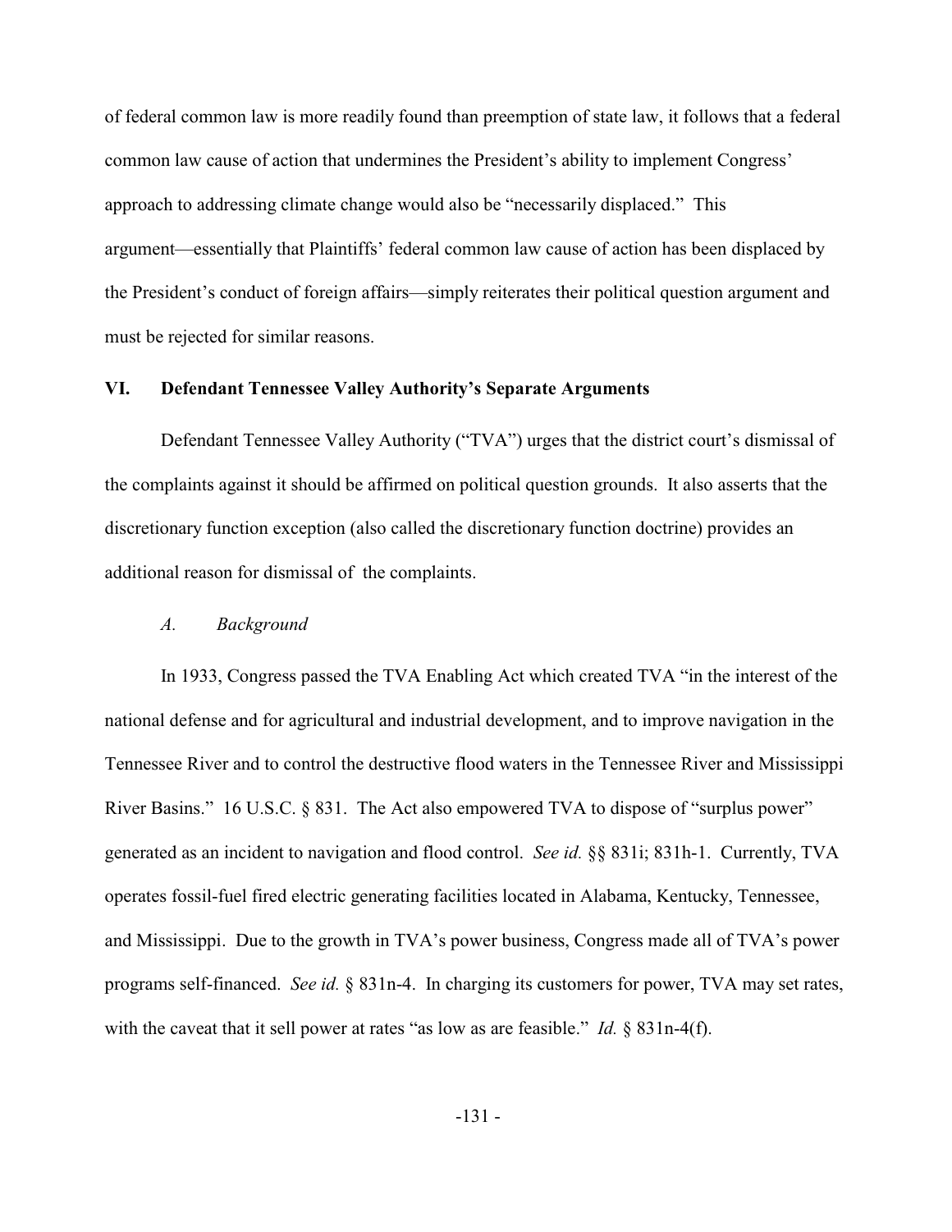of federal common law is more readily found than preemption of state law, it follows that a federal common law cause of action that undermines the President's ability to implement Congress' approach to addressing climate change would also be "necessarily displaced." This argument—essentially that Plaintiffs' federal common law cause of action has been displaced by the President's conduct of foreign affairs—simply reiterates their political question argument and must be rejected for similar reasons.

## VI. Defendant Tennessee Valley Authority's Separate Arguments

Defendant Tennessee Valley Authority ("TVA") urges that the district court's dismissal of the complaints against it should be affirmed on political question grounds. It also asserts that the discretionary function exception (also called the discretionary function doctrine) provides an additional reason for dismissal of the complaints.

### *A. Background*

In 1933, Congress passed the TVA Enabling Act which created TVA "in the interest of the national defense and for agricultural and industrial development, and to improve navigation in the Tennessee River and to control the destructive flood waters in the Tennessee River and Mississippi River Basins." 16 U.S.C. § 831. The Act also empowered TVA to dispose of "surplus power" generated as an incident to navigation and flood control. *See id.* §§ 831i; 831h-1. Currently, TVA operates fossil-fuel fired electric generating facilities located in Alabama, Kentucky, Tennessee, and Mississippi. Due to the growth in TVA's power business, Congress made all of TVA's power programs self-financed. *See id.* § 831n-4. In charging its customers for power, TVA may set rates, with the caveat that it sell power at rates "as low as are feasible." *Id.* § 831n-4(f).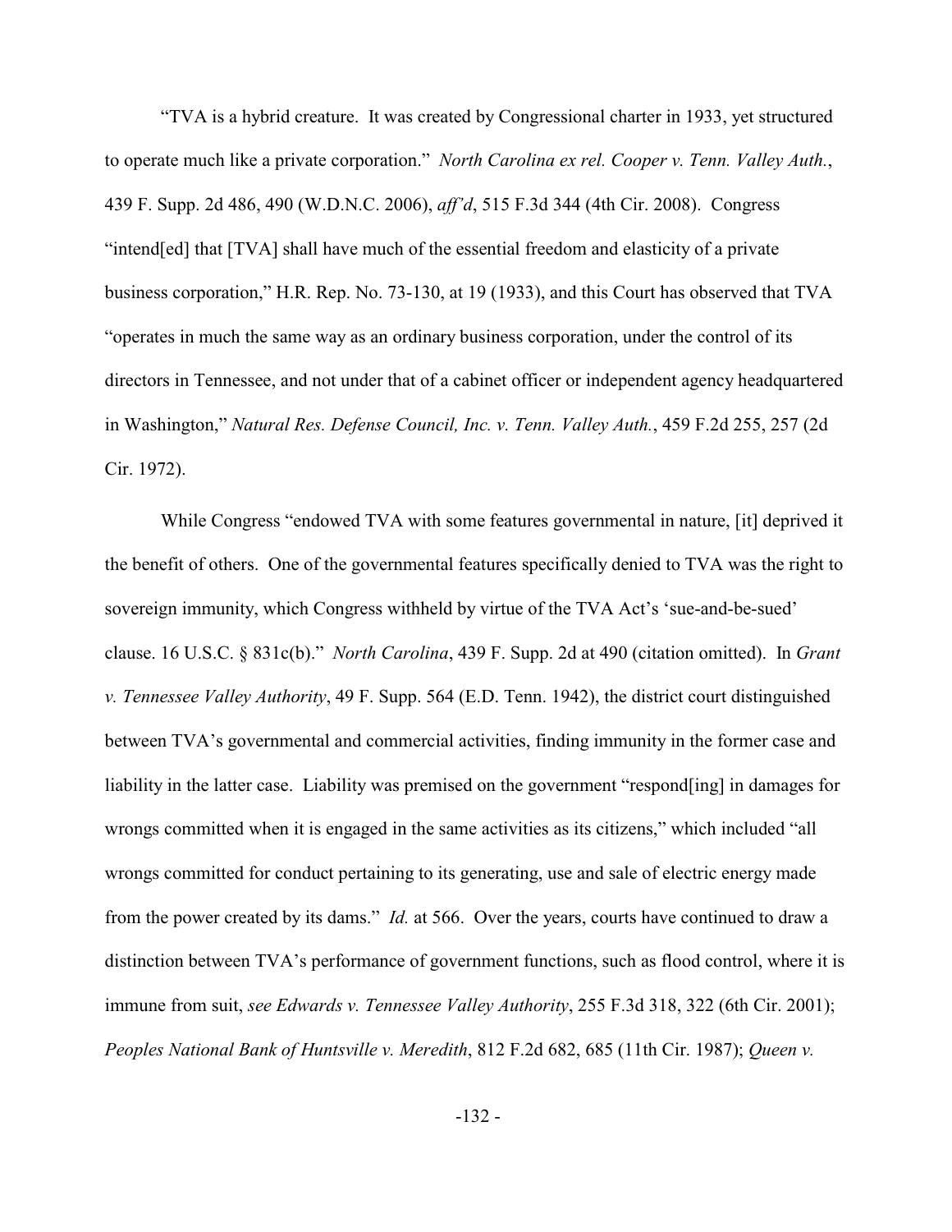"TVA is a hybrid creature. It was created by Congressional charter in 1933, yet structured to operate much like a private corporation." *North Carolina ex rel. Cooper v. Tenn. Valley Auth.*, 439 F. Supp. 2d 486, 490 (W.D.N.C. 2006), *aff'd*, 515 F.3d 344 (4th Cir. 2008). Congress "intend[ed] that [TVA] shall have much of the essential freedom and elasticity of a private business corporation," H.R. Rep. No. 73-130, at 19 (1933), and this Court has observed that TVA "operates in much the same way as an ordinary business corporation, under the control of its directors in Tennessee, and not under that of a cabinet officer or independent agency headquartered in Washington," *Natural Res. Defense Council, Inc. v. Tenn. Valley Auth.*, 459 F.2d 255, 257 (2d Cir. 1972).

While Congress "endowed TVA with some features governmental in nature, [it] deprived it the benefit of others. One of the governmental features specifically denied to TVA was the right to sovereign immunity, which Congress withheld by virtue of the TVA Act's 'sue-and-be-sued' clause. 16 U.S.C. § 831c(b)." *North Carolina*, 439 F. Supp. 2d at 490 (citation omitted). In *Grant v. Tennessee Valley Authority*, 49 F. Supp. 564 (E.D. Tenn. 1942), the district court distinguished between TVA's governmental and commercial activities, finding immunity in the former case and liability in the latter case. Liability was premised on the government "respond[ing] in damages for wrongs committed when it is engaged in the same activities as its citizens," which included "all wrongs committed for conduct pertaining to its generating, use and sale of electric energy made from the power created by its dams." *Id.* at 566. Over the years, courts have continued to draw a distinction between TVA's performance of government functions, such as flood control, where it is immune from suit, *see Edwards v. Tennessee Valley Authority*, 255 F.3d 318, 322 (6th Cir. 2001); *Peoples National Bank of Huntsville v. Meredith*, 812 F.2d 682, 685 (11th Cir. 1987); *Queen v.*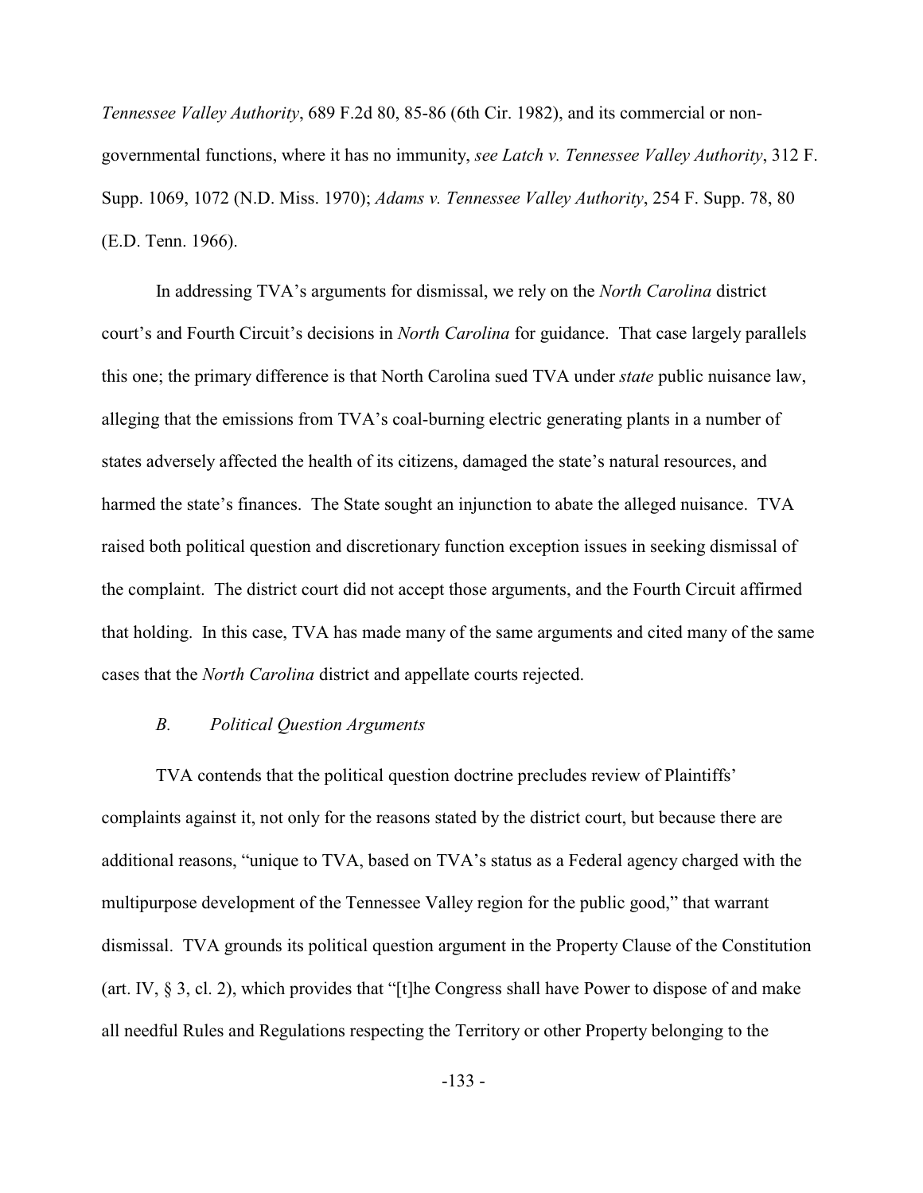*Tennessee Valley Authority*, 689 F.2d 80, 85-86 (6th Cir. 1982), and its commercial or non-governmental functions, where it has no immunity, *see Latch v. Tennessee Valley Authority*, 312 F. Supp. 1069, 1072 (N.D. Miss. 1970); *Adams v. Tennessee Valley Authority*, 254 F. Supp. 78, 80 (E.D. Tenn. 1966).

In addressing TVA's arguments for dismissal, we rely on the *North Carolina* district court's and Fourth Circuit's decisions in *North Carolina* for guidance. That case largely parallels this one; the primary difference is that North Carolina sued TVA under *state* public nuisance law, alleging that the emissions from TVA's coal-burning electric generating plants in a number of states adversely affected the health of its citizens, damaged the state's natural resources, and harmed the state's finances. The State sought an injunction to abate the alleged nuisance. TVA raised both political question and discretionary function exception issues in seeking dismissal of the complaint. The district court did not accept those arguments, and the Fourth Circuit affirmed that holding. In this case, TVA has made many of the same arguments and cited many of the same cases that the *North Carolina* district and appellate courts rejected.

### *B. Political Question Arguments*

TVA contends that the political question doctrine precludes review of Plaintiffs' complaints against it, not only for the reasons stated by the district court, but because there are additional reasons, "unique to TVA, based on TVA's status as a Federal agency charged with the multipurpose development of the Tennessee Valley region for the public good," that warrant dismissal. TVA grounds its political question argument in the Property Clause of the Constitution (art. IV, § 3, cl. 2), which provides that "[t]he Congress shall have Power to dispose of and make all needful Rules and Regulations respecting the Territory or other Property belonging to the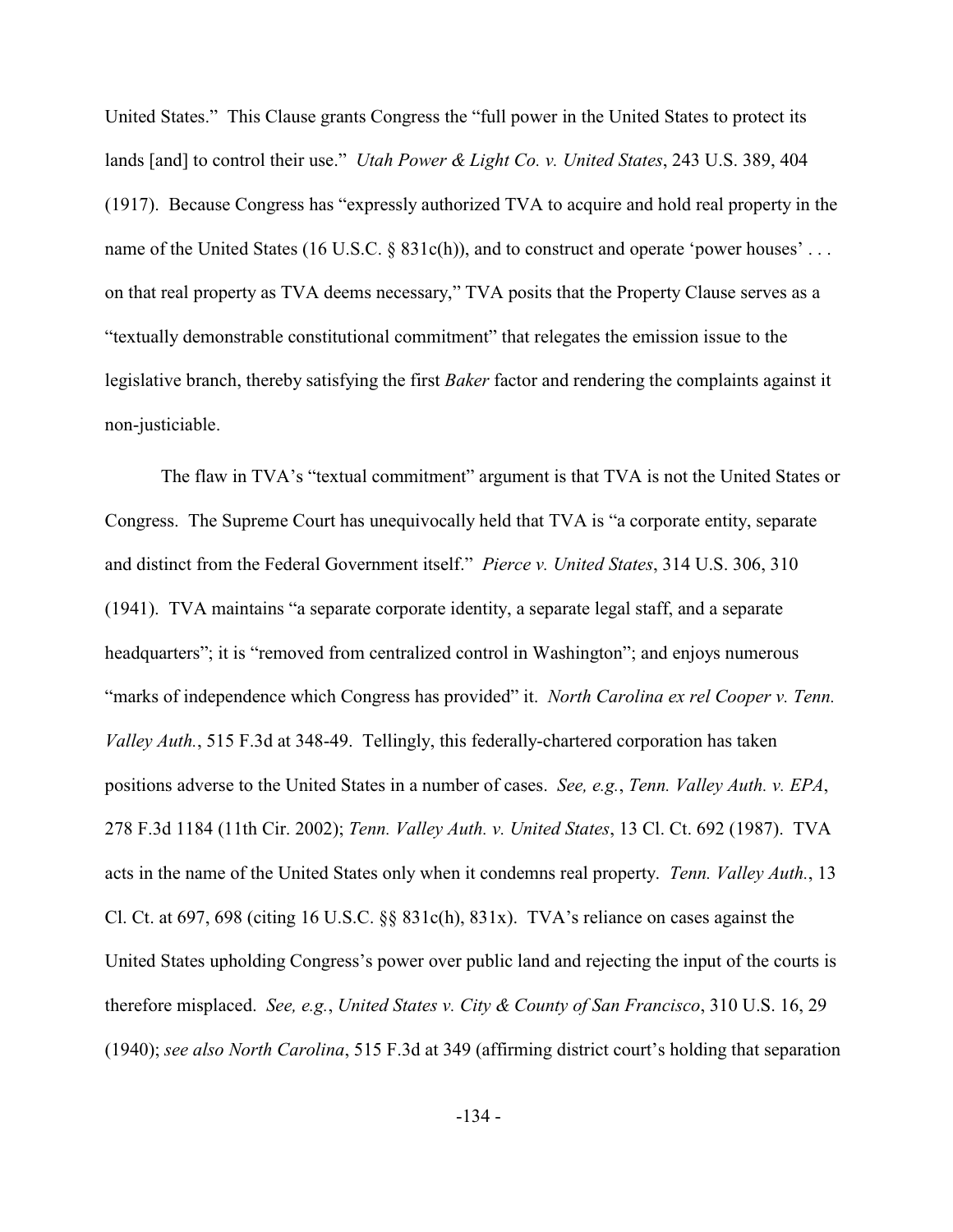United States." This Clause grants Congress the "full power in the United States to protect its lands [and] to control their use." *Utah Power & Light Co. v. United States*, 243 U.S. 389, 404 (1917). Because Congress has "expressly authorized TVA to acquire and hold real property in the name of the United States (16 U.S.C. § 831c(h)), and to construct and operate 'power houses' . . . on that real property as TVA deems necessary," TVA posits that the Property Clause serves as a "textually demonstrable constitutional commitment" that relegates the emission issue to the legislative branch, thereby satisfying the first *Baker* factor and rendering the complaints against it non-justiciable.

The flaw in TVA's "textual commitment" argument is that TVA is not the United States or Congress. The Supreme Court has unequivocally held that TVA is "a corporate entity, separate and distinct from the Federal Government itself." *Pierce v. United States*, 314 U.S. 306, 310 (1941). TVA maintains "a separate corporate identity, a separate legal staff, and a separate headquarters"; it is "removed from centralized control in Washington"; and enjoys numerous "marks of independence which Congress has provided" it. *North Carolina ex rel Cooper v. Tenn. Valley Auth.*, 515 F.3d at 348-49. Tellingly, this federally-chartered corporation has taken positions adverse to the United States in a number of cases. *See, e.g.*, *Tenn. Valley Auth. v. EPA*, 278 F.3d 1184 (11th Cir. 2002); *Tenn. Valley Auth. v. United States*, 13 Cl. Ct. 692 (1987). TVA acts in the name of the United States only when it condemns real property. *Tenn. Valley Auth.*, 13 Cl. Ct. at 697, 698 (citing 16 U.S.C. §§ 831c(h), 831x). TVA's reliance on cases against the United States upholding Congress's power over public land and rejecting the input of the courts is therefore misplaced. *See, e.g.*, *United States v. City & County of San Francisco*, 310 U.S. 16, 29 (1940); *see also North Carolina*, 515 F.3d at 349 (affirming district court's holding that separation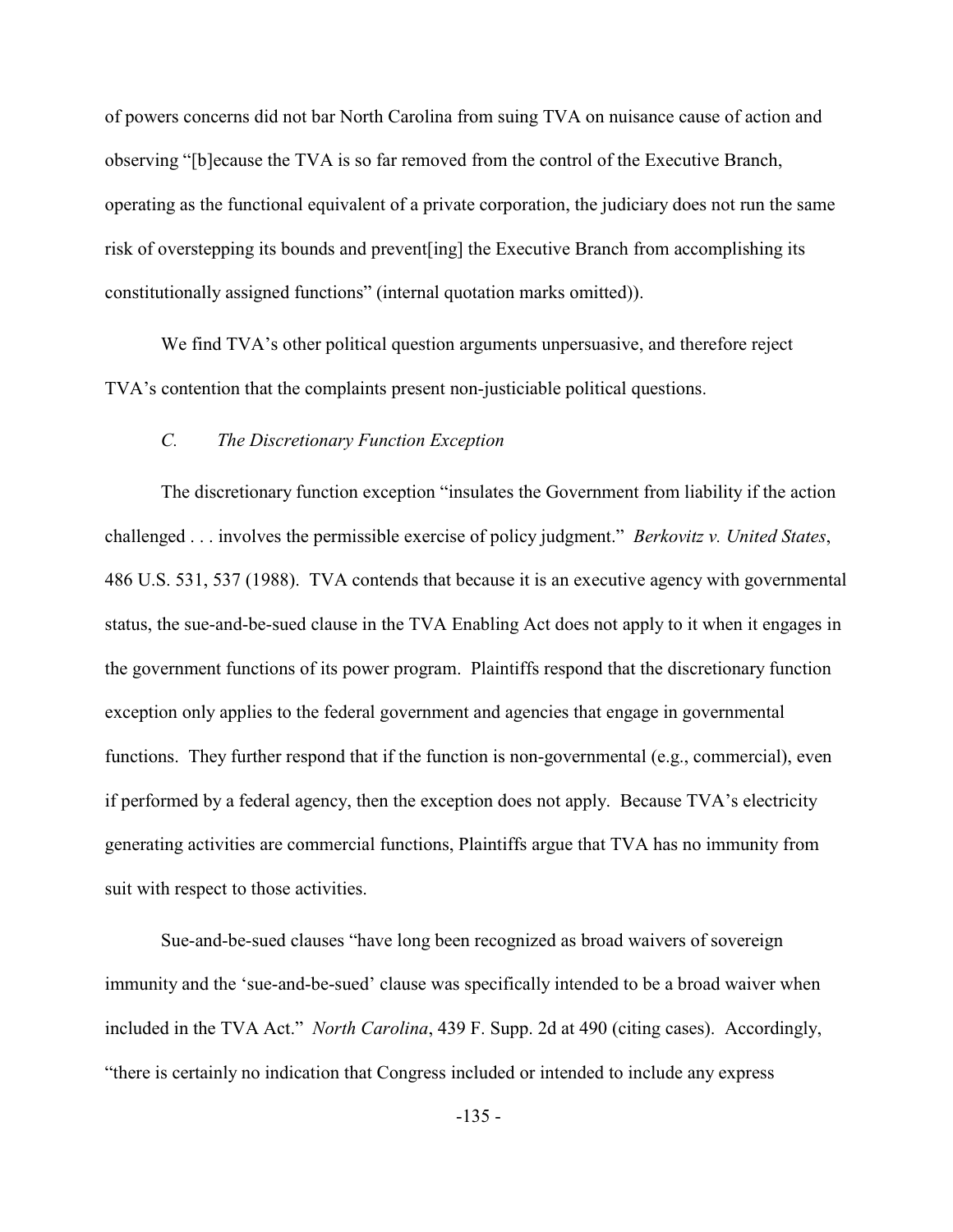of powers concerns did not bar North Carolina from suing TVA on nuisance cause of action and observing "[b]ecause the TVA is so far removed from the control of the Executive Branch, operating as the functional equivalent of a private corporation, the judiciary does not run the same risk of overstepping its bounds and prevent[ing] the Executive Branch from accomplishing its constitutionally assigned functions" (internal quotation marks omitted)).

We find TVA's other political question arguments unpersuasive, and therefore reject TVA's contention that the complaints present non-justiciable political questions.

### *C. The Discretionary Function Exception*

The discretionary function exception "insulates the Government from liability if the action challenged . . . involves the permissible exercise of policy judgment." *Berkovitz v. United States*, 486 U.S. 531, 537 (1988). TVA contends that because it is an executive agency with governmental status, the sue-and-be-sued clause in the TVA Enabling Act does not apply to it when it engages in the government functions of its power program. Plaintiffs respond that the discretionary function exception only applies to the federal government and agencies that engage in governmental functions. They further respond that if the function is non-governmental (e.g., commercial), even if performed by a federal agency, then the exception does not apply. Because TVA's electricity generating activities are commercial functions, Plaintiffs argue that TVA has no immunity from suit with respect to those activities.

Sue-and-be-sued clauses "have long been recognized as broad waivers of sovereign immunity and the 'sue-and-be-sued' clause was specifically intended to be a broad waiver when included in the TVA Act." *North Carolina*, 439 F. Supp. 2d at 490 (citing cases). Accordingly, "there is certainly no indication that Congress included or intended to include any express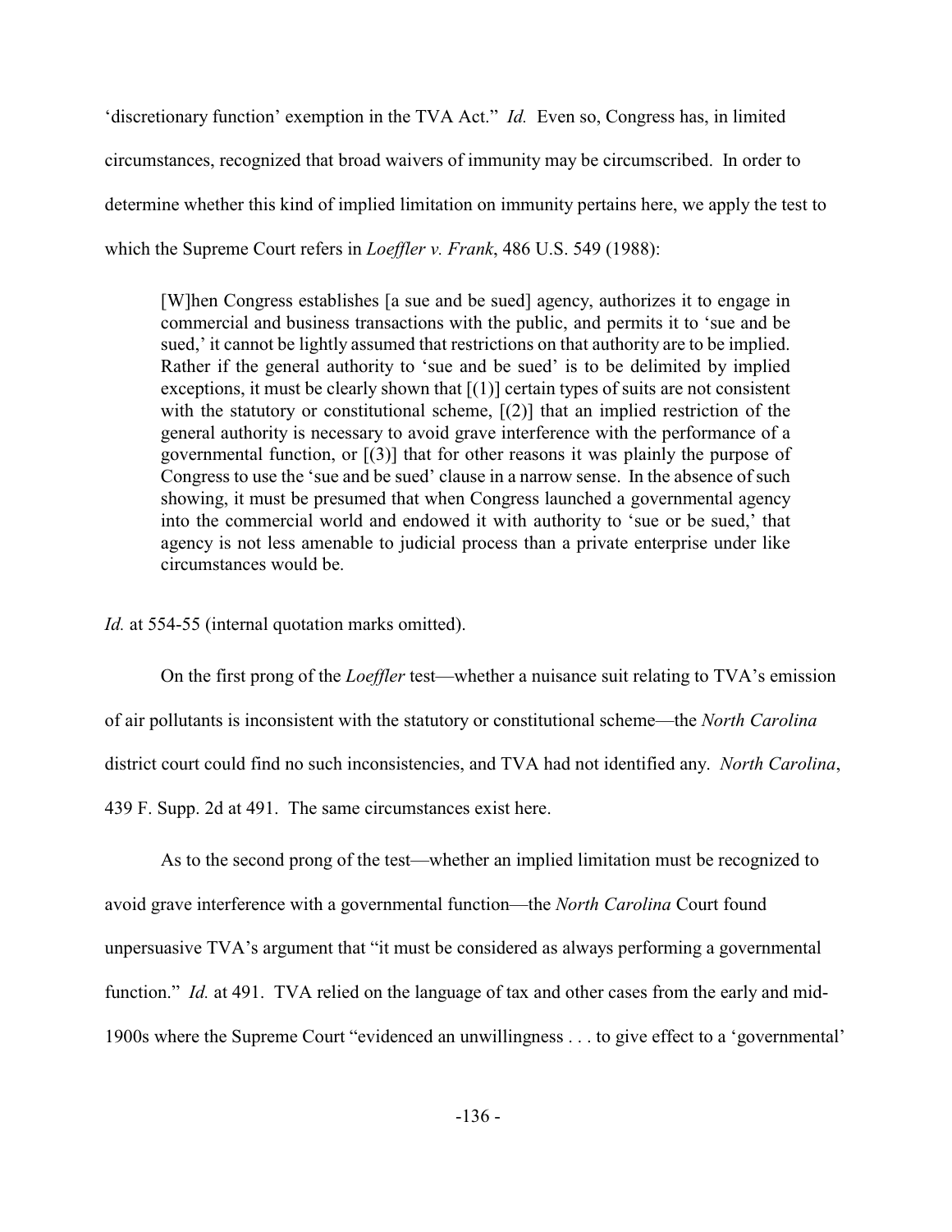'discretionary function' exemption in the TVA Act." *Id.* Even so, Congress has, in limited circumstances, recognized that broad waivers of immunity may be circumscribed. In order to determine whether this kind of implied limitation on immunity pertains here, we apply the test to which the Supreme Court refers in *Loeffler v. Frank*, 486 U.S. 549 (1988):

> [W]hen Congress establishes [a sue and be sued] agency, authorizes it to engage in commercial and business transactions with the public, and permits it to 'sue and be sued,' it cannot be lightly assumed that restrictions on that authority are to be implied. Rather if the general authority to 'sue and be sued' is to be delimited by implied exceptions, it must be clearly shown that [(1)] certain types of suits are not consistent with the statutory or constitutional scheme, [(2)] that an implied restriction of the general authority is necessary to avoid grave interference with the performance of a governmental function, or [(3)] that for other reasons it was plainly the purpose of Congress to use the 'sue and be sued' clause in a narrow sense. In the absence of such showing, it must be presumed that when Congress launched a governmental agency into the commercial world and endowed it with authority to 'sue or be sued,' that agency is not less amenable to judicial process than a private enterprise under like circumstances would be.

*Id.* at 554-55 (internal quotation marks omitted).

On the first prong of the *Loeffler* test—whether a nuisance suit relating to TVA's emission of air pollutants is inconsistent with the statutory or constitutional scheme—the *North Carolina* district court could find no such inconsistencies, and TVA had not identified any. *North Carolina*, 439 F. Supp. 2d at 491. The same circumstances exist here.

As to the second prong of the test—whether an implied limitation must be recognized to avoid grave interference with a governmental function—the *North Carolina* Court found unpersuasive TVA's argument that "it must be considered as always performing a governmental function." *Id.* at 491. TVA relied on the language of tax and other cases from the early and mid-1900s where the Supreme Court "evidenced an unwillingness . . . to give effect to a 'governmental'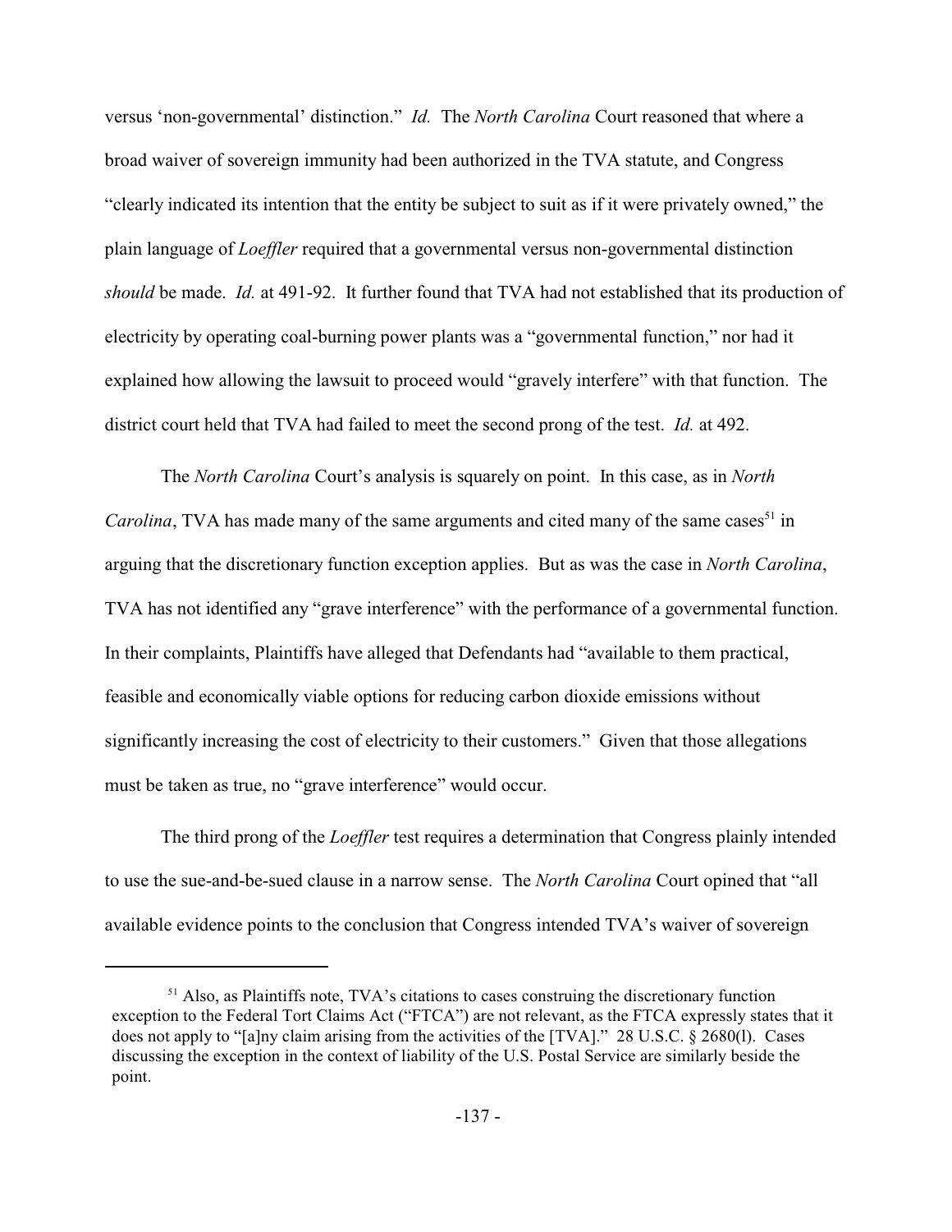versus 'non-governmental' distinction." *Id.* The *North Carolina* Court reasoned that where a broad waiver of sovereign immunity had been authorized in the TVA statute, and Congress "clearly indicated its intention that the entity be subject to suit as if it were privately owned," the plain language of *Loeffler* required that a governmental versus non-governmental distinction *should* be made. *Id.* at 491-92. It further found that TVA had not established that its production of electricity by operating coal-burning power plants was a "governmental function," nor had it explained how allowing the lawsuit to proceed would "gravely interfere" with that function. The district court held that TVA had failed to meet the second prong of the test. *Id.* at 492.

The *North Carolina* Court's analysis is squarely on point. In this case, as in *North Carolina*, TVA has made many of the same arguments and cited many of the same cases[51] in arguing that the discretionary function exception applies. But as was the case in *North Carolina*, TVA has not identified any "grave interference" with the performance of a governmental function. In their complaints, Plaintiffs have alleged that Defendants had "available to them practical, feasible and economically viable options for reducing carbon dioxide emissions without significantly increasing the cost of electricity to their customers." Given that those allegations must be taken as true, no "grave interference" would occur.

The third prong of the *Loeffler* test requires a determination that Congress plainly intended to use the sue-and-be-sued clause in a narrow sense. The *North Carolina* Court opined that "all available evidence points to the conclusion that Congress intended TVA's waiver of sovereign

---

[51] Also, as Plaintiffs note, TVA's citations to cases construing the discretionary function exception to the Federal Tort Claims Act ("FTCA") are not relevant, as the FTCA expressly states that it does not apply to "[a]ny claim arising from the activities of the [TVA]." 28 U.S.C. § 2680(l). Cases discussing the exception in the context of liability of the U.S. Postal Service are similarly beside the point.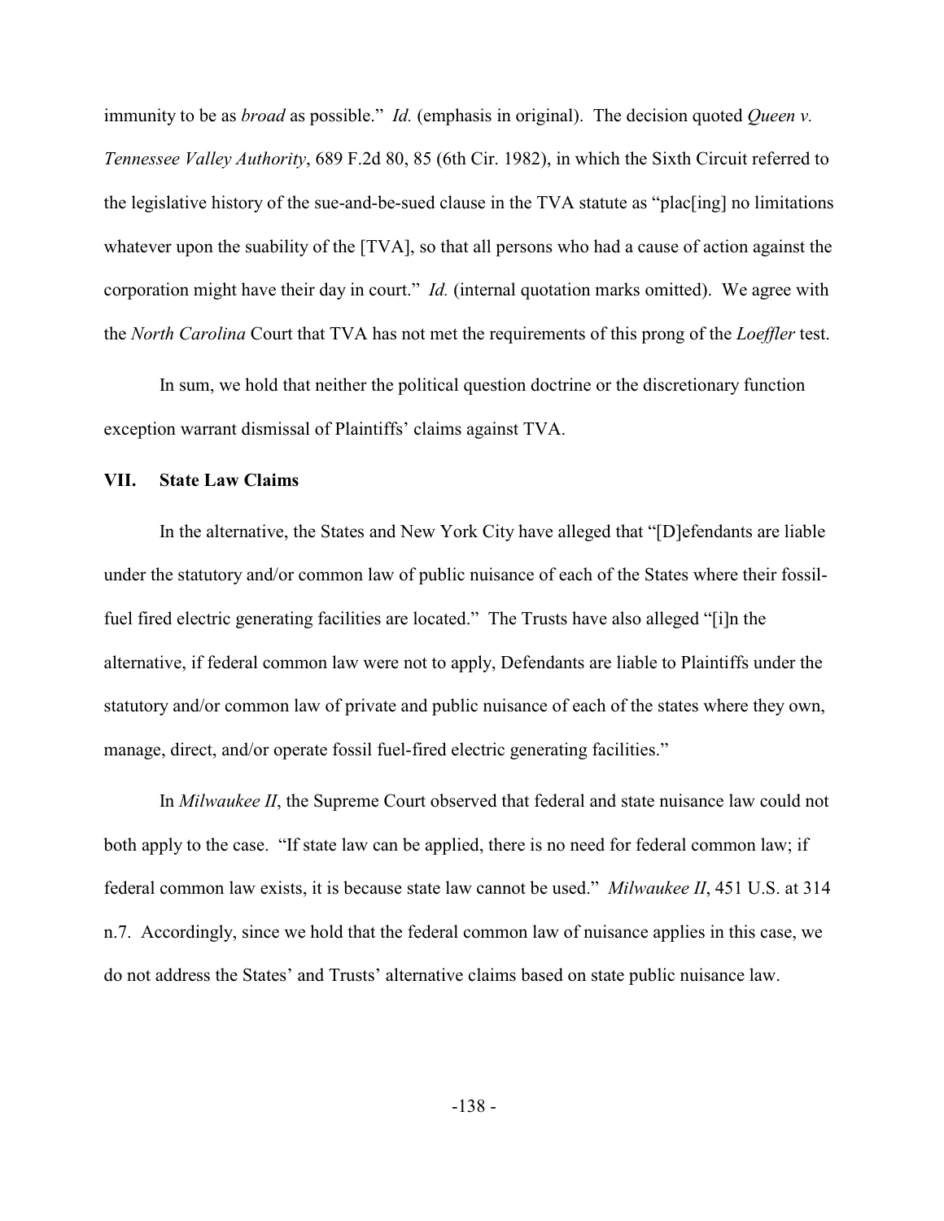immunity to be as *broad* as possible." *Id.* (emphasis in original). The decision quoted *Queen v. Tennessee Valley Authority*, 689 F.2d 80, 85 (6th Cir. 1982), in which the Sixth Circuit referred to the legislative history of the sue-and-be-sued clause in the TVA statute as "plac[ing] no limitations whatever upon the suability of the [TVA], so that all persons who had a cause of action against the corporation might have their day in court." *Id.* (internal quotation marks omitted). We agree with the *North Carolina* Court that TVA has not met the requirements of this prong of the *Loeffler* test.

In sum, we hold that neither the political question doctrine or the discretionary function exception warrant dismissal of Plaintiffs' claims against TVA.

## VII. State Law Claims

In the alternative, the States and New York City have alleged that "[D]efendants are liable under the statutory and/or common law of public nuisance of each of the States where their fossil-fuel fired electric generating facilities are located." The Trusts have also alleged "[i]n the alternative, if federal common law were not to apply, Defendants are liable to Plaintiffs under the statutory and/or common law of private and public nuisance of each of the states where they own, manage, direct, and/or operate fossil fuel-fired electric generating facilities."

In *Milwaukee II*, the Supreme Court observed that federal and state nuisance law could not both apply to the case. "If state law can be applied, there is no need for federal common law; if federal common law exists, it is because state law cannot be used." *Milwaukee II*, 451 U.S. at 314 n.7. Accordingly, since we hold that the federal common law of nuisance applies in this case, we do not address the States' and Trusts' alternative claims based on state public nuisance law.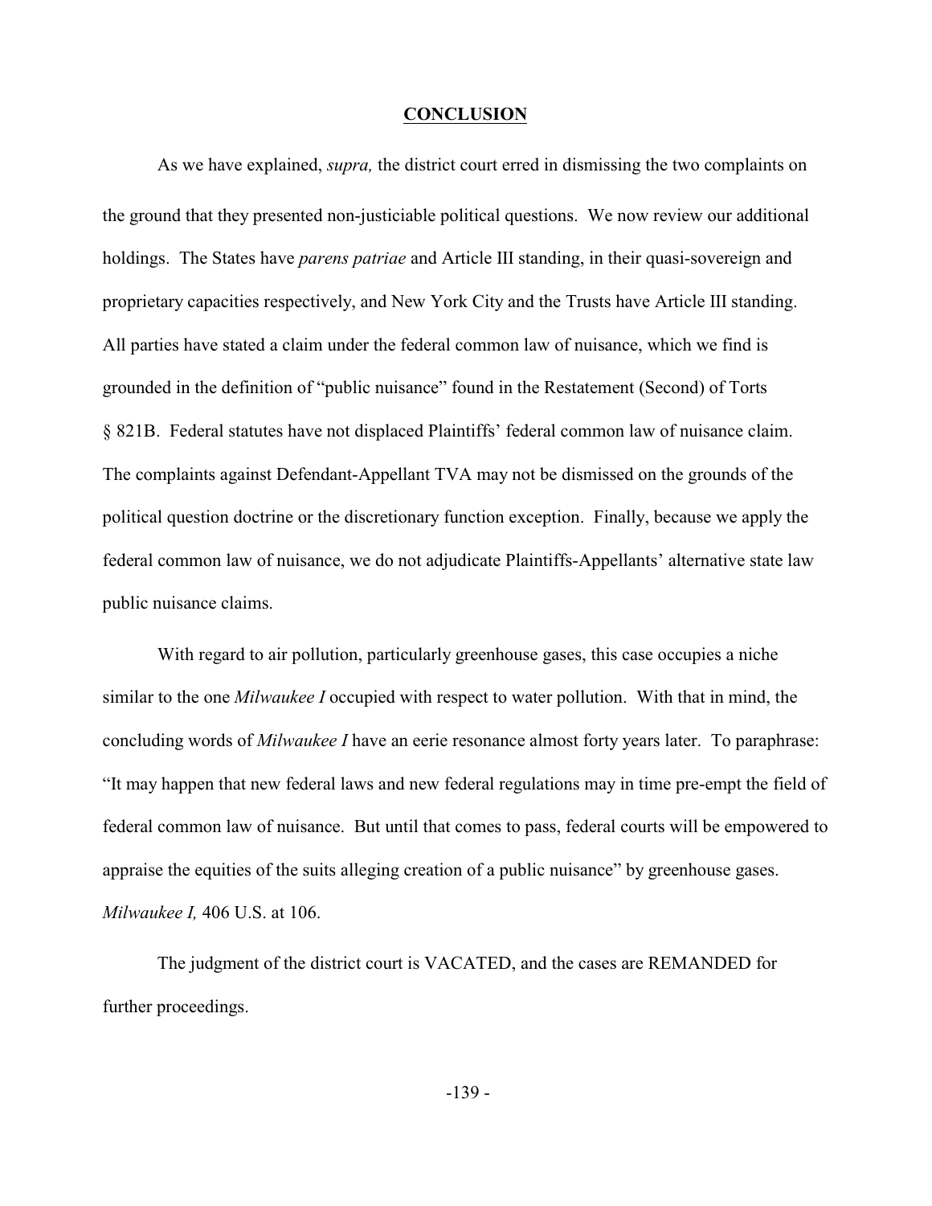## CONCLUSION

As we have explained, *supra,* the district court erred in dismissing the two complaints on the ground that they presented non-justiciable political questions. We now review our additional holdings. The States have *parens patriae* and Article III standing, in their quasi-sovereign and proprietary capacities respectively, and New York City and the Trusts have Article III standing. All parties have stated a claim under the federal common law of nuisance, which we find is grounded in the definition of "public nuisance" found in the Restatement (Second) of Torts § 821B. Federal statutes have not displaced Plaintiffs' federal common law of nuisance claim. The complaints against Defendant-Appellant TVA may not be dismissed on the grounds of the political question doctrine or the discretionary function exception. Finally, because we apply the federal common law of nuisance, we do not adjudicate Plaintiffs-Appellants' alternative state law public nuisance claims.

With regard to air pollution, particularly greenhouse gases, this case occupies a niche similar to the one *Milwaukee I* occupied with respect to water pollution. With that in mind, the concluding words of *Milwaukee I* have an eerie resonance almost forty years later. To paraphrase: "It may happen that new federal laws and new federal regulations may in time pre-empt the field of federal common law of nuisance. But until that comes to pass, federal courts will be empowered to appraise the equities of the suits alleging creation of a public nuisance" by greenhouse gases. *Milwaukee I,* 406 U.S. at 106.

The judgment of the district court is VACATED, and the cases are REMANDED for further proceedings.